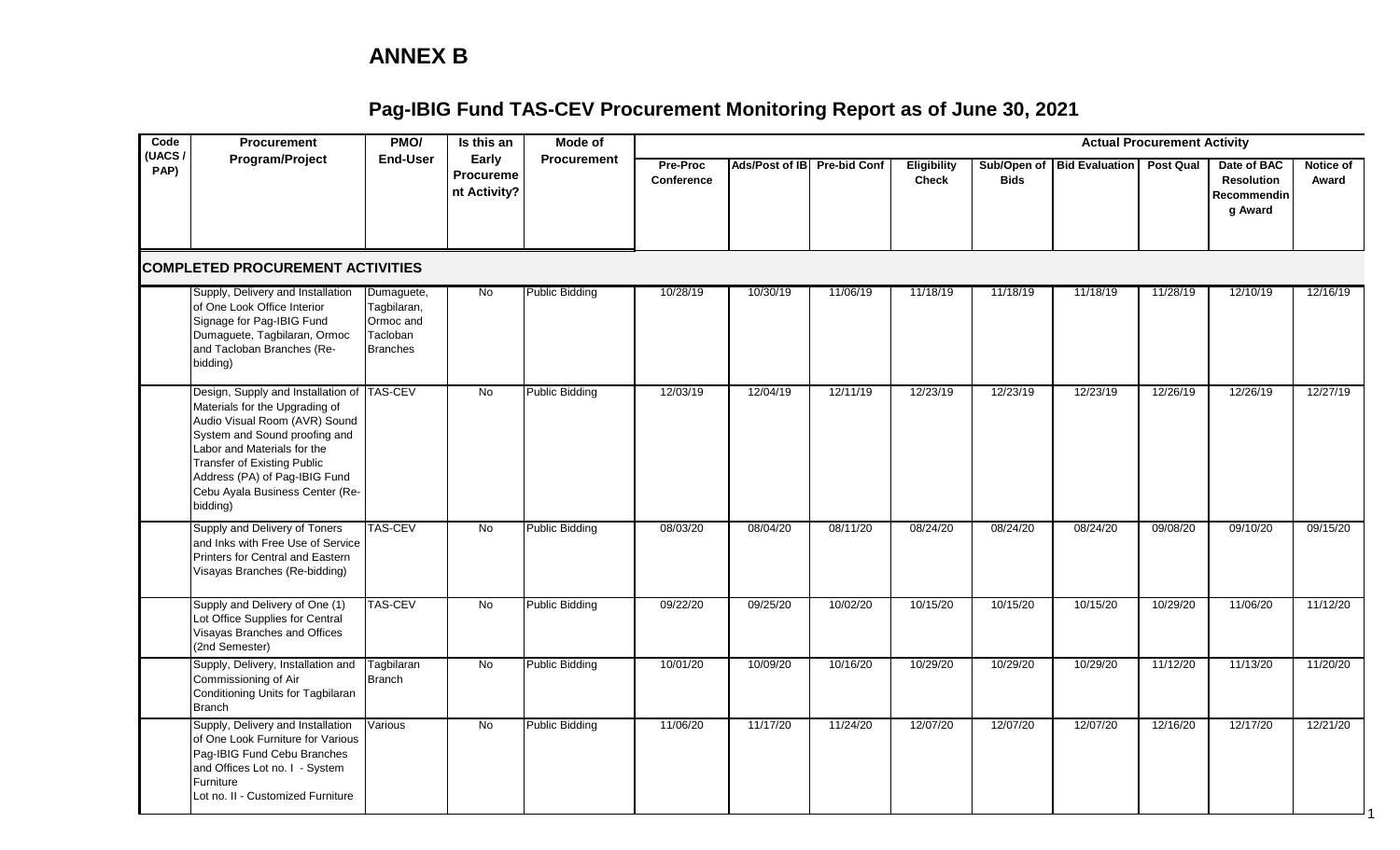# ANNEX B

## Pag-IBIG Fund TAS-CEV Procurement Monitoring Report as of June 30, 2021

| Code (UACS / PAP) | Procurement Program/Project | PMO/ End-User | Is this an Early Procurement Activity? | Mode of Procurement | Actual Procurement Activity | | | | | | | | |
|---|---|---|---|---|---|---|---|---|---|---|---|---|---|
| | | | | | Pre-Proc Conference | Ads/Post of IB | Pre-bid Conf | Eligibility Check | Sub/Open of Bids | Bid Evaluation | Post Qual | Date of BAC Resolution Recommending Award | Notice of Award |
| **COMPLETED PROCUREMENT ACTIVITIES** | | | | | | | | | | | | | |
| | Supply, Delivery and Installation of One Look Office Interior Signage for Pag-IBIG Fund Dumaguete, Tagbilaran, Ormoc and Tacloban Branches (Re-bidding) | Dumaguete, Tagbilaran, Ormoc and Tacloban Branches | No | Public Bidding | 10/28/19 | 10/30/19 | 11/06/19 | 11/18/19 | 11/18/19 | 11/18/19 | 11/28/19 | 12/10/19 | 12/16/19 |
| | Design, Supply and Installation of Materials for the Upgrading of Audio Visual Room (AVR) Sound System and Sound proofing and Labor and Materials for the Transfer of Existing Public Address (PA) of Pag-IBIG Fund Cebu Ayala Business Center (Re-bidding) | TAS-CEV | No | Public Bidding | 12/03/19 | 12/04/19 | 12/11/19 | 12/23/19 | 12/23/19 | 12/23/19 | 12/26/19 | 12/26/19 | 12/27/19 |
| | Supply and Delivery of Toners and Inks with Free Use of Service Printers for Central and Eastern Visayas Branches (Re-bidding) | TAS-CEV | No | Public Bidding | 08/03/20 | 08/04/20 | 08/11/20 | 08/24/20 | 08/24/20 | 08/24/20 | 09/08/20 | 09/10/20 | 09/15/20 |
| | Supply and Delivery of One (1) Lot Office Supplies for Central Visayas Branches and Offices (2nd Semester) | TAS-CEV | No | Public Bidding | 09/22/20 | 09/25/20 | 10/02/20 | 10/15/20 | 10/15/20 | 10/15/20 | 10/29/20 | 11/06/20 | 11/12/20 |
| | Supply, Delivery, Installation and Commissioning of Air Conditioning Units for Tagbilaran Branch | Tagbilaran Branch | No | Public Bidding | 10/01/20 | 10/09/20 | 10/16/20 | 10/29/20 | 10/29/20 | 10/29/20 | 11/12/20 | 11/13/20 | 11/20/20 |
| | Supply, Delivery and Installation of One Look Furniture for Various Pag-IBIG Fund Cebu Branches and Offices Lot no. I - System Furniture Lot no. II - Customized Furniture | Various | No | Public Bidding | 11/06/20 | 11/17/20 | 11/24/20 | 12/07/20 | 12/07/20 | 12/07/20 | 12/16/20 | 12/17/20 | 12/21/20 |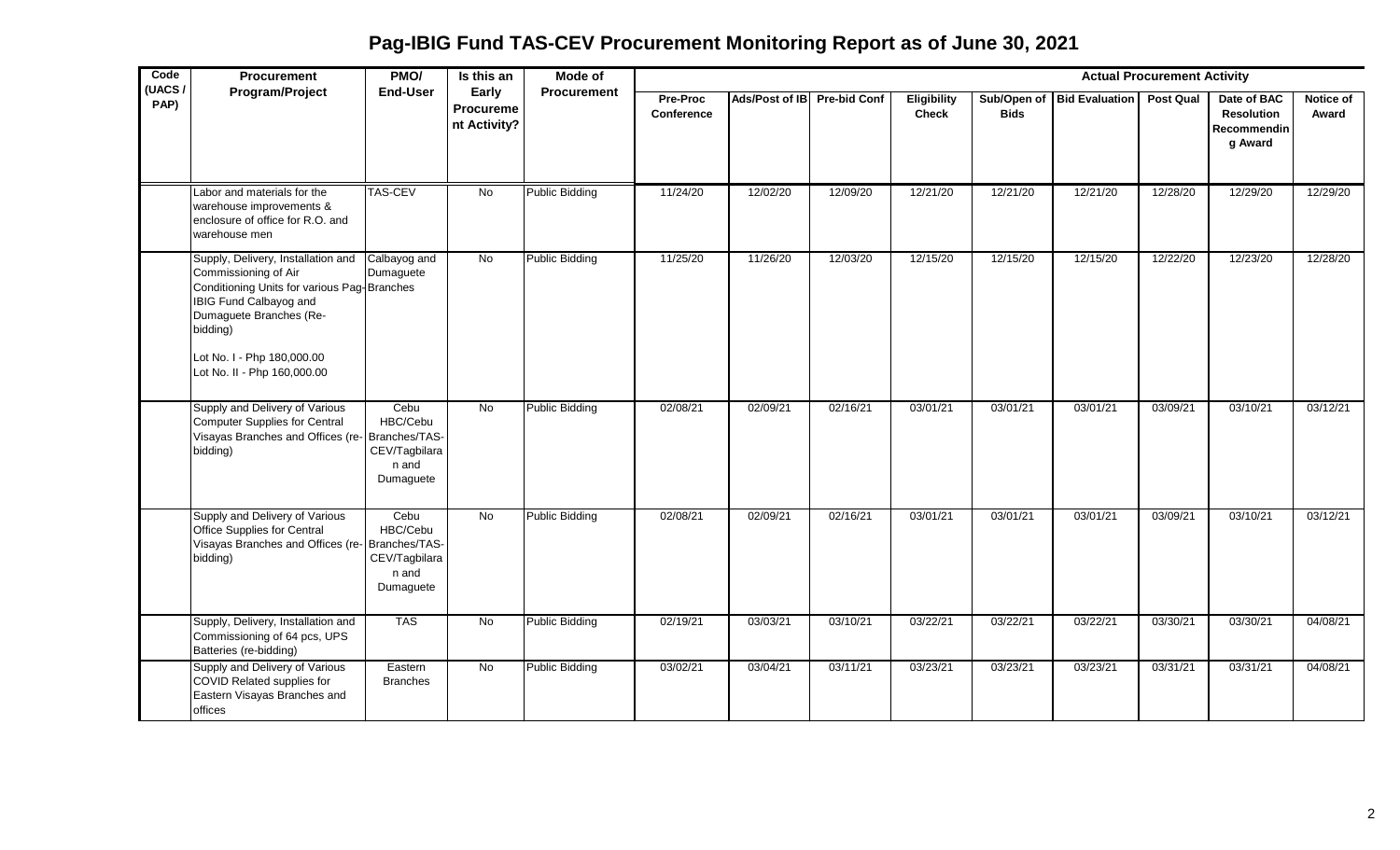# Pag-IBIG Fund TAS-CEV Procurement Monitoring Report as of June 30, 2021

| Code (UACS / PAP) | Procurement Program/Project | PMO/ End-User | Is this an Early Procurement Activity? | Mode of Procurement | Actual Procurement Activity | | | | | | | | |
|---|---|---|---|---|---|---|---|---|---|---|---|---|---|
| | | | | | Pre-Proc Conference | Ads/Post of IB | Pre-bid Conf | Eligibility Check | Sub/Open of Bids | Bid Evaluation | Post Qual | Date of BAC Resolution Recommending Award | Notice of Award |
| | Labor and materials for the warehouse improvements & enclosure of office for R.O. and warehouse men | TAS-CEV | No | Public Bidding | 11/24/20 | 12/02/20 | 12/09/20 | 12/21/20 | 12/21/20 | 12/21/20 | 12/28/20 | 12/29/20 | 12/29/20 |
| | Supply, Delivery, Installation and Commissioning of Air Conditioning Units for various Pag-IBIG Fund Calbayog and Dumaguete Branches (Re-bidding)<br><br>Lot No. I - Php 180,000.00<br>Lot No. II - Php 160,000.00 | Calbayog and Dumaguete Branches | No | Public Bidding | 11/25/20 | 11/26/20 | 12/03/20 | 12/15/20 | 12/15/20 | 12/15/20 | 12/22/20 | 12/23/20 | 12/28/20 |
| | Supply and Delivery of Various Computer Supplies for Central Visayas Branches and Offices (re-bidding) | Cebu HBC/Cebu Branches/TAS-CEV/Tagbilaran and Dumaguete | No | Public Bidding | 02/08/21 | 02/09/21 | 02/16/21 | 03/01/21 | 03/01/21 | 03/01/21 | 03/09/21 | 03/10/21 | 03/12/21 |
| | Supply and Delivery of Various Office Supplies for Central Visayas Branches and Offices (re-bidding) | Cebu HBC/Cebu Branches/TAS-CEV/Tagbilaran and Dumaguete | No | Public Bidding | 02/08/21 | 02/09/21 | 02/16/21 | 03/01/21 | 03/01/21 | 03/01/21 | 03/09/21 | 03/10/21 | 03/12/21 |
| | Supply, Delivery, Installation and Commissioning of 64 pcs, UPS Batteries (re-bidding) | TAS | No | Public Bidding | 02/19/21 | 03/03/21 | 03/10/21 | 03/22/21 | 03/22/21 | 03/22/21 | 03/30/21 | 03/30/21 | 04/08/21 |
| | Supply and Delivery of Various COVID Related supplies for Eastern Visayas Branches and offices | Eastern Branches | No | Public Bidding | 03/02/21 | 03/04/21 | 03/11/21 | 03/23/21 | 03/23/21 | 03/23/21 | 03/31/21 | 03/31/21 | 04/08/21 |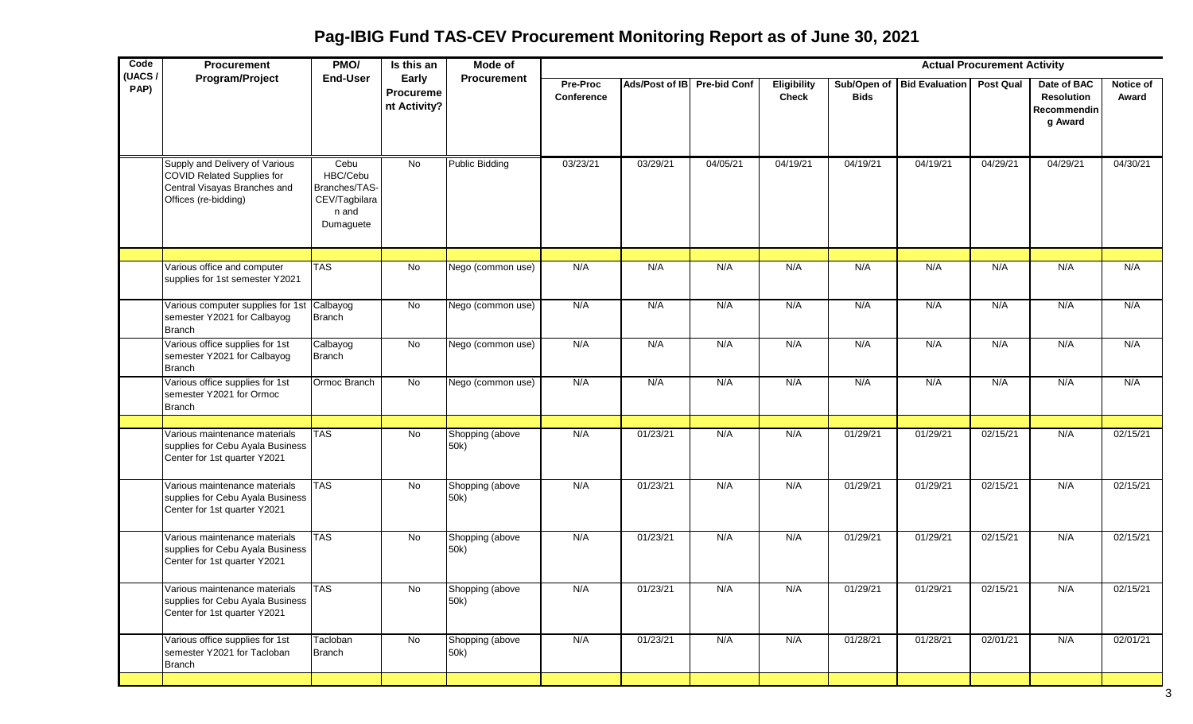# Pag-IBIG Fund TAS-CEV Procurement Monitoring Report as of June 30, 2021

| Code (UACS / PAP) | Procurement Program/Project | PMO/ End-User | Is this an Early Procurement Activity? | Mode of Procurement | Actual Procurement Activity | | | | | | | | |
|---|---|---|---|---|---|---|---|---|---|---|---|---|---|
| | | | | | Pre-Proc Conference | Ads/Post of IB | Pre-bid Conf | Eligibility Check | Sub/Open of Bids | Bid Evaluation | Post Qual | Date of BAC Resolution Recommending Award | Notice of Award |
| | Supply and Delivery of Various COVID Related Supplies for Central Visayas Branches and Offices (re-bidding) | Cebu HBC/Cebu Branches/TAS-CEV/Tagbilaran and Dumaguete | No | Public Bidding | 03/23/21 | 03/29/21 | 04/05/21 | 04/19/21 | 04/19/21 | 04/19/21 | 04/29/21 | 04/29/21 | 04/30/21 |
| | | | | | | | | | | | | | |
| | Various office and computer supplies for 1st semester Y2021 | TAS | No | Nego (common use) | N/A | N/A | N/A | N/A | N/A | N/A | N/A | N/A | N/A |
| | Various computer supplies for 1st semester Y2021 for Calbayog Branch | Calbayog Branch | No | Nego (common use) | N/A | N/A | N/A | N/A | N/A | N/A | N/A | N/A | N/A |
| | Various office supplies for 1st semester Y2021 for Calbayog Branch | Calbayog Branch | No | Nego (common use) | N/A | N/A | N/A | N/A | N/A | N/A | N/A | N/A | N/A |
| | Various office supplies for 1st semester Y2021 for Ormoc Branch | Ormoc Branch | No | Nego (common use) | N/A | N/A | N/A | N/A | N/A | N/A | N/A | N/A | N/A |
| | | | | | | | | | | | | | |
| | Various maintenance materials supplies for Cebu Ayala Business Center for 1st quarter Y2021 | TAS | No | Shopping (above 50k) | N/A | 01/23/21 | N/A | N/A | 01/29/21 | 01/29/21 | 02/15/21 | N/A | 02/15/21 |
| | Various maintenance materials supplies for Cebu Ayala Business Center for 1st quarter Y2021 | TAS | No | Shopping (above 50k) | N/A | 01/23/21 | N/A | N/A | 01/29/21 | 01/29/21 | 02/15/21 | N/A | 02/15/21 |
| | Various maintenance materials supplies for Cebu Ayala Business Center for 1st quarter Y2021 | TAS | No | Shopping (above 50k) | N/A | 01/23/21 | N/A | N/A | 01/29/21 | 01/29/21 | 02/15/21 | N/A | 02/15/21 |
| | Various maintenance materials supplies for Cebu Ayala Business Center for 1st quarter Y2021 | TAS | No | Shopping (above 50k) | N/A | 01/23/21 | N/A | N/A | 01/29/21 | 01/29/21 | 02/15/21 | N/A | 02/15/21 |
| | Various office supplies for 1st semester Y2021 for Tacloban Branch | Tacloban Branch | No | Shopping (above 50k) | N/A | 01/23/21 | N/A | N/A | 01/28/21 | 01/28/21 | 02/01/21 | N/A | 02/01/21 |
| | | | | | | | | | | | | | |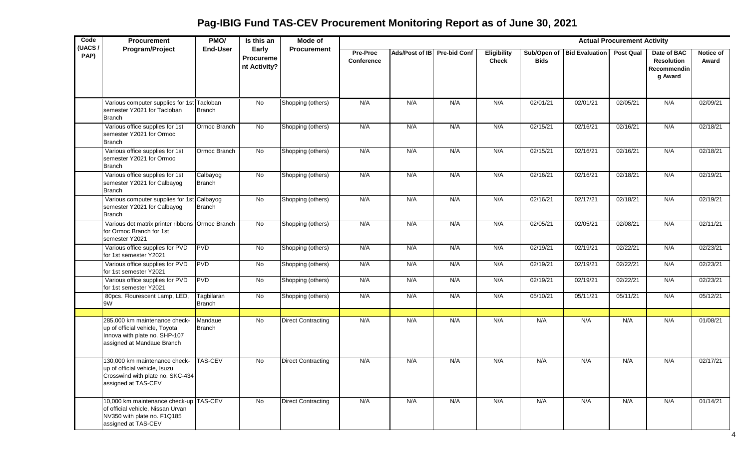# Pag-IBIG Fund TAS-CEV Procurement Monitoring Report as of June 30, 2021

| Code (UACS / PAP) | Procurement Program/Project | PMO/ End-User | Is this an Early Procurement Activity? | Mode of Procurement | Actual Procurement Activity | | | | | | | | |
|---|---|---|---|---|---|---|---|---|---|---|---|---|---|
| | | | | | Pre-Proc Conference | Ads/Post of IB | Pre-bid Conf | Eligibility Check | Sub/Open of Bids | Bid Evaluation | Post Qual | Date of BAC Resolution Recommending Award | Notice of Award |
| | Various computer supplies for 1st semester Y2021 for Tacloban Branch | Tacloban Branch | No | Shopping (others) | N/A | N/A | N/A | N/A | 02/01/21 | 02/01/21 | 02/05/21 | N/A | 02/09/21 |
| | Various office supplies for 1st semester Y2021 for Ormoc Branch | Ormoc Branch | No | Shopping (others) | N/A | N/A | N/A | N/A | 02/15/21 | 02/16/21 | 02/16/21 | N/A | 02/18/21 |
| | Various office supplies for 1st semester Y2021 for Ormoc Branch | Ormoc Branch | No | Shopping (others) | N/A | N/A | N/A | N/A | 02/15/21 | 02/16/21 | 02/16/21 | N/A | 02/18/21 |
| | Various office supplies for 1st semester Y2021 for Calbayog Branch | Calbayog Branch | No | Shopping (others) | N/A | N/A | N/A | N/A | 02/16/21 | 02/16/21 | 02/18/21 | N/A | 02/19/21 |
| | Various computer supplies for 1st semester Y2021 for Calbayog Branch | Calbayog Branch | No | Shopping (others) | N/A | N/A | N/A | N/A | 02/16/21 | 02/17/21 | 02/18/21 | N/A | 02/19/21 |
| | Various dot matrix printer ribbons for Ormoc Branch for 1st semester Y2021 | Ormoc Branch | No | Shopping (others) | N/A | N/A | N/A | N/A | 02/05/21 | 02/05/21 | 02/08/21 | N/A | 02/11/21 |
| | Various office supplies for PVD for 1st semester Y2021 | PVD | No | Shopping (others) | N/A | N/A | N/A | N/A | 02/19/21 | 02/19/21 | 02/22/21 | N/A | 02/23/21 |
| | Various office supplies for PVD for 1st semester Y2021 | PVD | No | Shopping (others) | N/A | N/A | N/A | N/A | 02/19/21 | 02/19/21 | 02/22/21 | N/A | 02/23/21 |
| | Various office supplies for PVD for 1st semester Y2021 | PVD | No | Shopping (others) | N/A | N/A | N/A | N/A | 02/19/21 | 02/19/21 | 02/22/21 | N/A | 02/23/21 |
| | 80pcs. Flourescent Lamp, LED, 9W | Tagbilaran Branch | No | Shopping (others) | N/A | N/A | N/A | N/A | 05/10/21 | 05/11/21 | 05/11/21 | N/A | 05/12/21 |
| | | | | | | | | | | | | | |
| | 285,000 km maintenance check-up of official vehicle, Toyota Innova with plate no. SHP-107 assigned at Mandaue Branch | Mandaue Branch | No | Direct Contracting | N/A | N/A | N/A | N/A | N/A | N/A | N/A | N/A | 01/08/21 |
| | 130,000 km maintenance check-up of official vehicle, Isuzu Crosswind with plate no. SKC-434 assigned at TAS-CEV | TAS-CEV | No | Direct Contracting | N/A | N/A | N/A | N/A | N/A | N/A | N/A | N/A | 02/17/21 |
| | 10,000 km maintenance check-up of official vehicle, Nissan Urvan NV350 with plate no. F1Q185 assigned at TAS-CEV | TAS-CEV | No | Direct Contracting | N/A | N/A | N/A | N/A | N/A | N/A | N/A | N/A | 01/14/21 |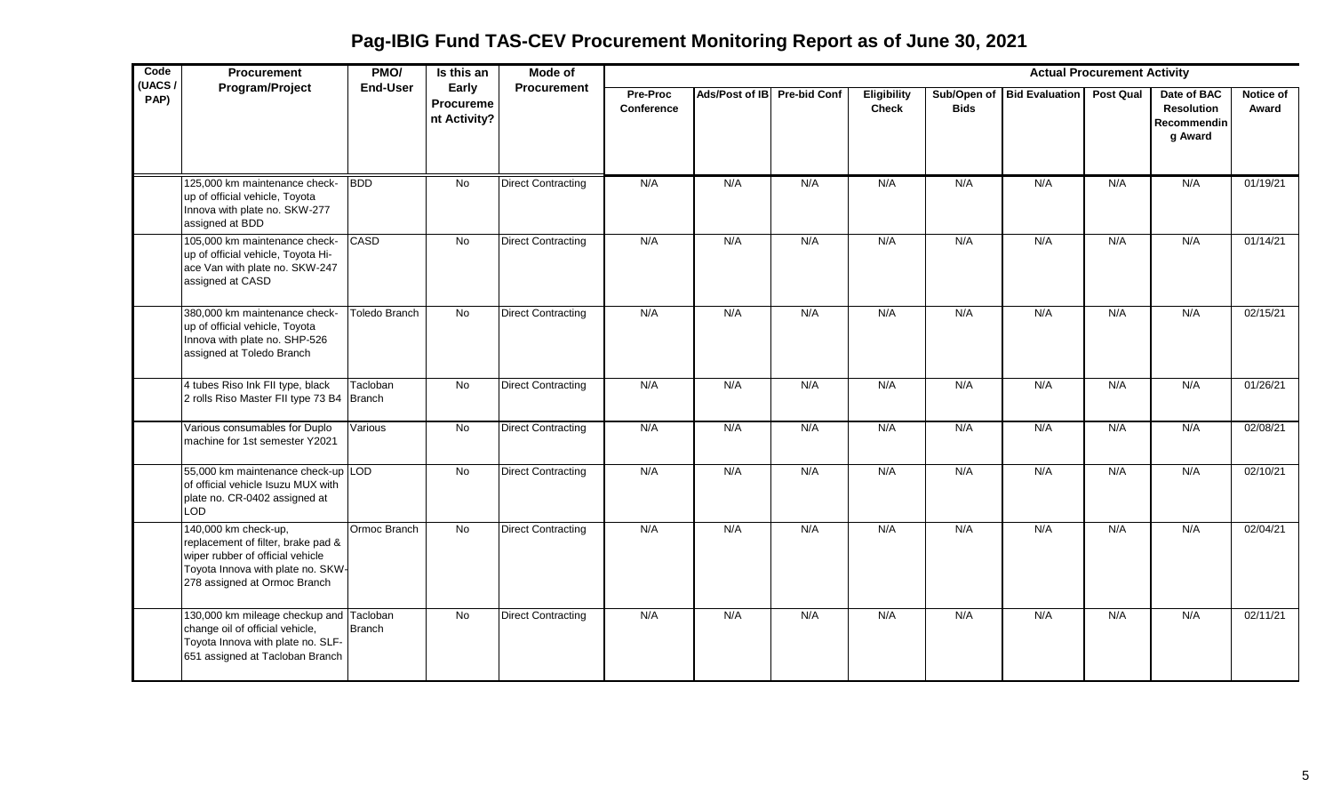# Pag-IBIG Fund TAS-CEV Procurement Monitoring Report as of June 30, 2021

| Code (UACS / PAP) | Procurement Program/Project | PMO/ End-User | Is this an Early Procurement Activity? | Mode of Procurement | Actual Procurement Activity | | | | | | | | |
|---|---|---|---|---|---|---|---|---|---|---|---|---|---|
| | | | | | Pre-Proc Conference | Ads/Post of IB | Pre-bid Conf | Eligibility Check | Sub/Open of Bids | Bid Evaluation | Post Qual | Date of BAC Resolution Recommending Award | Notice of Award |
| | 125,000 km maintenance check-up of official vehicle, Toyota Innova with plate no. SKW-277 assigned at BDD | BDD | No | Direct Contracting | N/A | N/A | N/A | N/A | N/A | N/A | N/A | N/A | 01/19/21 |
| | 105,000 km maintenance check-up of official vehicle, Toyota Hi-ace Van with plate no. SKW-247 assigned at CASD | CASD | No | Direct Contracting | N/A | N/A | N/A | N/A | N/A | N/A | N/A | N/A | 01/14/21 |
| | 380,000 km maintenance check-up of official vehicle, Toyota Innova with plate no. SHP-526 assigned at Toledo Branch | Toledo Branch | No | Direct Contracting | N/A | N/A | N/A | N/A | N/A | N/A | N/A | N/A | 02/15/21 |
| | 4 tubes Riso Ink FII type, black 2 rolls Riso Master FII type 73 B4 | Tacloban Branch | No | Direct Contracting | N/A | N/A | N/A | N/A | N/A | N/A | N/A | N/A | 01/26/21 |
| | Various consumables for Duplo machine for 1st semester Y2021 | Various | No | Direct Contracting | N/A | N/A | N/A | N/A | N/A | N/A | N/A | N/A | 02/08/21 |
| | 55,000 km maintenance check-up of official vehicle Isuzu MUX with plate no. CR-0402 assigned at LOD | LOD | No | Direct Contracting | N/A | N/A | N/A | N/A | N/A | N/A | N/A | N/A | 02/10/21 |
| | 140,000 km check-up, replacement of filter, brake pad & wiper rubber of official vehicle Toyota Innova with plate no. SKW-278 assigned at Ormoc Branch | Ormoc Branch | No | Direct Contracting | N/A | N/A | N/A | N/A | N/A | N/A | N/A | N/A | 02/04/21 |
| | 130,000 km mileage checkup and change oil of official vehicle, Toyota Innova with plate no. SLF-651 assigned at Tacloban Branch | Tacloban Branch | No | Direct Contracting | N/A | N/A | N/A | N/A | N/A | N/A | N/A | N/A | 02/11/21 |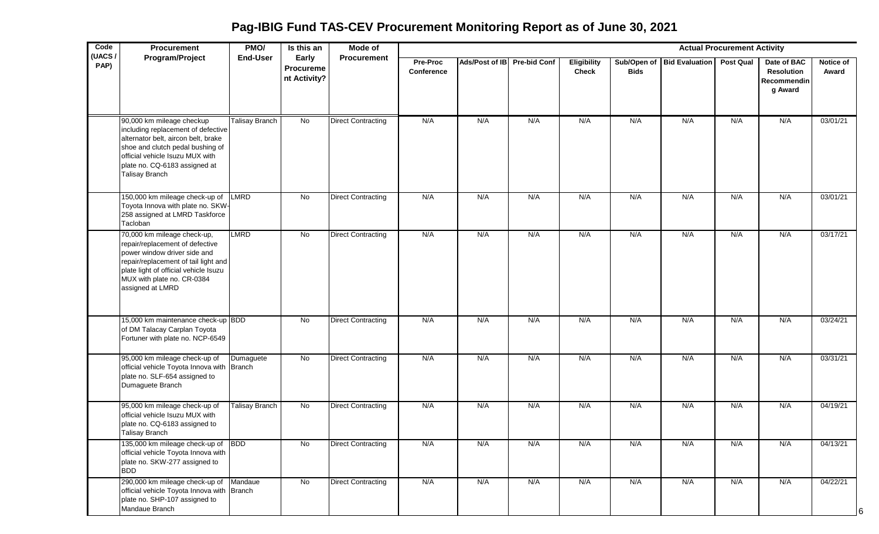# Pag-IBIG Fund TAS-CEV Procurement Monitoring Report as of June 30, 2021

| Code (UACS / PAP) | Procurement Program/Project | PMO/ End-User | Is this an Early Procurement Activity? | Mode of Procurement | Actual Procurement Activity | | | | | | | | |
|---|---|---|---|---|---|---|---|---|---|---|---|---|---|
| | | | | | Pre-Proc Conference | Ads/Post of IB | Pre-bid Conf | Eligibility Check | Sub/Open of Bids | Bid Evaluation | Post Qual | Date of BAC Resolution Recommending Award | Notice of Award |
| | 90,000 km mileage checkup including replacement of defective alternator belt, aircon belt, brake shoe and clutch pedal bushing of official vehicle Isuzu MUX with plate no. CQ-6183 assigned at Talisay Branch | Talisay Branch | No | Direct Contracting | N/A | N/A | N/A | N/A | N/A | N/A | N/A | N/A | 03/01/21 |
| | 150,000 km mileage check-up of Toyota Innova with plate no. SKW-258 assigned at LMRD Taskforce Tacloban | LMRD | No | Direct Contracting | N/A | N/A | N/A | N/A | N/A | N/A | N/A | N/A | 03/01/21 |
| | 70,000 km mileage check-up, repair/replacement of defective power window driver side and repair/replacement of tail light and plate light of official vehicle Isuzu MUX with plate no. CR-0384 assigned at LMRD | LMRD | No | Direct Contracting | N/A | N/A | N/A | N/A | N/A | N/A | N/A | N/A | 03/17/21 |
| | 15,000 km maintenance check-up of DM Talacay Carplan Toyota Fortuner with plate no. NCP-6549 | BDD | No | Direct Contracting | N/A | N/A | N/A | N/A | N/A | N/A | N/A | N/A | 03/24/21 |
| | 95,000 km mileage check-up of official vehicle Toyota Innova with plate no. SLF-654 assigned to Dumaguete Branch | Dumaguete Branch | No | Direct Contracting | N/A | N/A | N/A | N/A | N/A | N/A | N/A | N/A | 03/31/21 |
| | 95,000 km mileage check-up of official vehicle Isuzu MUX with plate no. CQ-6183 assigned to Talisay Branch | Talisay Branch | No | Direct Contracting | N/A | N/A | N/A | N/A | N/A | N/A | N/A | N/A | 04/19/21 |
| | 135,000 km mileage check-up of official vehicle Toyota Innova with plate no. SKW-277 assigned to BDD | BDD | No | Direct Contracting | N/A | N/A | N/A | N/A | N/A | N/A | N/A | N/A | 04/13/21 |
| | 290,000 km mileage check-up of official vehicle Toyota Innova with plate no. SHP-107 assigned to Mandaue Branch | Mandaue Branch | No | Direct Contracting | N/A | N/A | N/A | N/A | N/A | N/A | N/A | N/A | 04/22/21 |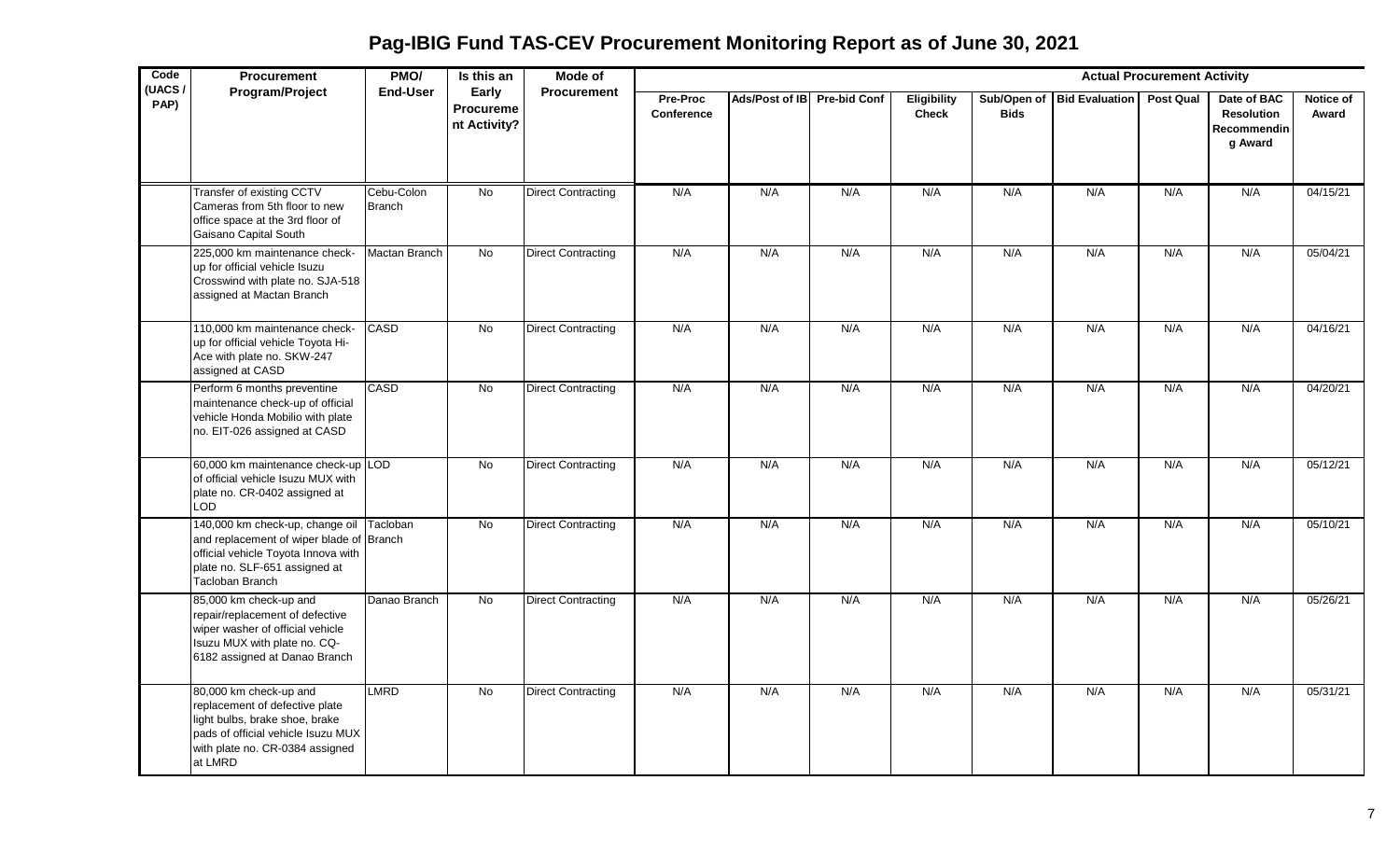# Pag-IBIG Fund TAS-CEV Procurement Monitoring Report as of June 30, 2021

| Code (UACS / PAP) | Procurement Program/Project | PMO/ End-User | Is this an Early Procurement Activity? | Mode of Procurement | Actual Procurement Activity | | | | | | | | |
|---|---|---|---|---|---|---|---|---|---|---|---|---|---|
| | | | | | Pre-Proc Conference | Ads/Post of IB | Pre-bid Conf | Eligibility Check | Sub/Open of Bids | Bid Evaluation | Post Qual | Date of BAC Resolution Recommending Award | Notice of Award |
| | Transfer of existing CCTV Cameras from 5th floor to new office space at the 3rd floor of Gaisano Capital South | Cebu-Colon Branch | No | Direct Contracting | N/A | N/A | N/A | N/A | N/A | N/A | N/A | N/A | 04/15/21 |
| | 225,000 km maintenance check-up for official vehicle Isuzu Crosswind with plate no. SJA-518 assigned at Mactan Branch | Mactan Branch | No | Direct Contracting | N/A | N/A | N/A | N/A | N/A | N/A | N/A | N/A | 05/04/21 |
| | 110,000 km maintenance check-up for official vehicle Toyota Hi-Ace with plate no. SKW-247 assigned at CASD | CASD | No | Direct Contracting | N/A | N/A | N/A | N/A | N/A | N/A | N/A | N/A | 04/16/21 |
| | Perform 6 months preventine maintenance check-up of official vehicle Honda Mobilio with plate no. EIT-026 assigned at CASD | CASD | No | Direct Contracting | N/A | N/A | N/A | N/A | N/A | N/A | N/A | N/A | 04/20/21 |
| | 60,000 km maintenance check-up of official vehicle Isuzu MUX with plate no. CR-0402 assigned at LOD | LOD | No | Direct Contracting | N/A | N/A | N/A | N/A | N/A | N/A | N/A | N/A | 05/12/21 |
| | 140,000 km check-up, change oil and replacement of wiper blade of official vehicle Toyota Innova with plate no. SLF-651 assigned at Tacloban Branch | Tacloban Branch | No | Direct Contracting | N/A | N/A | N/A | N/A | N/A | N/A | N/A | N/A | 05/10/21 |
| | 85,000 km check-up and repair/replacement of defective wiper washer of official vehicle Isuzu MUX with plate no. CQ-6182 assigned at Danao Branch | Danao Branch | No | Direct Contracting | N/A | N/A | N/A | N/A | N/A | N/A | N/A | N/A | 05/26/21 |
| | 80,000 km check-up and replacement of defective plate light bulbs, brake shoe, brake pads of official vehicle Isuzu MUX with plate no. CR-0384 assigned at LMRD | LMRD | No | Direct Contracting | N/A | N/A | N/A | N/A | N/A | N/A | N/A | N/A | 05/31/21 |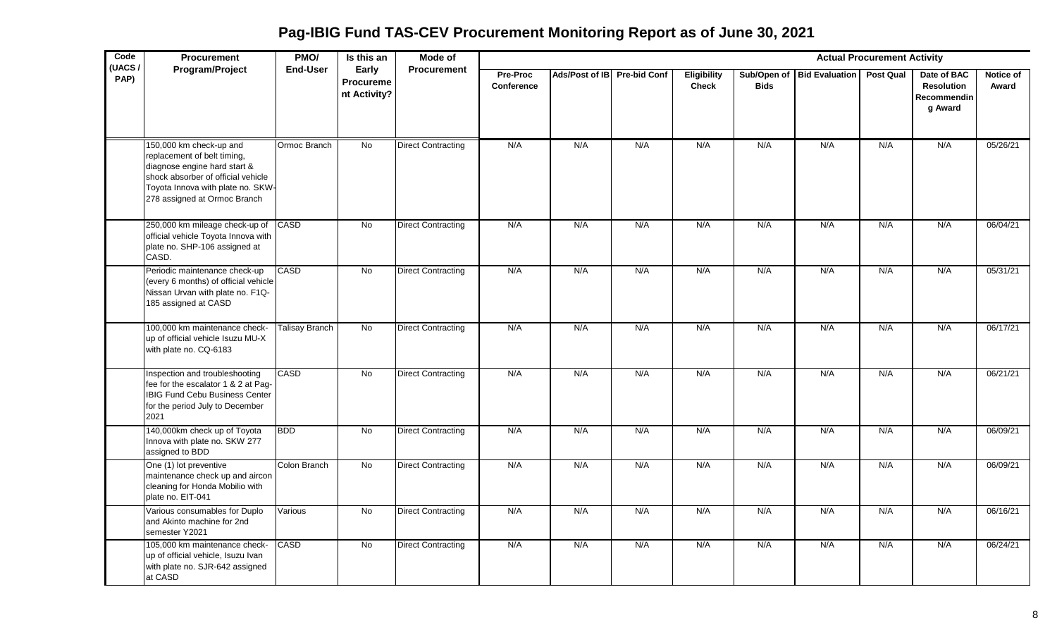# Pag-IBIG Fund TAS-CEV Procurement Monitoring Report as of June 30, 2021

| Code (UACS / PAP) | Procurement Program/Project | PMO/ End-User | Is this an Early Procurement Activity? | Mode of Procurement | Actual Procurement Activity | | | | | | | | |
|---|---|---|---|---|---|---|---|---|---|---|---|---|---|
| | | | | | Pre-Proc Conference | Ads/Post of IB | Pre-bid Conf | Eligibility Check | Sub/Open of Bids | Bid Evaluation | Post Qual | Date of BAC Resolution Recommending Award | Notice of Award |
| | 150,000 km check-up and replacement of belt timing, diagnose engine hard start & shock absorber of official vehicle Toyota Innova with plate no. SKW-278 assigned at Ormoc Branch | Ormoc Branch | No | Direct Contracting | N/A | N/A | N/A | N/A | N/A | N/A | N/A | N/A | 05/26/21 |
| | 250,000 km mileage check-up of official vehicle Toyota Innova with plate no. SHP-106 assigned at CASD. | CASD | No | Direct Contracting | N/A | N/A | N/A | N/A | N/A | N/A | N/A | N/A | 06/04/21 |
| | Periodic maintenance check-up (every 6 months) of official vehicle Nissan Urvan with plate no. F1Q-185 assigned at CASD | CASD | No | Direct Contracting | N/A | N/A | N/A | N/A | N/A | N/A | N/A | N/A | 05/31/21 |
| | 100,000 km maintenance check-up of official vehicle Isuzu MU-X with plate no. CQ-6183 | Talisay Branch | No | Direct Contracting | N/A | N/A | N/A | N/A | N/A | N/A | N/A | N/A | 06/17/21 |
| | Inspection and troubleshooting fee for the escalator 1 & 2 at Pag-IBIG Fund Cebu Business Center for the period July to December 2021 | CASD | No | Direct Contracting | N/A | N/A | N/A | N/A | N/A | N/A | N/A | N/A | 06/21/21 |
| | 140,000km check up of Toyota Innova with plate no. SKW 277 assigned to BDD | BDD | No | Direct Contracting | N/A | N/A | N/A | N/A | N/A | N/A | N/A | N/A | 06/09/21 |
| | One (1) lot preventive maintenance check up and aircon cleaning for Honda Mobilio with plate no. EIT-041 | Colon Branch | No | Direct Contracting | N/A | N/A | N/A | N/A | N/A | N/A | N/A | N/A | 06/09/21 |
| | Various consumables for Duplo and Akinto machine for 2nd semester Y2021 | Various | No | Direct Contracting | N/A | N/A | N/A | N/A | N/A | N/A | N/A | N/A | 06/16/21 |
| | 105,000 km maintenance check-up of official vehicle, Isuzu Ivan with plate no. SJR-642 assigned at CASD | CASD | No | Direct Contracting | N/A | N/A | N/A | N/A | N/A | N/A | N/A | N/A | 06/24/21 |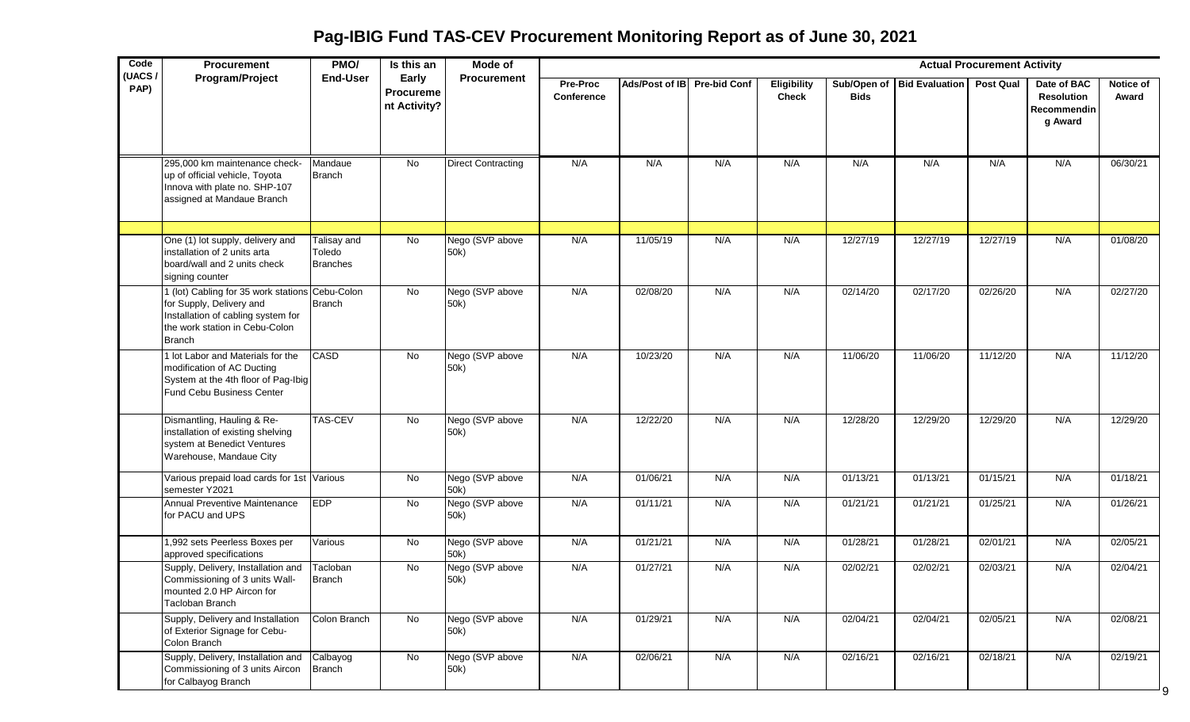# Pag-IBIG Fund TAS-CEV Procurement Monitoring Report as of June 30, 2021

| Code (UACS / PAP) | Procurement Program/Project | PMO/ End-User | Is this an Early Procurement Activity? | Mode of Procurement | Actual Procurement Activity | | | | | | | | |
|---|---|---|---|---|---|---|---|---|---|---|---|---|---|
| | | | | | Pre-Proc Conference | Ads/Post of IB | Pre-bid Conf | Eligibility Check | Sub/Open of Bids | Bid Evaluation | Post Qual | Date of BAC Resolution Recommending Award | Notice of Award |
| | 295,000 km maintenance check-up of official vehicle, Toyota Innova with plate no. SHP-107 assigned at Mandaue Branch | Mandaue Branch | No | Direct Contracting | N/A | N/A | N/A | N/A | N/A | N/A | N/A | N/A | 06/30/21 |
| | | | | | | | | | | | | | |
| | One (1) lot supply, delivery and installation of 2 units arta board/wall and 2 units check signing counter | Talisay and Toledo Branches | No | Nego (SVP above 50k) | N/A | 11/05/19 | N/A | N/A | 12/27/19 | 12/27/19 | 12/27/19 | N/A | 01/08/20 |
| | 1 (lot) Cabling for 35 work stations for Supply, Delivery and Installation of cabling system for the work station in Cebu-Colon Branch | Cebu-Colon Branch | No | Nego (SVP above 50k) | N/A | 02/08/20 | N/A | N/A | 02/14/20 | 02/17/20 | 02/26/20 | N/A | 02/27/20 |
| | 1 lot Labor and Materials for the modification of AC Ducting System at the 4th floor of Pag-Ibig Fund Cebu Business Center | CASD | No | Nego (SVP above 50k) | N/A | 10/23/20 | N/A | N/A | 11/06/20 | 11/06/20 | 11/12/20 | N/A | 11/12/20 |
| | Dismantling, Hauling & Re-installation of existing shelving system at Benedict Ventures Warehouse, Mandaue City | TAS-CEV | No | Nego (SVP above 50k) | N/A | 12/22/20 | N/A | N/A | 12/28/20 | 12/29/20 | 12/29/20 | N/A | 12/29/20 |
| | Various prepaid load cards for 1st semester Y2021 | Various | No | Nego (SVP above 50k) | N/A | 01/06/21 | N/A | N/A | 01/13/21 | 01/13/21 | 01/15/21 | N/A | 01/18/21 |
| | Annual Preventive Maintenance for PACU and UPS | EDP | No | Nego (SVP above 50k) | N/A | 01/11/21 | N/A | N/A | 01/21/21 | 01/21/21 | 01/25/21 | N/A | 01/26/21 |
| | 1,992 sets Peerless Boxes per approved specifications | Various | No | Nego (SVP above 50k) | N/A | 01/21/21 | N/A | N/A | 01/28/21 | 01/28/21 | 02/01/21 | N/A | 02/05/21 |
| | Supply, Delivery, Installation and Commissioning of 3 units Wall-mounted 2.0 HP Aircon for Tacloban Branch | Tacloban Branch | No | Nego (SVP above 50k) | N/A | 01/27/21 | N/A | N/A | 02/02/21 | 02/02/21 | 02/03/21 | N/A | 02/04/21 |
| | Supply, Delivery and Installation of Exterior Signage for Cebu-Colon Branch | Colon Branch | No | Nego (SVP above 50k) | N/A | 01/29/21 | N/A | N/A | 02/04/21 | 02/04/21 | 02/05/21 | N/A | 02/08/21 |
| | Supply, Delivery, Installation and Commissioning of 3 units Aircon for Calbayog Branch | Calbayog Branch | No | Nego (SVP above 50k) | N/A | 02/06/21 | N/A | N/A | 02/16/21 | 02/16/21 | 02/18/21 | N/A | 02/19/21 |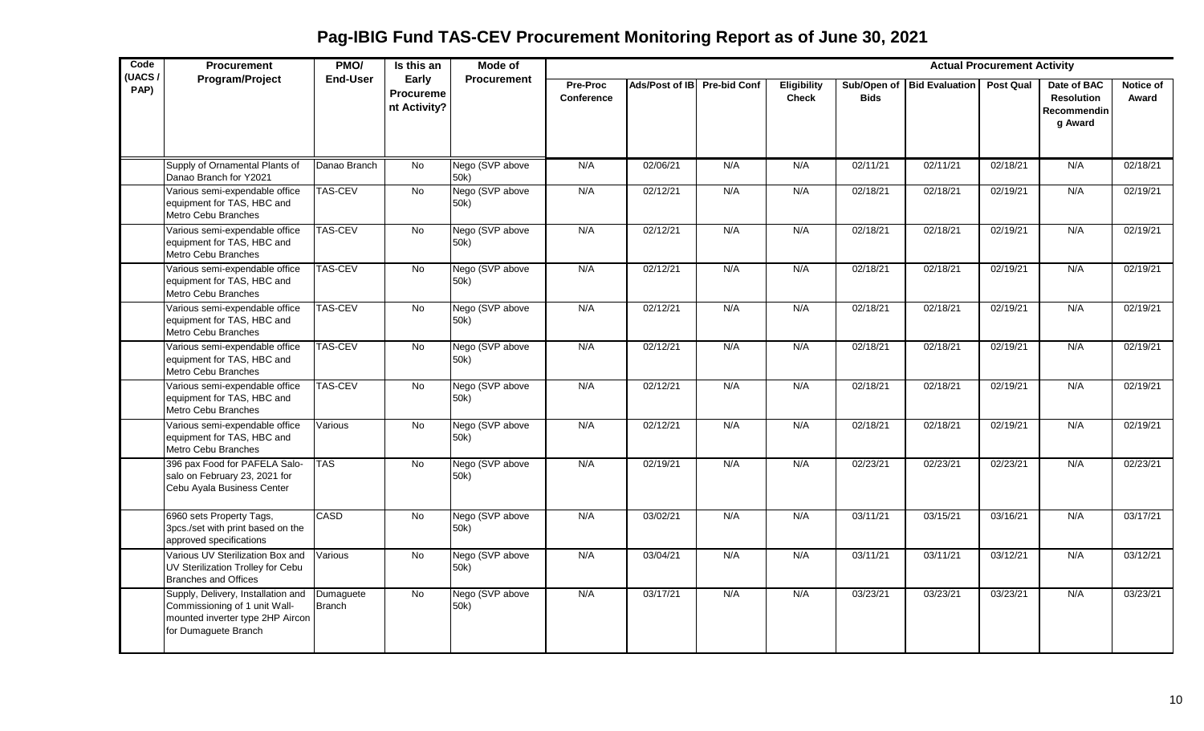# Pag-IBIG Fund TAS-CEV Procurement Monitoring Report as of June 30, 2021

| Code (UACS / PAP) | Procurement Program/Project | PMO/ End-User | Is this an Early Procurement Activity? | Mode of Procurement | Actual Procurement Activity | | | | | | | | |
|---|---|---|---|---|---|---|---|---|---|---|---|---|---|
| | | | | | Pre-Proc Conference | Ads/Post of IB | Pre-bid Conf | Eligibility Check | Sub/Open of Bids | Bid Evaluation | Post Qual | Date of BAC Resolution Recommending Award | Notice of Award |
| | Supply of Ornamental Plants of Danao Branch for Y2021 | Danao Branch | No | Nego (SVP above 50k) | N/A | 02/06/21 | N/A | N/A | 02/11/21 | 02/11/21 | 02/18/21 | N/A | 02/18/21 |
| | Various semi-expendable office equipment for TAS, HBC and Metro Cebu Branches | TAS-CEV | No | Nego (SVP above 50k) | N/A | 02/12/21 | N/A | N/A | 02/18/21 | 02/18/21 | 02/19/21 | N/A | 02/19/21 |
| | Various semi-expendable office equipment for TAS, HBC and Metro Cebu Branches | TAS-CEV | No | Nego (SVP above 50k) | N/A | 02/12/21 | N/A | N/A | 02/18/21 | 02/18/21 | 02/19/21 | N/A | 02/19/21 |
| | Various semi-expendable office equipment for TAS, HBC and Metro Cebu Branches | TAS-CEV | No | Nego (SVP above 50k) | N/A | 02/12/21 | N/A | N/A | 02/18/21 | 02/18/21 | 02/19/21 | N/A | 02/19/21 |
| | Various semi-expendable office equipment for TAS, HBC and Metro Cebu Branches | TAS-CEV | No | Nego (SVP above 50k) | N/A | 02/12/21 | N/A | N/A | 02/18/21 | 02/18/21 | 02/19/21 | N/A | 02/19/21 |
| | Various semi-expendable office equipment for TAS, HBC and Metro Cebu Branches | TAS-CEV | No | Nego (SVP above 50k) | N/A | 02/12/21 | N/A | N/A | 02/18/21 | 02/18/21 | 02/19/21 | N/A | 02/19/21 |
| | Various semi-expendable office equipment for TAS, HBC and Metro Cebu Branches | TAS-CEV | No | Nego (SVP above 50k) | N/A | 02/12/21 | N/A | N/A | 02/18/21 | 02/18/21 | 02/19/21 | N/A | 02/19/21 |
| | Various semi-expendable office equipment for TAS, HBC and Metro Cebu Branches | Various | No | Nego (SVP above 50k) | N/A | 02/12/21 | N/A | N/A | 02/18/21 | 02/18/21 | 02/19/21 | N/A | 02/19/21 |
| | 396 pax Food for PAFELA Salo-salo on February 23, 2021 for Cebu Ayala Business Center | TAS | No | Nego (SVP above 50k) | N/A | 02/19/21 | N/A | N/A | 02/23/21 | 02/23/21 | 02/23/21 | N/A | 02/23/21 |
| | 6960 sets Property Tags, 3pcs./set with print based on the approved specifications | CASD | No | Nego (SVP above 50k) | N/A | 03/02/21 | N/A | N/A | 03/11/21 | 03/15/21 | 03/16/21 | N/A | 03/17/21 |
| | Various UV Sterilization Box and UV Sterilization Trolley for Cebu Branches and Offices | Various | No | Nego (SVP above 50k) | N/A | 03/04/21 | N/A | N/A | 03/11/21 | 03/11/21 | 03/12/21 | N/A | 03/12/21 |
| | Supply, Delivery, Installation and Commissioning of 1 unit Wall-mounted inverter type 2HP Aircon for Dumaguete Branch | Dumaguete Branch | No | Nego (SVP above 50k) | N/A | 03/17/21 | N/A | N/A | 03/23/21 | 03/23/21 | 03/23/21 | N/A | 03/23/21 |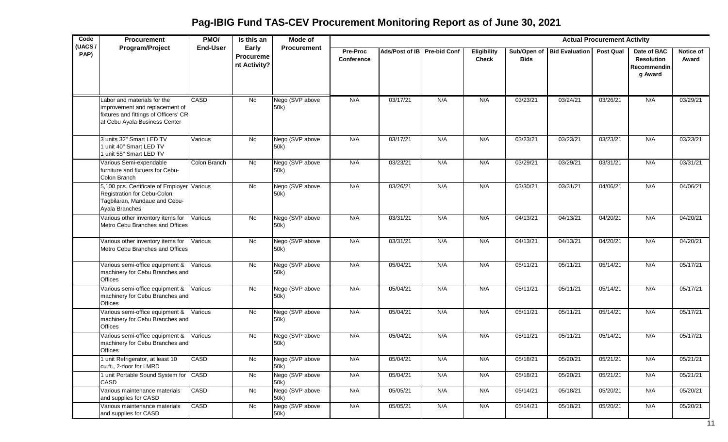# Pag-IBIG Fund TAS-CEV Procurement Monitoring Report as of June 30, 2021

| Code (UACS / PAP) | Procurement Program/Project | PMO/ End-User | Is this an Early Procurement Activity? | Mode of Procurement | Actual Procurement Activity | | | | | | | | |
|---|---|---|---|---|---|---|---|---|---|---|---|---|---|
| | | | | | Pre-Proc Conference | Ads/Post of IB | Pre-bid Conf | Eligibility Check | Sub/Open of Bids | Bid Evaluation | Post Qual | Date of BAC Resolution Recommending Award | Notice of Award |
| | Labor and materials for the improvement and replacement of fixtures and fittings of Officers' CR at Cebu Ayala Business Center | CASD | No | Nego (SVP above 50k) | N/A | 03/17/21 | N/A | N/A | 03/23/21 | 03/24/21 | 03/26/21 | N/A | 03/29/21 |
| | 3 units 32" Smart LED TV<br>1 unit 40" Smart LED TV<br>1 unit 55" Smart LED TV | Various | No | Nego (SVP above 50k) | N/A | 03/17/21 | N/A | N/A | 03/23/21 | 03/23/21 | 03/23/21 | N/A | 03/23/21 |
| | Various Semi-expendable furniture and fixtuers for Cebu-Colon Branch | Colon Branch | No | Nego (SVP above 50k) | N/A | 03/23/21 | N/A | N/A | 03/29/21 | 03/29/21 | 03/31/21 | N/A | 03/31/21 |
| | 5,100 pcs. Certificate of Employer Registration for Cebu-Colon, Tagbilaran, Mandaue and Cebu-Ayala Branches | Various | No | Nego (SVP above 50k) | N/A | 03/26/21 | N/A | N/A | 03/30/21 | 03/31/21 | 04/06/21 | N/A | 04/06/21 |
| | Various other inventory items for Metro Cebu Branches and Offices | Various | No | Nego (SVP above 50k) | N/A | 03/31/21 | N/A | N/A | 04/13/21 | 04/13/21 | 04/20/21 | N/A | 04/20/21 |
| | Various other inventory items for Metro Cebu Branches and Offices | Various | No | Nego (SVP above 50k) | N/A | 03/31/21 | N/A | N/A | 04/13/21 | 04/13/21 | 04/20/21 | N/A | 04/20/21 |
| | Various semi-office equipment & machinery for Cebu Branches and Offices | Various | No | Nego (SVP above 50k) | N/A | 05/04/21 | N/A | N/A | 05/11/21 | 05/11/21 | 05/14/21 | N/A | 05/17/21 |
| | Various semi-office equipment & machinery for Cebu Branches and Offices | Various | No | Nego (SVP above 50k) | N/A | 05/04/21 | N/A | N/A | 05/11/21 | 05/11/21 | 05/14/21 | N/A | 05/17/21 |
| | Various semi-office equipment & machinery for Cebu Branches and Offices | Various | No | Nego (SVP above 50k) | N/A | 05/04/21 | N/A | N/A | 05/11/21 | 05/11/21 | 05/14/21 | N/A | 05/17/21 |
| | Various semi-office equipment & machinery for Cebu Branches and Offices | Various | No | Nego (SVP above 50k) | N/A | 05/04/21 | N/A | N/A | 05/11/21 | 05/11/21 | 05/14/21 | N/A | 05/17/21 |
| | 1 unit Refrigerator, at least 10 cu.ft., 2-door for LMRD | CASD | No | Nego (SVP above 50k) | N/A | 05/04/21 | N/A | N/A | 05/18/21 | 05/20/21 | 05/21/21 | N/A | 05/21/21 |
| | 1 unit Portable Sound System for CASD | CASD | No | Nego (SVP above 50k) | N/A | 05/04/21 | N/A | N/A | 05/18/21 | 05/20/21 | 05/21/21 | N/A | 05/21/21 |
| | Various maintenance materials and supplies for CASD | CASD | No | Nego (SVP above 50k) | N/A | 05/05/21 | N/A | N/A | 05/14/21 | 05/18/21 | 05/20/21 | N/A | 05/20/21 |
| | Various maintenance materials and supplies for CASD | CASD | No | Nego (SVP above 50k) | N/A | 05/05/21 | N/A | N/A | 05/14/21 | 05/18/21 | 05/20/21 | N/A | 05/20/21 |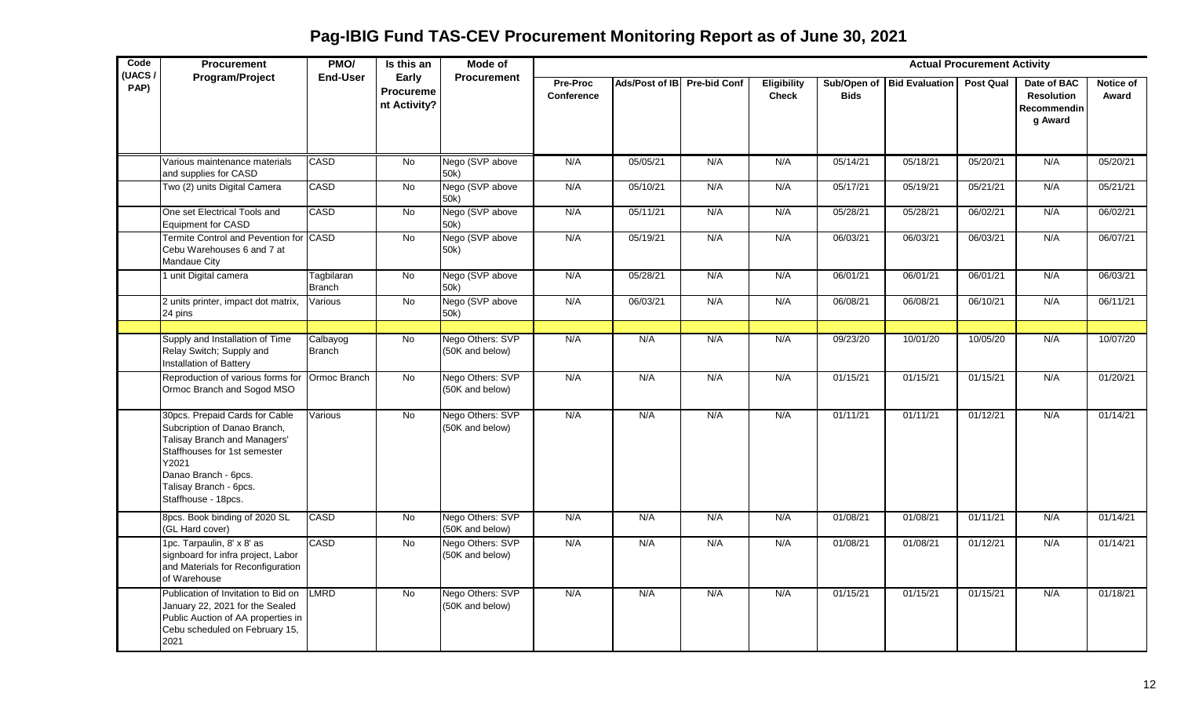# Pag-IBIG Fund TAS-CEV Procurement Monitoring Report as of June 30, 2021

| Code (UACS / PAP) | Procurement Program/Project | PMO/ End-User | Is this an Early Procurement Activity? | Mode of Procurement | Actual Procurement Activity | | | | | | | | |
|---|---|---|---|---|---|---|---|---|---|---|---|---|---|
| | | | | | Pre-Proc Conference | Ads/Post of IB | Pre-bid Conf | Eligibility Check | Sub/Open of Bids | Bid Evaluation | Post Qual | Date of BAC Resolution Recommending Award | Notice of Award |
| | Various maintenance materials and supplies for CASD | CASD | No | Nego (SVP above 50k) | N/A | 05/05/21 | N/A | N/A | 05/14/21 | 05/18/21 | 05/20/21 | N/A | 05/20/21 |
| | Two (2) units Digital Camera | CASD | No | Nego (SVP above 50k) | N/A | 05/10/21 | N/A | N/A | 05/17/21 | 05/19/21 | 05/21/21 | N/A | 05/21/21 |
| | One set Electrical Tools and Equipment for CASD | CASD | No | Nego (SVP above 50k) | N/A | 05/11/21 | N/A | N/A | 05/28/21 | 05/28/21 | 06/02/21 | N/A | 06/02/21 |
| | Termite Control and Pevention for Cebu Warehouses 6 and 7 at Mandaue City | CASD | No | Nego (SVP above 50k) | N/A | 05/19/21 | N/A | N/A | 06/03/21 | 06/03/21 | 06/03/21 | N/A | 06/07/21 |
| | 1 unit Digital camera | Tagbilaran Branch | No | Nego (SVP above 50k) | N/A | 05/28/21 | N/A | N/A | 06/01/21 | 06/01/21 | 06/01/21 | N/A | 06/03/21 |
| | 2 units printer, impact dot matrix, 24 pins | Various | No | Nego (SVP above 50k) | N/A | 06/03/21 | N/A | N/A | 06/08/21 | 06/08/21 | 06/10/21 | N/A | 06/11/21 |
| | | | | | | | | | | | | | |
| | Supply and Installation of Time Relay Switch; Supply and Installation of Battery | Calbayog Branch | No | Nego Others: SVP (50K and below) | N/A | N/A | N/A | N/A | 09/23/20 | 10/01/20 | 10/05/20 | N/A | 10/07/20 |
| | Reproduction of various forms for Ormoc Branch and Sogod MSO | Ormoc Branch | No | Nego Others: SVP (50K and below) | N/A | N/A | N/A | N/A | 01/15/21 | 01/15/21 | 01/15/21 | N/A | 01/20/21 |
| | 30pcs. Prepaid Cards for Cable Subcription of Danao Branch, Talisay Branch and Managers' Staffhouses for 1st semester Y2021<br>Danao Branch - 6pcs.<br>Talisay Branch - 6pcs.<br>Staffhouse - 18pcs. | Various | No | Nego Others: SVP (50K and below) | N/A | N/A | N/A | N/A | 01/11/21 | 01/11/21 | 01/12/21 | N/A | 01/14/21 |
| | 8pcs. Book binding of 2020 SL (GL Hard cover) | CASD | No | Nego Others: SVP (50K and below) | N/A | N/A | N/A | N/A | 01/08/21 | 01/08/21 | 01/11/21 | N/A | 01/14/21 |
| | 1pc. Tarpaulin, 8' x 8' as signboard for infra project, Labor and Materials for Reconfiguration of Warehouse | CASD | No | Nego Others: SVP (50K and below) | N/A | N/A | N/A | N/A | 01/08/21 | 01/08/21 | 01/12/21 | N/A | 01/14/21 |
| | Publication of Invitation to Bid on January 22, 2021 for the Sealed Public Auction of AA properties in Cebu scheduled on February 15, 2021 | LMRD | No | Nego Others: SVP (50K and below) | N/A | N/A | N/A | N/A | 01/15/21 | 01/15/21 | 01/15/21 | N/A | 01/18/21 |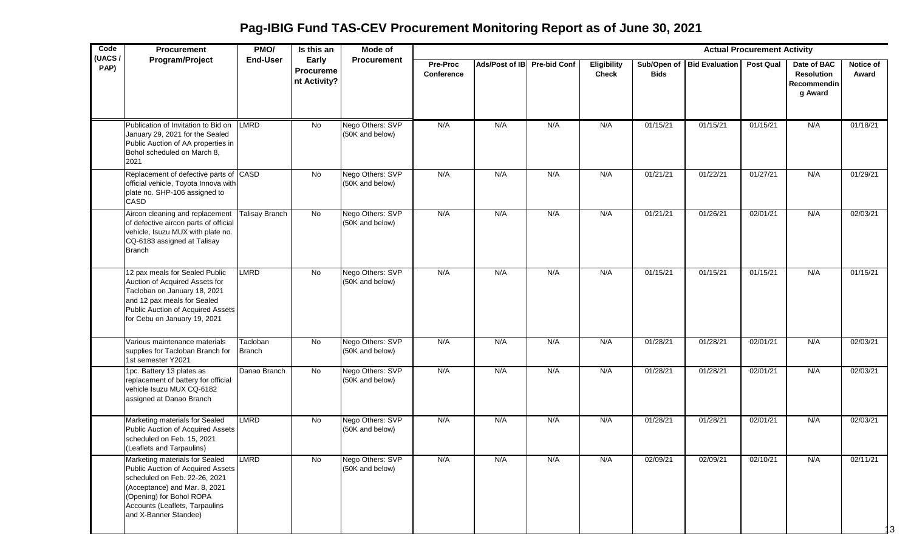# Pag-IBIG Fund TAS-CEV Procurement Monitoring Report as of June 30, 2021

| Code (UACS / PAP) | Procurement Program/Project | PMO/ End-User | Is this an Early Procurement Activity? | Mode of Procurement | Actual Procurement Activity | | | | | | | | |
|---|---|---|---|---|---|---|---|---|---|---|---|---|---|
| | | | | | Pre-Proc Conference | Ads/Post of IB | Pre-bid Conf | Eligibility Check | Sub/Open of Bids | Bid Evaluation | Post Qual | Date of BAC Resolution Recommending Award | Notice of Award |
| | Publication of Invitation to Bid on January 29, 2021 for the Sealed Public Auction of AA properties in Bohol scheduled on March 8, 2021 | LMRD | No | Nego Others: SVP (50K and below) | N/A | N/A | N/A | N/A | 01/15/21 | 01/15/21 | 01/15/21 | N/A | 01/18/21 |
| | Replacement of defective parts of official vehicle, Toyota Innova with plate no. SHP-106 assigned to CASD | CASD | No | Nego Others: SVP (50K and below) | N/A | N/A | N/A | N/A | 01/21/21 | 01/22/21 | 01/27/21 | N/A | 01/29/21 |
| | Aircon cleaning and replacement of defective aircon parts of official vehicle, Isuzu MUX with plate no. CQ-6183 assigned at Talisay Branch | Talisay Branch | No | Nego Others: SVP (50K and below) | N/A | N/A | N/A | N/A | 01/21/21 | 01/26/21 | 02/01/21 | N/A | 02/03/21 |
| | 12 pax meals for Sealed Public Auction of Acquired Assets for Tacloban on January 18, 2021 and 12 pax meals for Sealed Public Auction of Acquired Assets for Cebu on January 19, 2021 | LMRD | No | Nego Others: SVP (50K and below) | N/A | N/A | N/A | N/A | 01/15/21 | 01/15/21 | 01/15/21 | N/A | 01/15/21 |
| | Various maintenance materials supplies for Tacloban Branch for 1st semester Y2021 | Tacloban Branch | No | Nego Others: SVP (50K and below) | N/A | N/A | N/A | N/A | 01/28/21 | 01/28/21 | 02/01/21 | N/A | 02/03/21 |
| | 1pc. Battery 13 plates as replacement of battery for official vehicle Isuzu MUX CQ-6182 assigned at Danao Branch | Danao Branch | No | Nego Others: SVP (50K and below) | N/A | N/A | N/A | N/A | 01/28/21 | 01/28/21 | 02/01/21 | N/A | 02/03/21 |
| | Marketing materials for Sealed Public Auction of Acquired Assets scheduled on Feb. 15, 2021 (Leaflets and Tarpaulins) | LMRD | No | Nego Others: SVP (50K and below) | N/A | N/A | N/A | N/A | 01/28/21 | 01/28/21 | 02/01/21 | N/A | 02/03/21 |
| | Marketing materials for Sealed Public Auction of Acquired Assets scheduled on Feb. 22-26, 2021 (Acceptance) and Mar. 8, 2021 (Opening) for Bohol ROPA Accounts (Leaflets, Tarpaulins and X-Banner Standee) | LMRD | No | Nego Others: SVP (50K and below) | N/A | N/A | N/A | N/A | 02/09/21 | 02/09/21 | 02/10/21 | N/A | 02/11/21 |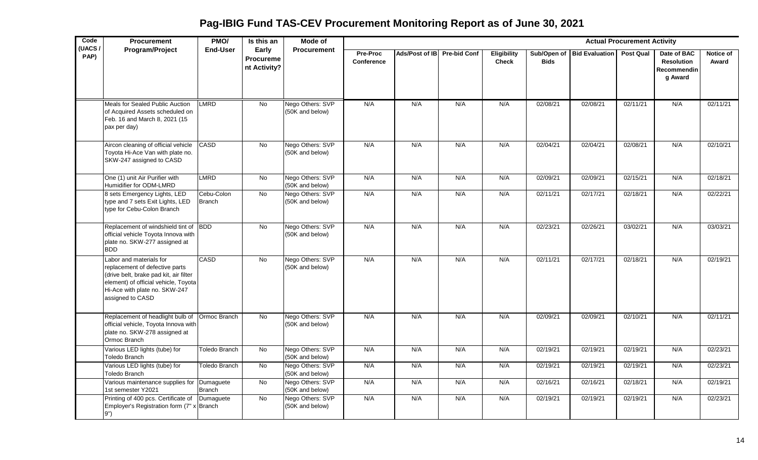# Pag-IBIG Fund TAS-CEV Procurement Monitoring Report as of June 30, 2021

| Code (UACS / PAP) | Procurement Program/Project | PMO/ End-User | Is this an Early Procurement Activity? | Mode of Procurement | Actual Procurement Activity | | | | | | | | |
|---|---|---|---|---|---|---|---|---|---|---|---|---|---|
| | | | | | Pre-Proc Conference | Ads/Post of IB | Pre-bid Conf | Eligibility Check | Sub/Open of Bids | Bid Evaluation | Post Qual | Date of BAC Resolution Recommending Award | Notice of Award |
| | Meals for Sealed Public Auction of Acquired Assets scheduled on Feb. 16 and March 8, 2021 (15 pax per day) | LMRD | No | Nego Others: SVP (50K and below) | N/A | N/A | N/A | N/A | 02/08/21 | 02/08/21 | 02/11/21 | N/A | 02/11/21 |
| | Aircon cleaning of official vehicle Toyota Hi-Ace Van with plate no. SKW-247 assigned to CASD | CASD | No | Nego Others: SVP (50K and below) | N/A | N/A | N/A | N/A | 02/04/21 | 02/04/21 | 02/08/21 | N/A | 02/10/21 |
| | One (1) unit Air Purifier with Humidifier for ODM-LMRD | LMRD | No | Nego Others: SVP (50K and below) | N/A | N/A | N/A | N/A | 02/09/21 | 02/09/21 | 02/15/21 | N/A | 02/18/21 |
| | 8 sets Emergency Lights, LED type and 7 sets Exit Lights, LED type for Cebu-Colon Branch | Cebu-Colon Branch | No | Nego Others: SVP (50K and below) | N/A | N/A | N/A | N/A | 02/11/21 | 02/17/21 | 02/18/21 | N/A | 02/22/21 |
| | Replacement of windshield tint of official vehicle Toyota Innova with plate no. SKW-277 assigned at BDD | BDD | No | Nego Others: SVP (50K and below) | N/A | N/A | N/A | N/A | 02/23/21 | 02/26/21 | 03/02/21 | N/A | 03/03/21 |
| | Labor and materials for replacement of defective parts (drive belt, brake pad kit, air filter element) of official vehicle, Toyota Hi-Ace with plate no. SKW-247 assigned to CASD | CASD | No | Nego Others: SVP (50K and below) | N/A | N/A | N/A | N/A | 02/11/21 | 02/17/21 | 02/18/21 | N/A | 02/19/21 |
| | Replacement of headlight bulb of official vehicle, Toyota Innova with plate no. SKW-278 assigned at Ormoc Branch | Ormoc Branch | No | Nego Others: SVP (50K and below) | N/A | N/A | N/A | N/A | 02/09/21 | 02/09/21 | 02/10/21 | N/A | 02/11/21 |
| | Various LED lights (tube) for Toledo Branch | Toledo Branch | No | Nego Others: SVP (50K and below) | N/A | N/A | N/A | N/A | 02/19/21 | 02/19/21 | 02/19/21 | N/A | 02/23/21 |
| | Various LED lights (tube) for Toledo Branch | Toledo Branch | No | Nego Others: SVP (50K and below) | N/A | N/A | N/A | N/A | 02/19/21 | 02/19/21 | 02/19/21 | N/A | 02/23/21 |
| | Various maintenance supplies for 1st semester Y2021 | Dumaguete Branch | No | Nego Others: SVP (50K and below) | N/A | N/A | N/A | N/A | 02/16/21 | 02/16/21 | 02/18/21 | N/A | 02/19/21 |
| | Printing of 400 pcs. Certificate of Employer's Registration form (7" x 9") | Dumaguete Branch | No | Nego Others: SVP (50K and below) | N/A | N/A | N/A | N/A | 02/19/21 | 02/19/21 | 02/19/21 | N/A | 02/23/21 |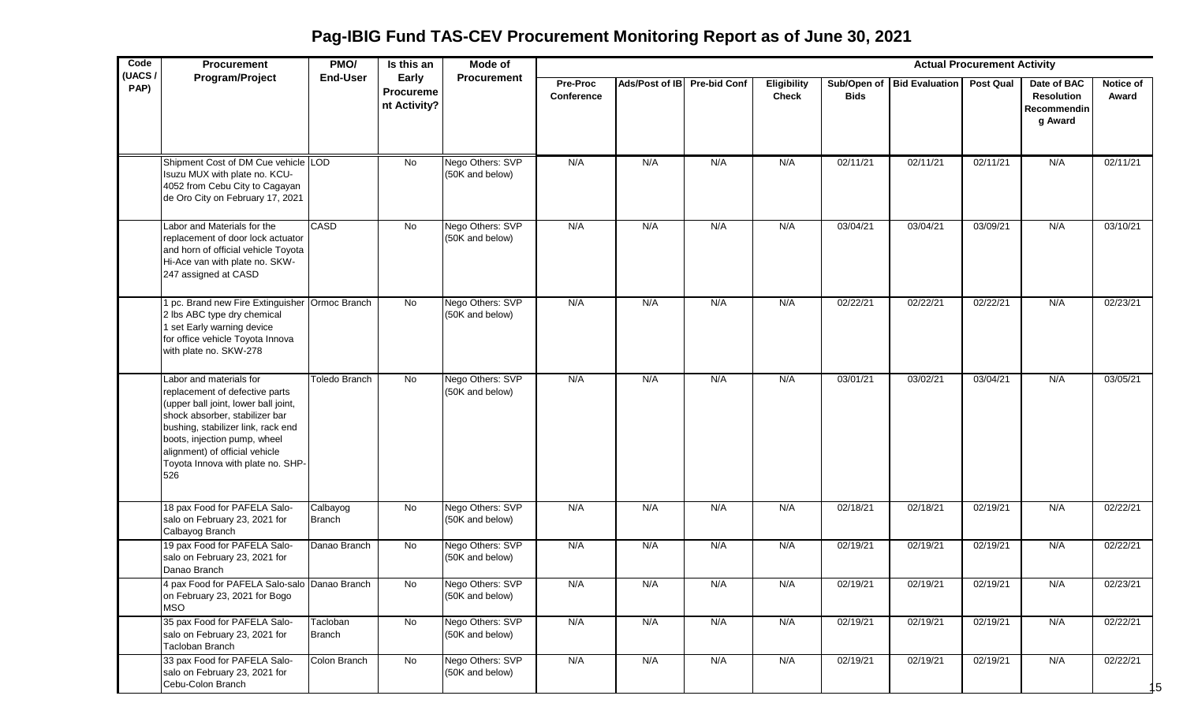# Pag-IBIG Fund TAS-CEV Procurement Monitoring Report as of June 30, 2021

| Code (UACS / PAP) | Procurement Program/Project | PMO/ End-User | Is this an Early Procurement Activity? | Mode of Procurement | Actual Procurement Activity | | | | | | | | |
|---|---|---|---|---|---|---|---|---|---|---|---|---|---|
| | | | | | Pre-Proc Conference | Ads/Post of IB | Pre-bid Conf | Eligibility Check | Sub/Open of Bids | Bid Evaluation | Post Qual | Date of BAC Resolution Recommending Award | Notice of Award |
| | Shipment Cost of DM Cue vehicle Isuzu MUX with plate no. KCU-4052 from Cebu City to Cagayan de Oro City on February 17, 2021 | LOD | No | Nego Others: SVP (50K and below) | N/A | N/A | N/A | N/A | 02/11/21 | 02/11/21 | 02/11/21 | N/A | 02/11/21 |
| | Labor and Materials for the replacement of door lock actuator and horn of official vehicle Toyota Hi-Ace van with plate no. SKW-247 assigned at CASD | CASD | No | Nego Others: SVP (50K and below) | N/A | N/A | N/A | N/A | 03/04/21 | 03/04/21 | 03/09/21 | N/A | 03/10/21 |
| | 1 pc. Brand new Fire Extinguisher 2 lbs ABC type dry chemical 1 set Early warning device for office vehicle Toyota Innova with plate no. SKW-278 | Ormoc Branch | No | Nego Others: SVP (50K and below) | N/A | N/A | N/A | N/A | 02/22/21 | 02/22/21 | 02/22/21 | N/A | 02/23/21 |
| | Labor and materials for replacement of defective parts (upper ball joint, lower ball joint, shock absorber, stabilizer bar bushing, stabilizer link, rack end boots, injection pump, wheel alignment) of official vehicle Toyota Innova with plate no. SHP-526 | Toledo Branch | No | Nego Others: SVP (50K and below) | N/A | N/A | N/A | N/A | 03/01/21 | 03/02/21 | 03/04/21 | N/A | 03/05/21 |
| | 18 pax Food for PAFELA Salo-salo on February 23, 2021 for Calbayog Branch | Calbayog Branch | No | Nego Others: SVP (50K and below) | N/A | N/A | N/A | N/A | 02/18/21 | 02/18/21 | 02/19/21 | N/A | 02/22/21 |
| | 19 pax Food for PAFELA Salo-salo on February 23, 2021 for Danao Branch | Danao Branch | No | Nego Others: SVP (50K and below) | N/A | N/A | N/A | N/A | 02/19/21 | 02/19/21 | 02/19/21 | N/A | 02/22/21 |
| | 4 pax Food for PAFELA Salo-salo on February 23, 2021 for Bogo MSO | Danao Branch | No | Nego Others: SVP (50K and below) | N/A | N/A | N/A | N/A | 02/19/21 | 02/19/21 | 02/19/21 | N/A | 02/23/21 |
| | 35 pax Food for PAFELA Salo-salo on February 23, 2021 for Tacloban Branch | Tacloban Branch | No | Nego Others: SVP (50K and below) | N/A | N/A | N/A | N/A | 02/19/21 | 02/19/21 | 02/19/21 | N/A | 02/22/21 |
| | 33 pax Food for PAFELA Salo-salo on February 23, 2021 for Cebu-Colon Branch | Colon Branch | No | Nego Others: SVP (50K and below) | N/A | N/A | N/A | N/A | 02/19/21 | 02/19/21 | 02/19/21 | N/A | 02/22/21 |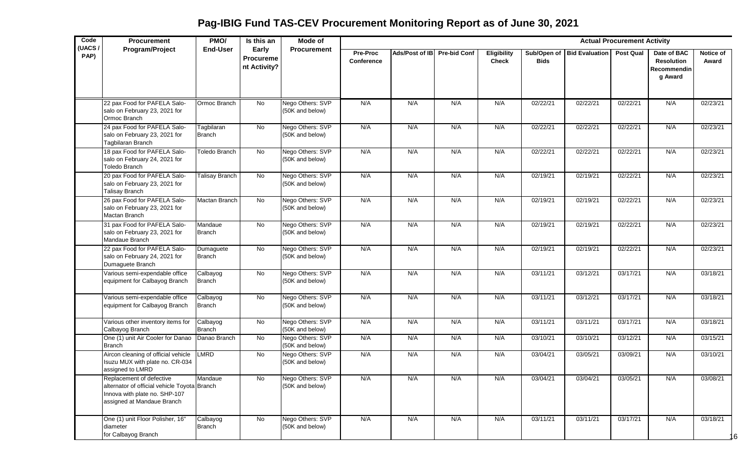# Pag-IBIG Fund TAS-CEV Procurement Monitoring Report as of June 30, 2021

| Code (UACS / PAP) | Procurement Program/Project | PMO/ End-User | Is this an Early Procurement Activity? | Mode of Procurement | Actual Procurement Activity | | | | | | | | |
|---|---|---|---|---|---|---|---|---|---|---|---|---|---|
| | | | | | Pre-Proc Conference | Ads/Post of IB | Pre-bid Conf | Eligibility Check | Sub/Open of Bids | Bid Evaluation | Post Qual | Date of BAC Resolution Recommending Award | Notice of Award |
| | 22 pax Food for PAFELA Salo-salo on February 23, 2021 for Ormoc Branch | Ormoc Branch | No | Nego Others: SVP (50K and below) | N/A | N/A | N/A | N/A | 02/22/21 | 02/22/21 | 02/22/21 | N/A | 02/23/21 |
| | 24 pax Food for PAFELA Salo-salo on February 23, 2021 for Tagbilaran Branch | Tagbilaran Branch | No | Nego Others: SVP (50K and below) | N/A | N/A | N/A | N/A | 02/22/21 | 02/22/21 | 02/22/21 | N/A | 02/23/21 |
| | 18 pax Food for PAFELA Salo-salo on February 24, 2021 for Toledo Branch | Toledo Branch | No | Nego Others: SVP (50K and below) | N/A | N/A | N/A | N/A | 02/22/21 | 02/22/21 | 02/22/21 | N/A | 02/23/21 |
| | 20 pax Food for PAFELA Salo-salo on February 23, 2021 for Talisay Branch | Talisay Branch | No | Nego Others: SVP (50K and below) | N/A | N/A | N/A | N/A | 02/19/21 | 02/19/21 | 02/22/21 | N/A | 02/23/21 |
| | 26 pax Food for PAFELA Salo-salo on February 23, 2021 for Mactan Branch | Mactan Branch | No | Nego Others: SVP (50K and below) | N/A | N/A | N/A | N/A | 02/19/21 | 02/19/21 | 02/22/21 | N/A | 02/23/21 |
| | 31 pax Food for PAFELA Salo-salo on February 23, 2021 for Mandaue Branch | Mandaue Branch | No | Nego Others: SVP (50K and below) | N/A | N/A | N/A | N/A | 02/19/21 | 02/19/21 | 02/22/21 | N/A | 02/23/21 |
| | 22 pax Food for PAFELA Salo-salo on February 24, 2021 for Dumaguete Branch | Dumaguete Branch | No | Nego Others: SVP (50K and below) | N/A | N/A | N/A | N/A | 02/19/21 | 02/19/21 | 02/22/21 | N/A | 02/23/21 |
| | Various semi-expendable office equipment for Calbayog Branch | Calbayog Branch | No | Nego Others: SVP (50K and below) | N/A | N/A | N/A | N/A | 03/11/21 | 03/12/21 | 03/17/21 | N/A | 03/18/21 |
| | Various semi-expendable office equipment for Calbayog Branch | Calbayog Branch | No | Nego Others: SVP (50K and below) | N/A | N/A | N/A | N/A | 03/11/21 | 03/12/21 | 03/17/21 | N/A | 03/18/21 |
| | Various other inventory items for Calbayog Branch | Calbayog Branch | No | Nego Others: SVP (50K and below) | N/A | N/A | N/A | N/A | 03/11/21 | 03/11/21 | 03/17/21 | N/A | 03/18/21 |
| | One (1) unit Air Cooler for Danao Branch | Danao Branch | No | Nego Others: SVP (50K and below) | N/A | N/A | N/A | N/A | 03/10/21 | 03/10/21 | 03/12/21 | N/A | 03/15/21 |
| | Aircon cleaning of official vehicle Isuzu MUX with plate no. CR-034 assigned to LMRD | LMRD | No | Nego Others: SVP (50K and below) | N/A | N/A | N/A | N/A | 03/04/21 | 03/05/21 | 03/09/21 | N/A | 03/10/21 |
| | Replacement of defective alternator of official vehicle Toyota Innova with plate no. SHP-107 assigned at Mandaue Branch | Mandaue Branch | No | Nego Others: SVP (50K and below) | N/A | N/A | N/A | N/A | 03/04/21 | 03/04/21 | 03/05/21 | N/A | 03/08/21 |
| | One (1) unit Floor Polisher, 16" diameter for Calbayog Branch | Calbayog Branch | No | Nego Others: SVP (50K and below) | N/A | N/A | N/A | N/A | 03/11/21 | 03/11/21 | 03/17/21 | N/A | 03/18/21 |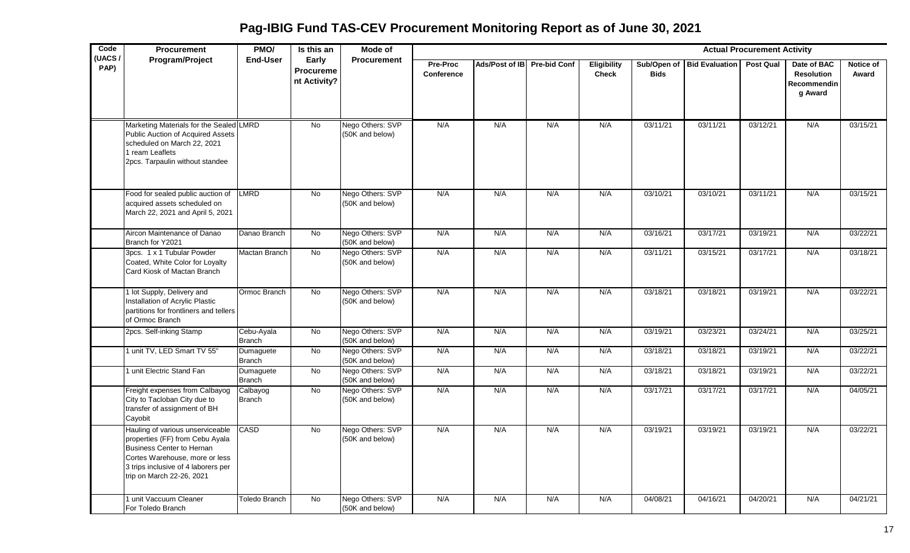# Pag-IBIG Fund TAS-CEV Procurement Monitoring Report as of June 30, 2021

| Code (UACS / PAP) | Procurement Program/Project | PMO/ End-User | Is this an Early Procurement Activity? | Mode of Procurement | Actual Procurement Activity | | | | | | | | |
|---|---|---|---|---|---|---|---|---|---|---|---|---|---|
| | | | | | Pre-Proc Conference | Ads/Post of IB | Pre-bid Conf | Eligibility Check | Sub/Open of Bids | Bid Evaluation | Post Qual | Date of BAC Resolution Recommending Award | Notice of Award |
| | Marketing Materials for the Sealed Public Auction of Acquired Assets scheduled on March 22, 2021<br>1 ream Leaflets<br>2pcs. Tarpaulin without standee | LMRD | No | Nego Others: SVP (50K and below) | N/A | N/A | N/A | N/A | 03/11/21 | 03/11/21 | 03/12/21 | N/A | 03/15/21 |
| | Food for sealed public auction of acquired assets scheduled on March 22, 2021 and April 5, 2021 | LMRD | No | Nego Others: SVP (50K and below) | N/A | N/A | N/A | N/A | 03/10/21 | 03/10/21 | 03/11/21 | N/A | 03/15/21 |
| | Aircon Maintenance of Danao Branch for Y2021 | Danao Branch | No | Nego Others: SVP (50K and below) | N/A | N/A | N/A | N/A | 03/16/21 | 03/17/21 | 03/19/21 | N/A | 03/22/21 |
| | 3pcs. 1 x 1 Tubular Powder Coated, White Color for Loyalty Card Kiosk of Mactan Branch | Mactan Branch | No | Nego Others: SVP (50K and below) | N/A | N/A | N/A | N/A | 03/11/21 | 03/15/21 | 03/17/21 | N/A | 03/18/21 |
| | 1 lot Supply, Delivery and Installation of Acrylic Plastic partitions for frontliners and tellers of Ormoc Branch | Ormoc Branch | No | Nego Others: SVP (50K and below) | N/A | N/A | N/A | N/A | 03/18/21 | 03/18/21 | 03/19/21 | N/A | 03/22/21 |
| | 2pcs. Self-inking Stamp | Cebu-Ayala Branch | No | Nego Others: SVP (50K and below) | N/A | N/A | N/A | N/A | 03/19/21 | 03/23/21 | 03/24/21 | N/A | 03/25/21 |
| | 1 unit TV, LED Smart TV 55" | Dumaguete Branch | No | Nego Others: SVP (50K and below) | N/A | N/A | N/A | N/A | 03/18/21 | 03/18/21 | 03/19/21 | N/A | 03/22/21 |
| | 1 unit Electric Stand Fan | Dumaguete Branch | No | Nego Others: SVP (50K and below) | N/A | N/A | N/A | N/A | 03/18/21 | 03/18/21 | 03/19/21 | N/A | 03/22/21 |
| | Freight expenses from Calbayog City to Tacloban City due to transfer of assignment of BH Cayobit | Calbayog Branch | No | Nego Others: SVP (50K and below) | N/A | N/A | N/A | N/A | 03/17/21 | 03/17/21 | 03/17/21 | N/A | 04/05/21 |
| | Hauling of various unserviceable properties (FF) from Cebu Ayala Business Center to Hernan Cortes Warehouse, more or less 3 trips inclusive of 4 laborers per trip on March 22-26, 2021 | CASD | No | Nego Others: SVP (50K and below) | N/A | N/A | N/A | N/A | 03/19/21 | 03/19/21 | 03/19/21 | N/A | 03/22/21 |
| | 1 unit Vaccuum Cleaner For Toledo Branch | Toledo Branch | No | Nego Others: SVP (50K and below) | N/A | N/A | N/A | N/A | 04/08/21 | 04/16/21 | 04/20/21 | N/A | 04/21/21 |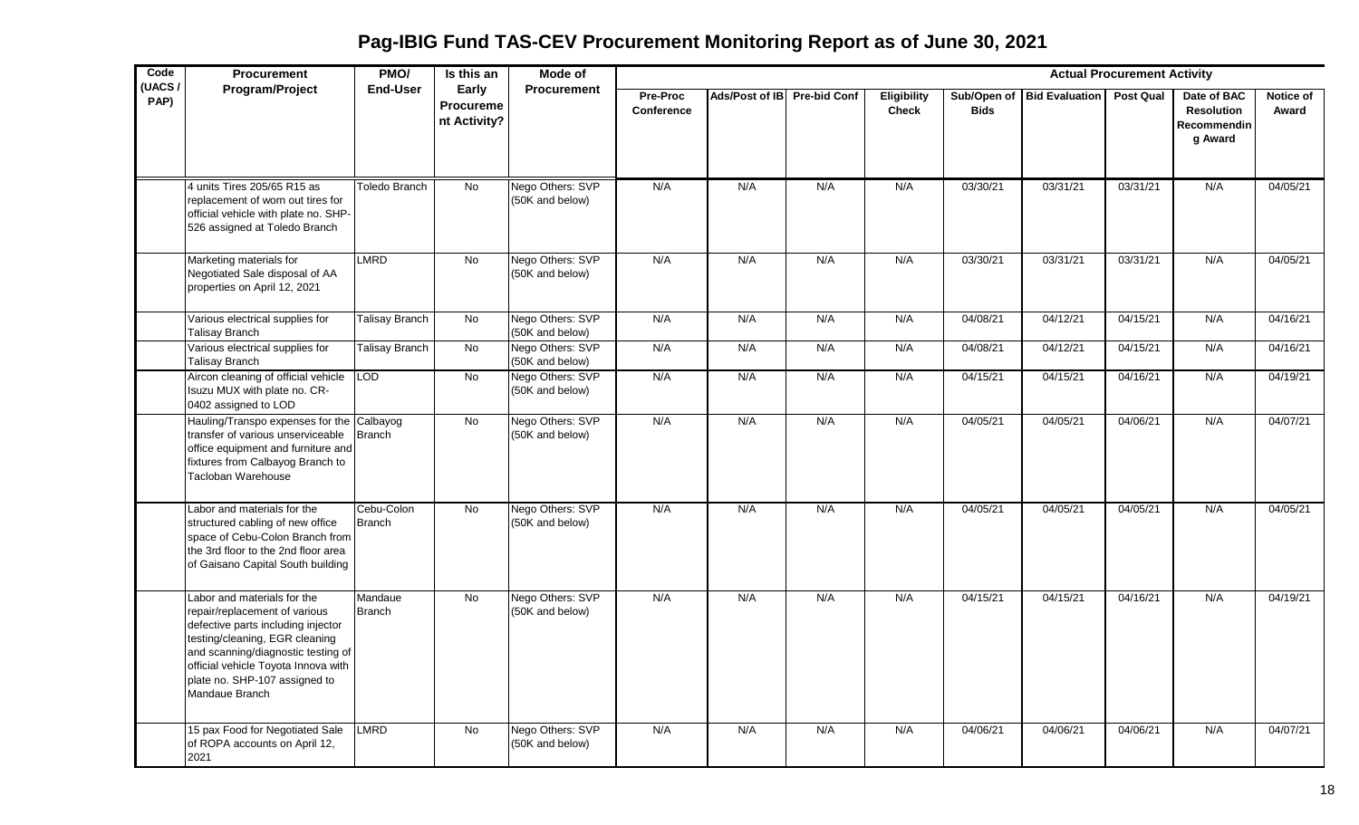# Pag-IBIG Fund TAS-CEV Procurement Monitoring Report as of June 30, 2021

| Code (UACS / PAP) | Procurement Program/Project | PMO/ End-User | Is this an Early Procurement Activity? | Mode of Procurement | Actual Procurement Activity | | | | | | | | |
|---|---|---|---|---|---|---|---|---|---|---|---|---|---|
| | | | | | Pre-Proc Conference | Ads/Post of IB | Pre-bid Conf | Eligibility Check | Sub/Open of Bids | Bid Evaluation | Post Qual | Date of BAC Resolution Recommending Award | Notice of Award |
| | 4 units Tires 205/65 R15 as replacement of worn out tires for official vehicle with plate no. SHP-526 assigned at Toledo Branch | Toledo Branch | No | Nego Others: SVP (50K and below) | N/A | N/A | N/A | N/A | 03/30/21 | 03/31/21 | 03/31/21 | N/A | 04/05/21 |
| | Marketing materials for Negotiated Sale disposal of AA properties on April 12, 2021 | LMRD | No | Nego Others: SVP (50K and below) | N/A | N/A | N/A | N/A | 03/30/21 | 03/31/21 | 03/31/21 | N/A | 04/05/21 |
| | Various electrical supplies for Talisay Branch | Talisay Branch | No | Nego Others: SVP (50K and below) | N/A | N/A | N/A | N/A | 04/08/21 | 04/12/21 | 04/15/21 | N/A | 04/16/21 |
| | Various electrical supplies for Talisay Branch | Talisay Branch | No | Nego Others: SVP (50K and below) | N/A | N/A | N/A | N/A | 04/08/21 | 04/12/21 | 04/15/21 | N/A | 04/16/21 |
| | Aircon cleaning of official vehicle Isuzu MUX with plate no. CR-0402 assigned to LOD | LOD | No | Nego Others: SVP (50K and below) | N/A | N/A | N/A | N/A | 04/15/21 | 04/15/21 | 04/16/21 | N/A | 04/19/21 |
| | Hauling/Transpo expenses for the transfer of various unserviceable office equipment and furniture and fixtures from Calbayog Branch to Tacloban Warehouse | Calbayog Branch | No | Nego Others: SVP (50K and below) | N/A | N/A | N/A | N/A | 04/05/21 | 04/05/21 | 04/06/21 | N/A | 04/07/21 |
| | Labor and materials for the structured cabling of new office space of Cebu-Colon Branch from the 3rd floor to the 2nd floor area of Gaisano Capital South building | Cebu-Colon Branch | No | Nego Others: SVP (50K and below) | N/A | N/A | N/A | N/A | 04/05/21 | 04/05/21 | 04/05/21 | N/A | 04/05/21 |
| | Labor and materials for the repair/replacement of various defective parts including injector testing/cleaning, EGR cleaning and scanning/diagnostic testing of official vehicle Toyota Innova with plate no. SHP-107 assigned to Mandaue Branch | Mandaue Branch | No | Nego Others: SVP (50K and below) | N/A | N/A | N/A | N/A | 04/15/21 | 04/15/21 | 04/16/21 | N/A | 04/19/21 |
| | 15 pax Food for Negotiated Sale of ROPA accounts on April 12, 2021 | LMRD | No | Nego Others: SVP (50K and below) | N/A | N/A | N/A | N/A | 04/06/21 | 04/06/21 | 04/06/21 | N/A | 04/07/21 |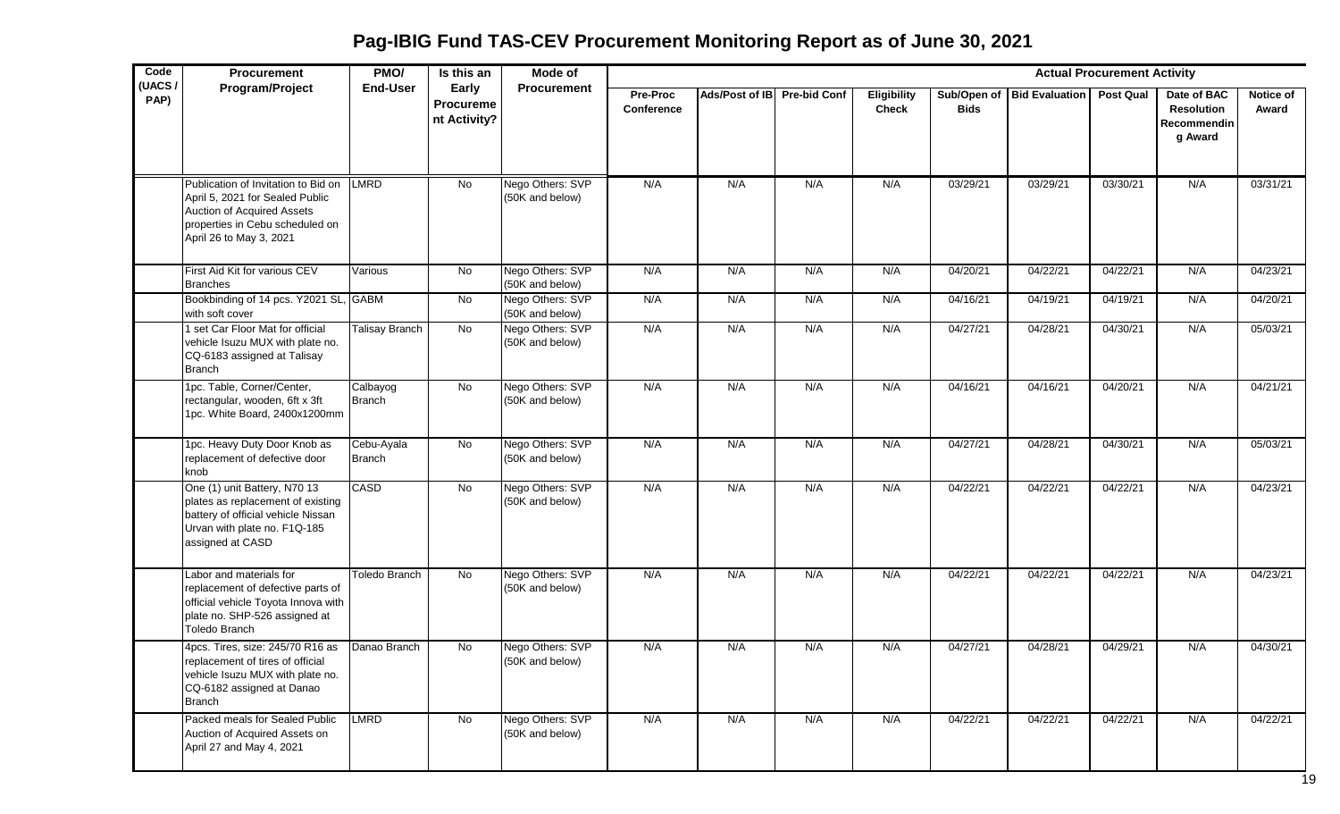# Pag-IBIG Fund TAS-CEV Procurement Monitoring Report as of June 30, 2021

| Code (UACS / PAP) | Procurement Program/Project | PMO/ End-User | Is this an Early Procurement Activity? | Mode of Procurement | Actual Procurement Activity | | | | | | | | |
|---|---|---|---|---|---|---|---|---|---|---|---|---|---|
| | | | | | Pre-Proc Conference | Ads/Post of IB | Pre-bid Conf | Eligibility Check | Sub/Open of Bids | Bid Evaluation | Post Qual | Date of BAC Resolution Recommending Award | Notice of Award |
| | Publication of Invitation to Bid on April 5, 2021 for Sealed Public Auction of Acquired Assets properties in Cebu scheduled on April 26 to May 3, 2021 | LMRD | No | Nego Others: SVP (50K and below) | N/A | N/A | N/A | N/A | 03/29/21 | 03/29/21 | 03/30/21 | N/A | 03/31/21 |
| | First Aid Kit for various CEV Branches | Various | No | Nego Others: SVP (50K and below) | N/A | N/A | N/A | N/A | 04/20/21 | 04/22/21 | 04/22/21 | N/A | 04/23/21 |
| | Bookbinding of 14 pcs. Y2021 SL, with soft cover | GABM | No | Nego Others: SVP (50K and below) | N/A | N/A | N/A | N/A | 04/16/21 | 04/19/21 | 04/19/21 | N/A | 04/20/21 |
| | 1 set Car Floor Mat for official vehicle Isuzu MUX with plate no. CQ-6183 assigned at Talisay Branch | Talisay Branch | No | Nego Others: SVP (50K and below) | N/A | N/A | N/A | N/A | 04/27/21 | 04/28/21 | 04/30/21 | N/A | 05/03/21 |
| | 1pc. Table, Corner/Center, rectangular, wooden, 6ft x 3ft 1pc. White Board, 2400x1200mm | Calbayog Branch | No | Nego Others: SVP (50K and below) | N/A | N/A | N/A | N/A | 04/16/21 | 04/16/21 | 04/20/21 | N/A | 04/21/21 |
| | 1pc. Heavy Duty Door Knob as replacement of defective door knob | Cebu-Ayala Branch | No | Nego Others: SVP (50K and below) | N/A | N/A | N/A | N/A | 04/27/21 | 04/28/21 | 04/30/21 | N/A | 05/03/21 |
| | One (1) unit Battery, N70 13 plates as replacement of existing battery of official vehicle Nissan Urvan with plate no. F1Q-185 assigned at CASD | CASD | No | Nego Others: SVP (50K and below) | N/A | N/A | N/A | N/A | 04/22/21 | 04/22/21 | 04/22/21 | N/A | 04/23/21 |
| | Labor and materials for replacement of defective parts of official vehicle Toyota Innova with plate no. SHP-526 assigned at Toledo Branch | Toledo Branch | No | Nego Others: SVP (50K and below) | N/A | N/A | N/A | N/A | 04/22/21 | 04/22/21 | 04/22/21 | N/A | 04/23/21 |
| | 4pcs. Tires, size: 245/70 R16 as replacement of tires of official vehicle Isuzu MUX with plate no. CQ-6182 assigned at Danao Branch | Danao Branch | No | Nego Others: SVP (50K and below) | N/A | N/A | N/A | N/A | 04/27/21 | 04/28/21 | 04/29/21 | N/A | 04/30/21 |
| | Packed meals for Sealed Public Auction of Acquired Assets on April 27 and May 4, 2021 | LMRD | No | Nego Others: SVP (50K and below) | N/A | N/A | N/A | N/A | 04/22/21 | 04/22/21 | 04/22/21 | N/A | 04/22/21 |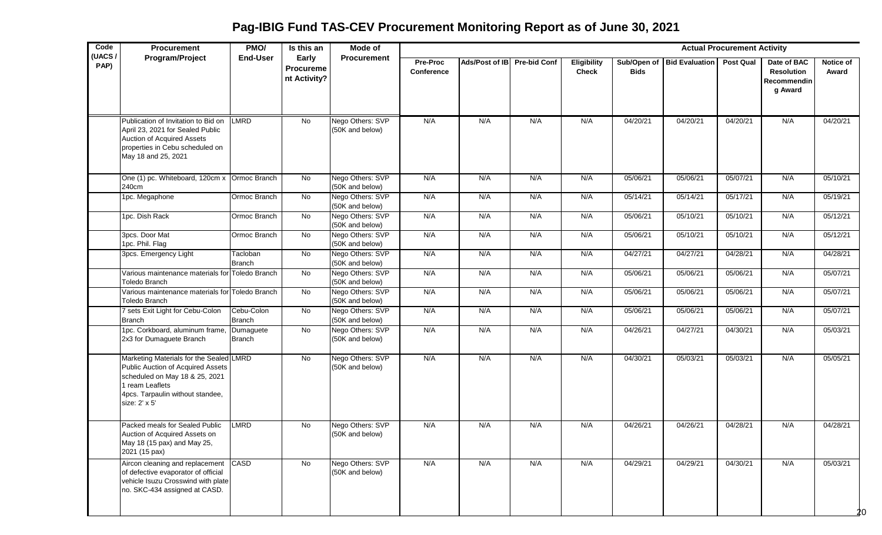# Pag-IBIG Fund TAS-CEV Procurement Monitoring Report as of June 30, 2021

| Code (UACS / PAP) | Procurement Program/Project | PMO/ End-User | Is this an Early Procurement Activity? | Mode of Procurement | Actual Procurement Activity | | | | | | | | |
|---|---|---|---|---|---|---|---|---|---|---|---|---|---|
| | | | | | Pre-Proc Conference | Ads/Post of IB | Pre-bid Conf | Eligibility Check | Sub/Open of Bids | Bid Evaluation | Post Qual | Date of BAC Resolution Recommending Award | Notice of Award |
| | Publication of Invitation to Bid on April 23, 2021 for Sealed Public Auction of Acquired Assets properties in Cebu scheduled on May 18 and 25, 2021 | LMRD | No | Nego Others: SVP (50K and below) | N/A | N/A | N/A | N/A | 04/20/21 | 04/20/21 | 04/20/21 | N/A | 04/20/21 |
| | One (1) pc. Whiteboard, 120cm x 240cm | Ormoc Branch | No | Nego Others: SVP (50K and below) | N/A | N/A | N/A | N/A | 05/06/21 | 05/06/21 | 05/07/21 | N/A | 05/10/21 |
| | 1pc. Megaphone | Ormoc Branch | No | Nego Others: SVP (50K and below) | N/A | N/A | N/A | N/A | 05/14/21 | 05/14/21 | 05/17/21 | N/A | 05/19/21 |
| | 1pc. Dish Rack | Ormoc Branch | No | Nego Others: SVP (50K and below) | N/A | N/A | N/A | N/A | 05/06/21 | 05/10/21 | 05/10/21 | N/A | 05/12/21 |
| | 3pcs. Door Mat<br>1pc. Phil. Flag | Ormoc Branch | No | Nego Others: SVP (50K and below) | N/A | N/A | N/A | N/A | 05/06/21 | 05/10/21 | 05/10/21 | N/A | 05/12/21 |
| | 3pcs. Emergency Light | Tacloban Branch | No | Nego Others: SVP (50K and below) | N/A | N/A | N/A | N/A | 04/27/21 | 04/27/21 | 04/28/21 | N/A | 04/28/21 |
| | Various maintenance materials for Toledo Branch | Toledo Branch | No | Nego Others: SVP (50K and below) | N/A | N/A | N/A | N/A | 05/06/21 | 05/06/21 | 05/06/21 | N/A | 05/07/21 |
| | Various maintenance materials for Toledo Branch | Toledo Branch | No | Nego Others: SVP (50K and below) | N/A | N/A | N/A | N/A | 05/06/21 | 05/06/21 | 05/06/21 | N/A | 05/07/21 |
| | 7 sets Exit Light for Cebu-Colon Branch | Cebu-Colon Branch | No | Nego Others: SVP (50K and below) | N/A | N/A | N/A | N/A | 05/06/21 | 05/06/21 | 05/06/21 | N/A | 05/07/21 |
| | 1pc. Corkboard, aluminum frame, 2x3 for Dumaguete Branch | Dumaguete Branch | No | Nego Others: SVP (50K and below) | N/A | N/A | N/A | N/A | 04/26/21 | 04/27/21 | 04/30/21 | N/A | 05/03/21 |
| | Marketing Materials for the Sealed Public Auction of Acquired Assets scheduled on May 18 & 25, 2021<br>1 ream Leaflets<br>4pcs. Tarpaulin without standee, size: 2' x 5' | LMRD | No | Nego Others: SVP (50K and below) | N/A | N/A | N/A | N/A | 04/30/21 | 05/03/21 | 05/03/21 | N/A | 05/05/21 |
| | Packed meals for Sealed Public Auction of Acquired Assets on May 18 (15 pax) and May 25, 2021 (15 pax) | LMRD | No | Nego Others: SVP (50K and below) | N/A | N/A | N/A | N/A | 04/26/21 | 04/26/21 | 04/28/21 | N/A | 04/28/21 |
| | Aircon cleaning and replacement of defective evaporator of official vehicle Isuzu Crosswind with plate no. SKC-434 assigned at CASD. | CASD | No | Nego Others: SVP (50K and below) | N/A | N/A | N/A | N/A | 04/29/21 | 04/29/21 | 04/30/21 | N/A | 05/03/21 |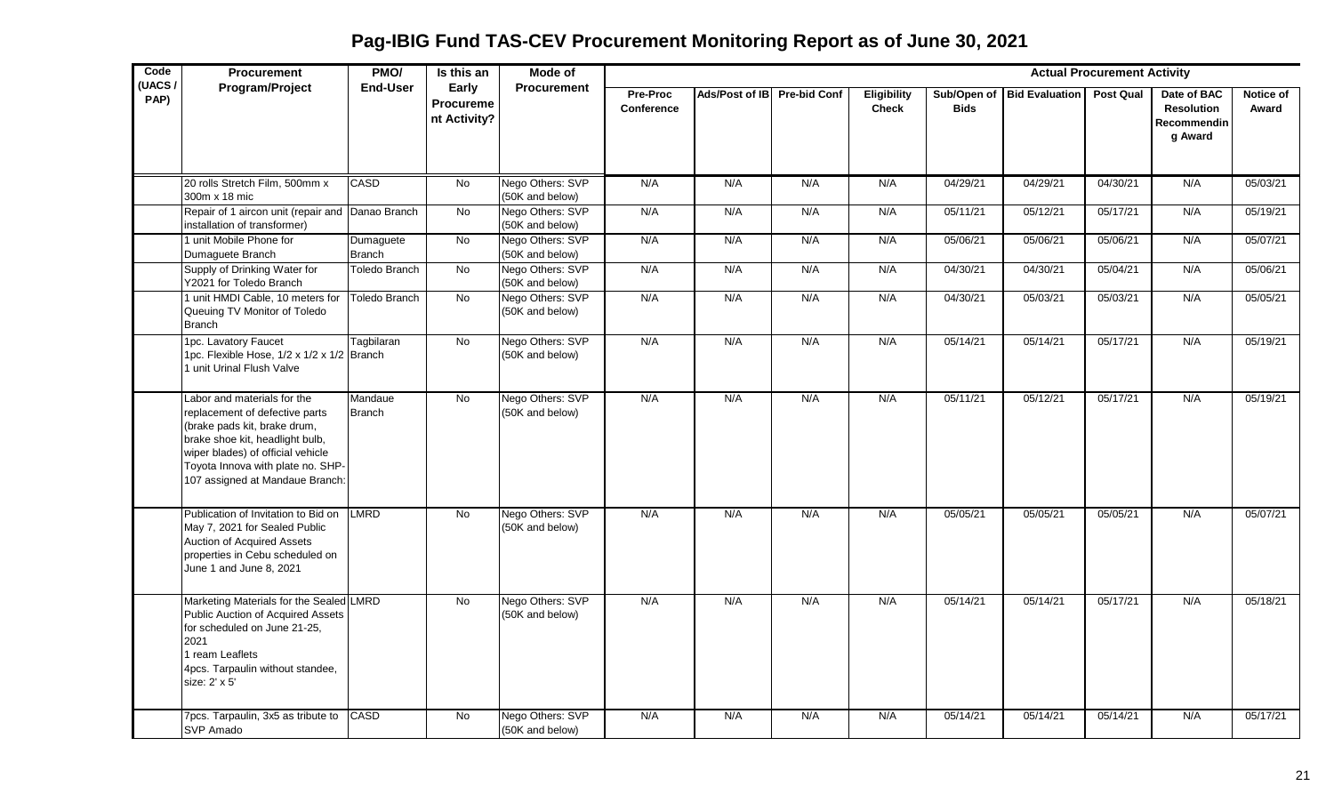# Pag-IBIG Fund TAS-CEV Procurement Monitoring Report as of June 30, 2021

| Code (UACS / PAP) | Procurement Program/Project | PMO/ End-User | Is this an Early Procurement Activity? | Mode of Procurement | Actual Procurement Activity | | | | | | | | |
|---|---|---|---|---|---|---|---|---|---|---|---|---|---|
| | | | | | Pre-Proc Conference | Ads/Post of IB | Pre-bid Conf | Eligibility Check | Sub/Open of Bids | Bid Evaluation | Post Qual | Date of BAC Resolution Recommending Award | Notice of Award |
| | 20 rolls Stretch Film, 500mm x 300m x 18 mic | CASD | No | Nego Others: SVP (50K and below) | N/A | N/A | N/A | N/A | 04/29/21 | 04/29/21 | 04/30/21 | N/A | 05/03/21 |
| | Repair of 1 aircon unit (repair and installation of transformer) | Danao Branch | No | Nego Others: SVP (50K and below) | N/A | N/A | N/A | N/A | 05/11/21 | 05/12/21 | 05/17/21 | N/A | 05/19/21 |
| | 1 unit Mobile Phone for Dumaguete Branch | Dumaguete Branch | No | Nego Others: SVP (50K and below) | N/A | N/A | N/A | N/A | 05/06/21 | 05/06/21 | 05/06/21 | N/A | 05/07/21 |
| | Supply of Drinking Water for Y2021 for Toledo Branch | Toledo Branch | No | Nego Others: SVP (50K and below) | N/A | N/A | N/A | N/A | 04/30/21 | 04/30/21 | 05/04/21 | N/A | 05/06/21 |
| | 1 unit HMDI Cable, 10 meters for Queuing TV Monitor of Toledo Branch | Toledo Branch | No | Nego Others: SVP (50K and below) | N/A | N/A | N/A | N/A | 04/30/21 | 05/03/21 | 05/03/21 | N/A | 05/05/21 |
| | 1pc. Lavatory Faucet<br>1pc. Flexible Hose, 1/2 x 1/2 x 1/2<br>1 unit Urinal Flush Valve | Tagbilaran Branch | No | Nego Others: SVP (50K and below) | N/A | N/A | N/A | N/A | 05/14/21 | 05/14/21 | 05/17/21 | N/A | 05/19/21 |
| | Labor and materials for the replacement of defective parts (brake pads kit, brake drum, brake shoe kit, headlight bulb, wiper blades) of official vehicle Toyota Innova with plate no. SHP-107 assigned at Mandaue Branch: | Mandaue Branch | No | Nego Others: SVP (50K and below) | N/A | N/A | N/A | N/A | 05/11/21 | 05/12/21 | 05/17/21 | N/A | 05/19/21 |
| | Publication of Invitation to Bid on May 7, 2021 for Sealed Public Auction of Acquired Assets properties in Cebu scheduled on June 1 and June 8, 2021 | LMRD | No | Nego Others: SVP (50K and below) | N/A | N/A | N/A | N/A | 05/05/21 | 05/05/21 | 05/05/21 | N/A | 05/07/21 |
| | Marketing Materials for the Sealed Public Auction of Acquired Assets for scheduled on June 21-25, 2021<br>1 ream Leaflets<br>4pcs. Tarpaulin without standee, size: 2' x 5' | LMRD | No | Nego Others: SVP (50K and below) | N/A | N/A | N/A | N/A | 05/14/21 | 05/14/21 | 05/17/21 | N/A | 05/18/21 |
| | 7pcs. Tarpaulin, 3x5 as tribute to SVP Amado | CASD | No | Nego Others: SVP (50K and below) | N/A | N/A | N/A | N/A | 05/14/21 | 05/14/21 | 05/14/21 | N/A | 05/17/21 |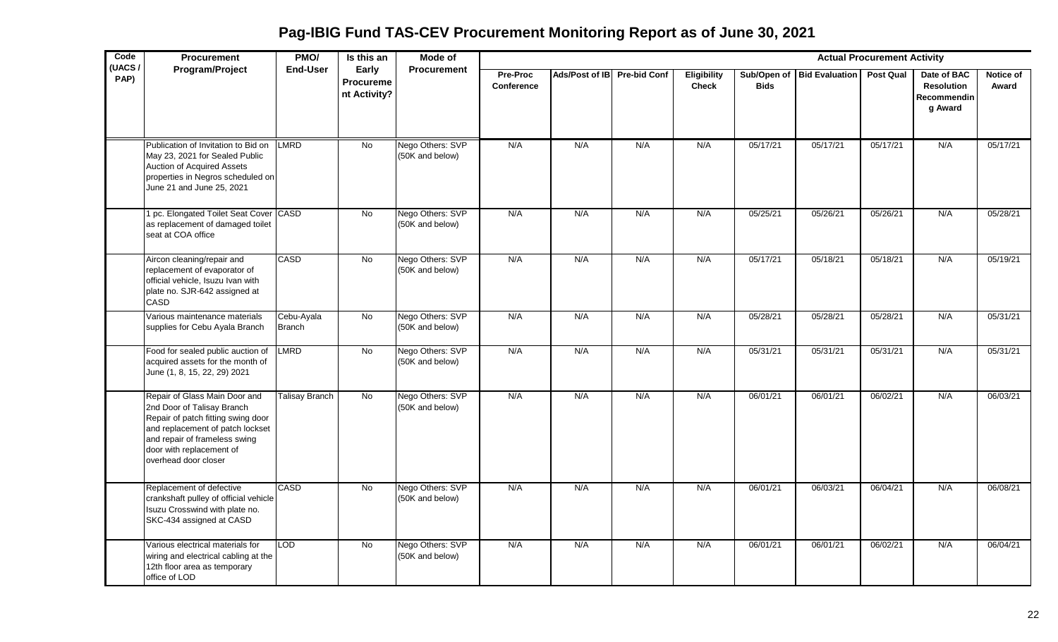# Pag-IBIG Fund TAS-CEV Procurement Monitoring Report as of June 30, 2021

| Code (UACS / PAP) | Procurement Program/Project | PMO/ End-User | Is this an Early Procurement Activity? | Mode of Procurement | Actual Procurement Activity | | | | | | | | |
|---|---|---|---|---|---|---|---|---|---|---|---|---|---|
| | | | | | Pre-Proc Conference | Ads/Post of IB | Pre-bid Conf | Eligibility Check | Sub/Open of Bids | Bid Evaluation | Post Qual | Date of BAC Resolution Recommending Award | Notice of Award |
| | Publication of Invitation to Bid on May 23, 2021 for Sealed Public Auction of Acquired Assets properties in Negros scheduled on June 21 and June 25, 2021 | LMRD | No | Nego Others: SVP (50K and below) | N/A | N/A | N/A | N/A | 05/17/21 | 05/17/21 | 05/17/21 | N/A | 05/17/21 |
| | 1 pc. Elongated Toilet Seat Cover as replacement of damaged toilet seat at COA office | CASD | No | Nego Others: SVP (50K and below) | N/A | N/A | N/A | N/A | 05/25/21 | 05/26/21 | 05/26/21 | N/A | 05/28/21 |
| | Aircon cleaning/repair and replacement of evaporator of official vehicle, Isuzu Ivan with plate no. SJR-642 assigned at CASD | CASD | No | Nego Others: SVP (50K and below) | N/A | N/A | N/A | N/A | 05/17/21 | 05/18/21 | 05/18/21 | N/A | 05/19/21 |
| | Various maintenance materials supplies for Cebu Ayala Branch | Cebu-Ayala Branch | No | Nego Others: SVP (50K and below) | N/A | N/A | N/A | N/A | 05/28/21 | 05/28/21 | 05/28/21 | N/A | 05/31/21 |
| | Food for sealed public auction of acquired assets for the month of June (1, 8, 15, 22, 29) 2021 | LMRD | No | Nego Others: SVP (50K and below) | N/A | N/A | N/A | N/A | 05/31/21 | 05/31/21 | 05/31/21 | N/A | 05/31/21 |
| | Repair of Glass Main Door and 2nd Door of Talisay Branch Repair of patch fitting swing door and replacement of patch lockset and repair of frameless swing door with replacement of overhead door closer | Talisay Branch | No | Nego Others: SVP (50K and below) | N/A | N/A | N/A | N/A | 06/01/21 | 06/01/21 | 06/02/21 | N/A | 06/03/21 |
| | Replacement of defective crankshaft pulley of official vehicle Isuzu Crosswind with plate no. SKC-434 assigned at CASD | CASD | No | Nego Others: SVP (50K and below) | N/A | N/A | N/A | N/A | 06/01/21 | 06/03/21 | 06/04/21 | N/A | 06/08/21 |
| | Various electrical materials for wiring and electrical cabling at the 12th floor area as temporary office of LOD | LOD | No | Nego Others: SVP (50K and below) | N/A | N/A | N/A | N/A | 06/01/21 | 06/01/21 | 06/02/21 | N/A | 06/04/21 |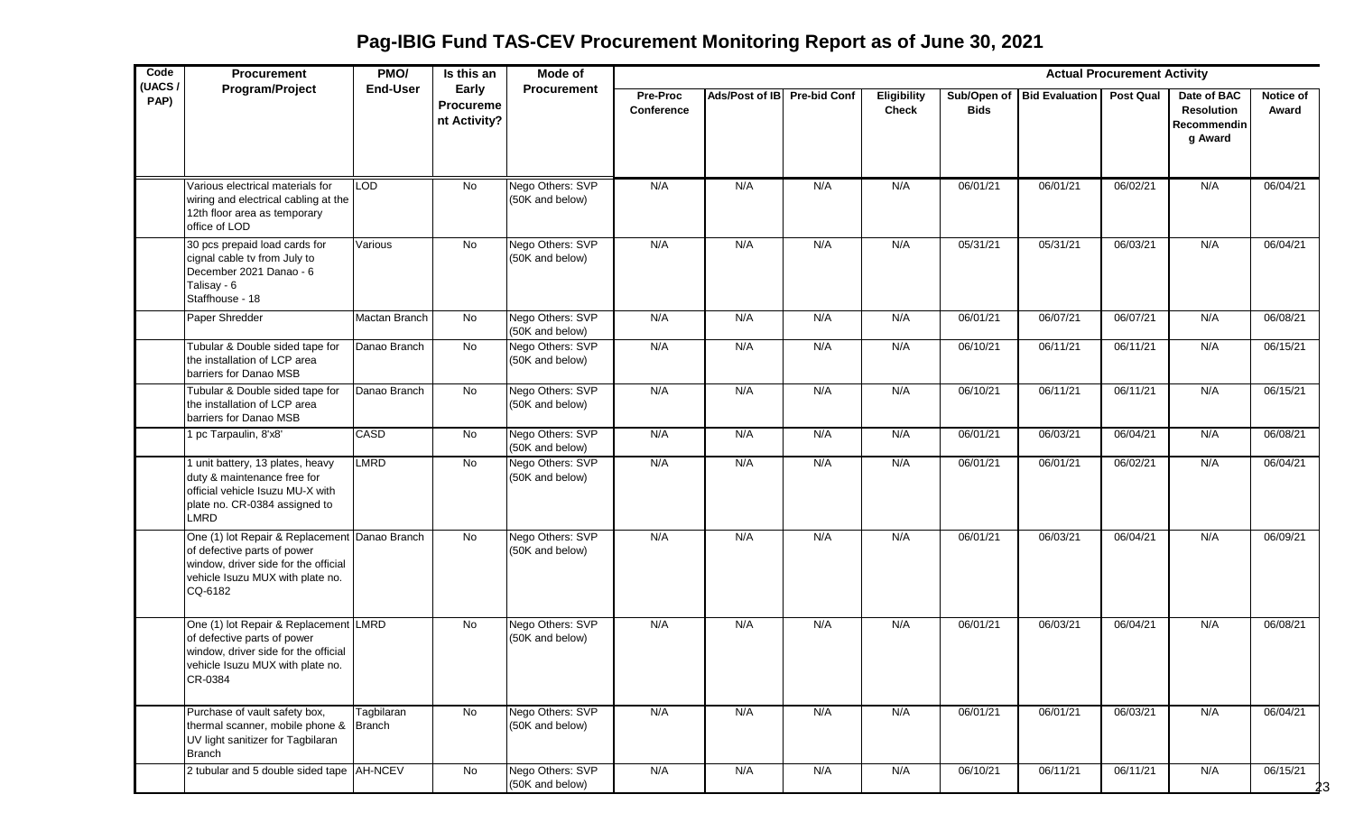# Pag-IBIG Fund TAS-CEV Procurement Monitoring Report as of June 30, 2021

| Code (UACS / PAP) | Procurement Program/Project | PMO/ End-User | Is this an Early Procurement Activity? | Mode of Procurement | Actual Procurement Activity | | | | | | | | |
|---|---|---|---|---|---|---|---|---|---|---|---|---|---|
| | | | | | Pre-Proc Conference | Ads/Post of IB | Pre-bid Conf | Eligibility Check | Sub/Open of Bids | Bid Evaluation | Post Qual | Date of BAC Resolution Recommending Award | Notice of Award |
| | Various electrical materials for wiring and electrical cabling at the 12th floor area as temporary office of LOD | LOD | No | Nego Others: SVP (50K and below) | N/A | N/A | N/A | N/A | 06/01/21 | 06/01/21 | 06/02/21 | N/A | 06/04/21 |
| | 30 pcs prepaid load cards for cignal cable tv from July to December 2021 Danao - 6 Talisay - 6 Staffhouse - 18 | Various | No | Nego Others: SVP (50K and below) | N/A | N/A | N/A | N/A | 05/31/21 | 05/31/21 | 06/03/21 | N/A | 06/04/21 |
| | Paper Shredder | Mactan Branch | No | Nego Others: SVP (50K and below) | N/A | N/A | N/A | N/A | 06/01/21 | 06/07/21 | 06/07/21 | N/A | 06/08/21 |
| | Tubular & Double sided tape for the installation of LCP area barriers for Danao MSB | Danao Branch | No | Nego Others: SVP (50K and below) | N/A | N/A | N/A | N/A | 06/10/21 | 06/11/21 | 06/11/21 | N/A | 06/15/21 |
| | Tubular & Double sided tape for the installation of LCP area barriers for Danao MSB | Danao Branch | No | Nego Others: SVP (50K and below) | N/A | N/A | N/A | N/A | 06/10/21 | 06/11/21 | 06/11/21 | N/A | 06/15/21 |
| | 1 pc Tarpaulin, 8'x8' | CASD | No | Nego Others: SVP (50K and below) | N/A | N/A | N/A | N/A | 06/01/21 | 06/03/21 | 06/04/21 | N/A | 06/08/21 |
| | 1 unit battery, 13 plates, heavy duty & maintenance free for official vehicle Isuzu MU-X with plate no. CR-0384 assigned to LMRD | LMRD | No | Nego Others: SVP (50K and below) | N/A | N/A | N/A | N/A | 06/01/21 | 06/01/21 | 06/02/21 | N/A | 06/04/21 |
| | One (1) lot Repair & Replacement of defective parts of power window, driver side for the official vehicle Isuzu MUX with plate no. CQ-6182 | Danao Branch | No | Nego Others: SVP (50K and below) | N/A | N/A | N/A | N/A | 06/01/21 | 06/03/21 | 06/04/21 | N/A | 06/09/21 |
| | One (1) lot Repair & Replacement of defective parts of power window, driver side for the official vehicle Isuzu MUX with plate no. CR-0384 | LMRD | No | Nego Others: SVP (50K and below) | N/A | N/A | N/A | N/A | 06/01/21 | 06/03/21 | 06/04/21 | N/A | 06/08/21 |
| | Purchase of vault safety box, thermal scanner, mobile phone & UV light sanitizer for Tagbilaran Branch | Tagbilaran Branch | No | Nego Others: SVP (50K and below) | N/A | N/A | N/A | N/A | 06/01/21 | 06/01/21 | 06/03/21 | N/A | 06/04/21 |
| | 2 tubular and 5 double sided tape | AH-NCEV | No | Nego Others: SVP (50K and below) | N/A | N/A | N/A | N/A | 06/10/21 | 06/11/21 | 06/11/21 | N/A | 06/15/21 |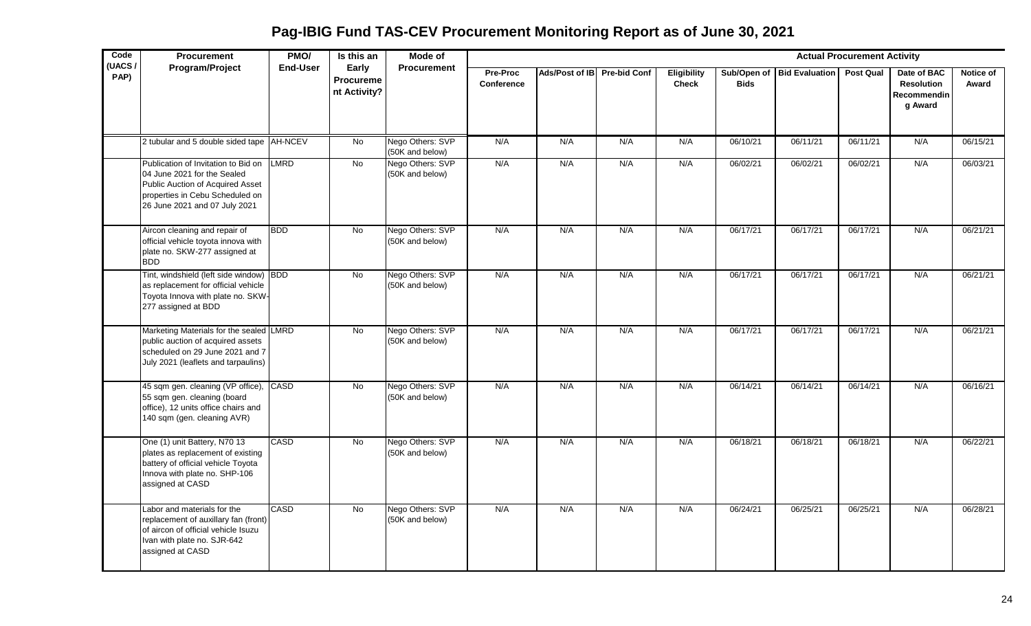# Pag-IBIG Fund TAS-CEV Procurement Monitoring Report as of June 30, 2021

| Code (UACS / PAP) | Procurement Program/Project | PMO/ End-User | Is this an Early Procurement Activity? | Mode of Procurement | Actual Procurement Activity | | | | | | | | |
|---|---|---|---|---|---|---|---|---|---|---|---|---|---|
| | | | | | Pre-Proc Conference | Ads/Post of IB | Pre-bid Conf | Eligibility Check | Sub/Open of Bids | Bid Evaluation | Post Qual | Date of BAC Resolution Recommending Award | Notice of Award |
| | 2 tubular and 5 double sided tape | AH-NCEV | No | Nego Others: SVP (50K and below) | N/A | N/A | N/A | N/A | 06/10/21 | 06/11/21 | 06/11/21 | N/A | 06/15/21 |
| | Publication of Invitation to Bid on 04 June 2021 for the Sealed Public Auction of Acquired Asset properties in Cebu Scheduled on 26 June 2021 and 07 July 2021 | LMRD | No | Nego Others: SVP (50K and below) | N/A | N/A | N/A | N/A | 06/02/21 | 06/02/21 | 06/02/21 | N/A | 06/03/21 |
| | Aircon cleaning and repair of official vehicle toyota innova with plate no. SKW-277 assigned at BDD | BDD | No | Nego Others: SVP (50K and below) | N/A | N/A | N/A | N/A | 06/17/21 | 06/17/21 | 06/17/21 | N/A | 06/21/21 |
| | Tint, windshield (left side window) as replacement for official vehicle Toyota Innova with plate no. SKW-277 assigned at BDD | BDD | No | Nego Others: SVP (50K and below) | N/A | N/A | N/A | N/A | 06/17/21 | 06/17/21 | 06/17/21 | N/A | 06/21/21 |
| | Marketing Materials for the sealed public auction of acquired assets scheduled on 29 June 2021 and 7 July 2021 (leaflets and tarpaulins) | LMRD | No | Nego Others: SVP (50K and below) | N/A | N/A | N/A | N/A | 06/17/21 | 06/17/21 | 06/17/21 | N/A | 06/21/21 |
| | 45 sqm gen. cleaning (VP office), 55 sqm gen. cleaning (board office), 12 units office chairs and 140 sqm (gen. cleaning AVR) | CASD | No | Nego Others: SVP (50K and below) | N/A | N/A | N/A | N/A | 06/14/21 | 06/14/21 | 06/14/21 | N/A | 06/16/21 |
| | One (1) unit Battery, N70 13 plates as replacement of existing battery of official vehicle Toyota Innova with plate no. SHP-106 assigned at CASD | CASD | No | Nego Others: SVP (50K and below) | N/A | N/A | N/A | N/A | 06/18/21 | 06/18/21 | 06/18/21 | N/A | 06/22/21 |
| | Labor and materials for the replacement of auxillary fan (front) of aircon of official vehicle Isuzu Ivan with plate no. SJR-642 assigned at CASD | CASD | No | Nego Others: SVP (50K and below) | N/A | N/A | N/A | N/A | 06/24/21 | 06/25/21 | 06/25/21 | N/A | 06/28/21 |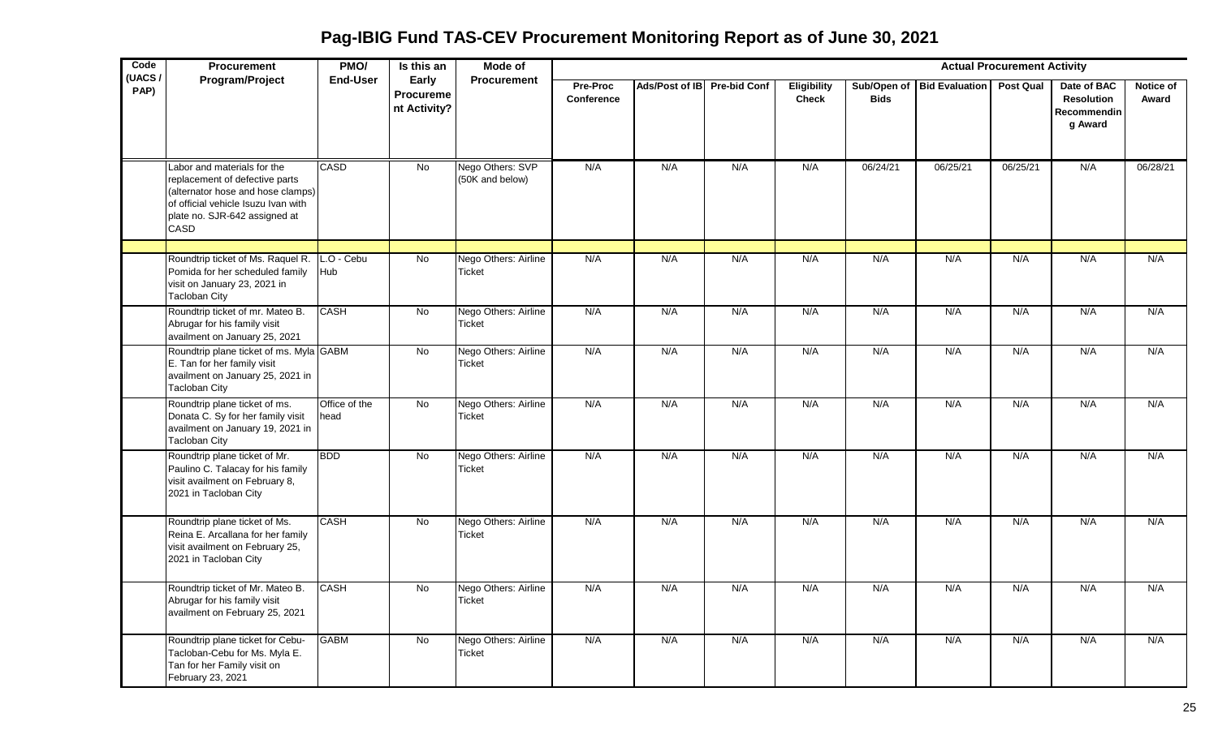# Pag-IBIG Fund TAS-CEV Procurement Monitoring Report as of June 30, 2021

| Code (UACS / PAP) | Procurement Program/Project | PMO/ End-User | Is this an Early Procurement Activity? | Mode of Procurement | Actual Procurement Activity | | | | | | | | |
|---|---|---|---|---|---|---|---|---|---|---|---|---|---|
| | | | | | Pre-Proc Conference | Ads/Post of IB | Pre-bid Conf | Eligibility Check | Sub/Open of Bids | Bid Evaluation | Post Qual | Date of BAC Resolution Recommending Award | Notice of Award |
| | Labor and materials for the replacement of defective parts (alternator hose and hose clamps) of official vehicle Isuzu Ivan with plate no. SJR-642 assigned at CASD | CASD | No | Nego Others: SVP (50K and below) | N/A | N/A | N/A | N/A | 06/24/21 | 06/25/21 | 06/25/21 | N/A | 06/28/21 |
| | | | | | | | | | | | | | |
| | Roundtrip ticket of Ms. Raquel R. Pomida for her scheduled family visit on January 23, 2021 in Tacloban City | L.O - Cebu Hub | No | Nego Others: Airline Ticket | N/A | N/A | N/A | N/A | N/A | N/A | N/A | N/A | N/A |
| | Roundtrip ticket of mr. Mateo B. Abrugar for his family visit availment on January 25, 2021 | CASH | No | Nego Others: Airline Ticket | N/A | N/A | N/A | N/A | N/A | N/A | N/A | N/A | N/A |
| | Roundtrip plane ticket of ms. Myla E. Tan for her family visit availment on January 25, 2021 in Tacloban City | GABM | No | Nego Others: Airline Ticket | N/A | N/A | N/A | N/A | N/A | N/A | N/A | N/A | N/A |
| | Roundtrip plane ticket of ms. Donata C. Sy for her family visit availment on January 19, 2021 in Tacloban City | Office of the head | No | Nego Others: Airline Ticket | N/A | N/A | N/A | N/A | N/A | N/A | N/A | N/A | N/A |
| | Roundtrip plane ticket of Mr. Paulino C. Talacay for his family visit availment on February 8, 2021 in Tacloban City | BDD | No | Nego Others: Airline Ticket | N/A | N/A | N/A | N/A | N/A | N/A | N/A | N/A | N/A |
| | Roundtrip plane ticket of Ms. Reina E. Arcallana for her family visit availment on February 25, 2021 in Tacloban City | CASH | No | Nego Others: Airline Ticket | N/A | N/A | N/A | N/A | N/A | N/A | N/A | N/A | N/A |
| | Roundtrip ticket of Mr. Mateo B. Abrugar for his family visit availment on February 25, 2021 | CASH | No | Nego Others: Airline Ticket | N/A | N/A | N/A | N/A | N/A | N/A | N/A | N/A | N/A |
| | Roundtrip plane ticket for Cebu-Tacloban-Cebu for Ms. Myla E. Tan for her Family visit on February 23, 2021 | GABM | No | Nego Others: Airline Ticket | N/A | N/A | N/A | N/A | N/A | N/A | N/A | N/A | N/A |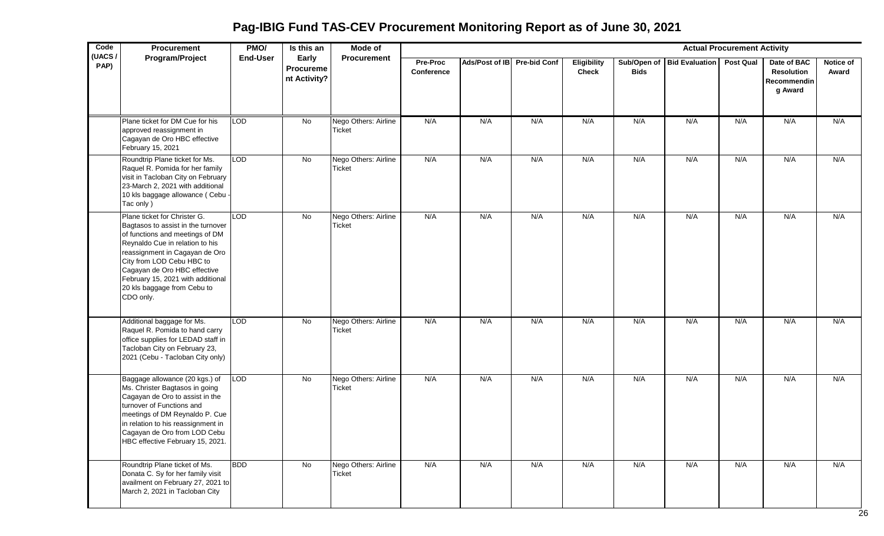# Pag-IBIG Fund TAS-CEV Procurement Monitoring Report as of June 30, 2021

| Code (UACS / PAP) | Procurement Program/Project | PMO/ End-User | Is this an Early Procurement Activity? | Mode of Procurement | Actual Procurement Activity | | | | | | | | |
|---|---|---|---|---|---|---|---|---|---|---|---|---|---|
| | | | | | Pre-Proc Conference | Ads/Post of IB | Pre-bid Conf | Eligibility Check | Sub/Open of Bids | Bid Evaluation | Post Qual | Date of BAC Resolution Recommending Award | Notice of Award |
| | Plane ticket for DM Cue for his approved reassignment in Cagayan de Oro HBC effective February 15, 2021 | LOD | No | Nego Others: Airline Ticket | N/A | N/A | N/A | N/A | N/A | N/A | N/A | N/A | N/A |
| | Roundtrip Plane ticket for Ms. Raquel R. Pomida for her family visit in Tacloban City on February 23-March 2, 2021 with additional 10 kls baggage allowance ( Cebu - Tac only ) | LOD | No | Nego Others: Airline Ticket | N/A | N/A | N/A | N/A | N/A | N/A | N/A | N/A | N/A |
| | Plane ticket for Christer G. Bagtasos to assist in the turnover of functions and meetings of DM Reynaldo Cue in relation to his reassignment in Cagayan de Oro City from LOD Cebu HBC to Cagayan de Oro HBC effective February 15, 2021 with additional 20 kls baggage from Cebu to CDO only. | LOD | No | Nego Others: Airline Ticket | N/A | N/A | N/A | N/A | N/A | N/A | N/A | N/A | N/A |
| | Additional baggage for Ms. Raquel R. Pomida to hand carry office supplies for LEDAD staff in Tacloban City on February 23, 2021 (Cebu - Tacloban City only) | LOD | No | Nego Others: Airline Ticket | N/A | N/A | N/A | N/A | N/A | N/A | N/A | N/A | N/A |
| | Baggage allowance (20 kgs.) of Ms. Christer Bagtasos in going Cagayan de Oro to assist in the turnover of Functions and meetings of DM Reynaldo P. Cue in relation to his reassignment in Cagayan de Oro from LOD Cebu HBC effective February 15, 2021. | LOD | No | Nego Others: Airline Ticket | N/A | N/A | N/A | N/A | N/A | N/A | N/A | N/A | N/A |
| | Roundtrip Plane ticket of Ms. Donata C. Sy for her family visit availment on February 27, 2021 to March 2, 2021 in Tacloban City | BDD | No | Nego Others: Airline Ticket | N/A | N/A | N/A | N/A | N/A | N/A | N/A | N/A | N/A |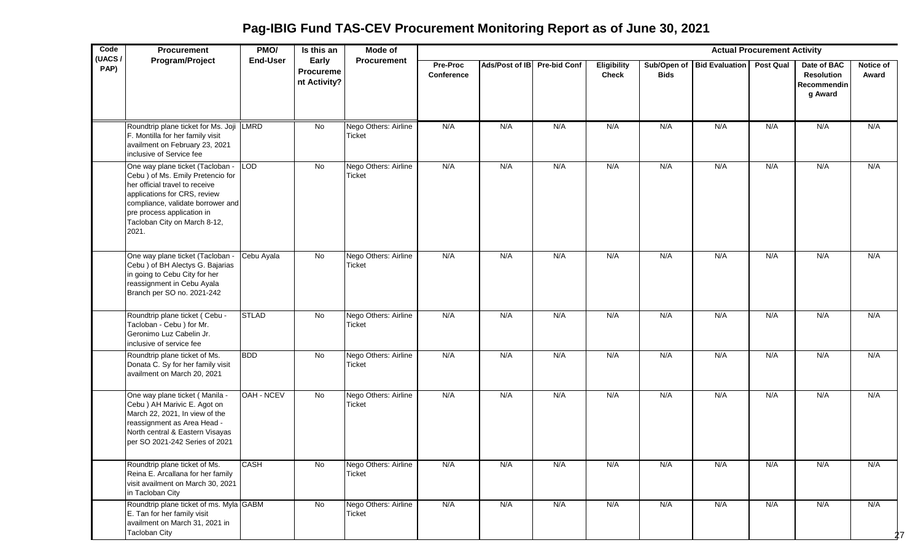# Pag-IBIG Fund TAS-CEV Procurement Monitoring Report as of June 30, 2021

| Code (UACS / PAP) | Procurement Program/Project | PMO/ End-User | Is this an Early Procurement Activity? | Mode of Procurement | Actual Procurement Activity | | | | | | | | |
|---|---|---|---|---|---|---|---|---|---|---|---|---|---|
| | | | | | Pre-Proc Conference | Ads/Post of IB | Pre-bid Conf | Eligibility Check | Sub/Open of Bids | Bid Evaluation | Post Qual | Date of BAC Resolution Recommending Award | Notice of Award |
| | Roundtrip plane ticket for Ms. Joji F. Montilla for her family visit availment on February 23, 2021 inclusive of Service fee | LMRD | No | Nego Others: Airline Ticket | N/A | N/A | N/A | N/A | N/A | N/A | N/A | N/A | N/A |
| | One way plane ticket (Tacloban - Cebu ) of Ms. Emily Pretencio for her official travel to receive applications for CRS, review compliance, validate borrower and pre process application in Tacloban City on March 8-12, 2021. | LOD | No | Nego Others: Airline Ticket | N/A | N/A | N/A | N/A | N/A | N/A | N/A | N/A | N/A |
| | One way plane ticket (Tacloban - Cebu ) of BH Alectys G. Bajarias in going to Cebu City for her reassignment in Cebu Ayala Branch per SO no. 2021-242 | Cebu Ayala | No | Nego Others: Airline Ticket | N/A | N/A | N/A | N/A | N/A | N/A | N/A | N/A | N/A |
| | Roundtrip plane ticket ( Cebu - Tacloban - Cebu ) for Mr. Geronimo Luz Cabelin Jr. inclusive of service fee | STLAD | No | Nego Others: Airline Ticket | N/A | N/A | N/A | N/A | N/A | N/A | N/A | N/A | N/A |
| | Roundtrip plane ticket of Ms. Donata C. Sy for her family visit availment on March 20, 2021 | BDD | No | Nego Others: Airline Ticket | N/A | N/A | N/A | N/A | N/A | N/A | N/A | N/A | N/A |
| | One way plane ticket ( Manila - Cebu ) AH Marivic E. Agot on March 22, 2021, In view of the reassignment as Area Head - North central & Eastern Visayas per SO 2021-242 Series of 2021 | OAH - NCEV | No | Nego Others: Airline Ticket | N/A | N/A | N/A | N/A | N/A | N/A | N/A | N/A | N/A |
| | Roundtrip plane ticket of Ms. Reina E. Arcallana for her family visit availment on March 30, 2021 in Tacloban City | CASH | No | Nego Others: Airline Ticket | N/A | N/A | N/A | N/A | N/A | N/A | N/A | N/A | N/A |
| | Roundtrip plane ticket of ms. Myla E. Tan for her family visit availment on March 31, 2021 in Tacloban City | GABM | No | Nego Others: Airline Ticket | N/A | N/A | N/A | N/A | N/A | N/A | N/A | N/A | N/A |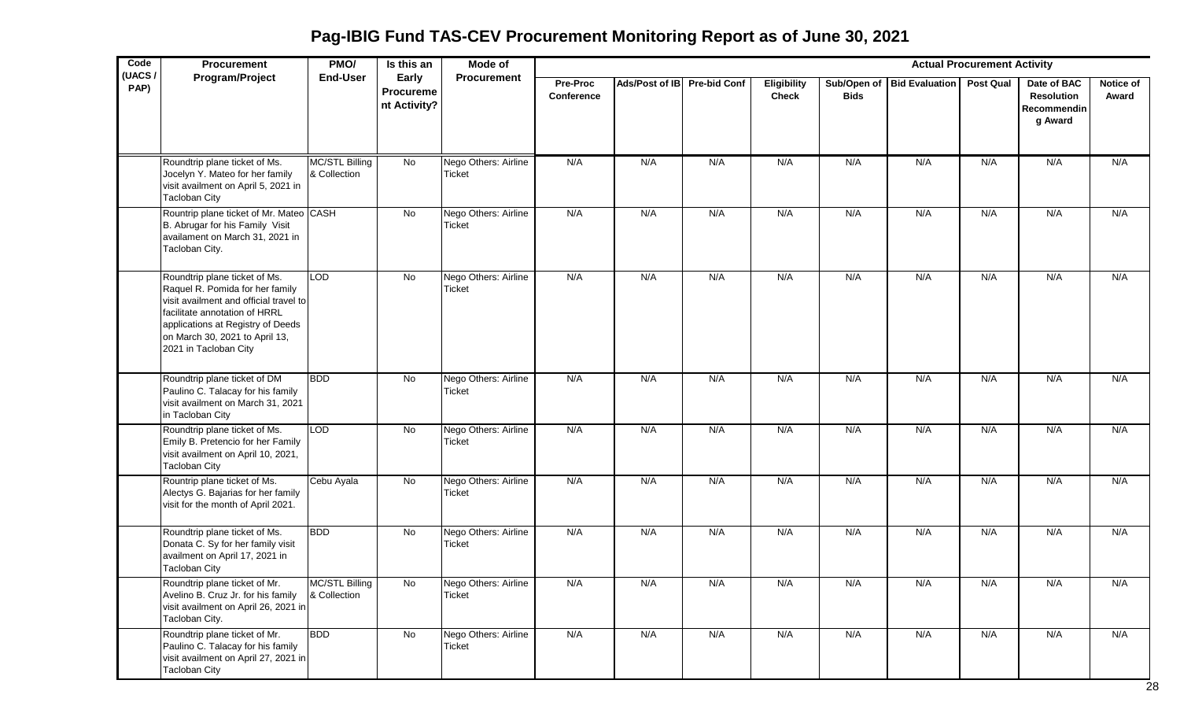# Pag-IBIG Fund TAS-CEV Procurement Monitoring Report as of June 30, 2021

| Code (UACS / PAP) | Procurement Program/Project | PMO/ End-User | Is this an Early Procurement Activity? | Mode of Procurement | Actual Procurement Activity | | | | | | | | |
|---|---|---|---|---|---|---|---|---|---|---|---|---|---|
| | | | | | Pre-Proc Conference | Ads/Post of IB | Pre-bid Conf | Eligibility Check | Sub/Open of Bids | Bid Evaluation | Post Qual | Date of BAC Resolution Recommending Award | Notice of Award |
| | Roundtrip plane ticket of Ms. Jocelyn Y. Mateo for her family visit availment on April 5, 2021 in Tacloban City | MC/STL Billing & Collection | No | Nego Others: Airline Ticket | N/A | N/A | N/A | N/A | N/A | N/A | N/A | N/A | N/A |
| | Rountrip plane ticket of Mr. Mateo B. Abrugar for his Family Visit availament on March 31, 2021 in Tacloban City. | CASH | No | Nego Others: Airline Ticket | N/A | N/A | N/A | N/A | N/A | N/A | N/A | N/A | N/A |
| | Roundtrip plane ticket of Ms. Raquel R. Pomida for her family visit availment and official travel to facilitate annotation of HRRL applications at Registry of Deeds on March 30, 2021 to April 13, 2021 in Tacloban City | LOD | No | Nego Others: Airline Ticket | N/A | N/A | N/A | N/A | N/A | N/A | N/A | N/A | N/A |
| | Roundtrip plane ticket of DM Paulino C. Talacay for his family visit availment on March 31, 2021 in Tacloban City | BDD | No | Nego Others: Airline Ticket | N/A | N/A | N/A | N/A | N/A | N/A | N/A | N/A | N/A |
| | Roundtrip plane ticket of Ms. Emily B. Pretencio for her Family visit availment on April 10, 2021, Tacloban City | LOD | No | Nego Others: Airline Ticket | N/A | N/A | N/A | N/A | N/A | N/A | N/A | N/A | N/A |
| | Rountrip plane ticket of Ms. Alectys G. Bajarias for her family visit for the month of April 2021. | Cebu Ayala | No | Nego Others: Airline Ticket | N/A | N/A | N/A | N/A | N/A | N/A | N/A | N/A | N/A |
| | Roundtrip plane ticket of Ms. Donata C. Sy for her family visit availment on April 17, 2021 in Tacloban City | BDD | No | Nego Others: Airline Ticket | N/A | N/A | N/A | N/A | N/A | N/A | N/A | N/A | N/A |
| | Roundtrip plane ticket of Mr. Avelino B. Cruz Jr. for his family visit availment on April 26, 2021 in Tacloban City. | MC/STL Billing & Collection | No | Nego Others: Airline Ticket | N/A | N/A | N/A | N/A | N/A | N/A | N/A | N/A | N/A |
| | Roundtrip plane ticket of Mr. Paulino C. Talacay for his family visit availment on April 27, 2021 in Tacloban City | BDD | No | Nego Others: Airline Ticket | N/A | N/A | N/A | N/A | N/A | N/A | N/A | N/A | N/A |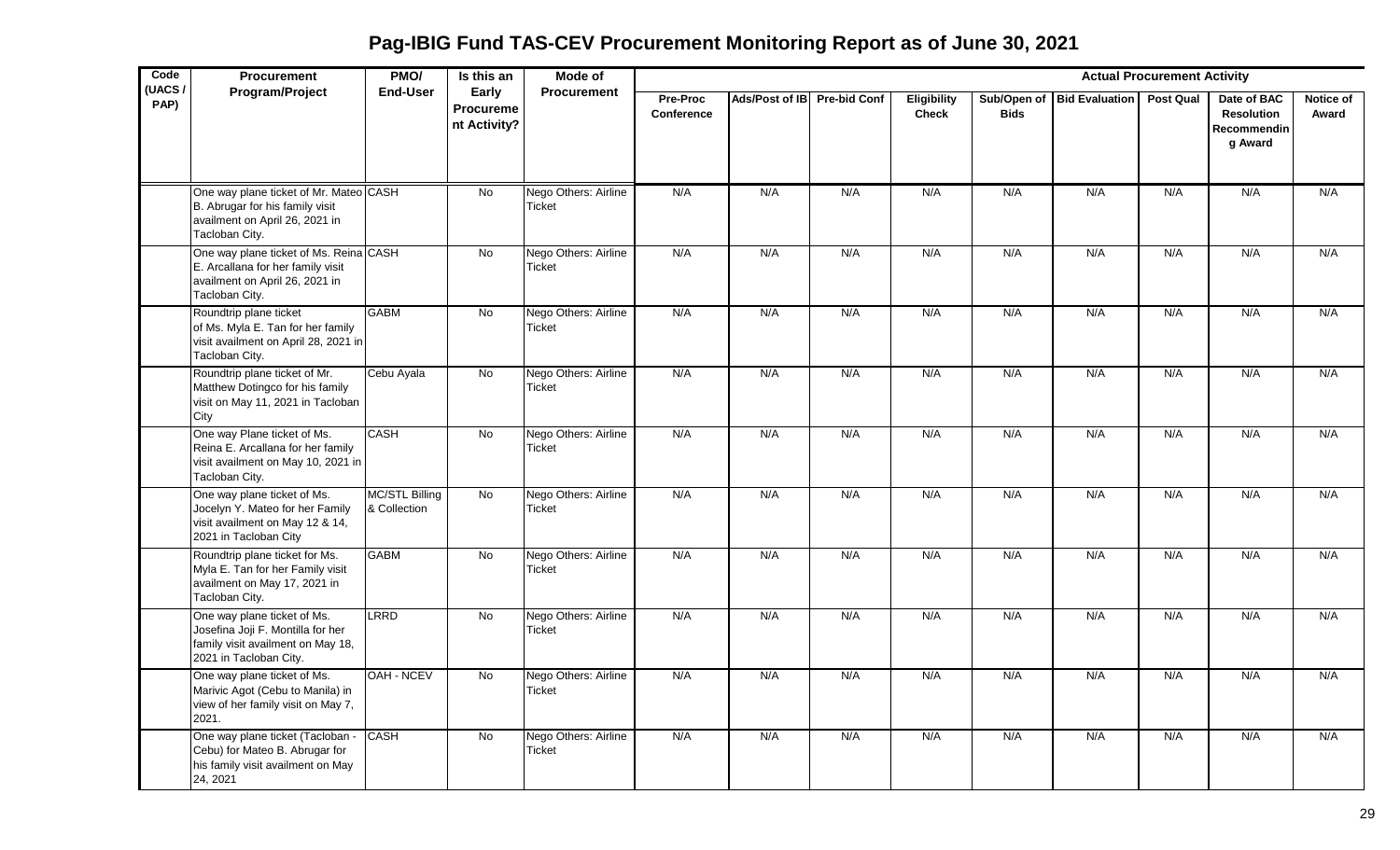# Pag-IBIG Fund TAS-CEV Procurement Monitoring Report as of June 30, 2021

| Code (UACS / PAP) | Procurement Program/Project | PMO/ End-User | Is this an Early Procurement Activity? | Mode of Procurement | Actual Procurement Activity | | | | | | | | |
|---|---|---|---|---|---|---|---|---|---|---|---|---|---|
| | | | | | Pre-Proc Conference | Ads/Post of IB | Pre-bid Conf | Eligibility Check | Sub/Open of Bids | Bid Evaluation | Post Qual | Date of BAC Resolution Recommending Award | Notice of Award |
| | One way plane ticket of Mr. Mateo B. Abrugar for his family visit availment on April 26, 2021 in Tacloban City. | CASH | No | Nego Others: Airline Ticket | N/A | N/A | N/A | N/A | N/A | N/A | N/A | N/A | N/A |
| | One way plane ticket of Ms. Reina E. Arcallana for her family visit availment on April 26, 2021 in Tacloban City. | CASH | No | Nego Others: Airline Ticket | N/A | N/A | N/A | N/A | N/A | N/A | N/A | N/A | N/A |
| | Roundtrip plane ticket of Ms. Myla E. Tan for her family visit availment on April 28, 2021 in Tacloban City. | GABM | No | Nego Others: Airline Ticket | N/A | N/A | N/A | N/A | N/A | N/A | N/A | N/A | N/A |
| | Roundtrip plane ticket of Mr. Matthew Dotingco for his family visit on May 11, 2021 in Tacloban City | Cebu Ayala | No | Nego Others: Airline Ticket | N/A | N/A | N/A | N/A | N/A | N/A | N/A | N/A | N/A |
| | One way Plane ticket of Ms. Reina E. Arcallana for her family visit availment on May 10, 2021 in Tacloban City. | CASH | No | Nego Others: Airline Ticket | N/A | N/A | N/A | N/A | N/A | N/A | N/A | N/A | N/A |
| | One way plane ticket of Ms. Jocelyn Y. Mateo for her Family visit availment on May 12 & 14, 2021 in Tacloban City | MC/STL Billing & Collection | No | Nego Others: Airline Ticket | N/A | N/A | N/A | N/A | N/A | N/A | N/A | N/A | N/A |
| | Roundtrip plane ticket for Ms. Myla E. Tan for her Family visit availment on May 17, 2021 in Tacloban City. | GABM | No | Nego Others: Airline Ticket | N/A | N/A | N/A | N/A | N/A | N/A | N/A | N/A | N/A |
| | One way plane ticket of Ms. Josefina Joji F. Montilla for her family visit availment on May 18, 2021 in Tacloban City. | LRRD | No | Nego Others: Airline Ticket | N/A | N/A | N/A | N/A | N/A | N/A | N/A | N/A | N/A |
| | One way plane ticket of Ms. Marivic Agot (Cebu to Manila) in view of her family visit on May 7, 2021. | OAH - NCEV | No | Nego Others: Airline Ticket | N/A | N/A | N/A | N/A | N/A | N/A | N/A | N/A | N/A |
| | One way plane ticket (Tacloban - Cebu) for Mateo B. Abrugar for his family visit availment on May 24, 2021 | CASH | No | Nego Others: Airline Ticket | N/A | N/A | N/A | N/A | N/A | N/A | N/A | N/A | N/A |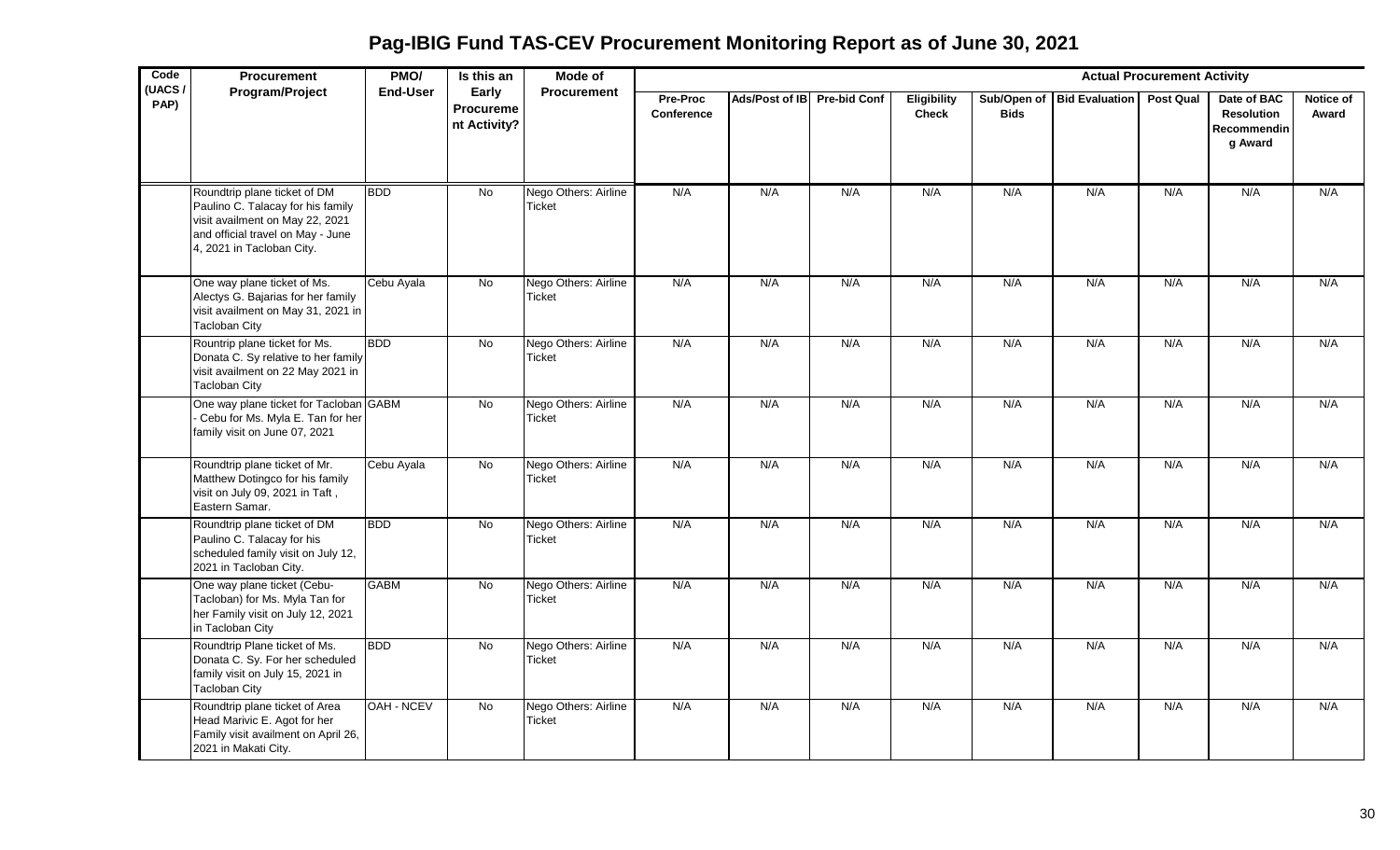# Pag-IBIG Fund TAS-CEV Procurement Monitoring Report as of June 30, 2021

| Code (UACS / PAP) | Procurement Program/Project | PMO/ End-User | Is this an Early Procurement Activity? | Mode of Procurement | Actual Procurement Activity | | | | | | | | |
|---|---|---|---|---|---|---|---|---|---|---|---|---|---|
| | | | | | Pre-Proc Conference | Ads/Post of IB | Pre-bid Conf | Eligibility Check | Sub/Open of Bids | Bid Evaluation | Post Qual | Date of BAC Resolution Recommending Award | Notice of Award |
| | Roundtrip plane ticket of DM Paulino C. Talacay for his family visit availment on May 22, 2021 and official travel on May - June 4, 2021 in Tacloban City. | BDD | No | Nego Others: Airline Ticket | N/A | N/A | N/A | N/A | N/A | N/A | N/A | N/A | N/A |
| | One way plane ticket of Ms. Alectys G. Bajarias for her family visit availment on May 31, 2021 in Tacloban City | Cebu Ayala | No | Nego Others: Airline Ticket | N/A | N/A | N/A | N/A | N/A | N/A | N/A | N/A | N/A |
| | Rountrip plane ticket for Ms. Donata C. Sy relative to her family visit availment on 22 May 2021 in Tacloban City | BDD | No | Nego Others: Airline Ticket | N/A | N/A | N/A | N/A | N/A | N/A | N/A | N/A | N/A |
| | One way plane ticket for Tacloban - Cebu for Ms. Myla E. Tan for her family visit on June 07, 2021 | GABM | No | Nego Others: Airline Ticket | N/A | N/A | N/A | N/A | N/A | N/A | N/A | N/A | N/A |
| | Roundtrip plane ticket of Mr. Matthew Dotingco for his family visit on July 09, 2021 in Taft , Eastern Samar. | Cebu Ayala | No | Nego Others: Airline Ticket | N/A | N/A | N/A | N/A | N/A | N/A | N/A | N/A | N/A |
| | Roundtrip plane ticket of DM Paulino C. Talacay for his scheduled family visit on July 12, 2021 in Tacloban City. | BDD | No | Nego Others: Airline Ticket | N/A | N/A | N/A | N/A | N/A | N/A | N/A | N/A | N/A |
| | One way plane ticket (Cebu-Tacloban) for Ms. Myla Tan for her Family visit on July 12, 2021 in Tacloban City | GABM | No | Nego Others: Airline Ticket | N/A | N/A | N/A | N/A | N/A | N/A | N/A | N/A | N/A |
| | Roundtrip Plane ticket of Ms. Donata C. Sy. For her scheduled family visit on July 15, 2021 in Tacloban City | BDD | No | Nego Others: Airline Ticket | N/A | N/A | N/A | N/A | N/A | N/A | N/A | N/A | N/A |
| | Roundtrip plane ticket of Area Head Marivic E. Agot for her Family visit availment on April 26, 2021 in Makati City. | OAH - NCEV | No | Nego Others: Airline Ticket | N/A | N/A | N/A | N/A | N/A | N/A | N/A | N/A | N/A |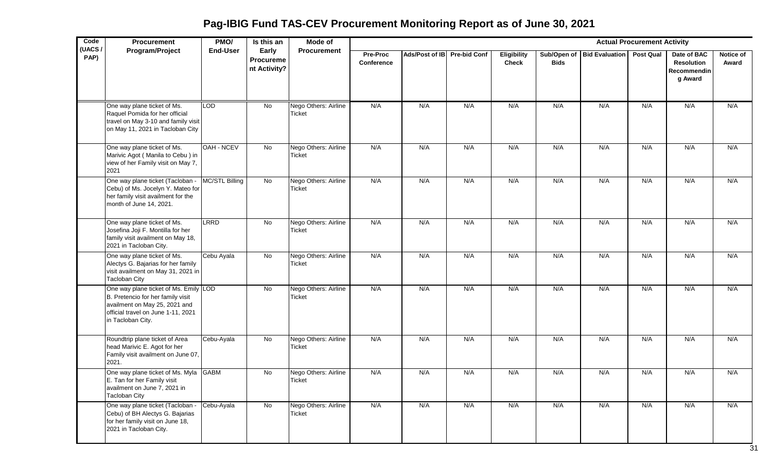# Pag-IBIG Fund TAS-CEV Procurement Monitoring Report as of June 30, 2021

| Code (UACS / PAP) | Procurement Program/Project | PMO/ End-User | Is this an Early Procurement Activity? | Mode of Procurement | Actual Procurement Activity | | | | | | | | |
|---|---|---|---|---|---|---|---|---|---|---|---|---|---|
| | | | | | Pre-Proc Conference | Ads/Post of IB | Pre-bid Conf | Eligibility Check | Sub/Open of Bids | Bid Evaluation | Post Qual | Date of BAC Resolution Recommending Award | Notice of Award |
| | One way plane ticket of Ms. Raquel Pomida for her official travel on May 3-10 and family visit on May 11, 2021 in Tacloban City | LOD | No | Nego Others: Airline Ticket | N/A | N/A | N/A | N/A | N/A | N/A | N/A | N/A | N/A |
| | One way plane ticket of Ms. Marivic Agot ( Manila to Cebu ) in view of her Family visit on May 7, 2021 | OAH - NCEV | No | Nego Others: Airline Ticket | N/A | N/A | N/A | N/A | N/A | N/A | N/A | N/A | N/A |
| | One way plane ticket (Tacloban - Cebu) of Ms. Jocelyn Y. Mateo for her family visit availment for the month of June 14, 2021. | MC/STL Billing | No | Nego Others: Airline Ticket | N/A | N/A | N/A | N/A | N/A | N/A | N/A | N/A | N/A |
| | One way plane ticket of Ms. Josefina Joji F. Montilla for her family visit availment on May 18, 2021 in Tacloban City. | LRRD | No | Nego Others: Airline Ticket | N/A | N/A | N/A | N/A | N/A | N/A | N/A | N/A | N/A |
| | One way plane ticket of Ms. Alectys G. Bajarias for her family visit availment on May 31, 2021 in Tacloban City | Cebu Ayala | No | Nego Others: Airline Ticket | N/A | N/A | N/A | N/A | N/A | N/A | N/A | N/A | N/A |
| | One way plane ticket of Ms. Emily B. Pretencio for her family visit availment on May 25, 2021 and official travel on June 1-11, 2021 in Tacloban City. | LOD | No | Nego Others: Airline Ticket | N/A | N/A | N/A | N/A | N/A | N/A | N/A | N/A | N/A |
| | Roundtrip plane ticket of Area head Marivic E. Agot for her Family visit availment on June 07, 2021. | Cebu-Ayala | No | Nego Others: Airline Ticket | N/A | N/A | N/A | N/A | N/A | N/A | N/A | N/A | N/A |
| | One way plane ticket of Ms. Myla E. Tan for her Family visit availment on June 7, 2021 in Tacloban City | GABM | No | Nego Others: Airline Ticket | N/A | N/A | N/A | N/A | N/A | N/A | N/A | N/A | N/A |
| | One way plane ticket (Tacloban - Cebu) of BH Alectys G. Bajarias for her family visit on June 18, 2021 in Tacloban City. | Cebu-Ayala | No | Nego Others: Airline Ticket | N/A | N/A | N/A | N/A | N/A | N/A | N/A | N/A | N/A |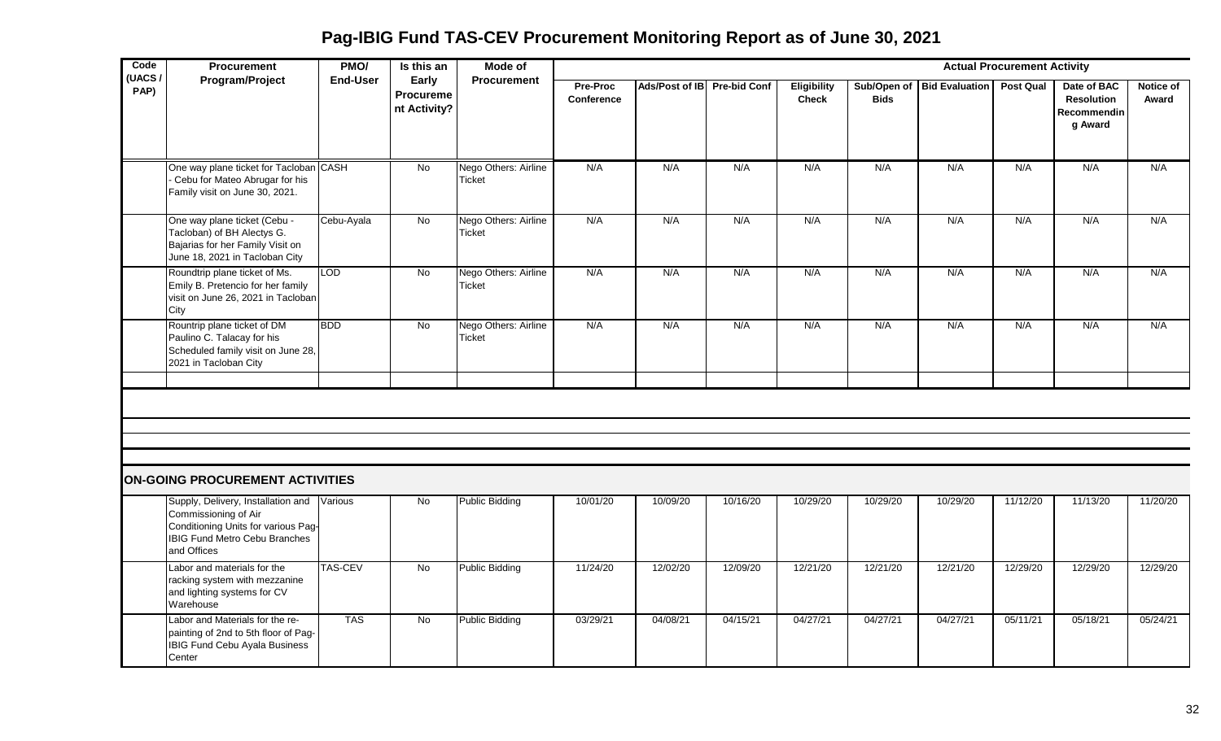# Pag-IBIG Fund TAS-CEV Procurement Monitoring Report as of June 30, 2021

| Code (UACS / PAP) | Procurement Program/Project | PMO/ End-User | Is this an Early Procurement Activity? | Mode of Procurement | Actual Procurement Activity | | | | | | | | |
|---|---|---|---|---|---|---|---|---|---|---|---|---|---|
| | | | | | Pre-Proc Conference | Ads/Post of IB | Pre-bid Conf | Eligibility Check | Sub/Open of Bids | Bid Evaluation | Post Qual | Date of BAC Resolution Recommending Award | Notice of Award |
| | One way plane ticket for Tacloban - Cebu for Mateo Abrugar for his Family visit on June 30, 2021. | CASH | No | Nego Others: Airline Ticket | N/A | N/A | N/A | N/A | N/A | N/A | N/A | N/A | N/A |
| | One way plane ticket (Cebu - Tacloban) of BH Alectys G. Bajarias for her Family Visit on June 18, 2021 in Tacloban City | Cebu-Ayala | No | Nego Others: Airline Ticket | N/A | N/A | N/A | N/A | N/A | N/A | N/A | N/A | N/A |
| | Roundtrip plane ticket of Ms. Emily B. Pretencio for her family visit on June 26, 2021 in Tacloban City | LOD | No | Nego Others: Airline Ticket | N/A | N/A | N/A | N/A | N/A | N/A | N/A | N/A | N/A |
| | Rountrip plane ticket of DM Paulino C. Talacay for his Scheduled family visit on June 28, 2021 in Tacloban City | BDD | No | Nego Others: Airline Ticket | N/A | N/A | N/A | N/A | N/A | N/A | N/A | N/A | N/A |
| | | | | | | | | | | | | | |
| **ON-GOING PROCUREMENT ACTIVITIES** | | | | | | | | | | | | | |
| | Supply, Delivery, Installation and Commissioning of Air Conditioning Units for various Pag-IBIG Fund Metro Cebu Branches and Offices | Various | No | Public Bidding | 10/01/20 | 10/09/20 | 10/16/20 | 10/29/20 | 10/29/20 | 10/29/20 | 11/12/20 | 11/13/20 | 11/20/20 |
| | Labor and materials for the racking system with mezzanine and lighting systems for CV Warehouse | TAS-CEV | No | Public Bidding | 11/24/20 | 12/02/20 | 12/09/20 | 12/21/20 | 12/21/20 | 12/21/20 | 12/29/20 | 12/29/20 | 12/29/20 |
| | Labor and Materials for the re-painting of 2nd to 5th floor of Pag-IBIG Fund Cebu Ayala Business Center | TAS | No | Public Bidding | 03/29/21 | 04/08/21 | 04/15/21 | 04/27/21 | 04/27/21 | 04/27/21 | 05/11/21 | 05/18/21 | 05/24/21 |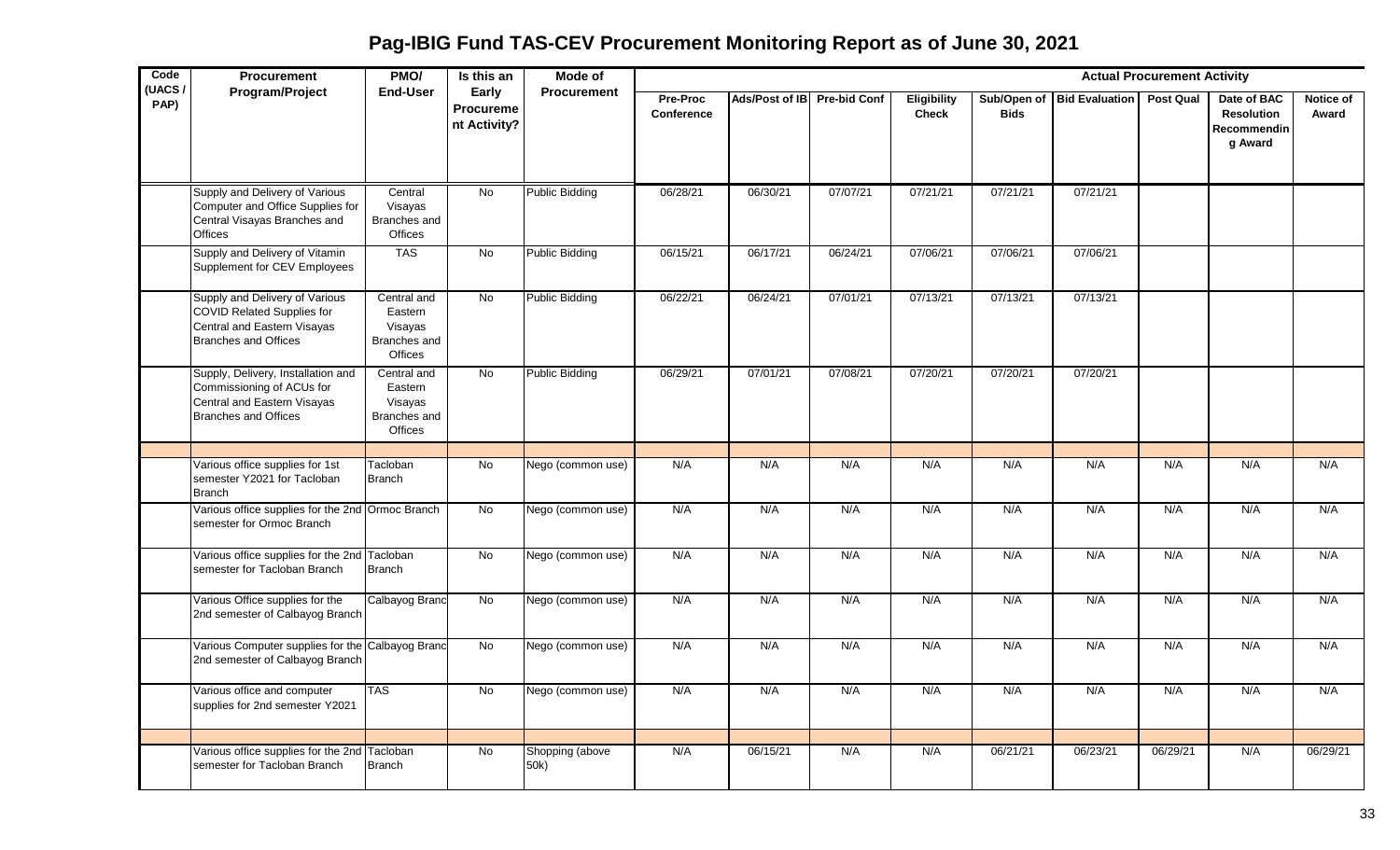# Pag-IBIG Fund TAS-CEV Procurement Monitoring Report as of June 30, 2021

| Code (UACS / PAP) | Procurement Program/Project | PMO/ End-User | Is this an Early Procurement Activity? | Mode of Procurement | Actual Procurement Activity | | | | | | | | |
|---|---|---|---|---|---|---|---|---|---|---|---|---|---|
| | | | | | Pre-Proc Conference | Ads/Post of IB | Pre-bid Conf | Eligibility Check | Sub/Open of Bids | Bid Evaluation | Post Qual | Date of BAC Resolution Recommending Award | Notice of Award |
| | Supply and Delivery of Various Computer and Office Supplies for Central Visayas Branches and Offices | Central Visayas Branches and Offices | No | Public Bidding | 06/28/21 | 06/30/21 | 07/07/21 | 07/21/21 | 07/21/21 | 07/21/21 | | | |
| | Supply and Delivery of Vitamin Supplement for CEV Employees | TAS | No | Public Bidding | 06/15/21 | 06/17/21 | 06/24/21 | 07/06/21 | 07/06/21 | 07/06/21 | | | |
| | Supply and Delivery of Various COVID Related Supplies for Central and Eastern Visayas Branches and Offices | Central and Eastern Visayas Branches and Offices | No | Public Bidding | 06/22/21 | 06/24/21 | 07/01/21 | 07/13/21 | 07/13/21 | 07/13/21 | | | |
| | Supply, Delivery, Installation and Commissioning of ACUs for Central and Eastern Visayas Branches and Offices | Central and Eastern Visayas Branches and Offices | No | Public Bidding | 06/29/21 | 07/01/21 | 07/08/21 | 07/20/21 | 07/20/21 | 07/20/21 | | | |
| | | | | | | | | | | | | | |
| | Various office supplies for 1st semester Y2021 for Tacloban Branch | Tacloban Branch | No | Nego (common use) | N/A | N/A | N/A | N/A | N/A | N/A | N/A | N/A | N/A |
| | Various office supplies for the 2nd semester for Ormoc Branch | Ormoc Branch | No | Nego (common use) | N/A | N/A | N/A | N/A | N/A | N/A | N/A | N/A | N/A |
| | Various office supplies for the 2nd semester for Tacloban Branch | Tacloban Branch | No | Nego (common use) | N/A | N/A | N/A | N/A | N/A | N/A | N/A | N/A | N/A |
| | Various Office supplies for the 2nd semester of Calbayog Branch | Calbayog Branc | No | Nego (common use) | N/A | N/A | N/A | N/A | N/A | N/A | N/A | N/A | N/A |
| | Various Computer supplies for the 2nd semester of Calbayog Branch | Calbayog Branc | No | Nego (common use) | N/A | N/A | N/A | N/A | N/A | N/A | N/A | N/A | N/A |
| | Various office and computer supplies for 2nd semester Y2021 | TAS | No | Nego (common use) | N/A | N/A | N/A | N/A | N/A | N/A | N/A | N/A | N/A |
| | | | | | | | | | | | | | |
| | Various office supplies for the 2nd semester for Tacloban Branch | Tacloban Branch | No | Shopping (above 50k) | N/A | 06/15/21 | N/A | N/A | 06/21/21 | 06/23/21 | 06/29/21 | N/A | 06/29/21 |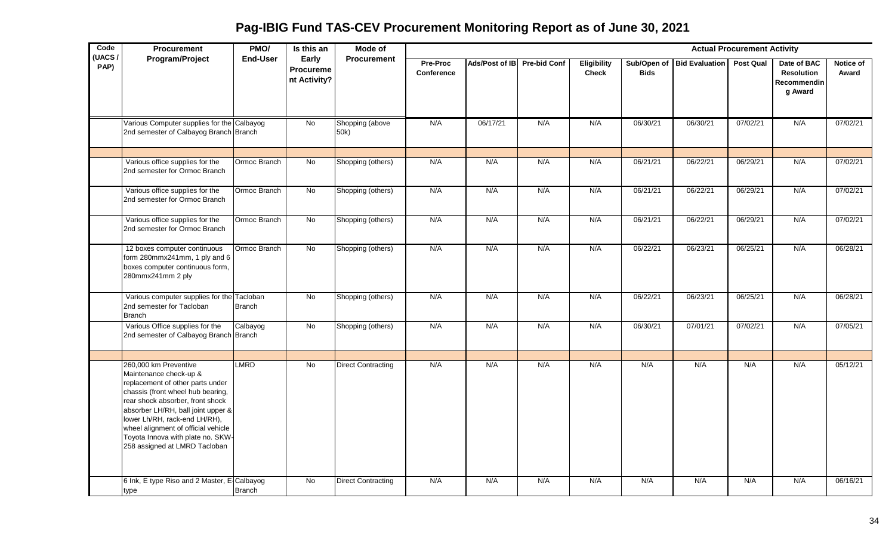# Pag-IBIG Fund TAS-CEV Procurement Monitoring Report as of June 30, 2021

| Code (UACS / PAP) | Procurement Program/Project | PMO/ End-User | Is this an Early Procurement Activity? | Mode of Procurement | Actual Procurement Activity | | | | | | | | |
|---|---|---|---|---|---|---|---|---|---|---|---|---|---|
| | | | | | Pre-Proc Conference | Ads/Post of IB | Pre-bid Conf | Eligibility Check | Sub/Open of Bids | Bid Evaluation | Post Qual | Date of BAC Resolution Recommending Award | Notice of Award |
| | Various Computer supplies for the 2nd semester of Calbayog Branch | Calbayog Branch | No | Shopping (above 50k) | N/A | 06/17/21 | N/A | N/A | 06/30/21 | 06/30/21 | 07/02/21 | N/A | 07/02/21 |
| | | | | | | | | | | | | | |
| | Various office supplies for the 2nd semester for Ormoc Branch | Ormoc Branch | No | Shopping (others) | N/A | N/A | N/A | N/A | 06/21/21 | 06/22/21 | 06/29/21 | N/A | 07/02/21 |
| | Various office supplies for the 2nd semester for Ormoc Branch | Ormoc Branch | No | Shopping (others) | N/A | N/A | N/A | N/A | 06/21/21 | 06/22/21 | 06/29/21 | N/A | 07/02/21 |
| | Various office supplies for the 2nd semester for Ormoc Branch | Ormoc Branch | No | Shopping (others) | N/A | N/A | N/A | N/A | 06/21/21 | 06/22/21 | 06/29/21 | N/A | 07/02/21 |
| | 12 boxes computer continuous form 280mmx241mm, 1 ply and 6 boxes computer continuous form, 280mmx241mm 2 ply | Ormoc Branch | No | Shopping (others) | N/A | N/A | N/A | N/A | 06/22/21 | 06/23/21 | 06/25/21 | N/A | 06/28/21 |
| | Various computer supplies for the 2nd semester for Tacloban Branch | Tacloban Branch | No | Shopping (others) | N/A | N/A | N/A | N/A | 06/22/21 | 06/23/21 | 06/25/21 | N/A | 06/28/21 |
| | Various Office supplies for the 2nd semester of Calbayog Branch | Calbayog Branch | No | Shopping (others) | N/A | N/A | N/A | N/A | 06/30/21 | 07/01/21 | 07/02/21 | N/A | 07/05/21 |
| | | | | | | | | | | | | | |
| | 260,000 km Preventive Maintenance check-up & replacement of other parts under chassis (front wheel hub bearing, rear shock absorber, front shock absorber LH/RH, ball joint upper & lower Lh/RH, rack-end LH/RH), wheel alignment of official vehicle Toyota Innova with plate no. SKW-258 assigned at LMRD Tacloban | LMRD | No | Direct Contracting | N/A | N/A | N/A | N/A | N/A | N/A | N/A | N/A | 05/12/21 |
| | 6 Ink, E type Riso and 2 Master, E-type | Calbayog Branch | No | Direct Contracting | N/A | N/A | N/A | N/A | N/A | N/A | N/A | N/A | 06/16/21 |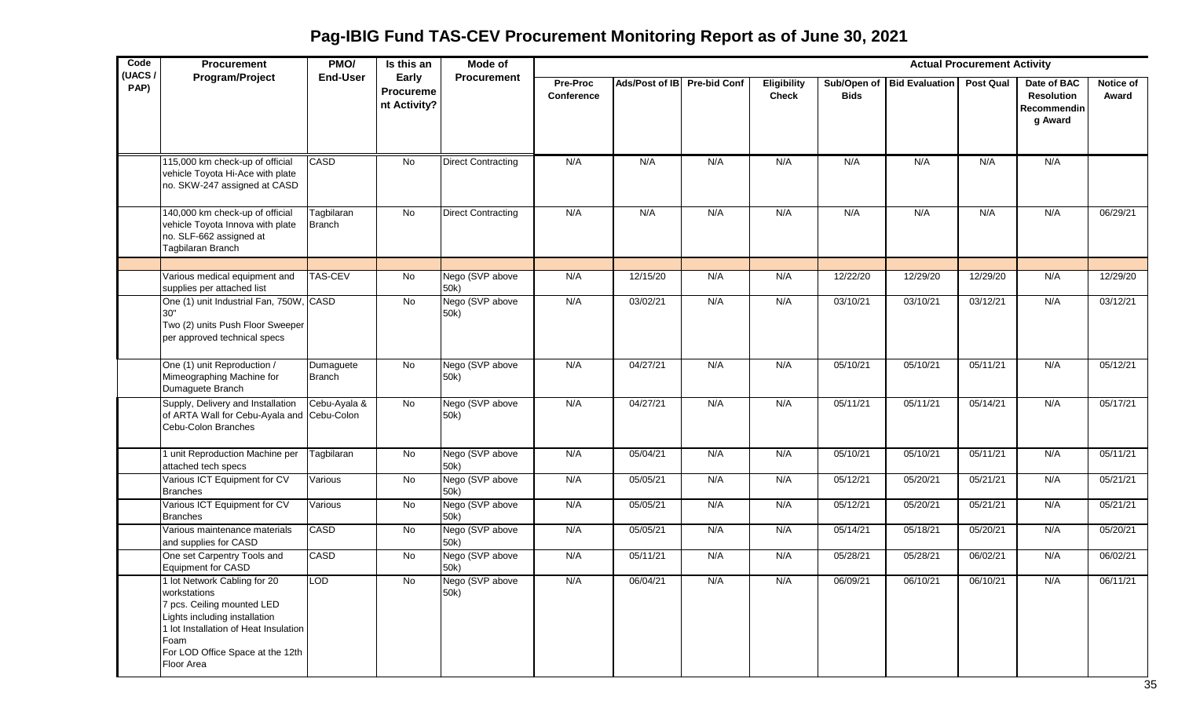# Pag-IBIG Fund TAS-CEV Procurement Monitoring Report as of June 30, 2021

| Code (UACS / PAP) | Procurement Program/Project | PMO/ End-User | Is this an Early Procurement Activity? | Mode of Procurement | Actual Procurement Activity | | | | | | | | |
|---|---|---|---|---|---|---|---|---|---|---|---|---|---|
| | | | | | Pre-Proc Conference | Ads/Post of IB | Pre-bid Conf | Eligibility Check | Sub/Open of Bids | Bid Evaluation | Post Qual | Date of BAC Resolution Recommending Award | Notice of Award |
| | 115,000 km check-up of official vehicle Toyota Hi-Ace with plate no. SKW-247 assigned at CASD | CASD | No | Direct Contracting | N/A | N/A | N/A | N/A | N/A | N/A | N/A | N/A | |
| | 140,000 km check-up of official vehicle Toyota Innova with plate no. SLF-662 assigned at Tagbilaran Branch | Tagbilaran Branch | No | Direct Contracting | N/A | N/A | N/A | N/A | N/A | N/A | N/A | N/A | 06/29/21 |
| | | | | | | | | | | | | | |
| | Various medical equipment and supplies per attached list | TAS-CEV | No | Nego (SVP above 50k) | N/A | 12/15/20 | N/A | N/A | 12/22/20 | 12/29/20 | 12/29/20 | N/A | 12/29/20 |
| | One (1) unit Industrial Fan, 750W, 30" Two (2) units Push Floor Sweeper per approved technical specs | CASD | No | Nego (SVP above 50k) | N/A | 03/02/21 | N/A | N/A | 03/10/21 | 03/10/21 | 03/12/21 | N/A | 03/12/21 |
| | One (1) unit Reproduction / Mimeographing Machine for Dumaguete Branch | Dumaguete Branch | No | Nego (SVP above 50k) | N/A | 04/27/21 | N/A | N/A | 05/10/21 | 05/10/21 | 05/11/21 | N/A | 05/12/21 |
| | Supply, Delivery and Installation of ARTA Wall for Cebu-Ayala and Cebu-Colon Branches | Cebu-Ayala & Cebu-Colon | No | Nego (SVP above 50k) | N/A | 04/27/21 | N/A | N/A | 05/11/21 | 05/11/21 | 05/14/21 | N/A | 05/17/21 |
| | 1 unit Reproduction Machine per attached tech specs | Tagbilaran | No | Nego (SVP above 50k) | N/A | 05/04/21 | N/A | N/A | 05/10/21 | 05/10/21 | 05/11/21 | N/A | 05/11/21 |
| | Various ICT Equipment for CV Branches | Various | No | Nego (SVP above 50k) | N/A | 05/05/21 | N/A | N/A | 05/12/21 | 05/20/21 | 05/21/21 | N/A | 05/21/21 |
| | Various ICT Equipment for CV Branches | Various | No | Nego (SVP above 50k) | N/A | 05/05/21 | N/A | N/A | 05/12/21 | 05/20/21 | 05/21/21 | N/A | 05/21/21 |
| | Various maintenance materials and supplies for CASD | CASD | No | Nego (SVP above 50k) | N/A | 05/05/21 | N/A | N/A | 05/14/21 | 05/18/21 | 05/20/21 | N/A | 05/20/21 |
| | One set Carpentry Tools and Equipment for CASD | CASD | No | Nego (SVP above 50k) | N/A | 05/11/21 | N/A | N/A | 05/28/21 | 05/28/21 | 06/02/21 | N/A | 06/02/21 |
| | 1 lot Network Cabling for 20 workstations 7 pcs. Ceiling mounted LED Lights including installation 1 lot Installation of Heat Insulation Foam For LOD Office Space at the 12th Floor Area | LOD | No | Nego (SVP above 50k) | N/A | 06/04/21 | N/A | N/A | 06/09/21 | 06/10/21 | 06/10/21 | N/A | 06/11/21 |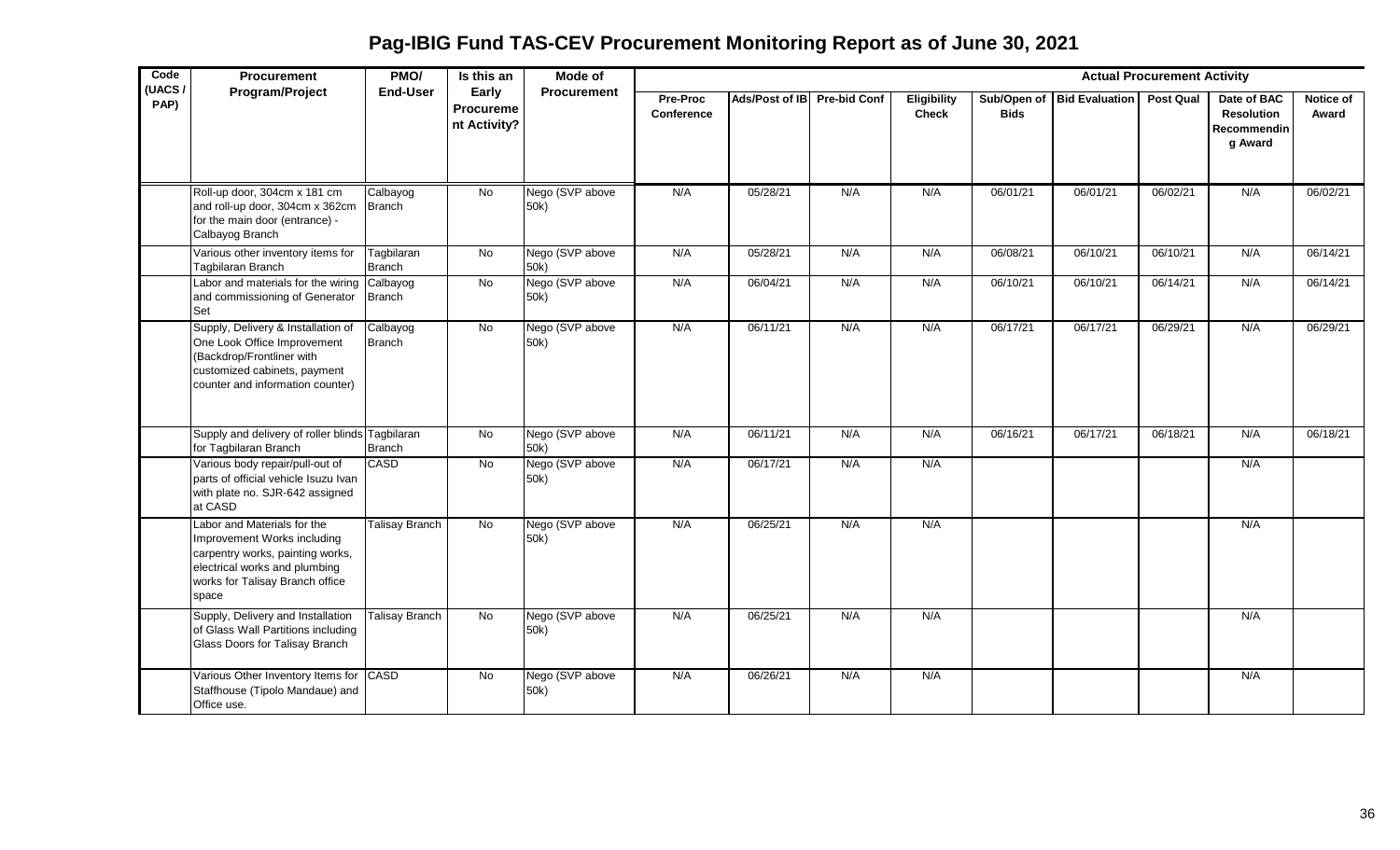# Pag-IBIG Fund TAS-CEV Procurement Monitoring Report as of June 30, 2021

| Code (UACS / PAP) | Procurement Program/Project | PMO/ End-User | Is this an Early Procurement Activity? | Mode of Procurement | Actual Procurement Activity | | | | | | | | |
|---|---|---|---|---|---|---|---|---|---|---|---|---|---|
| | | | | | Pre-Proc Conference | Ads/Post of IB | Pre-bid Conf | Eligibility Check | Sub/Open of Bids | Bid Evaluation | Post Qual | Date of BAC Resolution Recommending Award | Notice of Award |
| | Roll-up door, 304cm x 181 cm and roll-up door, 304cm x 362cm for the main door (entrance) - Calbayog Branch | Calbayog Branch | No | Nego (SVP above 50k) | N/A | 05/28/21 | N/A | N/A | 06/01/21 | 06/01/21 | 06/02/21 | N/A | 06/02/21 |
| | Various other inventory items for Tagbilaran Branch | Tagbilaran Branch | No | Nego (SVP above 50k) | N/A | 05/28/21 | N/A | N/A | 06/08/21 | 06/10/21 | 06/10/21 | N/A | 06/14/21 |
| | Labor and materials for the wiring and commissioning of Generator Set | Calbayog Branch | No | Nego (SVP above 50k) | N/A | 06/04/21 | N/A | N/A | 06/10/21 | 06/10/21 | 06/14/21 | N/A | 06/14/21 |
| | Supply, Delivery & Installation of One Look Office Improvement (Backdrop/Frontliner with customized cabinets, payment counter and information counter) | Calbayog Branch | No | Nego (SVP above 50k) | N/A | 06/11/21 | N/A | N/A | 06/17/21 | 06/17/21 | 06/29/21 | N/A | 06/29/21 |
| | Supply and delivery of roller blinds for Tagbilaran Branch | Tagbilaran Branch | No | Nego (SVP above 50k) | N/A | 06/11/21 | N/A | N/A | 06/16/21 | 06/17/21 | 06/18/21 | N/A | 06/18/21 |
| | Various body repair/pull-out of parts of official vehicle Isuzu Ivan with plate no. SJR-642 assigned at CASD | CASD | No | Nego (SVP above 50k) | N/A | 06/17/21 | N/A | N/A | | | | N/A | |
| | Labor and Materials for the Improvement Works including carpentry works, painting works, electrical works and plumbing works for Talisay Branch office space | Talisay Branch | No | Nego (SVP above 50k) | N/A | 06/25/21 | N/A | N/A | | | | N/A | |
| | Supply, Delivery and Installation of Glass Wall Partitions including Glass Doors for Talisay Branch | Talisay Branch | No | Nego (SVP above 50k) | N/A | 06/25/21 | N/A | N/A | | | | N/A | |
| | Various Other Inventory Items for Staffhouse (Tipolo Mandaue) and Office use. | CASD | No | Nego (SVP above 50k) | N/A | 06/26/21 | N/A | N/A | | | | N/A | |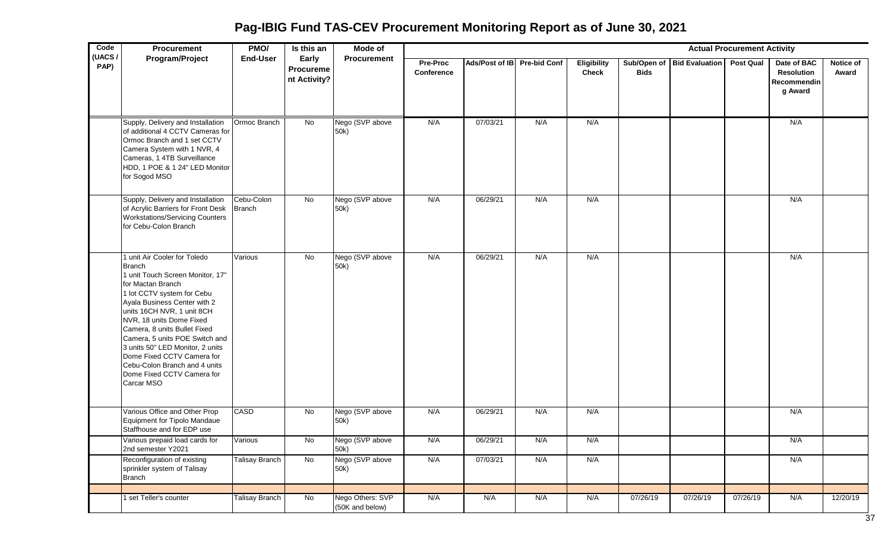# Pag-IBIG Fund TAS-CEV Procurement Monitoring Report as of June 30, 2021

| Code (UACS / PAP) | Procurement Program/Project | PMO/ End-User | Is this an Early Procurement Activity? | Mode of Procurement | Actual Procurement Activity | | | | | | | | |
|---|---|---|---|---|---|---|---|---|---|---|---|---|---|
| | | | | | Pre-Proc Conference | Ads/Post of IB | Pre-bid Conf | Eligibility Check | Sub/Open of Bids | Bid Evaluation | Post Qual | Date of BAC Resolution Recommending Award | Notice of Award |
| | Supply, Delivery and Installation of additional 4 CCTV Cameras for Ormoc Branch and 1 set CCTV Camera System with 1 NVR, 4 Cameras, 1 4TB Surveillance HDD, 1 POE & 1 24" LED Monitor for Sogod MSO | Ormoc Branch | No | Nego (SVP above 50k) | N/A | 07/03/21 | N/A | N/A | | | | N/A | |
| | Supply, Delivery and Installation of Acrylic Barriers for Front Desk Workstations/Servicing Counters for Cebu-Colon Branch | Cebu-Colon Branch | No | Nego (SVP above 50k) | N/A | 06/29/21 | N/A | N/A | | | | N/A | |
| | 1 unit Air Cooler for Toledo Branch<br>1 unit Touch Screen Monitor, 17" for Mactan Branch<br>1 lot CCTV system for Cebu Ayala Business Center with 2 units 16CH NVR, 1 unit 8CH NVR, 18 units Dome Fixed Camera, 8 units Bullet Fixed Camera, 5 units POE Switch and 3 units 50" LED Monitor, 2 units Dome Fixed CCTV Camera for Cebu-Colon Branch and 4 units Dome Fixed CCTV Camera for Carcar MSO | Various | No | Nego (SVP above 50k) | N/A | 06/29/21 | N/A | N/A | | | | N/A | |
| | Various Office and Other Prop Equipment for Tipolo Mandaue Staffhouse and for EDP use | CASD | No | Nego (SVP above 50k) | N/A | 06/29/21 | N/A | N/A | | | | N/A | |
| | Various prepaid load cards for 2nd semester Y2021 | Various | No | Nego (SVP above 50k) | N/A | 06/29/21 | N/A | N/A | | | | N/A | |
| | Reconfiguration of existing sprinkler system of Talisay Branch | Talisay Branch | No | Nego (SVP above 50k) | N/A | 07/03/21 | N/A | N/A | | | | N/A | |
| | | | | | | | | | | | | | |
| | 1 set Teller's counter | Talisay Branch | No | Nego Others: SVP (50K and below) | N/A | N/A | N/A | N/A | 07/26/19 | 07/26/19 | 07/26/19 | N/A | 12/20/19 |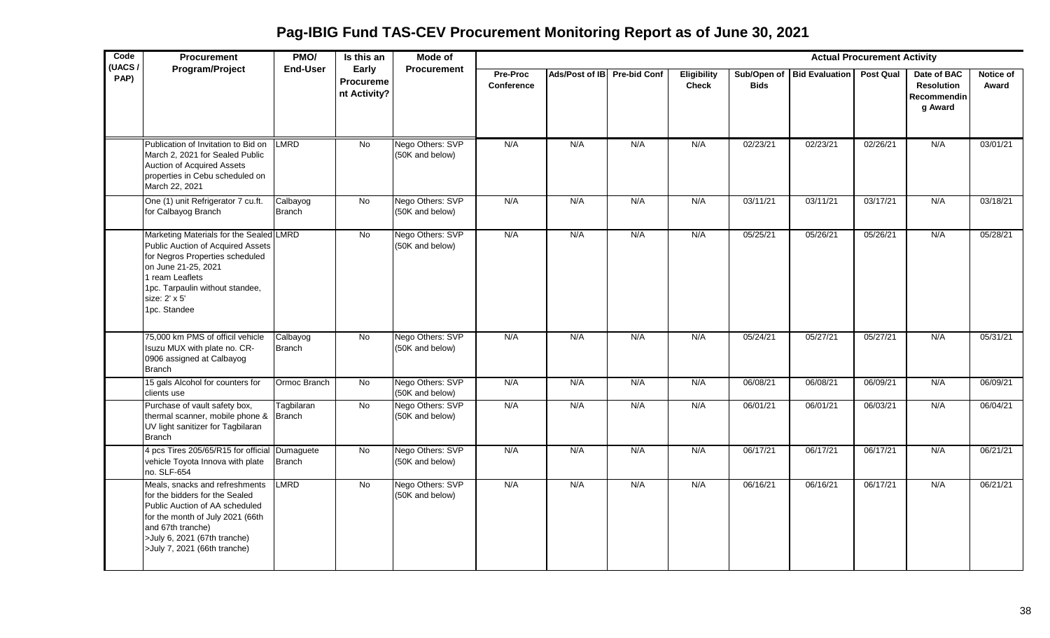# Pag-IBIG Fund TAS-CEV Procurement Monitoring Report as of June 30, 2021

| Code (UACS / PAP) | Procurement Program/Project | PMO/ End-User | Is this an Early Procurement Activity? | Mode of Procurement | Actual Procurement Activity | | | | | | | | |
|---|---|---|---|---|---|---|---|---|---|---|---|---|---|
| | | | | | Pre-Proc Conference | Ads/Post of IB | Pre-bid Conf | Eligibility Check | Sub/Open of Bids | Bid Evaluation | Post Qual | Date of BAC Resolution Recommending Award | Notice of Award |
| | Publication of Invitation to Bid on March 2, 2021 for Sealed Public Auction of Acquired Assets properties in Cebu scheduled on March 22, 2021 | LMRD | No | Nego Others: SVP (50K and below) | N/A | N/A | N/A | N/A | 02/23/21 | 02/23/21 | 02/26/21 | N/A | 03/01/21 |
| | One (1) unit Refrigerator 7 cu.ft. for Calbayog Branch | Calbayog Branch | No | Nego Others: SVP (50K and below) | N/A | N/A | N/A | N/A | 03/11/21 | 03/11/21 | 03/17/21 | N/A | 03/18/21 |
| | Marketing Materials for the Sealed Public Auction of Acquired Assets for Negros Properties scheduled on June 21-25, 2021<br>1 ream Leaflets<br>1pc. Tarpaulin without standee, size: 2' x 5'<br>1pc. Standee | LMRD | No | Nego Others: SVP (50K and below) | N/A | N/A | N/A | N/A | 05/25/21 | 05/26/21 | 05/26/21 | N/A | 05/28/21 |
| | 75,000 km PMS of officil vehicle Isuzu MUX with plate no. CR-0906 assigned at Calbayog Branch | Calbayog Branch | No | Nego Others: SVP (50K and below) | N/A | N/A | N/A | N/A | 05/24/21 | 05/27/21 | 05/27/21 | N/A | 05/31/21 |
| | 15 gals Alcohol for counters for clients use | Ormoc Branch | No | Nego Others: SVP (50K and below) | N/A | N/A | N/A | N/A | 06/08/21 | 06/08/21 | 06/09/21 | N/A | 06/09/21 |
| | Purchase of vault safety box, thermal scanner, mobile phone & UV light sanitizer for Tagbilaran Branch | Tagbilaran Branch | No | Nego Others: SVP (50K and below) | N/A | N/A | N/A | N/A | 06/01/21 | 06/01/21 | 06/03/21 | N/A | 06/04/21 |
| | 4 pcs Tires 205/65/R15 for official vehicle Toyota Innova with plate no. SLF-654 | Dumaguete Branch | No | Nego Others: SVP (50K and below) | N/A | N/A | N/A | N/A | 06/17/21 | 06/17/21 | 06/17/21 | N/A | 06/21/21 |
| | Meals, snacks and refreshments for the bidders for the Sealed Public Auction of AA scheduled for the month of July 2021 (66th and 67th tranche)<br>>July 6, 2021 (67th tranche)<br>>July 7, 2021 (66th tranche) | LMRD | No | Nego Others: SVP (50K and below) | N/A | N/A | N/A | N/A | 06/16/21 | 06/16/21 | 06/17/21 | N/A | 06/21/21 |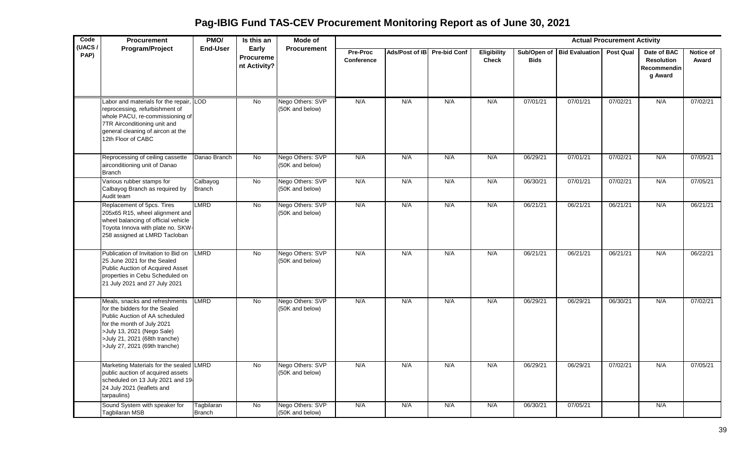# Pag-IBIG Fund TAS-CEV Procurement Monitoring Report as of June 30, 2021

| Code (UACS / PAP) | Procurement Program/Project | PMO/ End-User | Is this an Early Procurement Activity? | Mode of Procurement | Actual Procurement Activity | | | | | | | | |
|---|---|---|---|---|---|---|---|---|---|---|---|---|---|
| | | | | | Pre-Proc Conference | Ads/Post of IB | Pre-bid Conf | Eligibility Check | Sub/Open of Bids | Bid Evaluation | Post Qual | Date of BAC Resolution Recommending Award | Notice of Award |
| | Labor and materials for the repair, reprocessing, refurbishment of whole PACU, re-commissioning of 7TR Airconditioning unit and general cleaning of aircon at the 12th Floor of CABC | LOD | No | Nego Others: SVP (50K and below) | N/A | N/A | N/A | N/A | 07/01/21 | 07/01/21 | 07/02/21 | N/A | 07/02/21 |
| | Reprocessing of ceiling cassette airconditioning unit of Danao Branch | Danao Branch | No | Nego Others: SVP (50K and below) | N/A | N/A | N/A | N/A | 06/29/21 | 07/01/21 | 07/02/21 | N/A | 07/05/21 |
| | Various rubber stamps for Calbayog Branch as required by Audit team | Calbayog Branch | No | Nego Others: SVP (50K and below) | N/A | N/A | N/A | N/A | 06/30/21 | 07/01/21 | 07/02/21 | N/A | 07/05/21 |
| | Replacement of 5pcs. Tires 205x65 R15, wheel alignment and wheel balancing of official vehicle Toyota Innova with plate no. SKW-258 assigned at LMRD Tacloban | LMRD | No | Nego Others: SVP (50K and below) | N/A | N/A | N/A | N/A | 06/21/21 | 06/21/21 | 06/21/21 | N/A | 06/21/21 |
| | Publication of Invitation to Bid on 25 June 2021 for the Sealed Public Auction of Acquired Asset properties in Cebu Scheduled on 21 July 2021 and 27 July 2021 | LMRD | No | Nego Others: SVP (50K and below) | N/A | N/A | N/A | N/A | 06/21/21 | 06/21/21 | 06/21/21 | N/A | 06/22/21 |
| | Meals, snacks and refreshments for the bidders for the Sealed Public Auction of AA scheduled for the month of July 2021 >July 13, 2021 (Nego Sale) >July 21, 2021 (68th tranche) >July 27, 2021 (69th tranche) | LMRD | No | Nego Others: SVP (50K and below) | N/A | N/A | N/A | N/A | 06/29/21 | 06/29/21 | 06/30/21 | N/A | 07/02/21 |
| | Marketing Materials for the sealed public auction of acquired assets scheduled on 13 July 2021 and 19-24 July 2021 (leaflets and tarpaulins) | LMRD | No | Nego Others: SVP (50K and below) | N/A | N/A | N/A | N/A | 06/29/21 | 06/29/21 | 07/02/21 | N/A | 07/05/21 |
| | Sound System with speaker for Tagbilaran MSB | Tagbilaran Branch | No | Nego Others: SVP (50K and below) | N/A | N/A | N/A | N/A | 06/30/21 | 07/05/21 | | N/A | |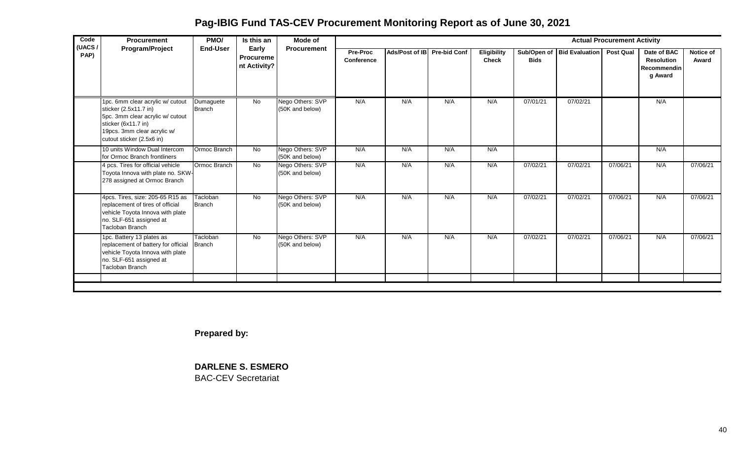# Pag-IBIG Fund TAS-CEV Procurement Monitoring Report as of June 30, 2021

| Code (UACS / PAP) | Procurement Program/Project | PMO/ End-User | Is this an Early Procurement Activity? | Mode of Procurement | Actual Procurement Activity | | | | | | | | |
|---|---|---|---|---|---|---|---|---|---|---|---|---|---|
| | | | | | Pre-Proc Conference | Ads/Post of IB | Pre-bid Conf | Eligibility Check | Sub/Open of Bids | Bid Evaluation | Post Qual | Date of BAC Resolution Recommending Award | Notice of Award |
| | 1pc. 6mm clear acrylic w/ cutout sticker (2.5x11.7 in) 5pc. 3mm clear acrylic w/ cutout sticker (6x11.7 in) 19pcs. 3mm clear acrylic w/ cutout sticker (2.5x6 in) | Dumaguete Branch | No | Nego Others: SVP (50K and below) | N/A | N/A | N/A | N/A | 07/01/21 | 07/02/21 | | N/A | |
| | 10 units Window Dual Intercom for Ormoc Branch frontliners | Ormoc Branch | No | Nego Others: SVP (50K and below) | N/A | N/A | N/A | N/A | | | | N/A | |
| | 4 pcs. Tires for official vehicle Toyota Innova with plate no. SKW-278 assigned at Ormoc Branch | Ormoc Branch | No | Nego Others: SVP (50K and below) | N/A | N/A | N/A | N/A | 07/02/21 | 07/02/21 | 07/06/21 | N/A | 07/06/21 |
| | 4pcs. Tires, size: 205-65 R15 as replacement of tires of official vehicle Toyota Innova with plate no. SLF-651 assigned at Tacloban Branch | Tacloban Branch | No | Nego Others: SVP (50K and below) | N/A | N/A | N/A | N/A | 07/02/21 | 07/02/21 | 07/06/21 | N/A | 07/06/21 |
| | 1pc. Battery 13 plates as replacement of battery for official vehicle Toyota Innova with plate no. SLF-651 assigned at Tacloban Branch | Tacloban Branch | No | Nego Others: SVP (50K and below) | N/A | N/A | N/A | N/A | 07/02/21 | 07/02/21 | 07/06/21 | N/A | 07/06/21 |
| | | | | | | | | | | | | | |

**Prepared by:**

**DARLENE S. ESMERO**
BAC-CEV Secretariat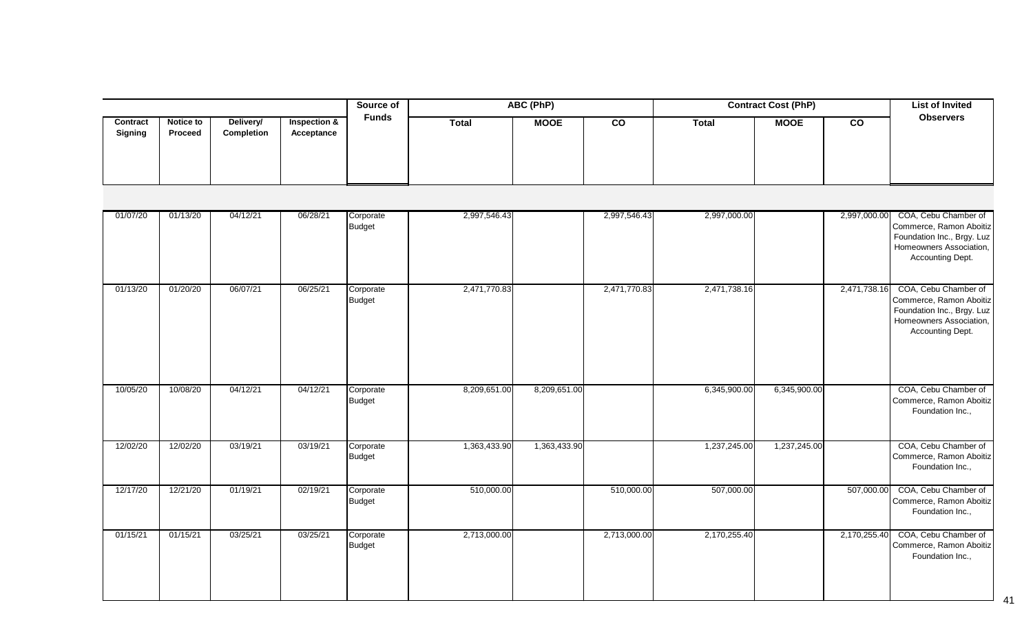| | | | | Source of Funds | ABC (PhP) | | | Contract Cost (PhP) | | | List of Invited Observers |
|---|---|---|---|---|---|---|---|---|---|---|---|
| Contract Signing | Notice to Proceed | Delivery/ Completion | Inspection & Acceptance | | Total | MOOE | CO | Total | MOOE | CO | |
| 01/07/20 | 01/13/20 | 04/12/21 | 06/28/21 | Corporate Budget | 2,997,546.43 | | 2,997,546.43 | 2,997,000.00 | | 2,997,000.00 | COA, Cebu Chamber of Commerce, Ramon Aboitiz Foundation Inc., Brgy. Luz Homeowners Association, Accounting Dept. |
| 01/13/20 | 01/20/20 | 06/07/21 | 06/25/21 | Corporate Budget | 2,471,770.83 | | 2,471,770.83 | 2,471,738.16 | | 2,471,738.16 | COA, Cebu Chamber of Commerce, Ramon Aboitiz Foundation Inc., Brgy. Luz Homeowners Association, Accounting Dept. |
| 10/05/20 | 10/08/20 | 04/12/21 | 04/12/21 | Corporate Budget | 8,209,651.00 | 8,209,651.00 | | 6,345,900.00 | 6,345,900.00 | | COA, Cebu Chamber of Commerce, Ramon Aboitiz Foundation Inc., |
| 12/02/20 | 12/02/20 | 03/19/21 | 03/19/21 | Corporate Budget | 1,363,433.90 | 1,363,433.90 | | 1,237,245.00 | 1,237,245.00 | | COA, Cebu Chamber of Commerce, Ramon Aboitiz Foundation Inc., |
| 12/17/20 | 12/21/20 | 01/19/21 | 02/19/21 | Corporate Budget | 510,000.00 | | 510,000.00 | 507,000.00 | | 507,000.00 | COA, Cebu Chamber of Commerce, Ramon Aboitiz Foundation Inc., |
| 01/15/21 | 01/15/21 | 03/25/21 | 03/25/21 | Corporate Budget | 2,713,000.00 | | 2,713,000.00 | 2,170,255.40 | | 2,170,255.40 | COA, Cebu Chamber of Commerce, Ramon Aboitiz Foundation Inc., |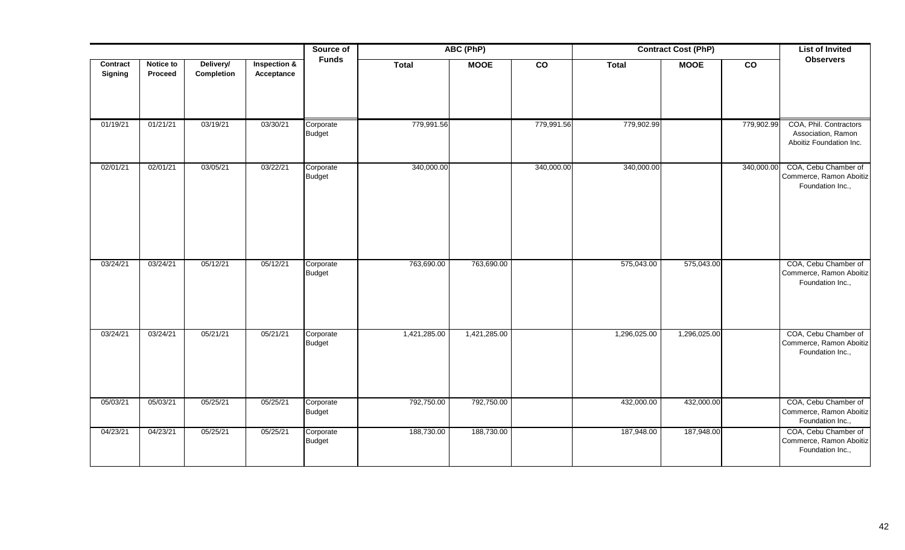| Contract Signing | Notice to Proceed | Delivery/ Completion | Inspection & Acceptance | Source of Funds | ABC (PhP) | | | Contract Cost (PhP) | | | List of Invited Observers |
|---|---|---|---|---|---|---|---|---|---|---|---|
| | | | | | Total | MOOE | CO | Total | MOOE | CO | |
| 01/19/21 | 01/21/21 | 03/19/21 | 03/30/21 | Corporate Budget | 779,991.56 | | 779,991.56 | 779,902.99 | | 779,902.99 | COA, Phil. Contractors Association, Ramon Aboitiz Foundation Inc. |
| 02/01/21 | 02/01/21 | 03/05/21 | 03/22/21 | Corporate Budget | 340,000.00 | | 340,000.00 | 340,000.00 | | 340,000.00 | COA, Cebu Chamber of Commerce, Ramon Aboitiz Foundation Inc., |
| 03/24/21 | 03/24/21 | 05/12/21 | 05/12/21 | Corporate Budget | 763,690.00 | 763,690.00 | | 575,043.00 | 575,043.00 | | COA, Cebu Chamber of Commerce, Ramon Aboitiz Foundation Inc., |
| 03/24/21 | 03/24/21 | 05/21/21 | 05/21/21 | Corporate Budget | 1,421,285.00 | 1,421,285.00 | | 1,296,025.00 | 1,296,025.00 | | COA, Cebu Chamber of Commerce, Ramon Aboitiz Foundation Inc., |
| 05/03/21 | 05/03/21 | 05/25/21 | 05/25/21 | Corporate Budget | 792,750.00 | 792,750.00 | | 432,000.00 | 432,000.00 | | COA, Cebu Chamber of Commerce, Ramon Aboitiz Foundation Inc., |
| 04/23/21 | 04/23/21 | 05/25/21 | 05/25/21 | Corporate Budget | 188,730.00 | 188,730.00 | | 187,948.00 | 187,948.00 | | COA, Cebu Chamber of Commerce, Ramon Aboitiz Foundation Inc., |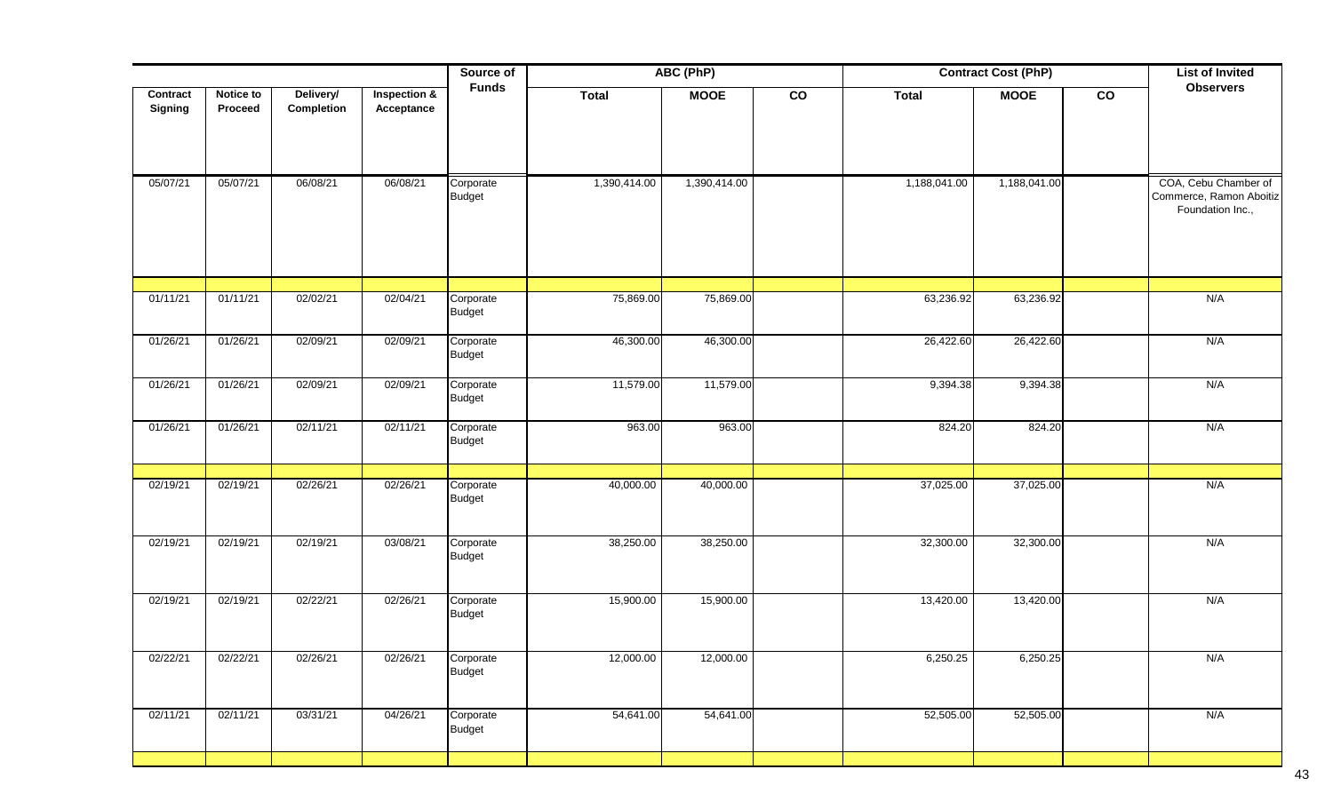| Contract Signing | Notice to Proceed | Delivery/ Completion | Inspection & Acceptance | Source of Funds | ABC (PhP) | | | Contract Cost (PhP) | | | List of Invited Observers |
|---|---|---|---|---|---|---|---|---|---|---|---|
| | | | | | Total | MOOE | CO | Total | MOOE | CO | |
| 05/07/21 | 05/07/21 | 06/08/21 | 06/08/21 | Corporate Budget | 1,390,414.00 | 1,390,414.00 | | 1,188,041.00 | 1,188,041.00 | | COA, Cebu Chamber of Commerce, Ramon Aboitiz Foundation Inc., |
| | | | | | | | | | | | |
| 01/11/21 | 01/11/21 | 02/02/21 | 02/04/21 | Corporate Budget | 75,869.00 | 75,869.00 | | 63,236.92 | 63,236.92 | | N/A |
| 01/26/21 | 01/26/21 | 02/09/21 | 02/09/21 | Corporate Budget | 46,300.00 | 46,300.00 | | 26,422.60 | 26,422.60 | | N/A |
| 01/26/21 | 01/26/21 | 02/09/21 | 02/09/21 | Corporate Budget | 11,579.00 | 11,579.00 | | 9,394.38 | 9,394.38 | | N/A |
| 01/26/21 | 01/26/21 | 02/11/21 | 02/11/21 | Corporate Budget | 963.00 | 963.00 | | 824.20 | 824.20 | | N/A |
| | | | | | | | | | | | |
| 02/19/21 | 02/19/21 | 02/26/21 | 02/26/21 | Corporate Budget | 40,000.00 | 40,000.00 | | 37,025.00 | 37,025.00 | | N/A |
| 02/19/21 | 02/19/21 | 02/19/21 | 03/08/21 | Corporate Budget | 38,250.00 | 38,250.00 | | 32,300.00 | 32,300.00 | | N/A |
| 02/19/21 | 02/19/21 | 02/22/21 | 02/26/21 | Corporate Budget | 15,900.00 | 15,900.00 | | 13,420.00 | 13,420.00 | | N/A |
| 02/22/21 | 02/22/21 | 02/26/21 | 02/26/21 | Corporate Budget | 12,000.00 | 12,000.00 | | 6,250.25 | 6,250.25 | | N/A |
| 02/11/21 | 02/11/21 | 03/31/21 | 04/26/21 | Corporate Budget | 54,641.00 | 54,641.00 | | 52,505.00 | 52,505.00 | | N/A |
| | | | | | | | | | | | |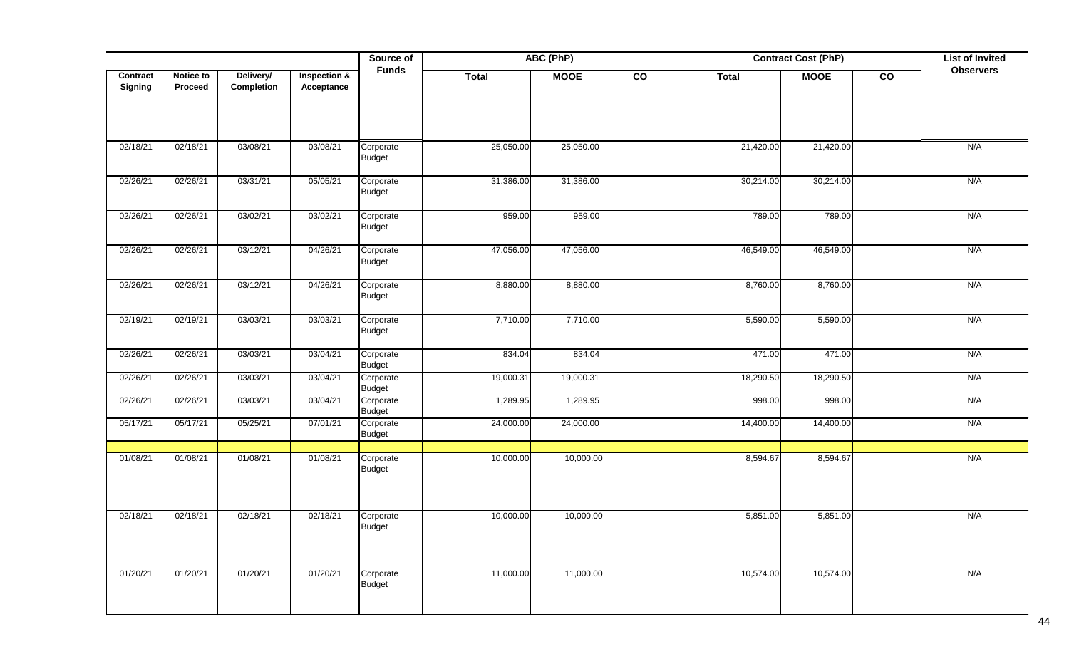| Contract Signing | Notice to Proceed | Delivery/ Completion | Inspection & Acceptance | Source of Funds | ABC (PhP) | | | Contract Cost (PhP) | | | List of Invited Observers |
|---|---|---|---|---|---|---|---|---|---|---|---|
| | | | | | Total | MOOE | CO | Total | MOOE | CO | |
| 02/18/21 | 02/18/21 | 03/08/21 | 03/08/21 | Corporate Budget | 25,050.00 | 25,050.00 | | 21,420.00 | 21,420.00 | | N/A |
| 02/26/21 | 02/26/21 | 03/31/21 | 05/05/21 | Corporate Budget | 31,386.00 | 31,386.00 | | 30,214.00 | 30,214.00 | | N/A |
| 02/26/21 | 02/26/21 | 03/02/21 | 03/02/21 | Corporate Budget | 959.00 | 959.00 | | 789.00 | 789.00 | | N/A |
| 02/26/21 | 02/26/21 | 03/12/21 | 04/26/21 | Corporate Budget | 47,056.00 | 47,056.00 | | 46,549.00 | 46,549.00 | | N/A |
| 02/26/21 | 02/26/21 | 03/12/21 | 04/26/21 | Corporate Budget | 8,880.00 | 8,880.00 | | 8,760.00 | 8,760.00 | | N/A |
| 02/19/21 | 02/19/21 | 03/03/21 | 03/03/21 | Corporate Budget | 7,710.00 | 7,710.00 | | 5,590.00 | 5,590.00 | | N/A |
| 02/26/21 | 02/26/21 | 03/03/21 | 03/04/21 | Corporate Budget | 834.04 | 834.04 | | 471.00 | 471.00 | | N/A |
| 02/26/21 | 02/26/21 | 03/03/21 | 03/04/21 | Corporate Budget | 19,000.31 | 19,000.31 | | 18,290.50 | 18,290.50 | | N/A |
| 02/26/21 | 02/26/21 | 03/03/21 | 03/04/21 | Corporate Budget | 1,289.95 | 1,289.95 | | 998.00 | 998.00 | | N/A |
| 05/17/21 | 05/17/21 | 05/25/21 | 07/01/21 | Corporate Budget | 24,000.00 | 24,000.00 | | 14,400.00 | 14,400.00 | | N/A |
| | | | | | | | | | | | |
| 01/08/21 | 01/08/21 | 01/08/21 | 01/08/21 | Corporate Budget | 10,000.00 | 10,000.00 | | 8,594.67 | 8,594.67 | | N/A |
| 02/18/21 | 02/18/21 | 02/18/21 | 02/18/21 | Corporate Budget | 10,000.00 | 10,000.00 | | 5,851.00 | 5,851.00 | | N/A |
| 01/20/21 | 01/20/21 | 01/20/21 | 01/20/21 | Corporate Budget | 11,000.00 | 11,000.00 | | 10,574.00 | 10,574.00 | | N/A |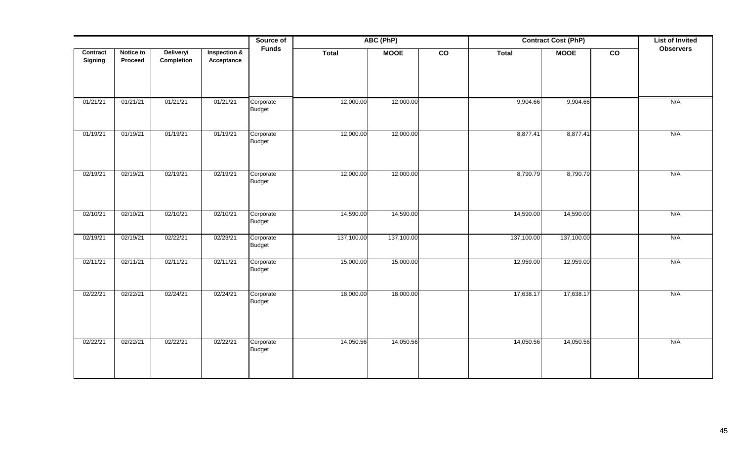| Contract Signing | Notice to Proceed | Delivery/ Completion | Inspection & Acceptance | Source of Funds | ABC (PhP) | | | Contract Cost (PhP) | | | List of Invited Observers |
|---|---|---|---|---|---|---|---|---|---|---|---|
| | | | | | Total | MOOE | CO | Total | MOOE | CO | |
| 01/21/21 | 01/21/21 | 01/21/21 | 01/21/21 | Corporate Budget | 12,000.00 | 12,000.00 | | 9,904.66 | 9,904.66 | | N/A |
| 01/19/21 | 01/19/21 | 01/19/21 | 01/19/21 | Corporate Budget | 12,000.00 | 12,000.00 | | 8,877.41 | 8,877.41 | | N/A |
| 02/19/21 | 02/19/21 | 02/19/21 | 02/19/21 | Corporate Budget | 12,000.00 | 12,000.00 | | 8,790.79 | 8,790.79 | | N/A |
| 02/10/21 | 02/10/21 | 02/10/21 | 02/10/21 | Corporate Budget | 14,590.00 | 14,590.00 | | 14,590.00 | 14,590.00 | | N/A |
| 02/19/21 | 02/19/21 | 02/22/21 | 02/23/21 | Corporate Budget | 137,100.00 | 137,100.00 | | 137,100.00 | 137,100.00 | | N/A |
| 02/11/21 | 02/11/21 | 02/11/21 | 02/11/21 | Corporate Budget | 15,000.00 | 15,000.00 | | 12,959.00 | 12,959.00 | | N/A |
| 02/22/21 | 02/22/21 | 02/24/21 | 02/24/21 | Corporate Budget | 18,000.00 | 18,000.00 | | 17,638.17 | 17,638.17 | | N/A |
| 02/22/21 | 02/22/21 | 02/22/21 | 02/22/21 | Corporate Budget | 14,050.56 | 14,050.56 | | 14,050.56 | 14,050.56 | | N/A |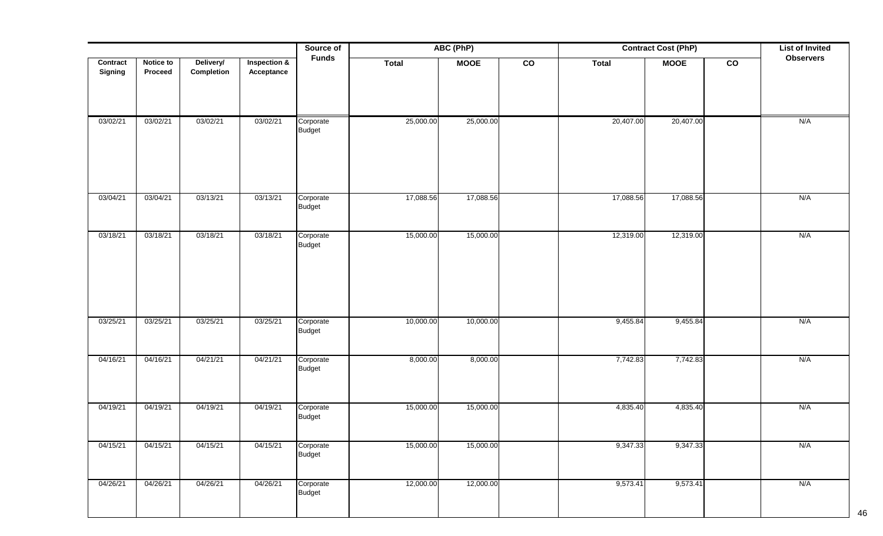| Contract Signing | Notice to Proceed | Delivery/ Completion | Inspection & Acceptance | Source of Funds | ABC (PhP) | | | Contract Cost (PhP) | | | List of Invited Observers |
|---|---|---|---|---|---|---|---|---|---|---|---|
| | | | | | Total | MOOE | CO | Total | MOOE | CO | |
| 03/02/21 | 03/02/21 | 03/02/21 | 03/02/21 | Corporate Budget | 25,000.00 | 25,000.00 | | 20,407.00 | 20,407.00 | | N/A |
| 03/04/21 | 03/04/21 | 03/13/21 | 03/13/21 | Corporate Budget | 17,088.56 | 17,088.56 | | 17,088.56 | 17,088.56 | | N/A |
| 03/18/21 | 03/18/21 | 03/18/21 | 03/18/21 | Corporate Budget | 15,000.00 | 15,000.00 | | 12,319.00 | 12,319.00 | | N/A |
| 03/25/21 | 03/25/21 | 03/25/21 | 03/25/21 | Corporate Budget | 10,000.00 | 10,000.00 | | 9,455.84 | 9,455.84 | | N/A |
| 04/16/21 | 04/16/21 | 04/21/21 | 04/21/21 | Corporate Budget | 8,000.00 | 8,000.00 | | 7,742.83 | 7,742.83 | | N/A |
| 04/19/21 | 04/19/21 | 04/19/21 | 04/19/21 | Corporate Budget | 15,000.00 | 15,000.00 | | 4,835.40 | 4,835.40 | | N/A |
| 04/15/21 | 04/15/21 | 04/15/21 | 04/15/21 | Corporate Budget | 15,000.00 | 15,000.00 | | 9,347.33 | 9,347.33 | | N/A |
| 04/26/21 | 04/26/21 | 04/26/21 | 04/26/21 | Corporate Budget | 12,000.00 | 12,000.00 | | 9,573.41 | 9,573.41 | | N/A |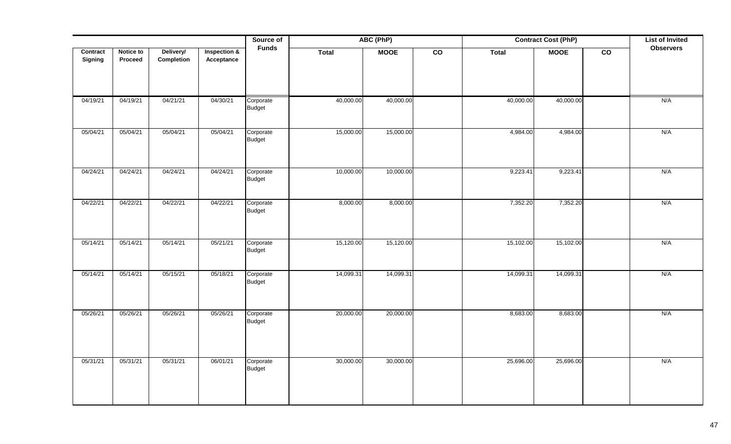| Contract Signing | Notice to Proceed | Delivery/ Completion | Inspection & Acceptance | Source of Funds | ABC (PhP) | | | Contract Cost (PhP) | | | List of Invited Observers |
|---|---|---|---|---|---|---|---|---|---|---|---|
| | | | | | Total | MOOE | CO | Total | MOOE | CO | |
| 04/19/21 | 04/19/21 | 04/21/21 | 04/30/21 | Corporate Budget | 40,000.00 | 40,000.00 | | 40,000.00 | 40,000.00 | | N/A |
| 05/04/21 | 05/04/21 | 05/04/21 | 05/04/21 | Corporate Budget | 15,000.00 | 15,000.00 | | 4,984.00 | 4,984.00 | | N/A |
| 04/24/21 | 04/24/21 | 04/24/21 | 04/24/21 | Corporate Budget | 10,000.00 | 10,000.00 | | 9,223.41 | 9,223.41 | | N/A |
| 04/22/21 | 04/22/21 | 04/22/21 | 04/22/21 | Corporate Budget | 8,000.00 | 8,000.00 | | 7,352.20 | 7,352.20 | | N/A |
| 05/14/21 | 05/14/21 | 05/14/21 | 05/21/21 | Corporate Budget | 15,120.00 | 15,120.00 | | 15,102.00 | 15,102.00 | | N/A |
| 05/14/21 | 05/14/21 | 05/15/21 | 05/18/21 | Corporate Budget | 14,099.31 | 14,099.31 | | 14,099.31 | 14,099.31 | | N/A |
| 05/26/21 | 05/26/21 | 05/26/21 | 05/26/21 | Corporate Budget | 20,000.00 | 20,000.00 | | 8,683.00 | 8,683.00 | | N/A |
| 05/31/21 | 05/31/21 | 05/31/21 | 06/01/21 | Corporate Budget | 30,000.00 | 30,000.00 | | 25,696.00 | 25,696.00 | | N/A |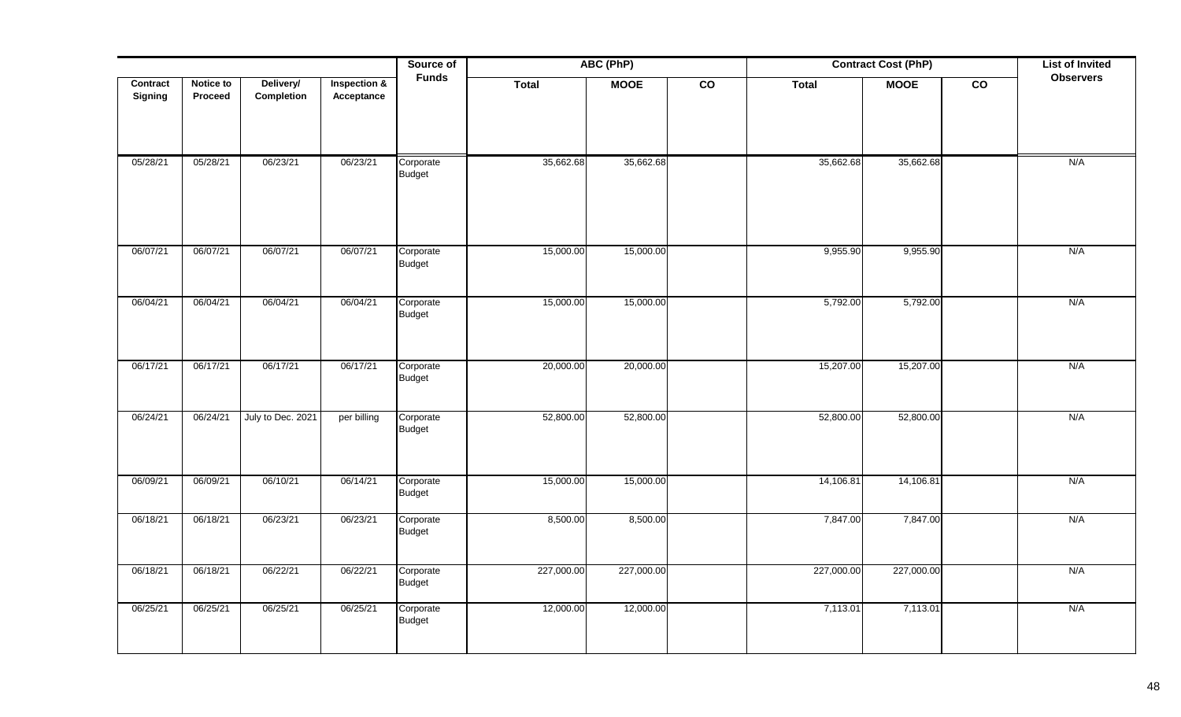| Contract Signing | Notice to Proceed | Delivery/ Completion | Inspection & Acceptance | Source of Funds | ABC (PhP) | | | Contract Cost (PhP) | | | List of Invited Observers |
|---|---|---|---|---|---|---|---|---|---|---|---|
| | | | | | Total | MOOE | CO | Total | MOOE | CO | |
| 05/28/21 | 05/28/21 | 06/23/21 | 06/23/21 | Corporate Budget | 35,662.68 | 35,662.68 | | 35,662.68 | 35,662.68 | | N/A |
| 06/07/21 | 06/07/21 | 06/07/21 | 06/07/21 | Corporate Budget | 15,000.00 | 15,000.00 | | 9,955.90 | 9,955.90 | | N/A |
| 06/04/21 | 06/04/21 | 06/04/21 | 06/04/21 | Corporate Budget | 15,000.00 | 15,000.00 | | 5,792.00 | 5,792.00 | | N/A |
| 06/17/21 | 06/17/21 | 06/17/21 | 06/17/21 | Corporate Budget | 20,000.00 | 20,000.00 | | 15,207.00 | 15,207.00 | | N/A |
| 06/24/21 | 06/24/21 | July to Dec. 2021 | per billing | Corporate Budget | 52,800.00 | 52,800.00 | | 52,800.00 | 52,800.00 | | N/A |
| 06/09/21 | 06/09/21 | 06/10/21 | 06/14/21 | Corporate Budget | 15,000.00 | 15,000.00 | | 14,106.81 | 14,106.81 | | N/A |
| 06/18/21 | 06/18/21 | 06/23/21 | 06/23/21 | Corporate Budget | 8,500.00 | 8,500.00 | | 7,847.00 | 7,847.00 | | N/A |
| 06/18/21 | 06/18/21 | 06/22/21 | 06/22/21 | Corporate Budget | 227,000.00 | 227,000.00 | | 227,000.00 | 227,000.00 | | N/A |
| 06/25/21 | 06/25/21 | 06/25/21 | 06/25/21 | Corporate Budget | 12,000.00 | 12,000.00 | | 7,113.01 | 7,113.01 | | N/A |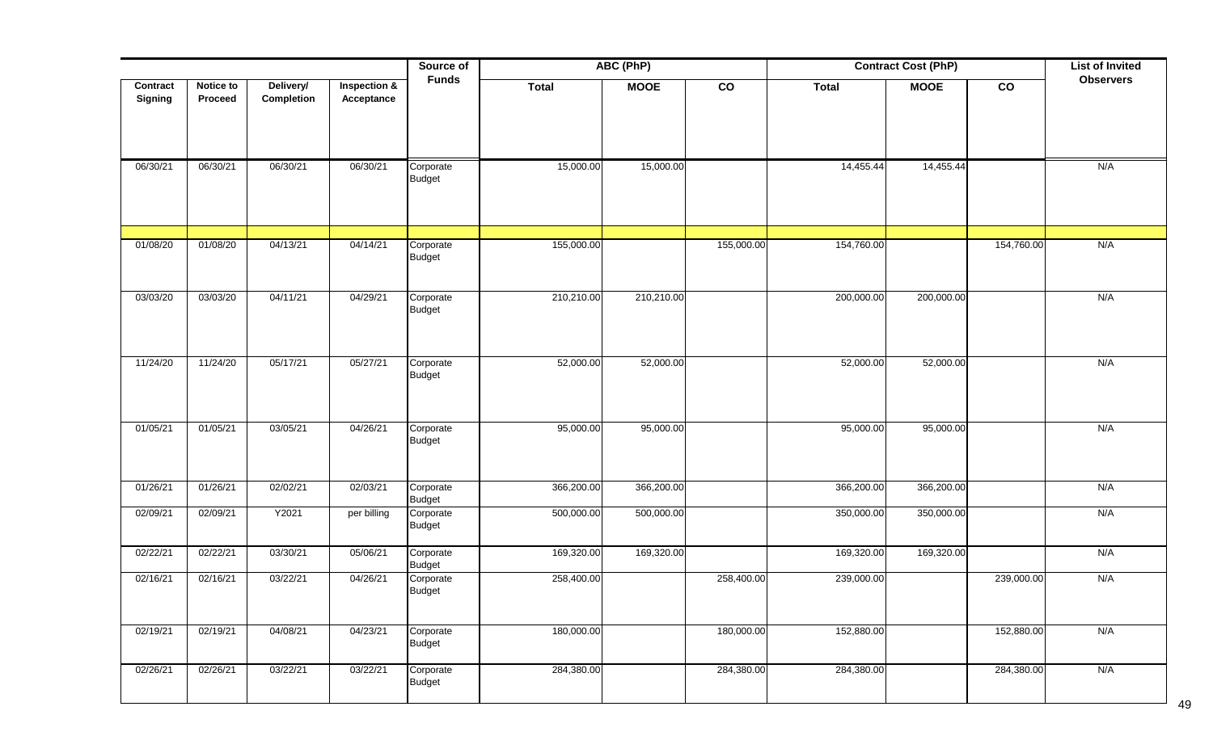| | | | | Source of Funds | ABC (PhP) | | | Contract Cost (PhP) | | | List of Invited Observers |
|---|---|---|---|---|---|---|---|---|---|---|---|
| Contract Signing | Notice to Proceed | Delivery/ Completion | Inspection & Acceptance | | Total | MOOE | CO | Total | MOOE | CO | |
| 06/30/21 | 06/30/21 | 06/30/21 | 06/30/21 | Corporate Budget | 15,000.00 | 15,000.00 | | 14,455.44 | 14,455.44 | | N/A |
| | | | | | | | | | | | |
| 01/08/20 | 01/08/20 | 04/13/21 | 04/14/21 | Corporate Budget | 155,000.00 | | 155,000.00 | 154,760.00 | | 154,760.00 | N/A |
| 03/03/20 | 03/03/20 | 04/11/21 | 04/29/21 | Corporate Budget | 210,210.00 | 210,210.00 | | 200,000.00 | 200,000.00 | | N/A |
| 11/24/20 | 11/24/20 | 05/17/21 | 05/27/21 | Corporate Budget | 52,000.00 | 52,000.00 | | 52,000.00 | 52,000.00 | | N/A |
| 01/05/21 | 01/05/21 | 03/05/21 | 04/26/21 | Corporate Budget | 95,000.00 | 95,000.00 | | 95,000.00 | 95,000.00 | | N/A |
| 01/26/21 | 01/26/21 | 02/02/21 | 02/03/21 | Corporate Budget | 366,200.00 | 366,200.00 | | 366,200.00 | 366,200.00 | | N/A |
| 02/09/21 | 02/09/21 | Y2021 | per billing | Corporate Budget | 500,000.00 | 500,000.00 | | 350,000.00 | 350,000.00 | | N/A |
| 02/22/21 | 02/22/21 | 03/30/21 | 05/06/21 | Corporate Budget | 169,320.00 | 169,320.00 | | 169,320.00 | 169,320.00 | | N/A |
| 02/16/21 | 02/16/21 | 03/22/21 | 04/26/21 | Corporate Budget | 258,400.00 | | 258,400.00 | 239,000.00 | | 239,000.00 | N/A |
| 02/19/21 | 02/19/21 | 04/08/21 | 04/23/21 | Corporate Budget | 180,000.00 | | 180,000.00 | 152,880.00 | | 152,880.00 | N/A |
| 02/26/21 | 02/26/21 | 03/22/21 | 03/22/21 | Corporate Budget | 284,380.00 | | 284,380.00 | 284,380.00 | | 284,380.00 | N/A |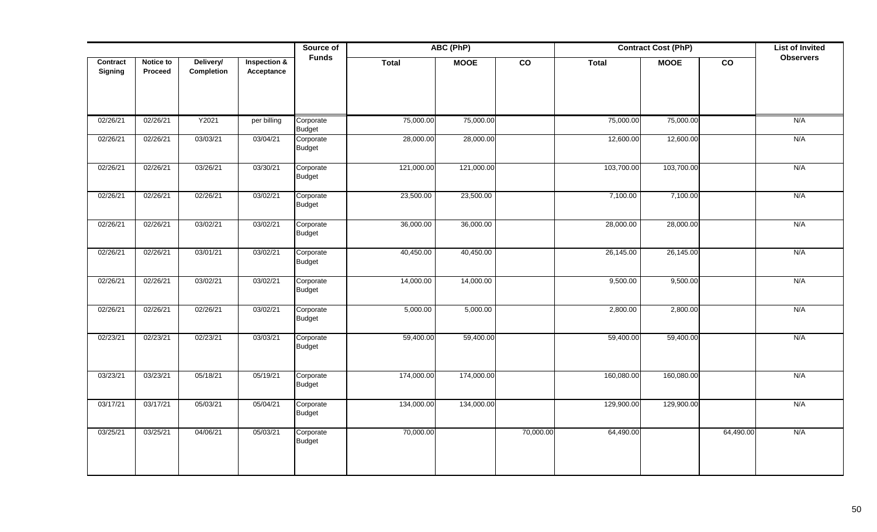| Contract Signing | Notice to Proceed | Delivery/ Completion | Inspection & Acceptance | Source of Funds | ABC (PhP) | | | Contract Cost (PhP) | | | List of Invited Observers |
|---|---|---|---|---|---|---|---|---|---|---|---|
| | | | | | Total | MOOE | CO | Total | MOOE | CO | |
| 02/26/21 | 02/26/21 | Y2021 | per billing | Corporate Budget | 75,000.00 | 75,000.00 | | 75,000.00 | 75,000.00 | | N/A |
| 02/26/21 | 02/26/21 | 03/03/21 | 03/04/21 | Corporate Budget | 28,000.00 | 28,000.00 | | 12,600.00 | 12,600.00 | | N/A |
| 02/26/21 | 02/26/21 | 03/26/21 | 03/30/21 | Corporate Budget | 121,000.00 | 121,000.00 | | 103,700.00 | 103,700.00 | | N/A |
| 02/26/21 | 02/26/21 | 02/26/21 | 03/02/21 | Corporate Budget | 23,500.00 | 23,500.00 | | 7,100.00 | 7,100.00 | | N/A |
| 02/26/21 | 02/26/21 | 03/02/21 | 03/02/21 | Corporate Budget | 36,000.00 | 36,000.00 | | 28,000.00 | 28,000.00 | | N/A |
| 02/26/21 | 02/26/21 | 03/01/21 | 03/02/21 | Corporate Budget | 40,450.00 | 40,450.00 | | 26,145.00 | 26,145.00 | | N/A |
| 02/26/21 | 02/26/21 | 03/02/21 | 03/02/21 | Corporate Budget | 14,000.00 | 14,000.00 | | 9,500.00 | 9,500.00 | | N/A |
| 02/26/21 | 02/26/21 | 02/26/21 | 03/02/21 | Corporate Budget | 5,000.00 | 5,000.00 | | 2,800.00 | 2,800.00 | | N/A |
| 02/23/21 | 02/23/21 | 02/23/21 | 03/03/21 | Corporate Budget | 59,400.00 | 59,400.00 | | 59,400.00 | 59,400.00 | | N/A |
| 03/23/21 | 03/23/21 | 05/18/21 | 05/19/21 | Corporate Budget | 174,000.00 | 174,000.00 | | 160,080.00 | 160,080.00 | | N/A |
| 03/17/21 | 03/17/21 | 05/03/21 | 05/04/21 | Corporate Budget | 134,000.00 | 134,000.00 | | 129,900.00 | 129,900.00 | | N/A |
| 03/25/21 | 03/25/21 | 04/06/21 | 05/03/21 | Corporate Budget | 70,000.00 | | 70,000.00 | 64,490.00 | | 64,490.00 | N/A |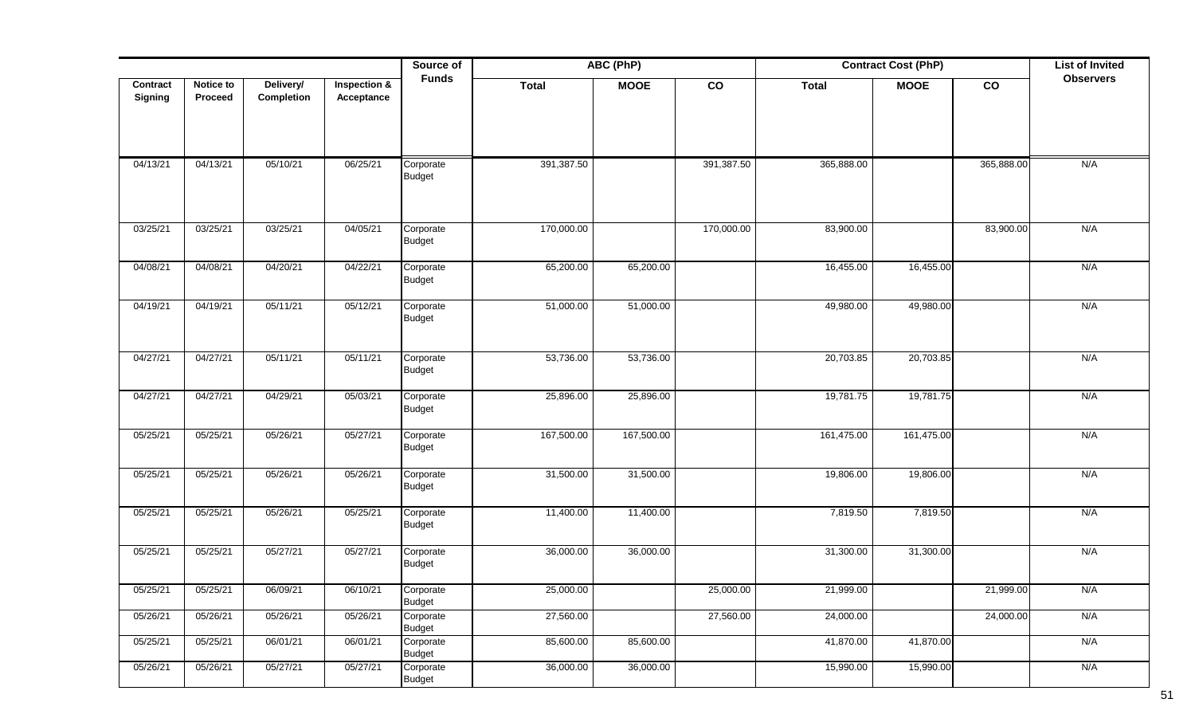| Contract Signing | Notice to Proceed | Delivery/ Completion | Inspection & Acceptance | Source of Funds | ABC (PhP) | | | Contract Cost (PhP) | | | List of Invited Observers |
|---|---|---|---|---|---|---|---|---|---|---|---|
| | | | | | Total | MOOE | CO | Total | MOOE | CO | |
| 04/13/21 | 04/13/21 | 05/10/21 | 06/25/21 | Corporate Budget | 391,387.50 | | 391,387.50 | 365,888.00 | | 365,888.00 | N/A |
| 03/25/21 | 03/25/21 | 03/25/21 | 04/05/21 | Corporate Budget | 170,000.00 | | 170,000.00 | 83,900.00 | | 83,900.00 | N/A |
| 04/08/21 | 04/08/21 | 04/20/21 | 04/22/21 | Corporate Budget | 65,200.00 | 65,200.00 | | 16,455.00 | 16,455.00 | | N/A |
| 04/19/21 | 04/19/21 | 05/11/21 | 05/12/21 | Corporate Budget | 51,000.00 | 51,000.00 | | 49,980.00 | 49,980.00 | | N/A |
| 04/27/21 | 04/27/21 | 05/11/21 | 05/11/21 | Corporate Budget | 53,736.00 | 53,736.00 | | 20,703.85 | 20,703.85 | | N/A |
| 04/27/21 | 04/27/21 | 04/29/21 | 05/03/21 | Corporate Budget | 25,896.00 | 25,896.00 | | 19,781.75 | 19,781.75 | | N/A |
| 05/25/21 | 05/25/21 | 05/26/21 | 05/27/21 | Corporate Budget | 167,500.00 | 167,500.00 | | 161,475.00 | 161,475.00 | | N/A |
| 05/25/21 | 05/25/21 | 05/26/21 | 05/26/21 | Corporate Budget | 31,500.00 | 31,500.00 | | 19,806.00 | 19,806.00 | | N/A |
| 05/25/21 | 05/25/21 | 05/26/21 | 05/25/21 | Corporate Budget | 11,400.00 | 11,400.00 | | 7,819.50 | 7,819.50 | | N/A |
| 05/25/21 | 05/25/21 | 05/27/21 | 05/27/21 | Corporate Budget | 36,000.00 | 36,000.00 | | 31,300.00 | 31,300.00 | | N/A |
| 05/25/21 | 05/25/21 | 06/09/21 | 06/10/21 | Corporate Budget | 25,000.00 | | 25,000.00 | 21,999.00 | | 21,999.00 | N/A |
| 05/26/21 | 05/26/21 | 05/26/21 | 05/26/21 | Corporate Budget | 27,560.00 | | 27,560.00 | 24,000.00 | | 24,000.00 | N/A |
| 05/25/21 | 05/25/21 | 06/01/21 | 06/01/21 | Corporate Budget | 85,600.00 | 85,600.00 | | 41,870.00 | 41,870.00 | | N/A |
| 05/26/21 | 05/26/21 | 05/27/21 | 05/27/21 | Corporate Budget | 36,000.00 | 36,000.00 | | 15,990.00 | 15,990.00 | | N/A |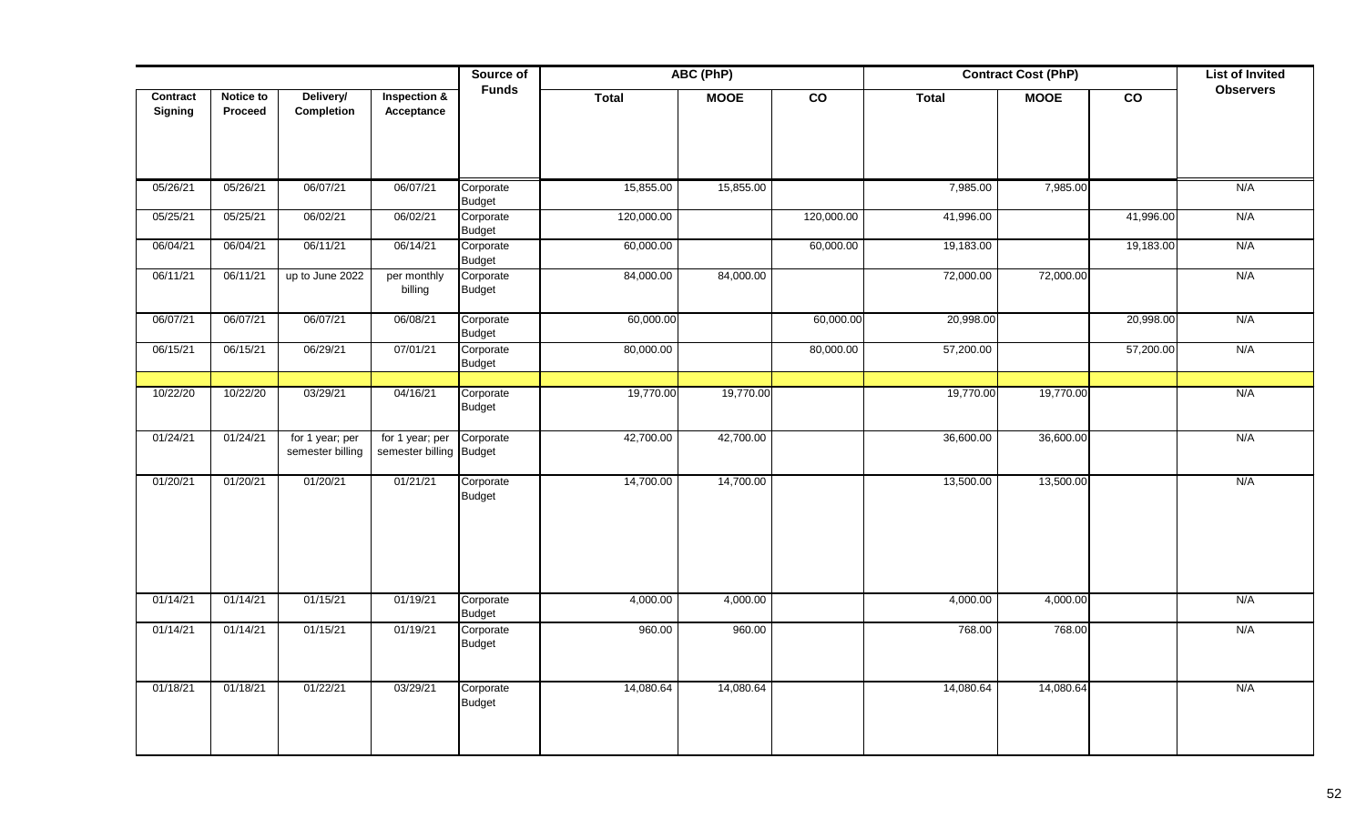| Contract Signing | Notice to Proceed | Delivery/ Completion | Inspection & Acceptance | Source of Funds | ABC (PhP) | | | Contract Cost (PhP) | | | List of Invited Observers |
|---|---|---|---|---|---|---|---|---|---|---|---|
| | | | | | Total | MOOE | CO | Total | MOOE | CO | |
| 05/26/21 | 05/26/21 | 06/07/21 | 06/07/21 | Corporate Budget | 15,855.00 | 15,855.00 | | 7,985.00 | 7,985.00 | | N/A |
| 05/25/21 | 05/25/21 | 06/02/21 | 06/02/21 | Corporate Budget | 120,000.00 | | 120,000.00 | 41,996.00 | | 41,996.00 | N/A |
| 06/04/21 | 06/04/21 | 06/11/21 | 06/14/21 | Corporate Budget | 60,000.00 | | 60,000.00 | 19,183.00 | | 19,183.00 | N/A |
| 06/11/21 | 06/11/21 | up to June 2022 | per monthly billing | Corporate Budget | 84,000.00 | 84,000.00 | | 72,000.00 | 72,000.00 | | N/A |
| 06/07/21 | 06/07/21 | 06/07/21 | 06/08/21 | Corporate Budget | 60,000.00 | | 60,000.00 | 20,998.00 | | 20,998.00 | N/A |
| 06/15/21 | 06/15/21 | 06/29/21 | 07/01/21 | Corporate Budget | 80,000.00 | | 80,000.00 | 57,200.00 | | 57,200.00 | N/A |
| | | | | | | | | | | | |
| 10/22/20 | 10/22/20 | 03/29/21 | 04/16/21 | Corporate Budget | 19,770.00 | 19,770.00 | | 19,770.00 | 19,770.00 | | N/A |
| 01/24/21 | 01/24/21 | for 1 year; per semester billing | for 1 year; per semester billing | Corporate Budget | 42,700.00 | 42,700.00 | | 36,600.00 | 36,600.00 | | N/A |
| 01/20/21 | 01/20/21 | 01/20/21 | 01/21/21 | Corporate Budget | 14,700.00 | 14,700.00 | | 13,500.00 | 13,500.00 | | N/A |
| 01/14/21 | 01/14/21 | 01/15/21 | 01/19/21 | Corporate Budget | 4,000.00 | 4,000.00 | | 4,000.00 | 4,000.00 | | N/A |
| 01/14/21 | 01/14/21 | 01/15/21 | 01/19/21 | Corporate Budget | 960.00 | 960.00 | | 768.00 | 768.00 | | N/A |
| 01/18/21 | 01/18/21 | 01/22/21 | 03/29/21 | Corporate Budget | 14,080.64 | 14,080.64 | | 14,080.64 | 14,080.64 | | N/A |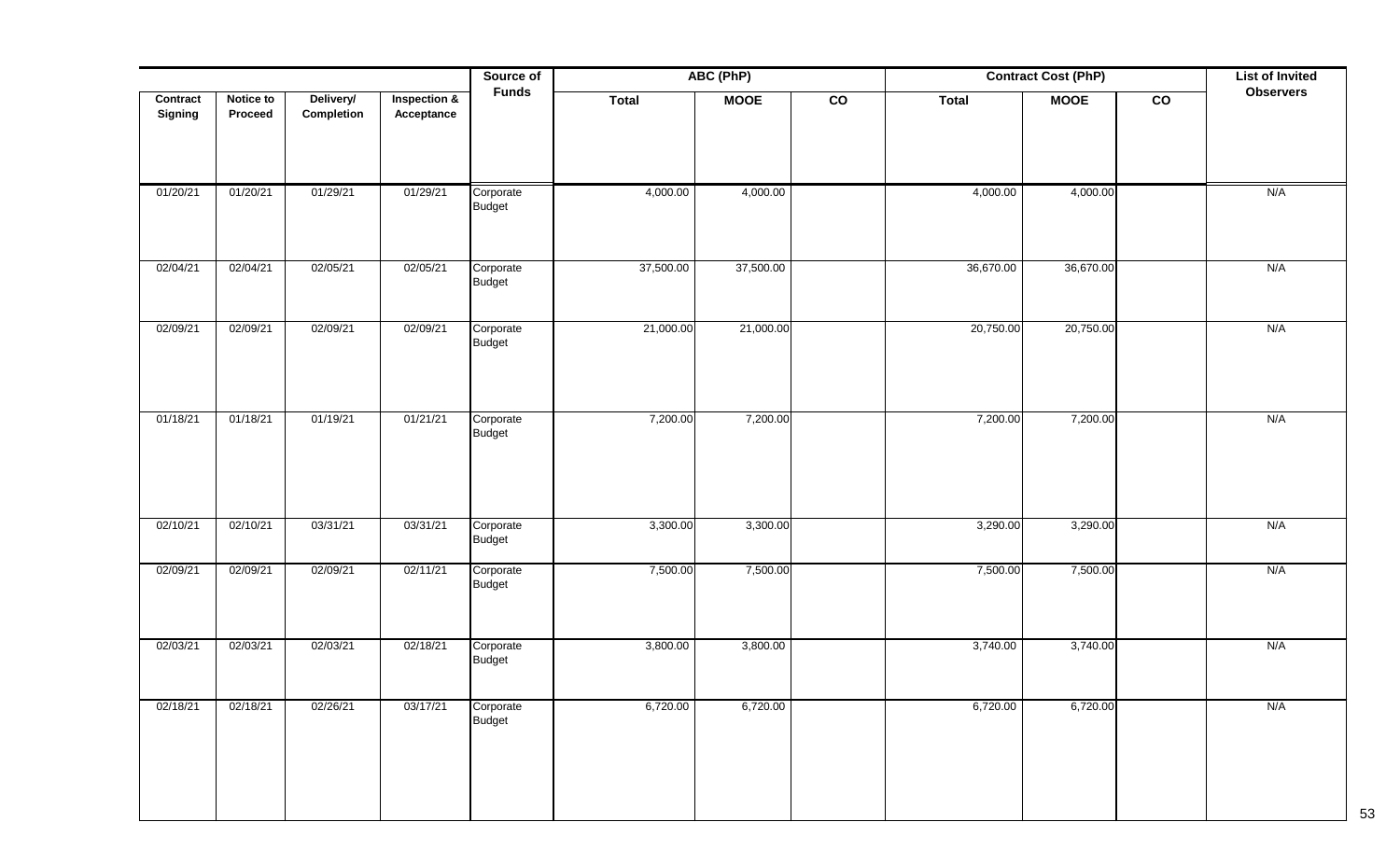| Contract Signing | Notice to Proceed | Delivery/ Completion | Inspection & Acceptance | Source of Funds | ABC (PhP) | | | Contract Cost (PhP) | | | List of Invited Observers |
|---|---|---|---|---|---|---|---|---|---|---|---|
| | | | | | Total | MOOE | CO | Total | MOOE | CO | |
| 01/20/21 | 01/20/21 | 01/29/21 | 01/29/21 | Corporate Budget | 4,000.00 | 4,000.00 | | 4,000.00 | 4,000.00 | | N/A |
| 02/04/21 | 02/04/21 | 02/05/21 | 02/05/21 | Corporate Budget | 37,500.00 | 37,500.00 | | 36,670.00 | 36,670.00 | | N/A |
| 02/09/21 | 02/09/21 | 02/09/21 | 02/09/21 | Corporate Budget | 21,000.00 | 21,000.00 | | 20,750.00 | 20,750.00 | | N/A |
| 01/18/21 | 01/18/21 | 01/19/21 | 01/21/21 | Corporate Budget | 7,200.00 | 7,200.00 | | 7,200.00 | 7,200.00 | | N/A |
| 02/10/21 | 02/10/21 | 03/31/21 | 03/31/21 | Corporate Budget | 3,300.00 | 3,300.00 | | 3,290.00 | 3,290.00 | | N/A |
| 02/09/21 | 02/09/21 | 02/09/21 | 02/11/21 | Corporate Budget | 7,500.00 | 7,500.00 | | 7,500.00 | 7,500.00 | | N/A |
| 02/03/21 | 02/03/21 | 02/03/21 | 02/18/21 | Corporate Budget | 3,800.00 | 3,800.00 | | 3,740.00 | 3,740.00 | | N/A |
| 02/18/21 | 02/18/21 | 02/26/21 | 03/17/21 | Corporate Budget | 6,720.00 | 6,720.00 | | 6,720.00 | 6,720.00 | | N/A |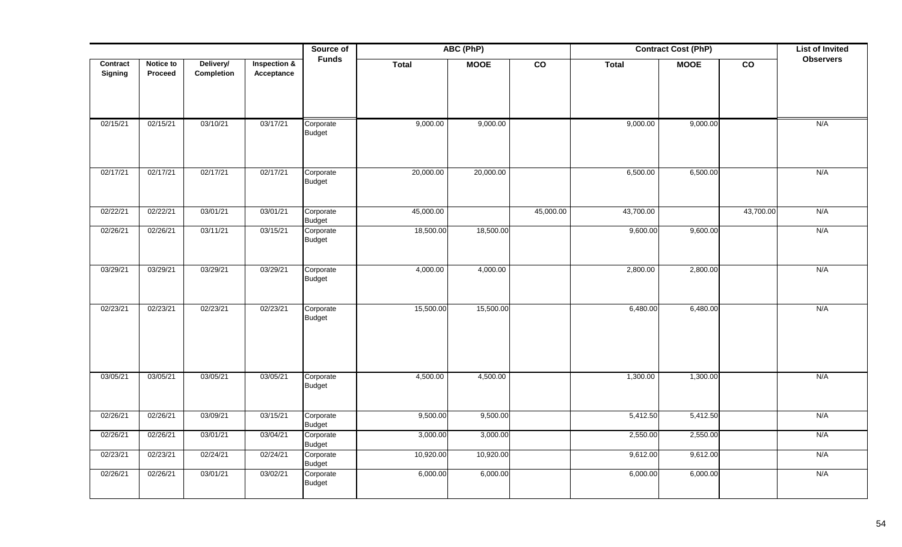| Contract Signing | Notice to Proceed | Delivery/ Completion | Inspection & Acceptance | Source of Funds | ABC (PhP) | | | Contract Cost (PhP) | | | List of Invited Observers |
|---|---|---|---|---|---|---|---|---|---|---|---|
| | | | | | Total | MOOE | CO | Total | MOOE | CO | |
| 02/15/21 | 02/15/21 | 03/10/21 | 03/17/21 | Corporate Budget | 9,000.00 | 9,000.00 | | 9,000.00 | 9,000.00 | | N/A |
| 02/17/21 | 02/17/21 | 02/17/21 | 02/17/21 | Corporate Budget | 20,000.00 | 20,000.00 | | 6,500.00 | 6,500.00 | | N/A |
| 02/22/21 | 02/22/21 | 03/01/21 | 03/01/21 | Corporate Budget | 45,000.00 | | 45,000.00 | 43,700.00 | | 43,700.00 | N/A |
| 02/26/21 | 02/26/21 | 03/11/21 | 03/15/21 | Corporate Budget | 18,500.00 | 18,500.00 | | 9,600.00 | 9,600.00 | | N/A |
| 03/29/21 | 03/29/21 | 03/29/21 | 03/29/21 | Corporate Budget | 4,000.00 | 4,000.00 | | 2,800.00 | 2,800.00 | | N/A |
| 02/23/21 | 02/23/21 | 02/23/21 | 02/23/21 | Corporate Budget | 15,500.00 | 15,500.00 | | 6,480.00 | 6,480.00 | | N/A |
| 03/05/21 | 03/05/21 | 03/05/21 | 03/05/21 | Corporate Budget | 4,500.00 | 4,500.00 | | 1,300.00 | 1,300.00 | | N/A |
| 02/26/21 | 02/26/21 | 03/09/21 | 03/15/21 | Corporate Budget | 9,500.00 | 9,500.00 | | 5,412.50 | 5,412.50 | | N/A |
| 02/26/21 | 02/26/21 | 03/01/21 | 03/04/21 | Corporate Budget | 3,000.00 | 3,000.00 | | 2,550.00 | 2,550.00 | | N/A |
| 02/23/21 | 02/23/21 | 02/24/21 | 02/24/21 | Corporate Budget | 10,920.00 | 10,920.00 | | 9,612.00 | 9,612.00 | | N/A |
| 02/26/21 | 02/26/21 | 03/01/21 | 03/02/21 | Corporate Budget | 6,000.00 | 6,000.00 | | 6,000.00 | 6,000.00 | | N/A |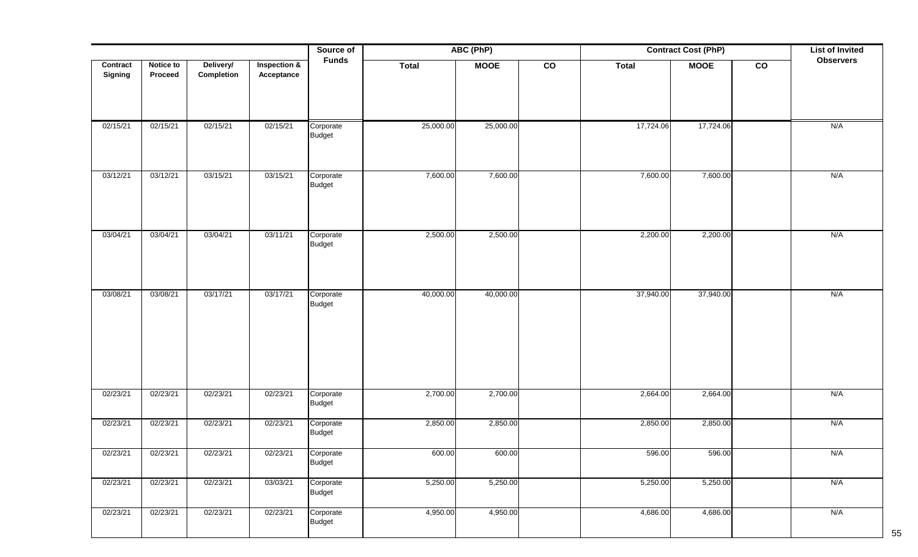| Contract Signing | Notice to Proceed | Delivery/ Completion | Inspection & Acceptance | Source of Funds | ABC (PhP) | | | Contract Cost (PhP) | | | List of Invited Observers |
|---|---|---|---|---|---|---|---|---|---|---|---|
| | | | | | Total | MOOE | CO | Total | MOOE | CO | |
| 02/15/21 | 02/15/21 | 02/15/21 | 02/15/21 | Corporate Budget | 25,000.00 | 25,000.00 | | 17,724.06 | 17,724.06 | | N/A |
| 03/12/21 | 03/12/21 | 03/15/21 | 03/15/21 | Corporate Budget | 7,600.00 | 7,600.00 | | 7,600.00 | 7,600.00 | | N/A |
| 03/04/21 | 03/04/21 | 03/04/21 | 03/11/21 | Corporate Budget | 2,500.00 | 2,500.00 | | 2,200.00 | 2,200.00 | | N/A |
| 03/08/21 | 03/08/21 | 03/17/21 | 03/17/21 | Corporate Budget | 40,000.00 | 40,000.00 | | 37,940.00 | 37,940.00 | | N/A |
| 02/23/21 | 02/23/21 | 02/23/21 | 02/23/21 | Corporate Budget | 2,700.00 | 2,700.00 | | 2,664.00 | 2,664.00 | | N/A |
| 02/23/21 | 02/23/21 | 02/23/21 | 02/23/21 | Corporate Budget | 2,850.00 | 2,850.00 | | 2,850.00 | 2,850.00 | | N/A |
| 02/23/21 | 02/23/21 | 02/23/21 | 02/23/21 | Corporate Budget | 600.00 | 600.00 | | 596.00 | 596.00 | | N/A |
| 02/23/21 | 02/23/21 | 02/23/21 | 03/03/21 | Corporate Budget | 5,250.00 | 5,250.00 | | 5,250.00 | 5,250.00 | | N/A |
| 02/23/21 | 02/23/21 | 02/23/21 | 02/23/21 | Corporate Budget | 4,950.00 | 4,950.00 | | 4,686.00 | 4,686.00 | | N/A |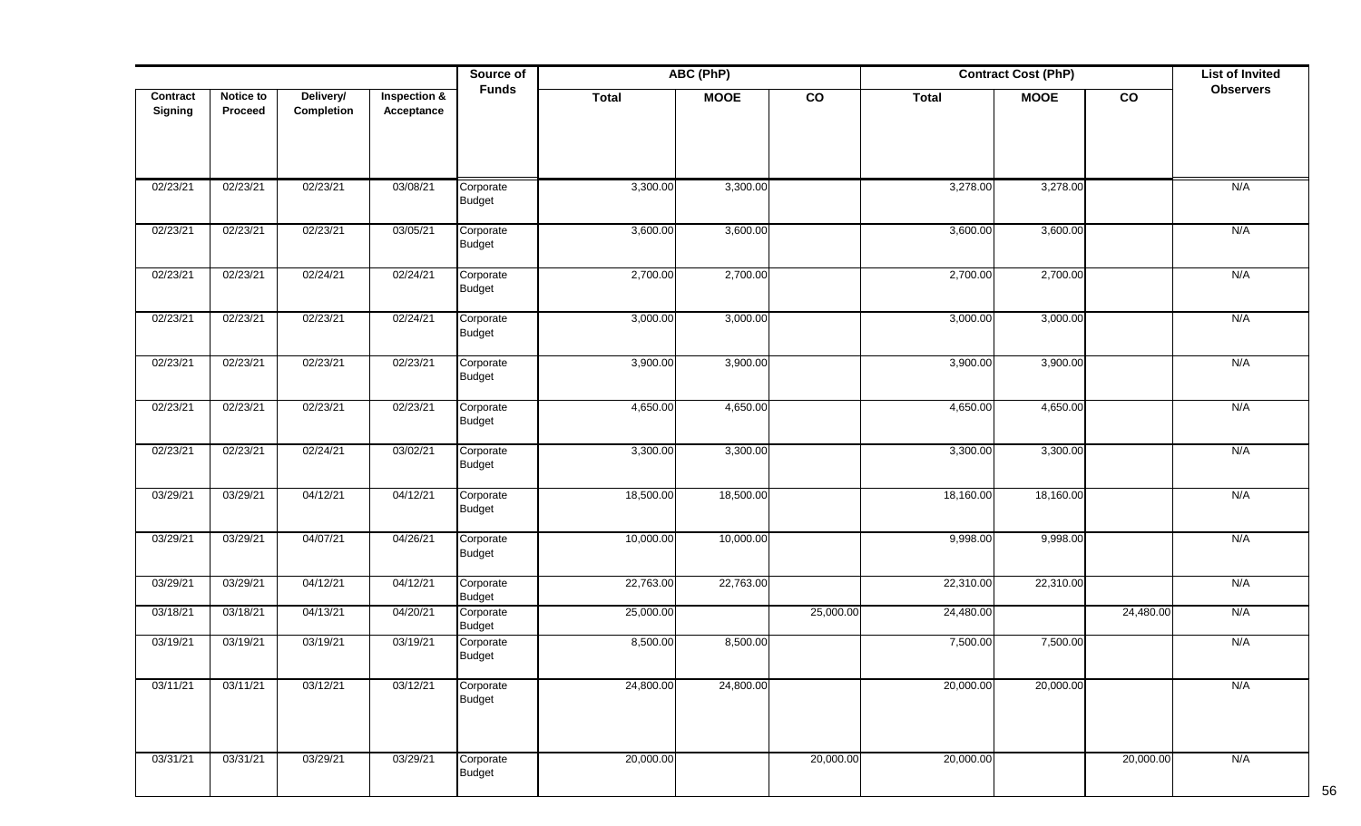| Contract Signing | Notice to Proceed | Delivery/ Completion | Inspection & Acceptance | Source of Funds | ABC (PhP) | | | Contract Cost (PhP) | | | List of Invited Observers |
|---|---|---|---|---|---|---|---|---|---|---|---|
| | | | | | Total | MOOE | CO | Total | MOOE | CO | |
| 02/23/21 | 02/23/21 | 02/23/21 | 03/08/21 | Corporate Budget | 3,300.00 | 3,300.00 | | 3,278.00 | 3,278.00 | | N/A |
| 02/23/21 | 02/23/21 | 02/23/21 | 03/05/21 | Corporate Budget | 3,600.00 | 3,600.00 | | 3,600.00 | 3,600.00 | | N/A |
| 02/23/21 | 02/23/21 | 02/24/21 | 02/24/21 | Corporate Budget | 2,700.00 | 2,700.00 | | 2,700.00 | 2,700.00 | | N/A |
| 02/23/21 | 02/23/21 | 02/23/21 | 02/24/21 | Corporate Budget | 3,000.00 | 3,000.00 | | 3,000.00 | 3,000.00 | | N/A |
| 02/23/21 | 02/23/21 | 02/23/21 | 02/23/21 | Corporate Budget | 3,900.00 | 3,900.00 | | 3,900.00 | 3,900.00 | | N/A |
| 02/23/21 | 02/23/21 | 02/23/21 | 02/23/21 | Corporate Budget | 4,650.00 | 4,650.00 | | 4,650.00 | 4,650.00 | | N/A |
| 02/23/21 | 02/23/21 | 02/24/21 | 03/02/21 | Corporate Budget | 3,300.00 | 3,300.00 | | 3,300.00 | 3,300.00 | | N/A |
| 03/29/21 | 03/29/21 | 04/12/21 | 04/12/21 | Corporate Budget | 18,500.00 | 18,500.00 | | 18,160.00 | 18,160.00 | | N/A |
| 03/29/21 | 03/29/21 | 04/07/21 | 04/26/21 | Corporate Budget | 10,000.00 | 10,000.00 | | 9,998.00 | 9,998.00 | | N/A |
| 03/29/21 | 03/29/21 | 04/12/21 | 04/12/21 | Corporate Budget | 22,763.00 | 22,763.00 | | 22,310.00 | 22,310.00 | | N/A |
| 03/18/21 | 03/18/21 | 04/13/21 | 04/20/21 | Corporate Budget | 25,000.00 | | 25,000.00 | 24,480.00 | | 24,480.00 | N/A |
| 03/19/21 | 03/19/21 | 03/19/21 | 03/19/21 | Corporate Budget | 8,500.00 | 8,500.00 | | 7,500.00 | 7,500.00 | | N/A |
| 03/11/21 | 03/11/21 | 03/12/21 | 03/12/21 | Corporate Budget | 24,800.00 | 24,800.00 | | 20,000.00 | 20,000.00 | | N/A |
| 03/31/21 | 03/31/21 | 03/29/21 | 03/29/21 | Corporate Budget | 20,000.00 | | 20,000.00 | 20,000.00 | | 20,000.00 | N/A |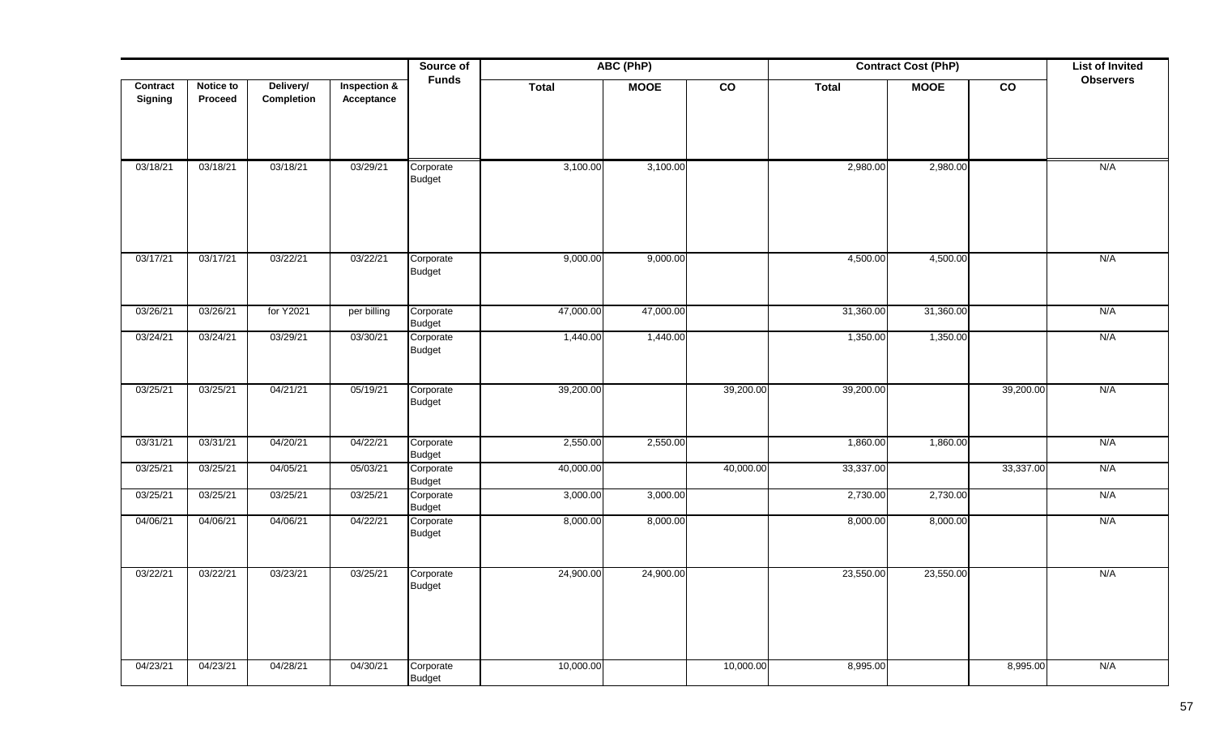| Contract Signing | Notice to Proceed | Delivery/ Completion | Inspection & Acceptance | Source of Funds | ABC (PhP) | | | Contract Cost (PhP) | | | List of Invited Observers |
|---|---|---|---|---|---|---|---|---|---|---|---|
| | | | | | Total | MOOE | CO | Total | MOOE | CO | |
| 03/18/21 | 03/18/21 | 03/18/21 | 03/29/21 | Corporate Budget | 3,100.00 | 3,100.00 | | 2,980.00 | 2,980.00 | | N/A |
| 03/17/21 | 03/17/21 | 03/22/21 | 03/22/21 | Corporate Budget | 9,000.00 | 9,000.00 | | 4,500.00 | 4,500.00 | | N/A |
| 03/26/21 | 03/26/21 | for Y2021 | per billing | Corporate Budget | 47,000.00 | 47,000.00 | | 31,360.00 | 31,360.00 | | N/A |
| 03/24/21 | 03/24/21 | 03/29/21 | 03/30/21 | Corporate Budget | 1,440.00 | 1,440.00 | | 1,350.00 | 1,350.00 | | N/A |
| 03/25/21 | 03/25/21 | 04/21/21 | 05/19/21 | Corporate Budget | 39,200.00 | | 39,200.00 | 39,200.00 | | 39,200.00 | N/A |
| 03/31/21 | 03/31/21 | 04/20/21 | 04/22/21 | Corporate Budget | 2,550.00 | 2,550.00 | | 1,860.00 | 1,860.00 | | N/A |
| 03/25/21 | 03/25/21 | 04/05/21 | 05/03/21 | Corporate Budget | 40,000.00 | | 40,000.00 | 33,337.00 | | 33,337.00 | N/A |
| 03/25/21 | 03/25/21 | 03/25/21 | 03/25/21 | Corporate Budget | 3,000.00 | 3,000.00 | | 2,730.00 | 2,730.00 | | N/A |
| 04/06/21 | 04/06/21 | 04/06/21 | 04/22/21 | Corporate Budget | 8,000.00 | 8,000.00 | | 8,000.00 | 8,000.00 | | N/A |
| 03/22/21 | 03/22/21 | 03/23/21 | 03/25/21 | Corporate Budget | 24,900.00 | 24,900.00 | | 23,550.00 | 23,550.00 | | N/A |
| 04/23/21 | 04/23/21 | 04/28/21 | 04/30/21 | Corporate Budget | 10,000.00 | | 10,000.00 | 8,995.00 | | 8,995.00 | N/A |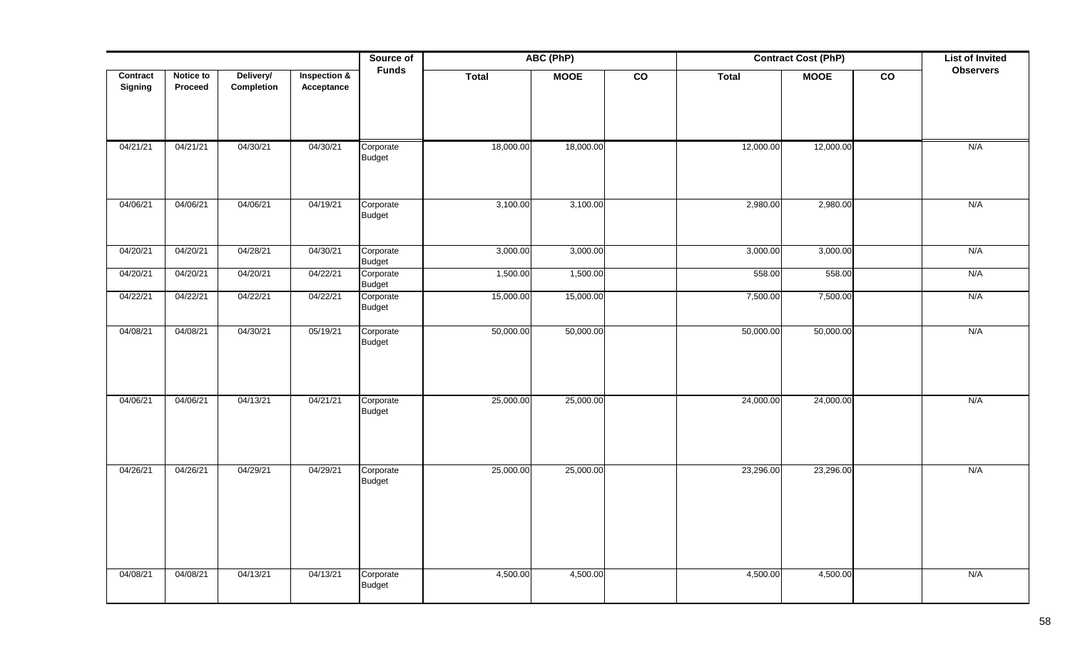| Contract Signing | Notice to Proceed | Delivery/ Completion | Inspection & Acceptance | Source of Funds | ABC (PhP) | | | Contract Cost (PhP) | | | List of Invited Observers |
|---|---|---|---|---|---|---|---|---|---|---|---|
| | | | | | Total | MOOE | CO | Total | MOOE | CO | |
| 04/21/21 | 04/21/21 | 04/30/21 | 04/30/21 | Corporate Budget | 18,000.00 | 18,000.00 | | 12,000.00 | 12,000.00 | | N/A |
| 04/06/21 | 04/06/21 | 04/06/21 | 04/19/21 | Corporate Budget | 3,100.00 | 3,100.00 | | 2,980.00 | 2,980.00 | | N/A |
| 04/20/21 | 04/20/21 | 04/28/21 | 04/30/21 | Corporate Budget | 3,000.00 | 3,000.00 | | 3,000.00 | 3,000.00 | | N/A |
| 04/20/21 | 04/20/21 | 04/20/21 | 04/22/21 | Corporate Budget | 1,500.00 | 1,500.00 | | 558.00 | 558.00 | | N/A |
| 04/22/21 | 04/22/21 | 04/22/21 | 04/22/21 | Corporate Budget | 15,000.00 | 15,000.00 | | 7,500.00 | 7,500.00 | | N/A |
| 04/08/21 | 04/08/21 | 04/30/21 | 05/19/21 | Corporate Budget | 50,000.00 | 50,000.00 | | 50,000.00 | 50,000.00 | | N/A |
| 04/06/21 | 04/06/21 | 04/13/21 | 04/21/21 | Corporate Budget | 25,000.00 | 25,000.00 | | 24,000.00 | 24,000.00 | | N/A |
| 04/26/21 | 04/26/21 | 04/29/21 | 04/29/21 | Corporate Budget | 25,000.00 | 25,000.00 | | 23,296.00 | 23,296.00 | | N/A |
| 04/08/21 | 04/08/21 | 04/13/21 | 04/13/21 | Corporate Budget | 4,500.00 | 4,500.00 | | 4,500.00 | 4,500.00 | | N/A |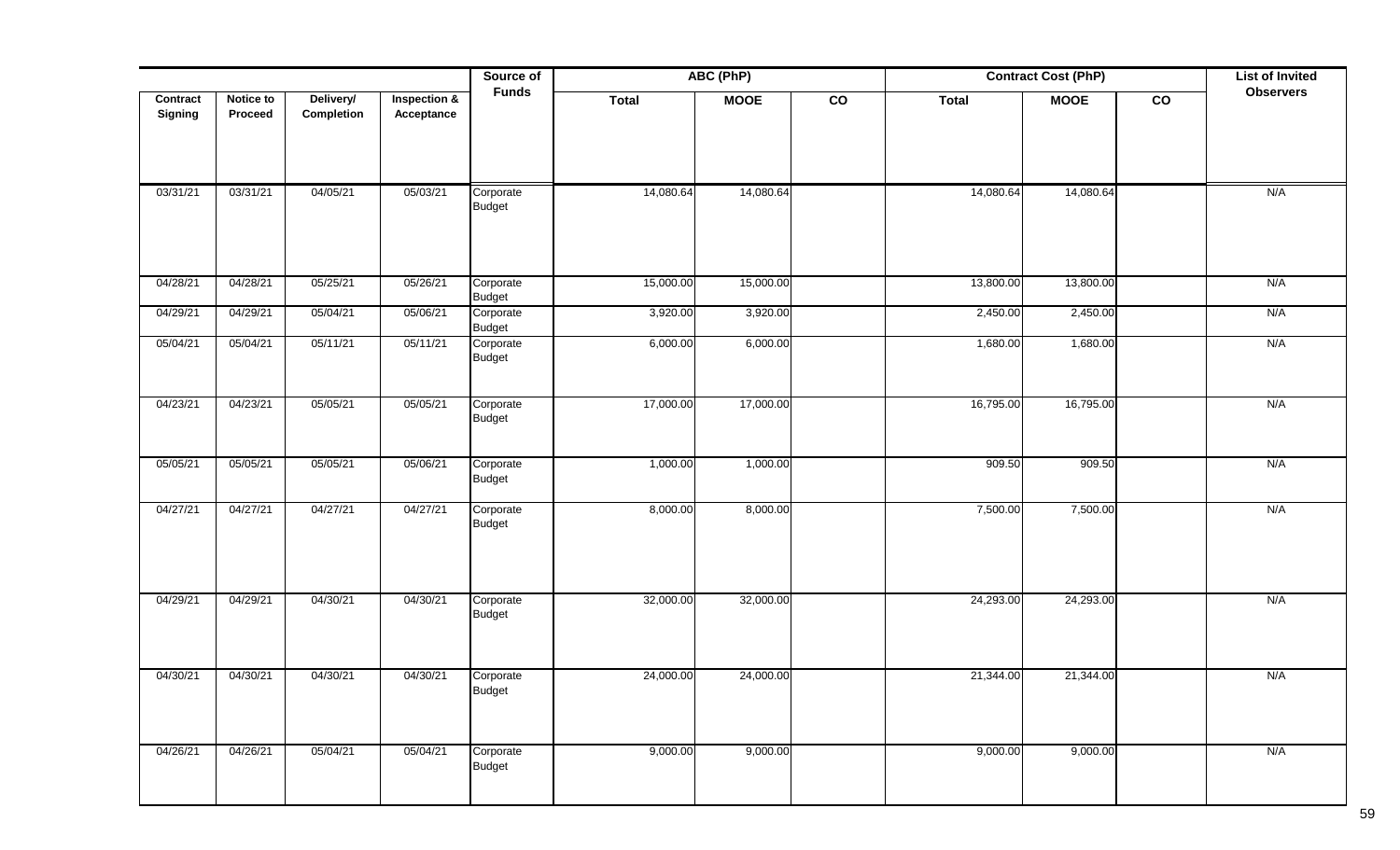| Contract Signing | Notice to Proceed | Delivery/ Completion | Inspection & Acceptance | Source of Funds | ABC (PhP) | | | Contract Cost (PhP) | | | List of Invited Observers |
|---|---|---|---|---|---|---|---|---|---|---|---|
| | | | | | Total | MOOE | CO | Total | MOOE | CO | |
| 03/31/21 | 03/31/21 | 04/05/21 | 05/03/21 | Corporate Budget | 14,080.64 | 14,080.64 | | 14,080.64 | 14,080.64 | | N/A |
| 04/28/21 | 04/28/21 | 05/25/21 | 05/26/21 | Corporate Budget | 15,000.00 | 15,000.00 | | 13,800.00 | 13,800.00 | | N/A |
| 04/29/21 | 04/29/21 | 05/04/21 | 05/06/21 | Corporate Budget | 3,920.00 | 3,920.00 | | 2,450.00 | 2,450.00 | | N/A |
| 05/04/21 | 05/04/21 | 05/11/21 | 05/11/21 | Corporate Budget | 6,000.00 | 6,000.00 | | 1,680.00 | 1,680.00 | | N/A |
| 04/23/21 | 04/23/21 | 05/05/21 | 05/05/21 | Corporate Budget | 17,000.00 | 17,000.00 | | 16,795.00 | 16,795.00 | | N/A |
| 05/05/21 | 05/05/21 | 05/05/21 | 05/06/21 | Corporate Budget | 1,000.00 | 1,000.00 | | 909.50 | 909.50 | | N/A |
| 04/27/21 | 04/27/21 | 04/27/21 | 04/27/21 | Corporate Budget | 8,000.00 | 8,000.00 | | 7,500.00 | 7,500.00 | | N/A |
| 04/29/21 | 04/29/21 | 04/30/21 | 04/30/21 | Corporate Budget | 32,000.00 | 32,000.00 | | 24,293.00 | 24,293.00 | | N/A |
| 04/30/21 | 04/30/21 | 04/30/21 | 04/30/21 | Corporate Budget | 24,000.00 | 24,000.00 | | 21,344.00 | 21,344.00 | | N/A |
| 04/26/21 | 04/26/21 | 05/04/21 | 05/04/21 | Corporate Budget | 9,000.00 | 9,000.00 | | 9,000.00 | 9,000.00 | | N/A |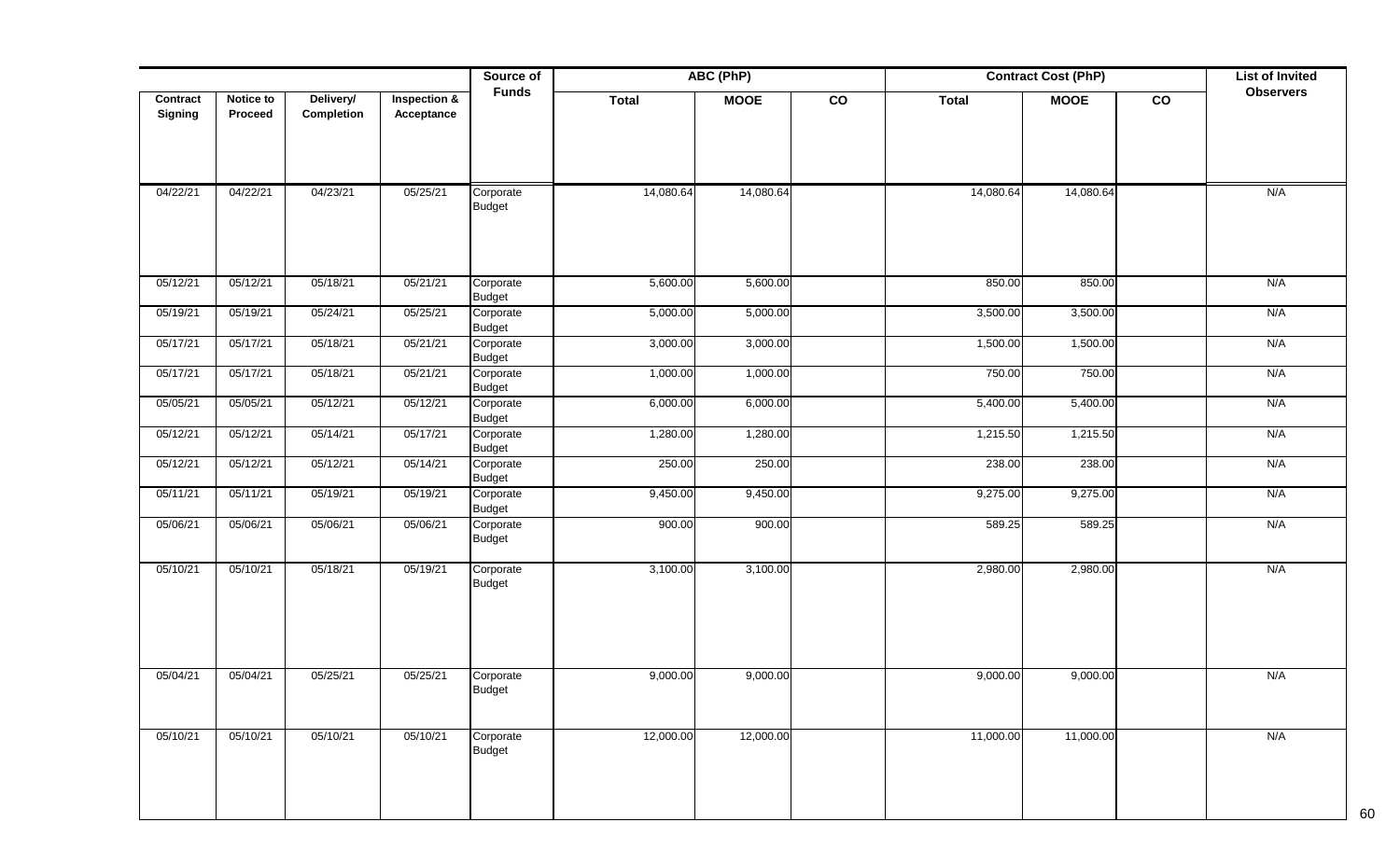| Contract Signing | Notice to Proceed | Delivery/ Completion | Inspection & Acceptance | Source of Funds | ABC (PhP) | | | Contract Cost (PhP) | | | List of Invited Observers |
|---|---|---|---|---|---|---|---|---|---|---|---|
| | | | | | Total | MOOE | CO | Total | MOOE | CO | |
| 04/22/21 | 04/22/21 | 04/23/21 | 05/25/21 | Corporate Budget | 14,080.64 | 14,080.64 | | 14,080.64 | 14,080.64 | | N/A |
| 05/12/21 | 05/12/21 | 05/18/21 | 05/21/21 | Corporate Budget | 5,600.00 | 5,600.00 | | 850.00 | 850.00 | | N/A |
| 05/19/21 | 05/19/21 | 05/24/21 | 05/25/21 | Corporate Budget | 5,000.00 | 5,000.00 | | 3,500.00 | 3,500.00 | | N/A |
| 05/17/21 | 05/17/21 | 05/18/21 | 05/21/21 | Corporate Budget | 3,000.00 | 3,000.00 | | 1,500.00 | 1,500.00 | | N/A |
| 05/17/21 | 05/17/21 | 05/18/21 | 05/21/21 | Corporate Budget | 1,000.00 | 1,000.00 | | 750.00 | 750.00 | | N/A |
| 05/05/21 | 05/05/21 | 05/12/21 | 05/12/21 | Corporate Budget | 6,000.00 | 6,000.00 | | 5,400.00 | 5,400.00 | | N/A |
| 05/12/21 | 05/12/21 | 05/14/21 | 05/17/21 | Corporate Budget | 1,280.00 | 1,280.00 | | 1,215.50 | 1,215.50 | | N/A |
| 05/12/21 | 05/12/21 | 05/12/21 | 05/14/21 | Corporate Budget | 250.00 | 250.00 | | 238.00 | 238.00 | | N/A |
| 05/11/21 | 05/11/21 | 05/19/21 | 05/19/21 | Corporate Budget | 9,450.00 | 9,450.00 | | 9,275.00 | 9,275.00 | | N/A |
| 05/06/21 | 05/06/21 | 05/06/21 | 05/06/21 | Corporate Budget | 900.00 | 900.00 | | 589.25 | 589.25 | | N/A |
| 05/10/21 | 05/10/21 | 05/18/21 | 05/19/21 | Corporate Budget | 3,100.00 | 3,100.00 | | 2,980.00 | 2,980.00 | | N/A |
| 05/04/21 | 05/04/21 | 05/25/21 | 05/25/21 | Corporate Budget | 9,000.00 | 9,000.00 | | 9,000.00 | 9,000.00 | | N/A |
| 05/10/21 | 05/10/21 | 05/10/21 | 05/10/21 | Corporate Budget | 12,000.00 | 12,000.00 | | 11,000.00 | 11,000.00 | | N/A |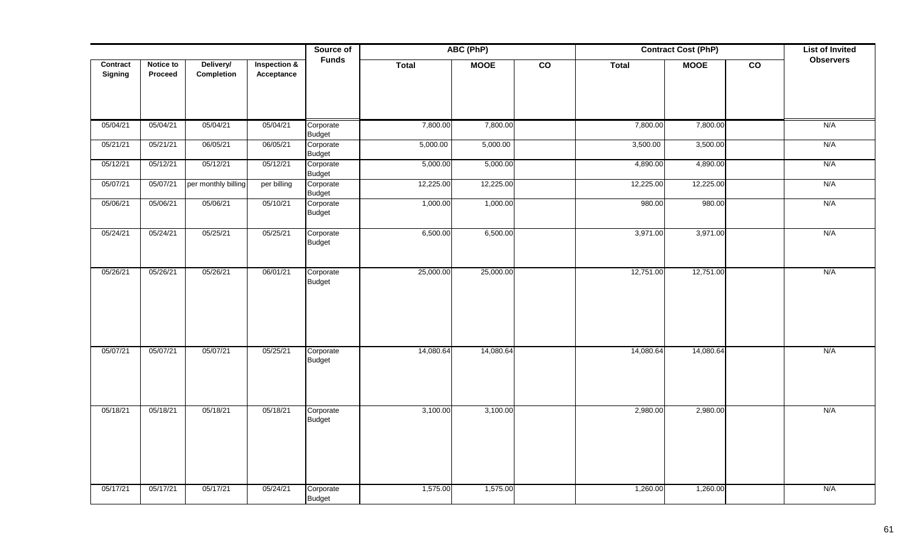| Contract Signing | Notice to Proceed | Delivery/ Completion | Inspection & Acceptance | Source of Funds | ABC (PhP) | | | Contract Cost (PhP) | | | List of Invited Observers |
|---|---|---|---|---|---|---|---|---|---|---|---|
| | | | | | Total | MOOE | CO | Total | MOOE | CO | |
| 05/04/21 | 05/04/21 | 05/04/21 | 05/04/21 | Corporate Budget | 7,800.00 | 7,800.00 | | 7,800.00 | 7,800.00 | | N/A |
| 05/21/21 | 05/21/21 | 06/05/21 | 06/05/21 | Corporate Budget | 5,000.00 | 5,000.00 | | 3,500.00 | 3,500.00 | | N/A |
| 05/12/21 | 05/12/21 | 05/12/21 | 05/12/21 | Corporate Budget | 5,000.00 | 5,000.00 | | 4,890.00 | 4,890.00 | | N/A |
| 05/07/21 | 05/07/21 | per monthly billing | per billing | Corporate Budget | 12,225.00 | 12,225.00 | | 12,225.00 | 12,225.00 | | N/A |
| 05/06/21 | 05/06/21 | 05/06/21 | 05/10/21 | Corporate Budget | 1,000.00 | 1,000.00 | | 980.00 | 980.00 | | N/A |
| 05/24/21 | 05/24/21 | 05/25/21 | 05/25/21 | Corporate Budget | 6,500.00 | 6,500.00 | | 3,971.00 | 3,971.00 | | N/A |
| 05/26/21 | 05/26/21 | 05/26/21 | 06/01/21 | Corporate Budget | 25,000.00 | 25,000.00 | | 12,751.00 | 12,751.00 | | N/A |
| 05/07/21 | 05/07/21 | 05/07/21 | 05/25/21 | Corporate Budget | 14,080.64 | 14,080.64 | | 14,080.64 | 14,080.64 | | N/A |
| 05/18/21 | 05/18/21 | 05/18/21 | 05/18/21 | Corporate Budget | 3,100.00 | 3,100.00 | | 2,980.00 | 2,980.00 | | N/A |
| 05/17/21 | 05/17/21 | 05/17/21 | 05/24/21 | Corporate Budget | 1,575.00 | 1,575.00 | | 1,260.00 | 1,260.00 | | N/A |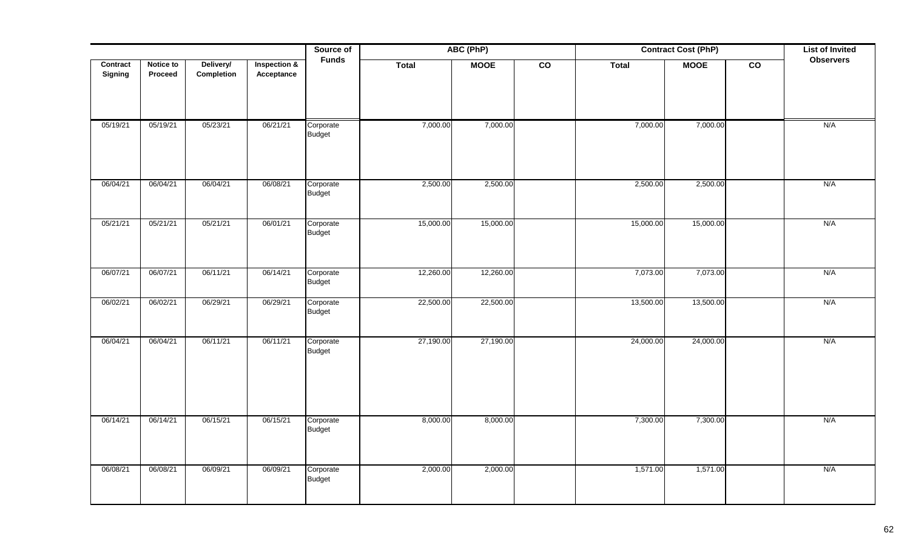| Contract Signing | Notice to Proceed | Delivery/ Completion | Inspection & Acceptance | Source of Funds | ABC (PhP) | | | Contract Cost (PhP) | | | List of Invited Observers |
|---|---|---|---|---|---|---|---|---|---|---|---|
| | | | | | Total | MOOE | CO | Total | MOOE | CO | |
| 05/19/21 | 05/19/21 | 05/23/21 | 06/21/21 | Corporate Budget | 7,000.00 | 7,000.00 | | 7,000.00 | 7,000.00 | | N/A |
| 06/04/21 | 06/04/21 | 06/04/21 | 06/08/21 | Corporate Budget | 2,500.00 | 2,500.00 | | 2,500.00 | 2,500.00 | | N/A |
| 05/21/21 | 05/21/21 | 05/21/21 | 06/01/21 | Corporate Budget | 15,000.00 | 15,000.00 | | 15,000.00 | 15,000.00 | | N/A |
| 06/07/21 | 06/07/21 | 06/11/21 | 06/14/21 | Corporate Budget | 12,260.00 | 12,260.00 | | 7,073.00 | 7,073.00 | | N/A |
| 06/02/21 | 06/02/21 | 06/29/21 | 06/29/21 | Corporate Budget | 22,500.00 | 22,500.00 | | 13,500.00 | 13,500.00 | | N/A |
| 06/04/21 | 06/04/21 | 06/11/21 | 06/11/21 | Corporate Budget | 27,190.00 | 27,190.00 | | 24,000.00 | 24,000.00 | | N/A |
| 06/14/21 | 06/14/21 | 06/15/21 | 06/15/21 | Corporate Budget | 8,000.00 | 8,000.00 | | 7,300.00 | 7,300.00 | | N/A |
| 06/08/21 | 06/08/21 | 06/09/21 | 06/09/21 | Corporate Budget | 2,000.00 | 2,000.00 | | 1,571.00 | 1,571.00 | | N/A |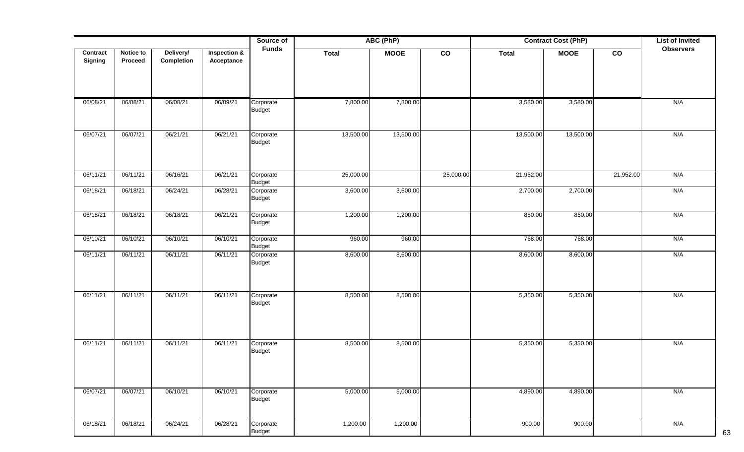| Contract Signing | Notice to Proceed | Delivery/ Completion | Inspection & Acceptance | Source of Funds | ABC (PhP) | | | Contract Cost (PhP) | | | List of Invited Observers |
|---|---|---|---|---|---|---|---|---|---|---|---|
| | | | | | Total | MOOE | CO | Total | MOOE | CO | |
| 06/08/21 | 06/08/21 | 06/08/21 | 06/09/21 | Corporate Budget | 7,800.00 | 7,800.00 | | 3,580.00 | 3,580.00 | | N/A |
| 06/07/21 | 06/07/21 | 06/21/21 | 06/21/21 | Corporate Budget | 13,500.00 | 13,500.00 | | 13,500.00 | 13,500.00 | | N/A |
| 06/11/21 | 06/11/21 | 06/16/21 | 06/21/21 | Corporate Budget | 25,000.00 | | 25,000.00 | 21,952.00 | | 21,952.00 | N/A |
| 06/18/21 | 06/18/21 | 06/24/21 | 06/28/21 | Corporate Budget | 3,600.00 | 3,600.00 | | 2,700.00 | 2,700.00 | | N/A |
| 06/18/21 | 06/18/21 | 06/18/21 | 06/21/21 | Corporate Budget | 1,200.00 | 1,200.00 | | 850.00 | 850.00 | | N/A |
| 06/10/21 | 06/10/21 | 06/10/21 | 06/10/21 | Corporate Budget | 960.00 | 960.00 | | 768.00 | 768.00 | | N/A |
| 06/11/21 | 06/11/21 | 06/11/21 | 06/11/21 | Corporate Budget | 8,600.00 | 8,600.00 | | 8,600.00 | 8,600.00 | | N/A |
| 06/11/21 | 06/11/21 | 06/11/21 | 06/11/21 | Corporate Budget | 8,500.00 | 8,500.00 | | 5,350.00 | 5,350.00 | | N/A |
| 06/11/21 | 06/11/21 | 06/11/21 | 06/11/21 | Corporate Budget | 8,500.00 | 8,500.00 | | 5,350.00 | 5,350.00 | | N/A |
| 06/07/21 | 06/07/21 | 06/10/21 | 06/10/21 | Corporate Budget | 5,000.00 | 5,000.00 | | 4,890.00 | 4,890.00 | | N/A |
| 06/18/21 | 06/18/21 | 06/24/21 | 06/28/21 | Corporate Budget | 1,200.00 | 1,200.00 | | 900.00 | 900.00 | | N/A |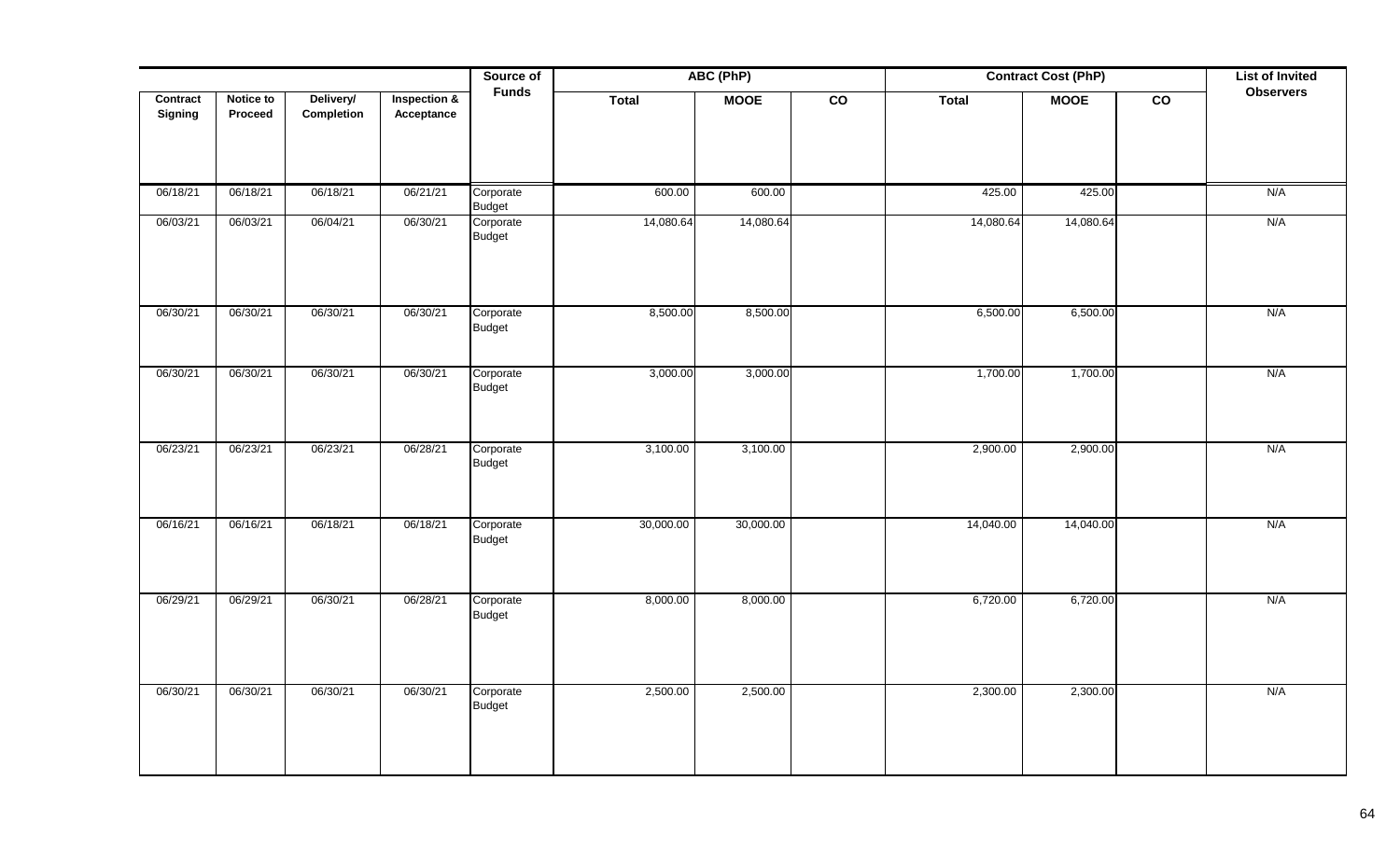| Contract Signing | Notice to Proceed | Delivery/ Completion | Inspection & Acceptance | Source of Funds | ABC (PhP) | | | Contract Cost (PhP) | | | List of Invited Observers |
|---|---|---|---|---|---|---|---|---|---|---|---|
| | | | | | Total | MOOE | CO | Total | MOOE | CO | |
| 06/18/21 | 06/18/21 | 06/18/21 | 06/21/21 | Corporate Budget | 600.00 | 600.00 | | 425.00 | 425.00 | | N/A |
| 06/03/21 | 06/03/21 | 06/04/21 | 06/30/21 | Corporate Budget | 14,080.64 | 14,080.64 | | 14,080.64 | 14,080.64 | | N/A |
| 06/30/21 | 06/30/21 | 06/30/21 | 06/30/21 | Corporate Budget | 8,500.00 | 8,500.00 | | 6,500.00 | 6,500.00 | | N/A |
| 06/30/21 | 06/30/21 | 06/30/21 | 06/30/21 | Corporate Budget | 3,000.00 | 3,000.00 | | 1,700.00 | 1,700.00 | | N/A |
| 06/23/21 | 06/23/21 | 06/23/21 | 06/28/21 | Corporate Budget | 3,100.00 | 3,100.00 | | 2,900.00 | 2,900.00 | | N/A |
| 06/16/21 | 06/16/21 | 06/18/21 | 06/18/21 | Corporate Budget | 30,000.00 | 30,000.00 | | 14,040.00 | 14,040.00 | | N/A |
| 06/29/21 | 06/29/21 | 06/30/21 | 06/28/21 | Corporate Budget | 8,000.00 | 8,000.00 | | 6,720.00 | 6,720.00 | | N/A |
| 06/30/21 | 06/30/21 | 06/30/21 | 06/30/21 | Corporate Budget | 2,500.00 | 2,500.00 | | 2,300.00 | 2,300.00 | | N/A |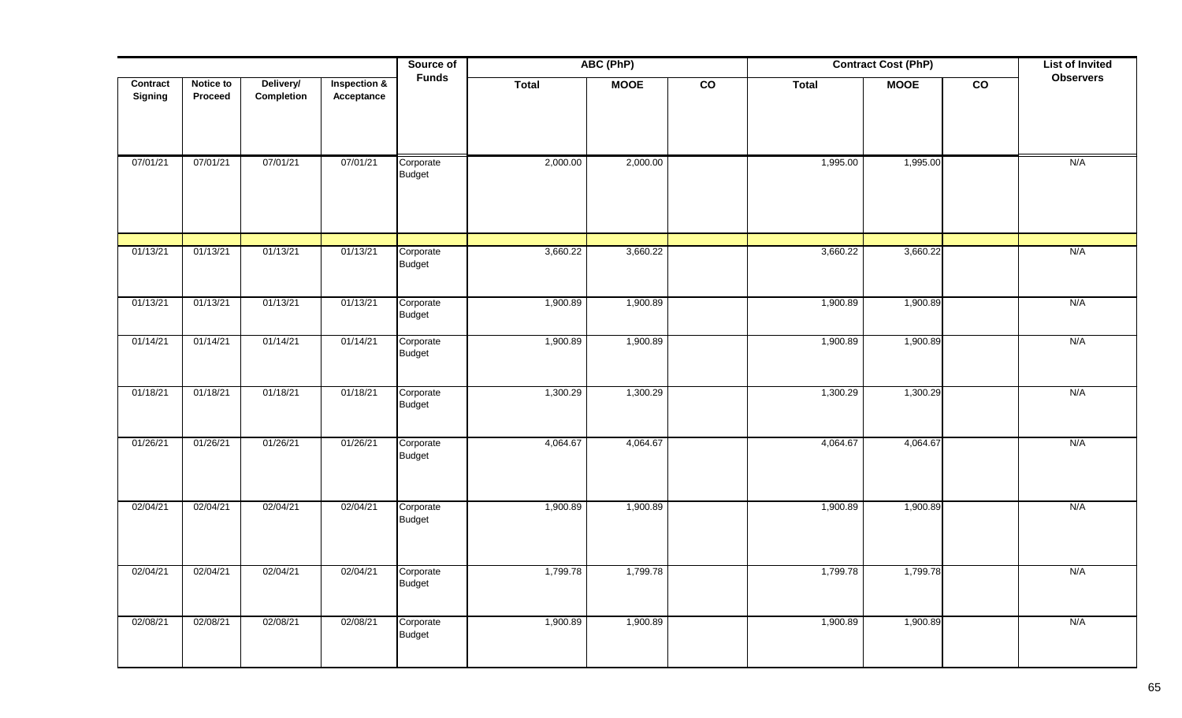| Contract Signing | Notice to Proceed | Delivery/ Completion | Inspection & Acceptance | Source of Funds | ABC (PhP) | | | Contract Cost (PhP) | | | List of Invited Observers |
|---|---|---|---|---|---|---|---|---|---|---|---|
| | | | | | Total | MOOE | CO | Total | MOOE | CO | |
| 07/01/21 | 07/01/21 | 07/01/21 | 07/01/21 | Corporate Budget | 2,000.00 | 2,000.00 | | 1,995.00 | 1,995.00 | | N/A |
| | | | | | | | | | | | |
| 01/13/21 | 01/13/21 | 01/13/21 | 01/13/21 | Corporate Budget | 3,660.22 | 3,660.22 | | 3,660.22 | 3,660.22 | | N/A |
| 01/13/21 | 01/13/21 | 01/13/21 | 01/13/21 | Corporate Budget | 1,900.89 | 1,900.89 | | 1,900.89 | 1,900.89 | | N/A |
| 01/14/21 | 01/14/21 | 01/14/21 | 01/14/21 | Corporate Budget | 1,900.89 | 1,900.89 | | 1,900.89 | 1,900.89 | | N/A |
| 01/18/21 | 01/18/21 | 01/18/21 | 01/18/21 | Corporate Budget | 1,300.29 | 1,300.29 | | 1,300.29 | 1,300.29 | | N/A |
| 01/26/21 | 01/26/21 | 01/26/21 | 01/26/21 | Corporate Budget | 4,064.67 | 4,064.67 | | 4,064.67 | 4,064.67 | | N/A |
| 02/04/21 | 02/04/21 | 02/04/21 | 02/04/21 | Corporate Budget | 1,900.89 | 1,900.89 | | 1,900.89 | 1,900.89 | | N/A |
| 02/04/21 | 02/04/21 | 02/04/21 | 02/04/21 | Corporate Budget | 1,799.78 | 1,799.78 | | 1,799.78 | 1,799.78 | | N/A |
| 02/08/21 | 02/08/21 | 02/08/21 | 02/08/21 | Corporate Budget | 1,900.89 | 1,900.89 | | 1,900.89 | 1,900.89 | | N/A |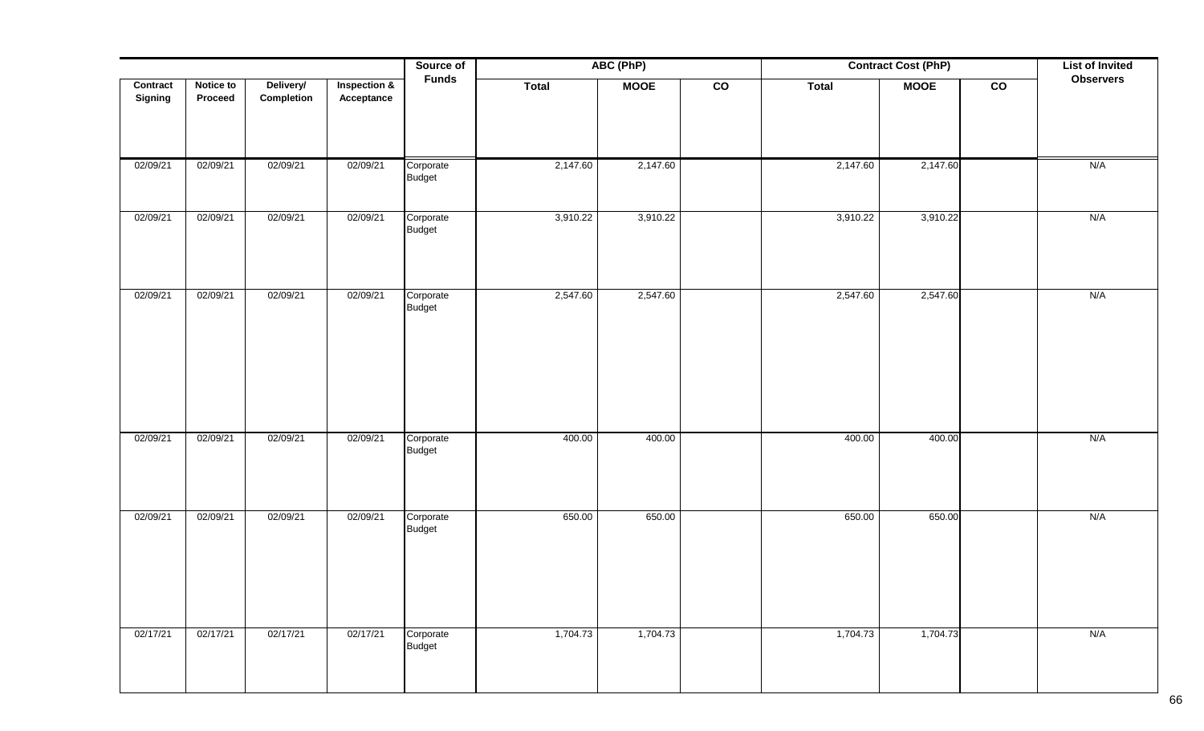| Contract Signing | Notice to Proceed | Delivery/ Completion | Inspection & Acceptance | Source of Funds | ABC (PhP) | | | Contract Cost (PhP) | | | List of Invited Observers |
|---|---|---|---|---|---|---|---|---|---|---|---|
| | | | | | Total | MOOE | CO | Total | MOOE | CO | |
| 02/09/21 | 02/09/21 | 02/09/21 | 02/09/21 | Corporate Budget | 2,147.60 | 2,147.60 | | 2,147.60 | 2,147.60 | | N/A |
| 02/09/21 | 02/09/21 | 02/09/21 | 02/09/21 | Corporate Budget | 3,910.22 | 3,910.22 | | 3,910.22 | 3,910.22 | | N/A |
| 02/09/21 | 02/09/21 | 02/09/21 | 02/09/21 | Corporate Budget | 2,547.60 | 2,547.60 | | 2,547.60 | 2,547.60 | | N/A |
| 02/09/21 | 02/09/21 | 02/09/21 | 02/09/21 | Corporate Budget | 400.00 | 400.00 | | 400.00 | 400.00 | | N/A |
| 02/09/21 | 02/09/21 | 02/09/21 | 02/09/21 | Corporate Budget | 650.00 | 650.00 | | 650.00 | 650.00 | | N/A |
| 02/17/21 | 02/17/21 | 02/17/21 | 02/17/21 | Corporate Budget | 1,704.73 | 1,704.73 | | 1,704.73 | 1,704.73 | | N/A |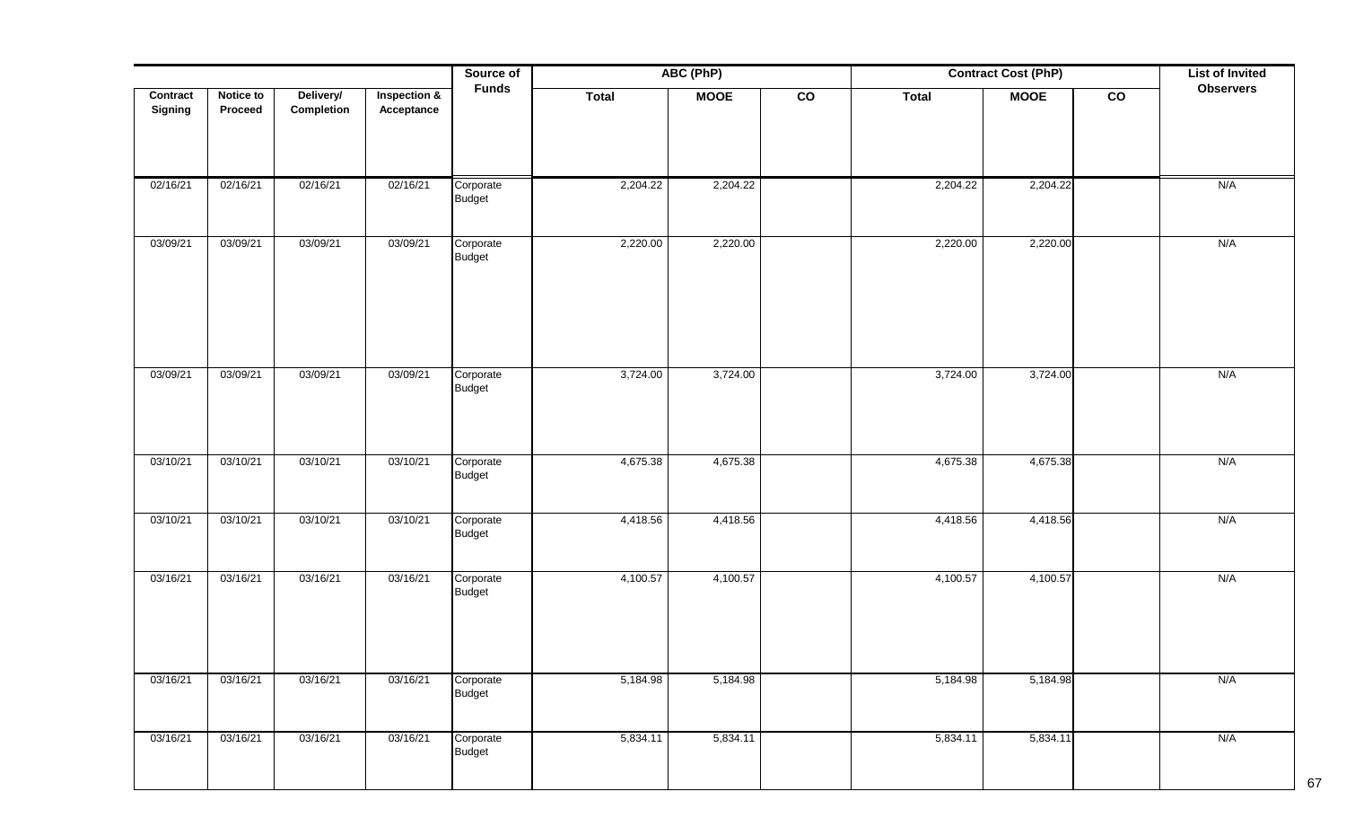| Contract Signing | Notice to Proceed | Delivery/ Completion | Inspection & Acceptance | Source of Funds | ABC (PhP) | | | Contract Cost (PhP) | | | List of Invited Observers |
|---|---|---|---|---|---|---|---|---|---|---|---|
| | | | | | Total | MOOE | CO | Total | MOOE | CO | |
| 02/16/21 | 02/16/21 | 02/16/21 | 02/16/21 | Corporate Budget | 2,204.22 | 2,204.22 | | 2,204.22 | 2,204.22 | | N/A |
| 03/09/21 | 03/09/21 | 03/09/21 | 03/09/21 | Corporate Budget | 2,220.00 | 2,220.00 | | 2,220.00 | 2,220.00 | | N/A |
| 03/09/21 | 03/09/21 | 03/09/21 | 03/09/21 | Corporate Budget | 3,724.00 | 3,724.00 | | 3,724.00 | 3,724.00 | | N/A |
| 03/10/21 | 03/10/21 | 03/10/21 | 03/10/21 | Corporate Budget | 4,675.38 | 4,675.38 | | 4,675.38 | 4,675.38 | | N/A |
| 03/10/21 | 03/10/21 | 03/10/21 | 03/10/21 | Corporate Budget | 4,418.56 | 4,418.56 | | 4,418.56 | 4,418.56 | | N/A |
| 03/16/21 | 03/16/21 | 03/16/21 | 03/16/21 | Corporate Budget | 4,100.57 | 4,100.57 | | 4,100.57 | 4,100.57 | | N/A |
| 03/16/21 | 03/16/21 | 03/16/21 | 03/16/21 | Corporate Budget | 5,184.98 | 5,184.98 | | 5,184.98 | 5,184.98 | | N/A |
| 03/16/21 | 03/16/21 | 03/16/21 | 03/16/21 | Corporate Budget | 5,834.11 | 5,834.11 | | 5,834.11 | 5,834.11 | | N/A |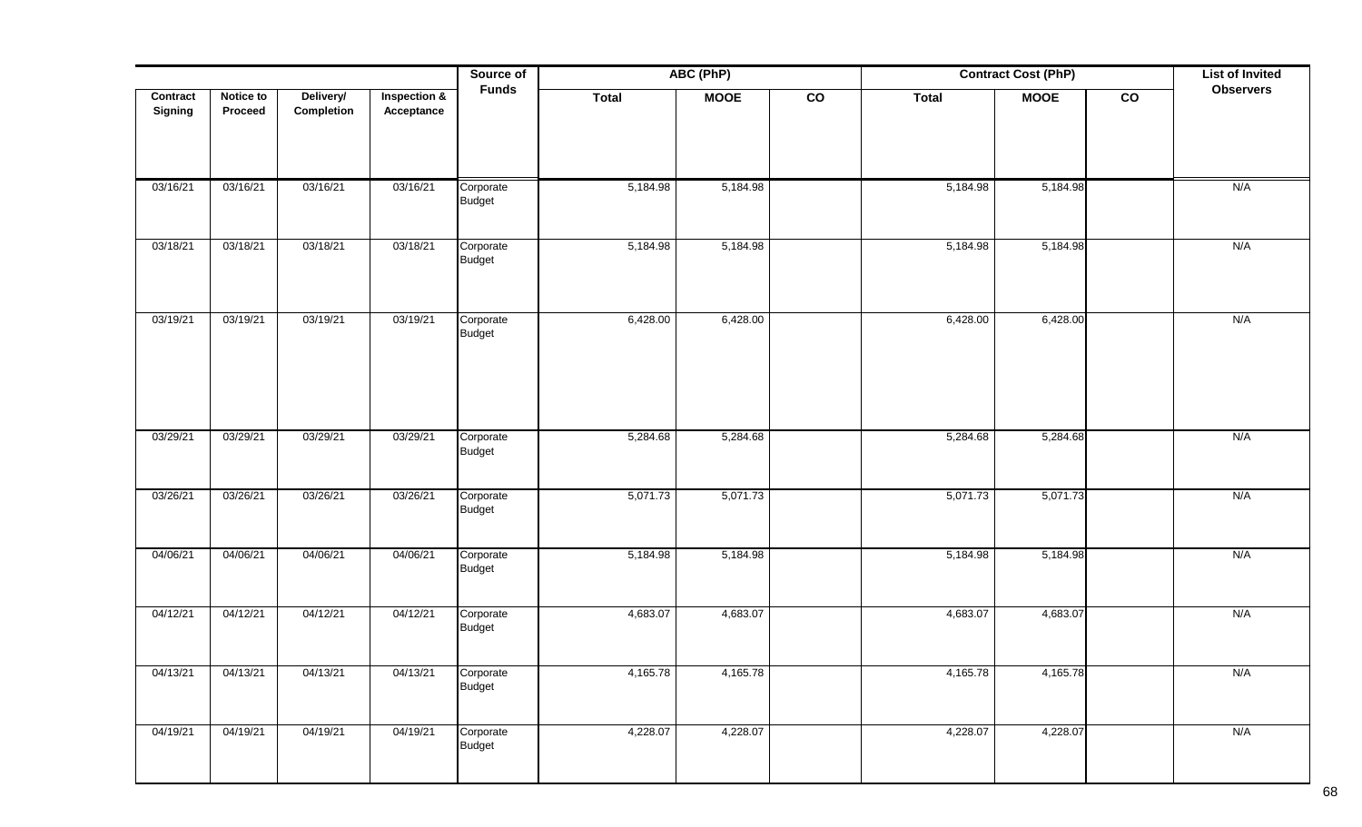| Contract Signing | Notice to Proceed | Delivery/ Completion | Inspection & Acceptance | Source of Funds | ABC (PhP) | | | Contract Cost (PhP) | | | List of Invited Observers |
|---|---|---|---|---|---|---|---|---|---|---|---|
| | | | | | Total | MOOE | CO | Total | MOOE | CO | |
| 03/16/21 | 03/16/21 | 03/16/21 | 03/16/21 | Corporate Budget | 5,184.98 | 5,184.98 | | 5,184.98 | 5,184.98 | | N/A |
| 03/18/21 | 03/18/21 | 03/18/21 | 03/18/21 | Corporate Budget | 5,184.98 | 5,184.98 | | 5,184.98 | 5,184.98 | | N/A |
| 03/19/21 | 03/19/21 | 03/19/21 | 03/19/21 | Corporate Budget | 6,428.00 | 6,428.00 | | 6,428.00 | 6,428.00 | | N/A |
| 03/29/21 | 03/29/21 | 03/29/21 | 03/29/21 | Corporate Budget | 5,284.68 | 5,284.68 | | 5,284.68 | 5,284.68 | | N/A |
| 03/26/21 | 03/26/21 | 03/26/21 | 03/26/21 | Corporate Budget | 5,071.73 | 5,071.73 | | 5,071.73 | 5,071.73 | | N/A |
| 04/06/21 | 04/06/21 | 04/06/21 | 04/06/21 | Corporate Budget | 5,184.98 | 5,184.98 | | 5,184.98 | 5,184.98 | | N/A |
| 04/12/21 | 04/12/21 | 04/12/21 | 04/12/21 | Corporate Budget | 4,683.07 | 4,683.07 | | 4,683.07 | 4,683.07 | | N/A |
| 04/13/21 | 04/13/21 | 04/13/21 | 04/13/21 | Corporate Budget | 4,165.78 | 4,165.78 | | 4,165.78 | 4,165.78 | | N/A |
| 04/19/21 | 04/19/21 | 04/19/21 | 04/19/21 | Corporate Budget | 4,228.07 | 4,228.07 | | 4,228.07 | 4,228.07 | | N/A |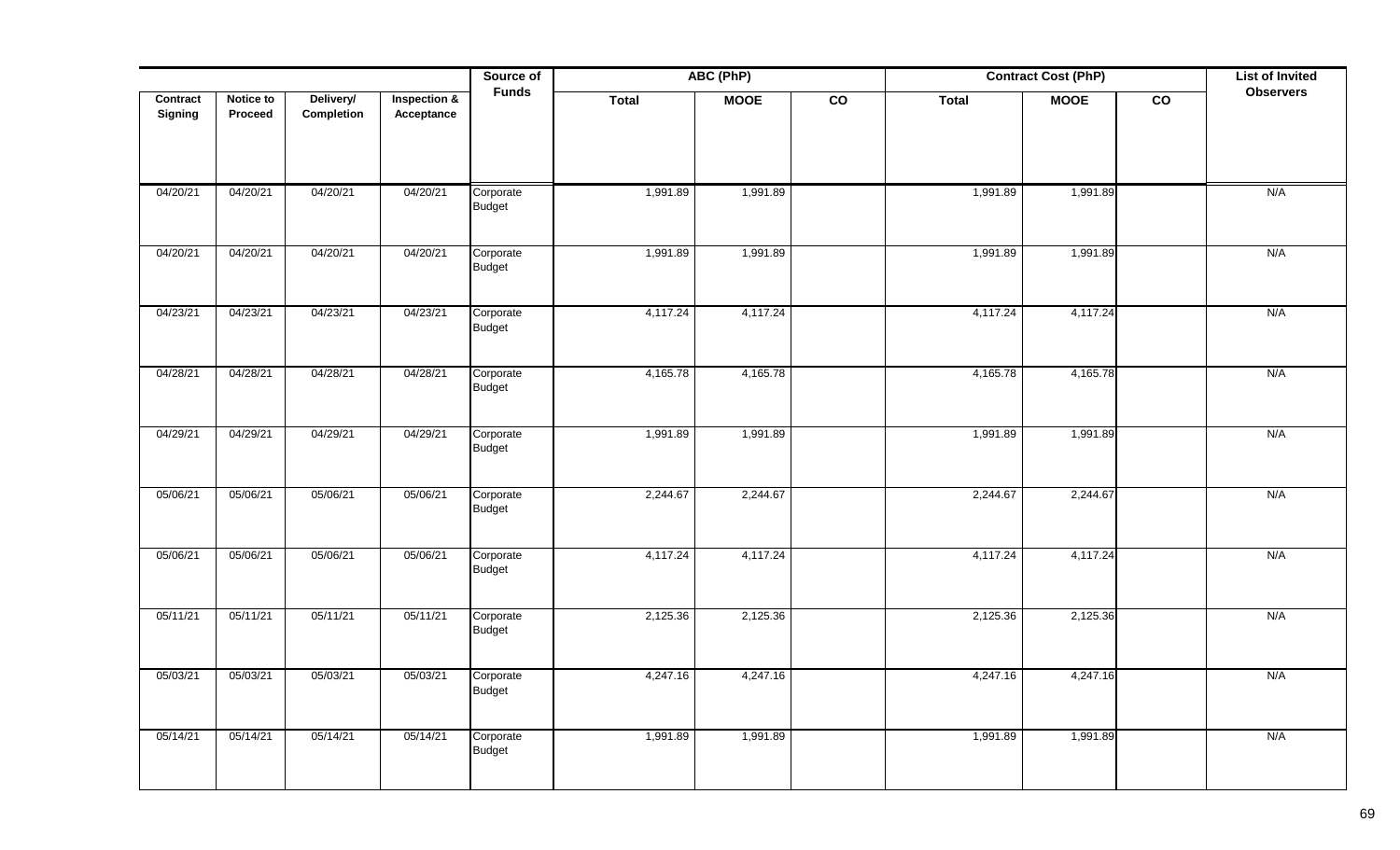| Contract Signing | Notice to Proceed | Delivery/ Completion | Inspection & Acceptance | Source of Funds | ABC (PhP) | | | Contract Cost (PhP) | | | List of Invited Observers |
|---|---|---|---|---|---|---|---|---|---|---|---|
| | | | | | Total | MOOE | CO | Total | MOOE | CO | |
| 04/20/21 | 04/20/21 | 04/20/21 | 04/20/21 | Corporate Budget | 1,991.89 | 1,991.89 | | 1,991.89 | 1,991.89 | | N/A |
| 04/20/21 | 04/20/21 | 04/20/21 | 04/20/21 | Corporate Budget | 1,991.89 | 1,991.89 | | 1,991.89 | 1,991.89 | | N/A |
| 04/23/21 | 04/23/21 | 04/23/21 | 04/23/21 | Corporate Budget | 4,117.24 | 4,117.24 | | 4,117.24 | 4,117.24 | | N/A |
| 04/28/21 | 04/28/21 | 04/28/21 | 04/28/21 | Corporate Budget | 4,165.78 | 4,165.78 | | 4,165.78 | 4,165.78 | | N/A |
| 04/29/21 | 04/29/21 | 04/29/21 | 04/29/21 | Corporate Budget | 1,991.89 | 1,991.89 | | 1,991.89 | 1,991.89 | | N/A |
| 05/06/21 | 05/06/21 | 05/06/21 | 05/06/21 | Corporate Budget | 2,244.67 | 2,244.67 | | 2,244.67 | 2,244.67 | | N/A |
| 05/06/21 | 05/06/21 | 05/06/21 | 05/06/21 | Corporate Budget | 4,117.24 | 4,117.24 | | 4,117.24 | 4,117.24 | | N/A |
| 05/11/21 | 05/11/21 | 05/11/21 | 05/11/21 | Corporate Budget | 2,125.36 | 2,125.36 | | 2,125.36 | 2,125.36 | | N/A |
| 05/03/21 | 05/03/21 | 05/03/21 | 05/03/21 | Corporate Budget | 4,247.16 | 4,247.16 | | 4,247.16 | 4,247.16 | | N/A |
| 05/14/21 | 05/14/21 | 05/14/21 | 05/14/21 | Corporate Budget | 1,991.89 | 1,991.89 | | 1,991.89 | 1,991.89 | | N/A |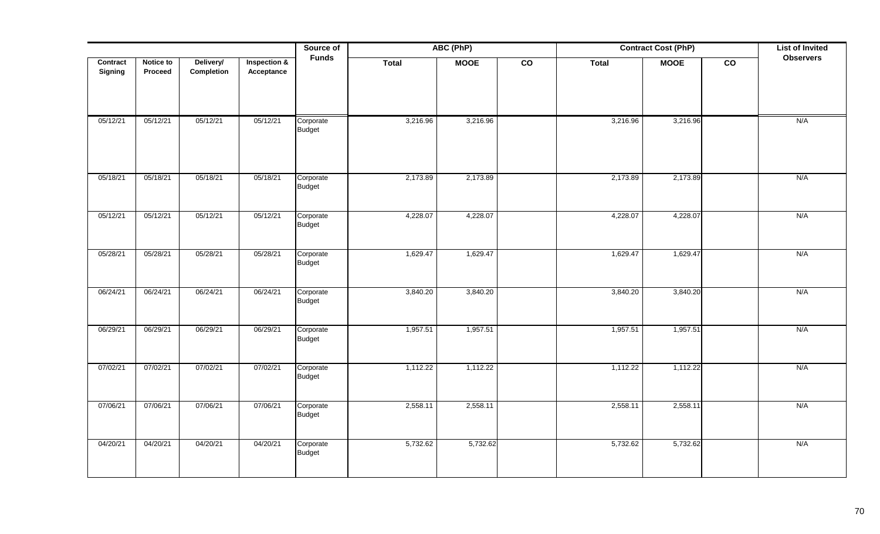| Contract Signing | Notice to Proceed | Delivery/ Completion | Inspection & Acceptance | Source of Funds | ABC (PhP) | | | Contract Cost (PhP) | | | List of Invited Observers |
|---|---|---|---|---|---|---|---|---|---|---|---|
| | | | | | Total | MOOE | CO | Total | MOOE | CO | |
| 05/12/21 | 05/12/21 | 05/12/21 | 05/12/21 | Corporate Budget | 3,216.96 | 3,216.96 | | 3,216.96 | 3,216.96 | | N/A |
| 05/18/21 | 05/18/21 | 05/18/21 | 05/18/21 | Corporate Budget | 2,173.89 | 2,173.89 | | 2,173.89 | 2,173.89 | | N/A |
| 05/12/21 | 05/12/21 | 05/12/21 | 05/12/21 | Corporate Budget | 4,228.07 | 4,228.07 | | 4,228.07 | 4,228.07 | | N/A |
| 05/28/21 | 05/28/21 | 05/28/21 | 05/28/21 | Corporate Budget | 1,629.47 | 1,629.47 | | 1,629.47 | 1,629.47 | | N/A |
| 06/24/21 | 06/24/21 | 06/24/21 | 06/24/21 | Corporate Budget | 3,840.20 | 3,840.20 | | 3,840.20 | 3,840.20 | | N/A |
| 06/29/21 | 06/29/21 | 06/29/21 | 06/29/21 | Corporate Budget | 1,957.51 | 1,957.51 | | 1,957.51 | 1,957.51 | | N/A |
| 07/02/21 | 07/02/21 | 07/02/21 | 07/02/21 | Corporate Budget | 1,112.22 | 1,112.22 | | 1,112.22 | 1,112.22 | | N/A |
| 07/06/21 | 07/06/21 | 07/06/21 | 07/06/21 | Corporate Budget | 2,558.11 | 2,558.11 | | 2,558.11 | 2,558.11 | | N/A |
| 04/20/21 | 04/20/21 | 04/20/21 | 04/20/21 | Corporate Budget | 5,732.62 | 5,732.62 | | 5,732.62 | 5,732.62 | | N/A |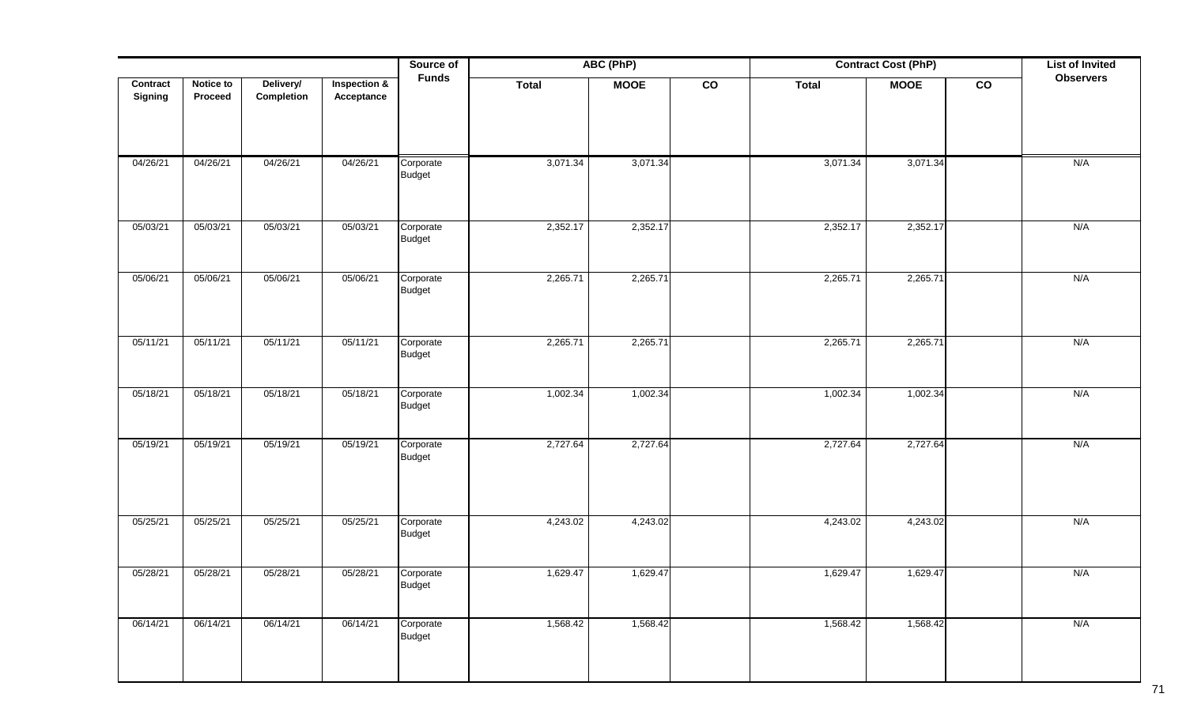| Contract Signing | Notice to Proceed | Delivery/ Completion | Inspection & Acceptance | Source of Funds | ABC (PhP) | | | Contract Cost (PhP) | | | List of Invited Observers |
|---|---|---|---|---|---|---|---|---|---|---|---|
| | | | | | Total | MOOE | CO | Total | MOOE | CO | |
| 04/26/21 | 04/26/21 | 04/26/21 | 04/26/21 | Corporate Budget | 3,071.34 | 3,071.34 | | 3,071.34 | 3,071.34 | | N/A |
| 05/03/21 | 05/03/21 | 05/03/21 | 05/03/21 | Corporate Budget | 2,352.17 | 2,352.17 | | 2,352.17 | 2,352.17 | | N/A |
| 05/06/21 | 05/06/21 | 05/06/21 | 05/06/21 | Corporate Budget | 2,265.71 | 2,265.71 | | 2,265.71 | 2,265.71 | | N/A |
| 05/11/21 | 05/11/21 | 05/11/21 | 05/11/21 | Corporate Budget | 2,265.71 | 2,265.71 | | 2,265.71 | 2,265.71 | | N/A |
| 05/18/21 | 05/18/21 | 05/18/21 | 05/18/21 | Corporate Budget | 1,002.34 | 1,002.34 | | 1,002.34 | 1,002.34 | | N/A |
| 05/19/21 | 05/19/21 | 05/19/21 | 05/19/21 | Corporate Budget | 2,727.64 | 2,727.64 | | 2,727.64 | 2,727.64 | | N/A |
| 05/25/21 | 05/25/21 | 05/25/21 | 05/25/21 | Corporate Budget | 4,243.02 | 4,243.02 | | 4,243.02 | 4,243.02 | | N/A |
| 05/28/21 | 05/28/21 | 05/28/21 | 05/28/21 | Corporate Budget | 1,629.47 | 1,629.47 | | 1,629.47 | 1,629.47 | | N/A |
| 06/14/21 | 06/14/21 | 06/14/21 | 06/14/21 | Corporate Budget | 1,568.42 | 1,568.42 | | 1,568.42 | 1,568.42 | | N/A |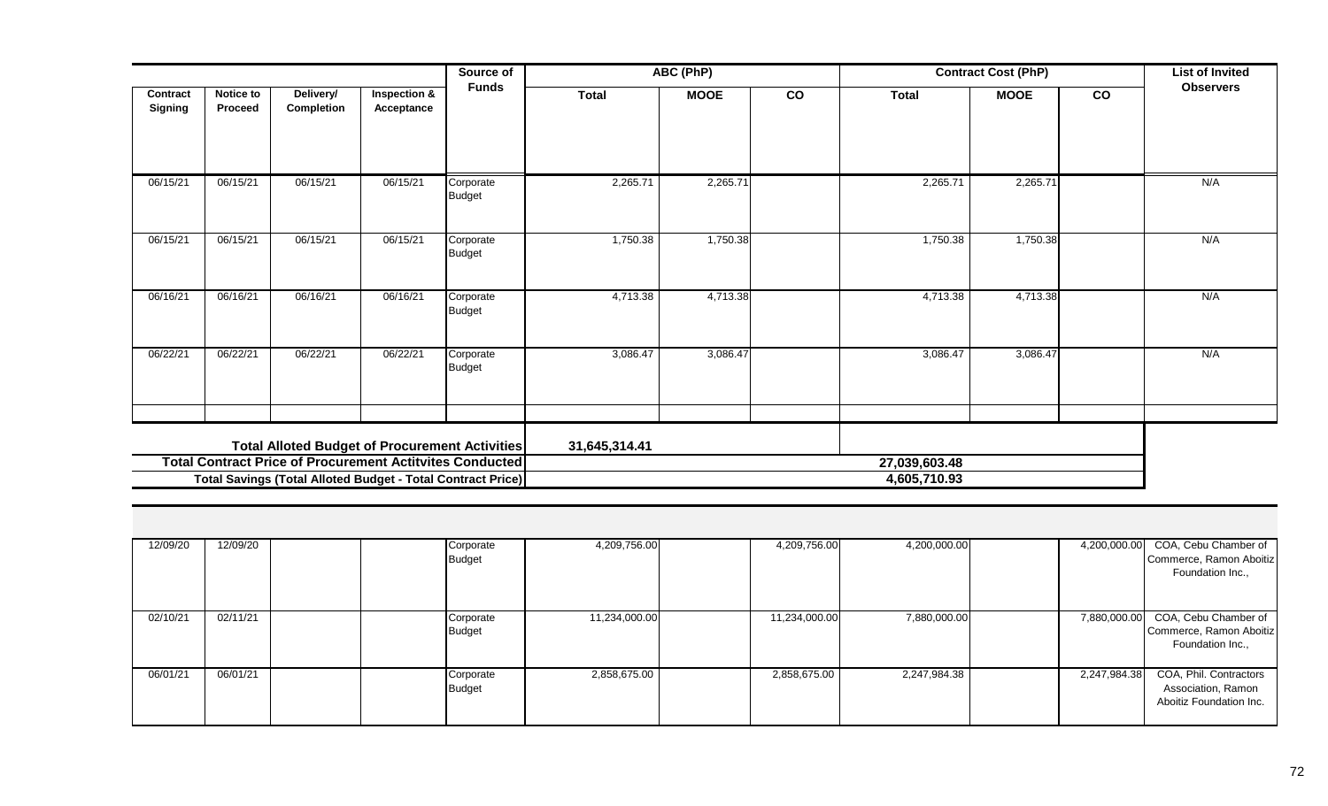| Contract Signing | Notice to Proceed | Delivery/ Completion | Inspection & Acceptance | Source of Funds | ABC (PhP) Total | ABC (PhP) MOOE | ABC (PhP) CO | Contract Cost (PhP) Total | Contract Cost (PhP) MOOE | Contract Cost (PhP) CO | List of Invited Observers |
|---|---|---|---|---|---|---|---|---|---|---|---|
| 06/15/21 | 06/15/21 | 06/15/21 | 06/15/21 | Corporate Budget | 2,265.71 | 2,265.71 | | 2,265.71 | 2,265.71 | | N/A |
| 06/15/21 | 06/15/21 | 06/15/21 | 06/15/21 | Corporate Budget | 1,750.38 | 1,750.38 | | 1,750.38 | 1,750.38 | | N/A |
| 06/16/21 | 06/16/21 | 06/16/21 | 06/16/21 | Corporate Budget | 4,713.38 | 4,713.38 | | 4,713.38 | 4,713.38 | | N/A |
| 06/22/21 | 06/22/21 | 06/22/21 | 06/22/21 | Corporate Budget | 3,086.47 | 3,086.47 | | 3,086.47 | 3,086.47 | | N/A |
| | | | | | | | | | | | |

| | |
|---|---|
| **Total Alloted Budget of Procurement Activities** | **31,645,314.41** |
| **Total Contract Price of Procurement Actitvites Conducted** | **27,039,603.48** |
| **Total Savings (Total Alloted Budget - Total Contract Price)** | **4,605,710.93** |

| Contract Signing | Notice to Proceed | Delivery/ Completion | Inspection & Acceptance | Source of Funds | ABC (PhP) Total | ABC (PhP) MOOE | ABC (PhP) CO | Contract Cost (PhP) Total | Contract Cost (PhP) MOOE | Contract Cost (PhP) CO | List of Invited Observers |
|---|---|---|---|---|---|---|---|---|---|---|---|
| 12/09/20 | 12/09/20 | | | Corporate Budget | 4,209,756.00 | | 4,209,756.00 | 4,200,000.00 | | 4,200,000.00 | COA, Cebu Chamber of Commerce, Ramon Aboitiz Foundation Inc., |
| 02/10/21 | 02/11/21 | | | Corporate Budget | 11,234,000.00 | | 11,234,000.00 | 7,880,000.00 | | 7,880,000.00 | COA, Cebu Chamber of Commerce, Ramon Aboitiz Foundation Inc., |
| 06/01/21 | 06/01/21 | | | Corporate Budget | 2,858,675.00 | | 2,858,675.00 | 2,247,984.38 | | 2,247,984.38 | COA, Phil. Contractors Association, Ramon Aboitiz Foundation Inc. |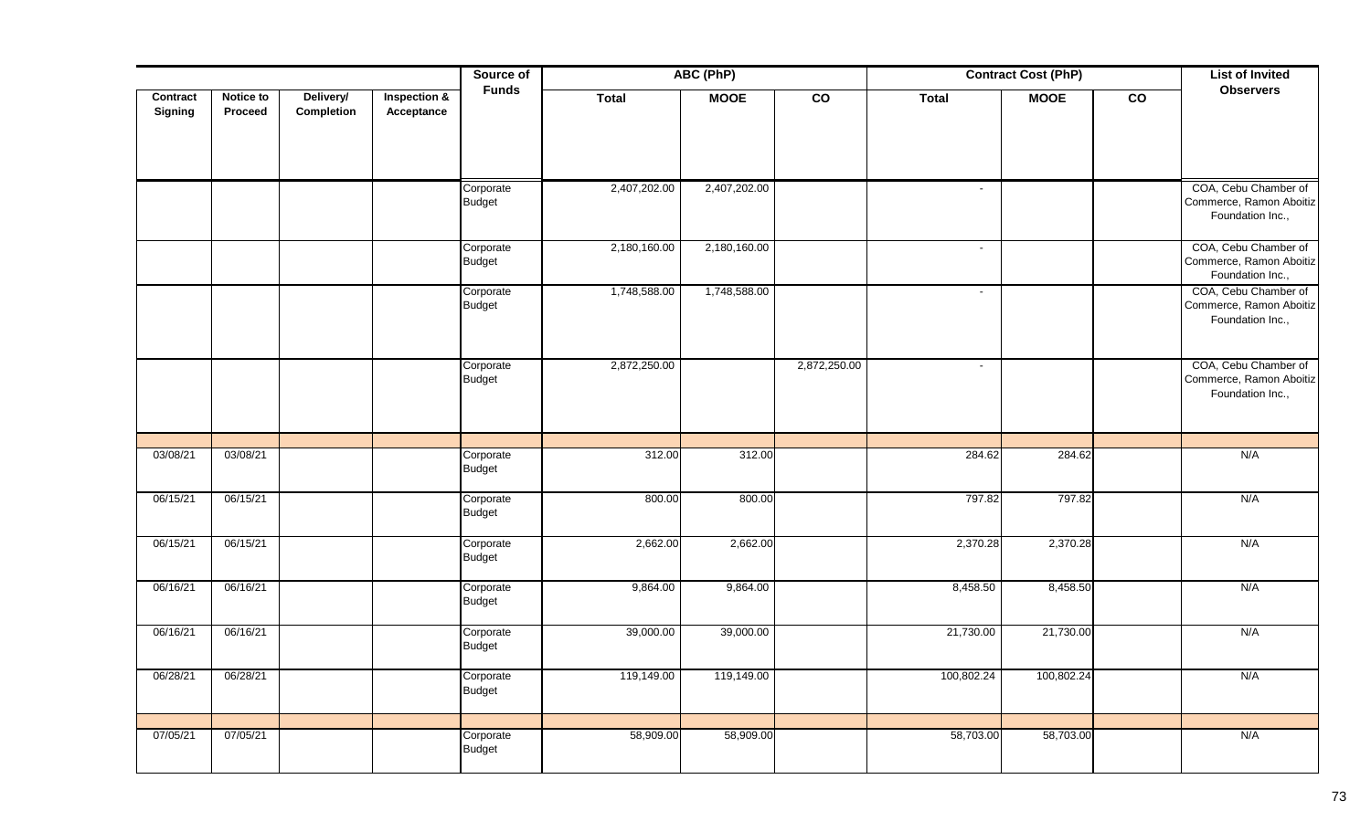| Contract Signing | Notice to Proceed | Delivery/ Completion | Inspection & Acceptance | Source of Funds | ABC (PhP) | | | Contract Cost (PhP) | | | List of Invited Observers |
|---|---|---|---|---|---|---|---|---|---|---|---|
| | | | | | Total | MOOE | CO | Total | MOOE | CO | |
| | | | | Corporate Budget | 2,407,202.00 | 2,407,202.00 | | - | | | COA, Cebu Chamber of Commerce, Ramon Aboitiz Foundation Inc., |
| | | | | Corporate Budget | 2,180,160.00 | 2,180,160.00 | | - | | | COA, Cebu Chamber of Commerce, Ramon Aboitiz Foundation Inc., |
| | | | | Corporate Budget | 1,748,588.00 | 1,748,588.00 | | - | | | COA, Cebu Chamber of Commerce, Ramon Aboitiz Foundation Inc., |
| | | | | Corporate Budget | 2,872,250.00 | | 2,872,250.00 | - | | | COA, Cebu Chamber of Commerce, Ramon Aboitiz Foundation Inc., |
| | | | | | | | | | | | |
| 03/08/21 | 03/08/21 | | | Corporate Budget | 312.00 | 312.00 | | 284.62 | 284.62 | | N/A |
| 06/15/21 | 06/15/21 | | | Corporate Budget | 800.00 | 800.00 | | 797.82 | 797.82 | | N/A |
| 06/15/21 | 06/15/21 | | | Corporate Budget | 2,662.00 | 2,662.00 | | 2,370.28 | 2,370.28 | | N/A |
| 06/16/21 | 06/16/21 | | | Corporate Budget | 9,864.00 | 9,864.00 | | 8,458.50 | 8,458.50 | | N/A |
| 06/16/21 | 06/16/21 | | | Corporate Budget | 39,000.00 | 39,000.00 | | 21,730.00 | 21,730.00 | | N/A |
| 06/28/21 | 06/28/21 | | | Corporate Budget | 119,149.00 | 119,149.00 | | 100,802.24 | 100,802.24 | | N/A |
| | | | | | | | | | | | |
| 07/05/21 | 07/05/21 | | | Corporate Budget | 58,909.00 | 58,909.00 | | 58,703.00 | 58,703.00 | | N/A |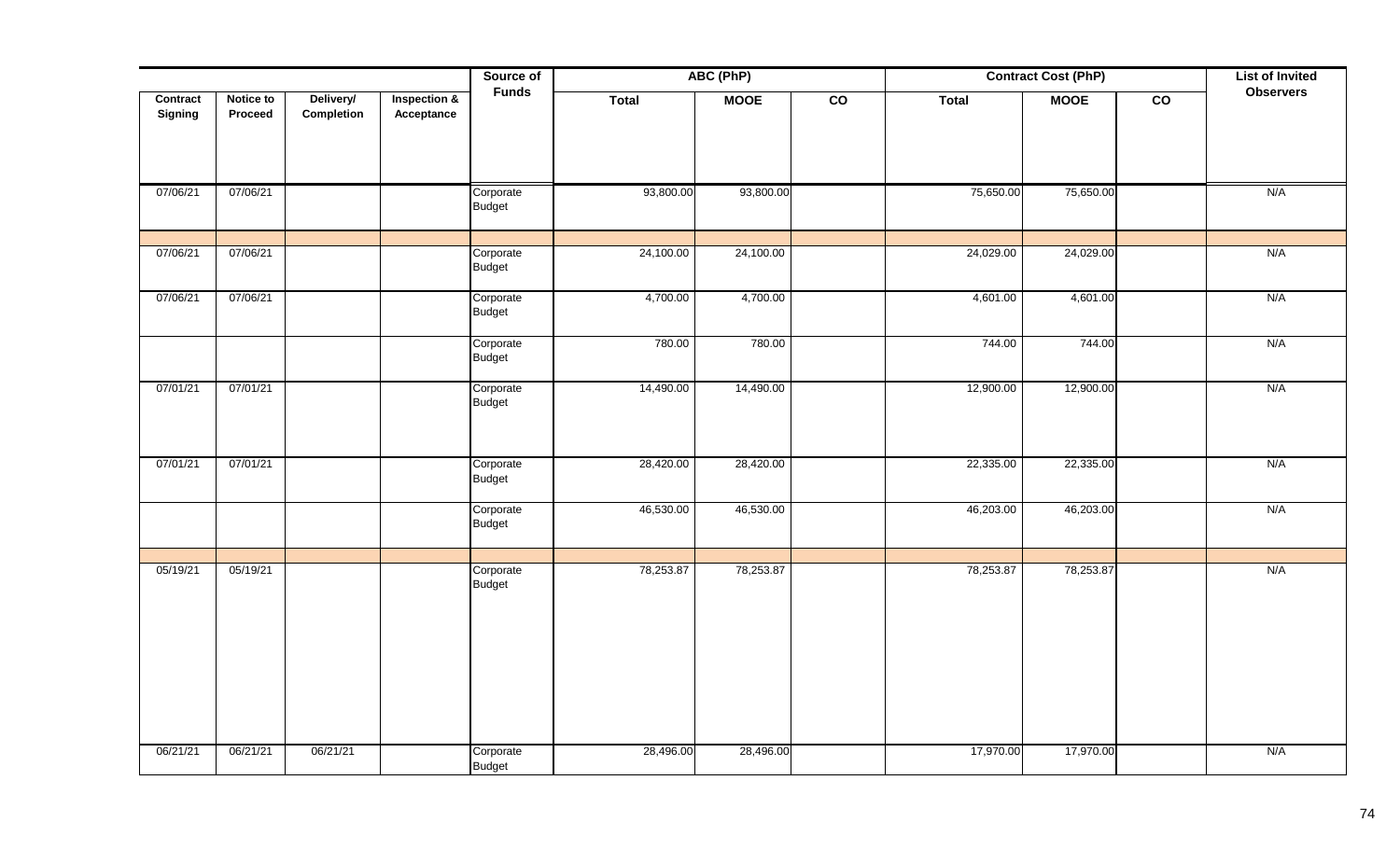| Contract Signing | Notice to Proceed | Delivery/ Completion | Inspection & Acceptance | Source of Funds | ABC (PhP) | | | Contract Cost (PhP) | | | List of Invited Observers |
|---|---|---|---|---|---|---|---|---|---|---|---|
| | | | | | Total | MOOE | CO | Total | MOOE | CO | |
| 07/06/21 | 07/06/21 | | | Corporate Budget | 93,800.00 | 93,800.00 | | 75,650.00 | 75,650.00 | | N/A |
| | | | | | | | | | | | |
| 07/06/21 | 07/06/21 | | | Corporate Budget | 24,100.00 | 24,100.00 | | 24,029.00 | 24,029.00 | | N/A |
| 07/06/21 | 07/06/21 | | | Corporate Budget | 4,700.00 | 4,700.00 | | 4,601.00 | 4,601.00 | | N/A |
| | | | | Corporate Budget | 780.00 | 780.00 | | 744.00 | 744.00 | | N/A |
| 07/01/21 | 07/01/21 | | | Corporate Budget | 14,490.00 | 14,490.00 | | 12,900.00 | 12,900.00 | | N/A |
| 07/01/21 | 07/01/21 | | | Corporate Budget | 28,420.00 | 28,420.00 | | 22,335.00 | 22,335.00 | | N/A |
| | | | | Corporate Budget | 46,530.00 | 46,530.00 | | 46,203.00 | 46,203.00 | | N/A |
| | | | | | | | | | | | |
| 05/19/21 | 05/19/21 | | | Corporate Budget | 78,253.87 | 78,253.87 | | 78,253.87 | 78,253.87 | | N/A |
| 06/21/21 | 06/21/21 | 06/21/21 | | Corporate Budget | 28,496.00 | 28,496.00 | | 17,970.00 | 17,970.00 | | N/A |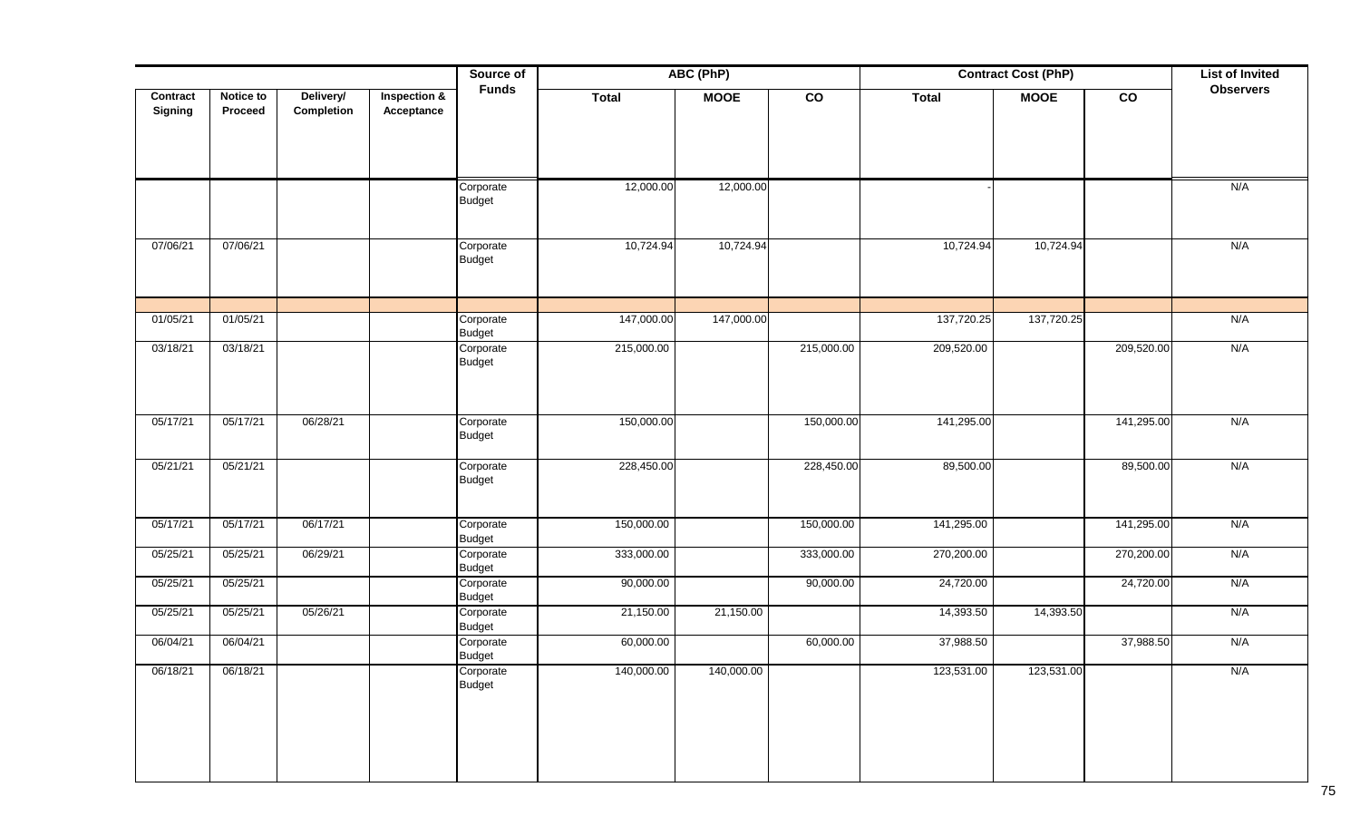| Contract Signing | Notice to Proceed | Delivery/ Completion | Inspection & Acceptance | Source of Funds | ABC (PhP) | | | Contract Cost (PhP) | | | List of Invited Observers |
|---|---|---|---|---|---|---|---|---|---|---|---|
| | | | | | Total | MOOE | CO | Total | MOOE | CO | |
| | | | | Corporate Budget | 12,000.00 | 12,000.00 | | - | | | N/A |
| 07/06/21 | 07/06/21 | | | Corporate Budget | 10,724.94 | 10,724.94 | | 10,724.94 | 10,724.94 | | N/A |
| | | | | | | | | | | | |
| 01/05/21 | 01/05/21 | | | Corporate Budget | 147,000.00 | 147,000.00 | | 137,720.25 | 137,720.25 | | N/A |
| 03/18/21 | 03/18/21 | | | Corporate Budget | 215,000.00 | | 215,000.00 | 209,520.00 | | 209,520.00 | N/A |
| 05/17/21 | 05/17/21 | 06/28/21 | | Corporate Budget | 150,000.00 | | 150,000.00 | 141,295.00 | | 141,295.00 | N/A |
| 05/21/21 | 05/21/21 | | | Corporate Budget | 228,450.00 | | 228,450.00 | 89,500.00 | | 89,500.00 | N/A |
| 05/17/21 | 05/17/21 | 06/17/21 | | Corporate Budget | 150,000.00 | | 150,000.00 | 141,295.00 | | 141,295.00 | N/A |
| 05/25/21 | 05/25/21 | 06/29/21 | | Corporate Budget | 333,000.00 | | 333,000.00 | 270,200.00 | | 270,200.00 | N/A |
| 05/25/21 | 05/25/21 | | | Corporate Budget | 90,000.00 | | 90,000.00 | 24,720.00 | | 24,720.00 | N/A |
| 05/25/21 | 05/25/21 | 05/26/21 | | Corporate Budget | 21,150.00 | 21,150.00 | | 14,393.50 | 14,393.50 | | N/A |
| 06/04/21 | 06/04/21 | | | Corporate Budget | 60,000.00 | | 60,000.00 | 37,988.50 | | 37,988.50 | N/A |
| 06/18/21 | 06/18/21 | | | Corporate Budget | 140,000.00 | 140,000.00 | | 123,531.00 | 123,531.00 | | N/A |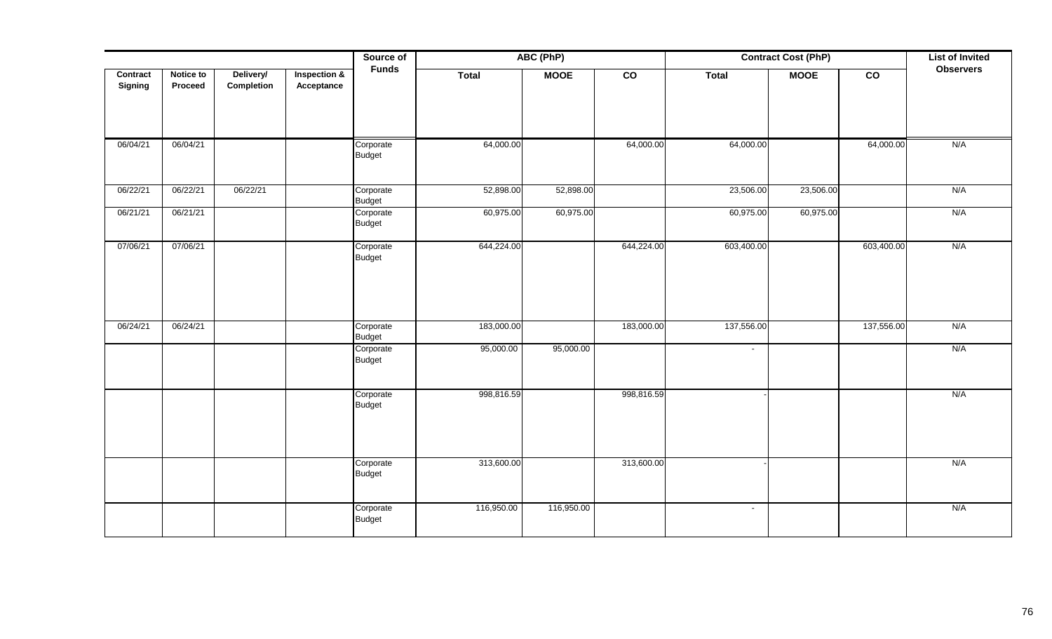| Contract Signing | Notice to Proceed | Delivery/ Completion | Inspection & Acceptance | Source of Funds | ABC (PhP) | | | Contract Cost (PhP) | | | List of Invited Observers |
|---|---|---|---|---|---|---|---|---|---|---|---|
| | | | | | Total | MOOE | CO | Total | MOOE | CO | |
| 06/04/21 | 06/04/21 | | | Corporate Budget | 64,000.00 | | 64,000.00 | 64,000.00 | | 64,000.00 | N/A |
| 06/22/21 | 06/22/21 | 06/22/21 | | Corporate Budget | 52,898.00 | 52,898.00 | | 23,506.00 | 23,506.00 | | N/A |
| 06/21/21 | 06/21/21 | | | Corporate Budget | 60,975.00 | 60,975.00 | | 60,975.00 | 60,975.00 | | N/A |
| 07/06/21 | 07/06/21 | | | Corporate Budget | 644,224.00 | | 644,224.00 | 603,400.00 | | 603,400.00 | N/A |
| 06/24/21 | 06/24/21 | | | Corporate Budget | 183,000.00 | | 183,000.00 | 137,556.00 | | 137,556.00 | N/A |
| | | | | Corporate Budget | 95,000.00 | 95,000.00 | | - | | | N/A |
| | | | | Corporate Budget | 998,816.59 | | 998,816.59 | - | | | N/A |
| | | | | Corporate Budget | 313,600.00 | | 313,600.00 | - | | | N/A |
| | | | | Corporate Budget | 116,950.00 | 116,950.00 | | - | | | N/A |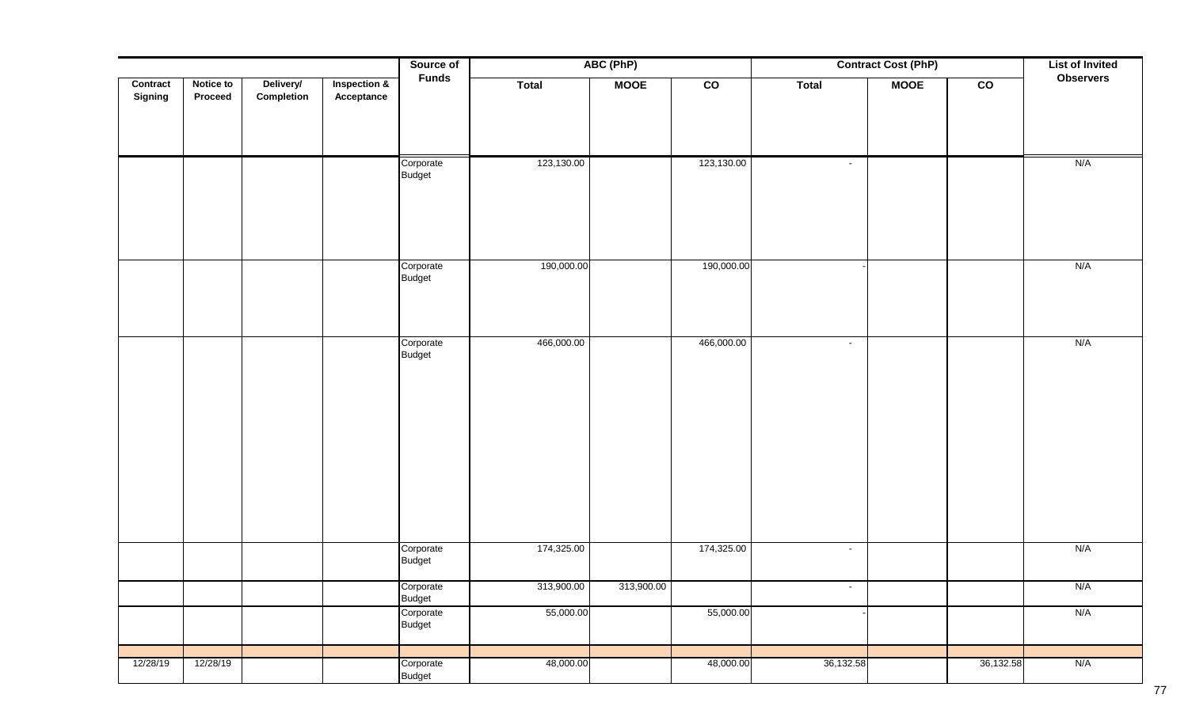| Contract Signing | Notice to Proceed | Delivery/ Completion | Inspection & Acceptance | Source of Funds | ABC (PhP) | | | Contract Cost (PhP) | | | List of Invited Observers |
|---|---|---|---|---|---|---|---|---|---|---|---|
| | | | | | Total | MOOE | CO | Total | MOOE | CO | |
| | | | | Corporate Budget | 123,130.00 | | 123,130.00 | - | | | N/A |
| | | | | Corporate Budget | 190,000.00 | | 190,000.00 | - | | | N/A |
| | | | | Corporate Budget | 466,000.00 | | 466,000.00 | - | | | N/A |
| | | | | Corporate Budget | 174,325.00 | | 174,325.00 | - | | | N/A |
| | | | | Corporate Budget | 313,900.00 | 313,900.00 | | - | | | N/A |
| | | | | Corporate Budget | 55,000.00 | | 55,000.00 | - | | | N/A |
| | | | | | | | | | | | |
| 12/28/19 | 12/28/19 | | | Corporate Budget | 48,000.00 | | 48,000.00 | 36,132.58 | | 36,132.58 | N/A |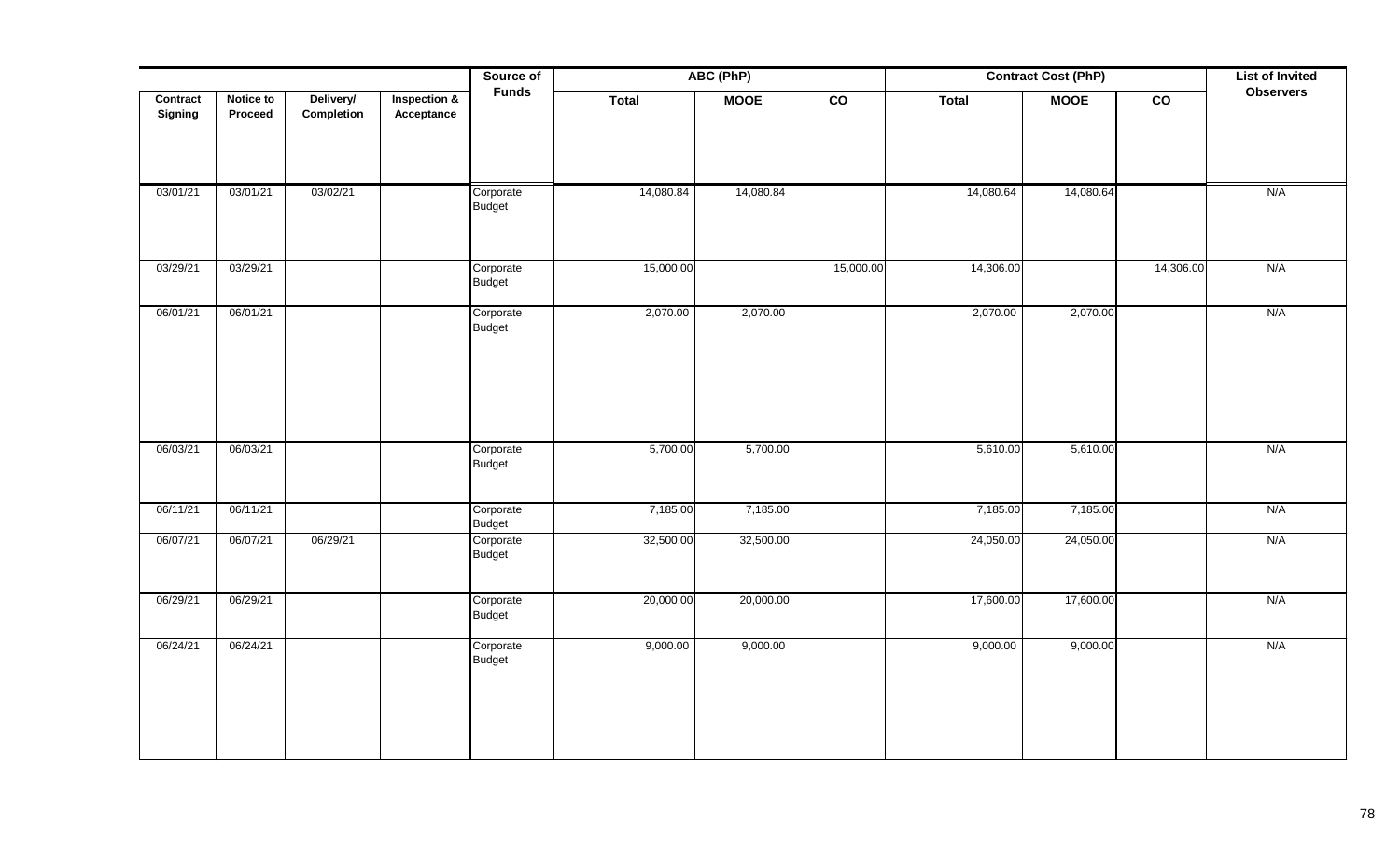| Contract Signing | Notice to Proceed | Delivery/ Completion | Inspection & Acceptance | Source of Funds | ABC (PhP) | | | Contract Cost (PhP) | | | List of Invited Observers |
|---|---|---|---|---|---|---|---|---|---|---|---|
| | | | | | Total | MOOE | CO | Total | MOOE | CO | |
| 03/01/21 | 03/01/21 | 03/02/21 | | Corporate Budget | 14,080.84 | 14,080.84 | | 14,080.64 | 14,080.64 | | N/A |
| 03/29/21 | 03/29/21 | | | Corporate Budget | 15,000.00 | | 15,000.00 | 14,306.00 | | 14,306.00 | N/A |
| 06/01/21 | 06/01/21 | | | Corporate Budget | 2,070.00 | 2,070.00 | | 2,070.00 | 2,070.00 | | N/A |
| 06/03/21 | 06/03/21 | | | Corporate Budget | 5,700.00 | 5,700.00 | | 5,610.00 | 5,610.00 | | N/A |
| 06/11/21 | 06/11/21 | | | Corporate Budget | 7,185.00 | 7,185.00 | | 7,185.00 | 7,185.00 | | N/A |
| 06/07/21 | 06/07/21 | 06/29/21 | | Corporate Budget | 32,500.00 | 32,500.00 | | 24,050.00 | 24,050.00 | | N/A |
| 06/29/21 | 06/29/21 | | | Corporate Budget | 20,000.00 | 20,000.00 | | 17,600.00 | 17,600.00 | | N/A |
| 06/24/21 | 06/24/21 | | | Corporate Budget | 9,000.00 | 9,000.00 | | 9,000.00 | 9,000.00 | | N/A |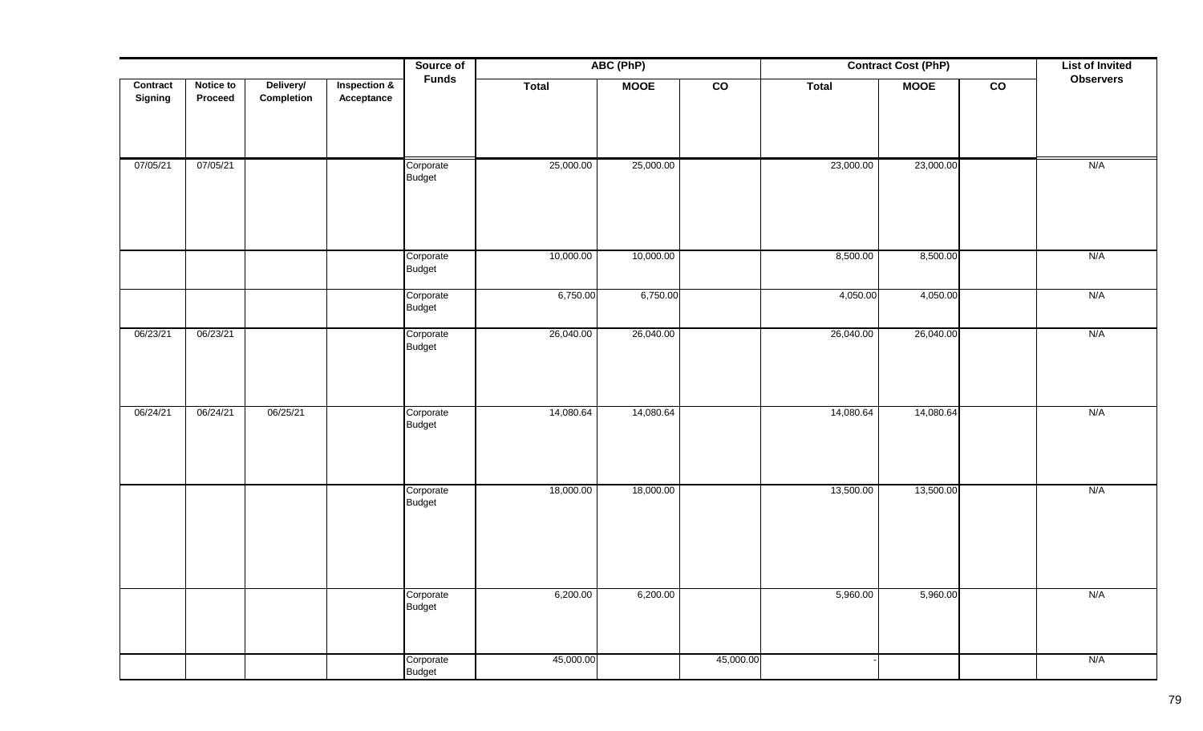| Contract Signing | Notice to Proceed | Delivery/ Completion | Inspection & Acceptance | Source of Funds | ABC (PhP) | | | Contract Cost (PhP) | | | List of Invited Observers |
|---|---|---|---|---|---|---|---|---|---|---|---|
| | | | | | Total | MOOE | CO | Total | MOOE | CO | |
| 07/05/21 | 07/05/21 | | | Corporate Budget | 25,000.00 | 25,000.00 | | 23,000.00 | 23,000.00 | | N/A |
| | | | | Corporate Budget | 10,000.00 | 10,000.00 | | 8,500.00 | 8,500.00 | | N/A |
| | | | | Corporate Budget | 6,750.00 | 6,750.00 | | 4,050.00 | 4,050.00 | | N/A |
| 06/23/21 | 06/23/21 | | | Corporate Budget | 26,040.00 | 26,040.00 | | 26,040.00 | 26,040.00 | | N/A |
| 06/24/21 | 06/24/21 | 06/25/21 | | Corporate Budget | 14,080.64 | 14,080.64 | | 14,080.64 | 14,080.64 | | N/A |
| | | | | Corporate Budget | 18,000.00 | 18,000.00 | | 13,500.00 | 13,500.00 | | N/A |
| | | | | Corporate Budget | 6,200.00 | 6,200.00 | | 5,960.00 | 5,960.00 | | N/A |
| | | | | Corporate Budget | 45,000.00 | | 45,000.00 | - | | | N/A |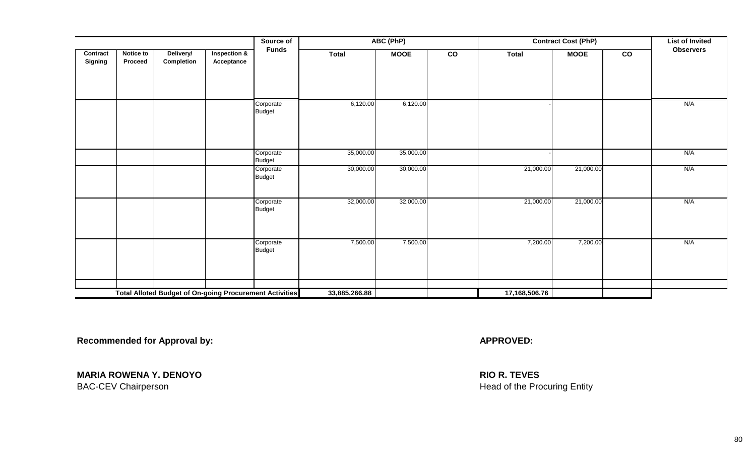| Contract Signing | Notice to Proceed | Delivery/ Completion | Inspection & Acceptance | Source of Funds | ABC (PhP) | | | Contract Cost (PhP) | | | List of Invited Observers |
|---|---|---|---|---|---|---|---|---|---|---|---|
| | | | | | Total | MOOE | CO | Total | MOOE | CO | |
| | | | | Corporate Budget | 6,120.00 | 6,120.00 | | - | | | N/A |
| | | | | Corporate Budget | 35,000.00 | 35,000.00 | | - | | | N/A |
| | | | | Corporate Budget | 30,000.00 | 30,000.00 | | 21,000.00 | 21,000.00 | | N/A |
| | | | | Corporate Budget | 32,000.00 | 32,000.00 | | 21,000.00 | 21,000.00 | | N/A |
| | | | | Corporate Budget | 7,500.00 | 7,500.00 | | 7,200.00 | 7,200.00 | | N/A |
| | | | | | | | | | | | |
| **Total Alloted Budget of On-going Procurement Activities** | | | | | **33,885,266.88** | | | **17,168,506.76** | | | |

**Recommended for Approval by:**

**MARIA ROWENA Y. DENOYO**
BAC-CEV Chairperson

**APPROVED:**

**RIO R. TEVES**
Head of the Procuring Entity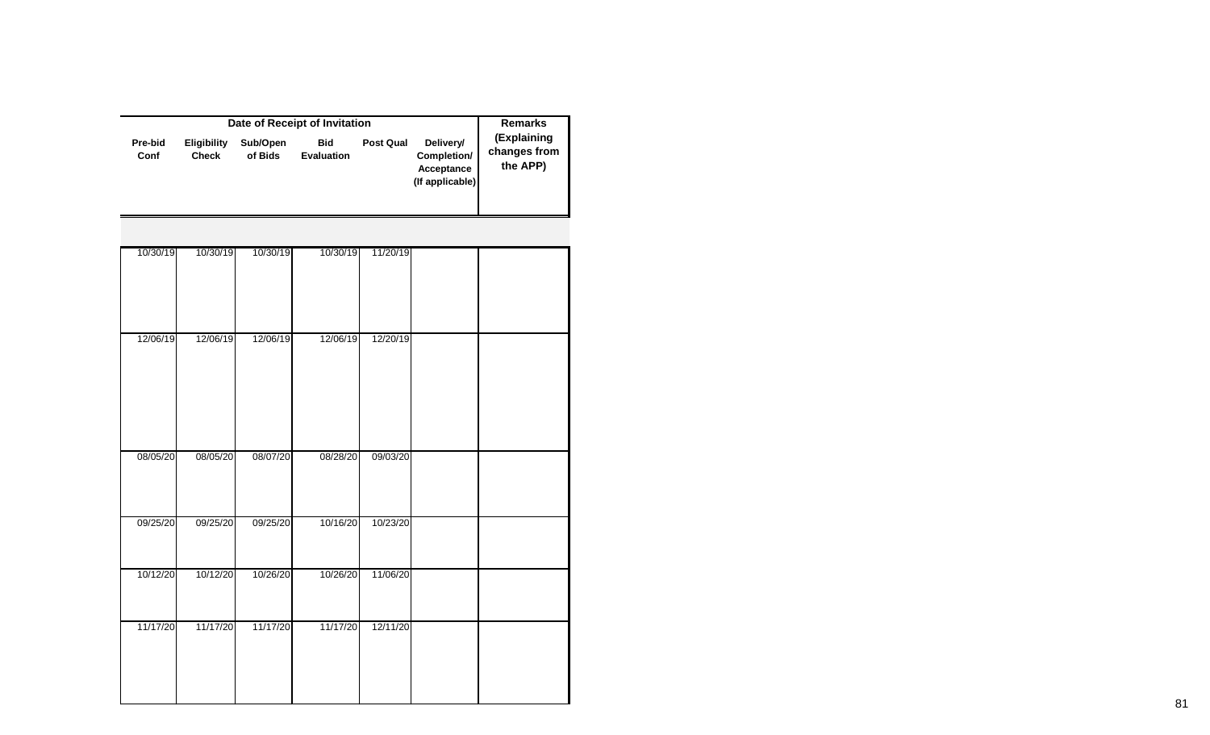| Date of Receipt of Invitation | | | | | | Remarks (Explaining changes from the APP) |
|---|---|---|---|---|---|---|
| Pre-bid Conf | Eligibility Check | Sub/Open of Bids | Bid Evaluation | Post Qual | Delivery/ Completion/ Acceptance (If applicable) | |
| | | | | | | |
| 10/30/19 | 10/30/19 | 10/30/19 | 10/30/19 | 11/20/19 | | |
| 12/06/19 | 12/06/19 | 12/06/19 | 12/06/19 | 12/20/19 | | |
| 08/05/20 | 08/05/20 | 08/07/20 | 08/28/20 | 09/03/20 | | |
| 09/25/20 | 09/25/20 | 09/25/20 | 10/16/20 | 10/23/20 | | |
| 10/12/20 | 10/12/20 | 10/26/20 | 10/26/20 | 11/06/20 | | |
| 11/17/20 | 11/17/20 | 11/17/20 | 11/17/20 | 12/11/20 | | |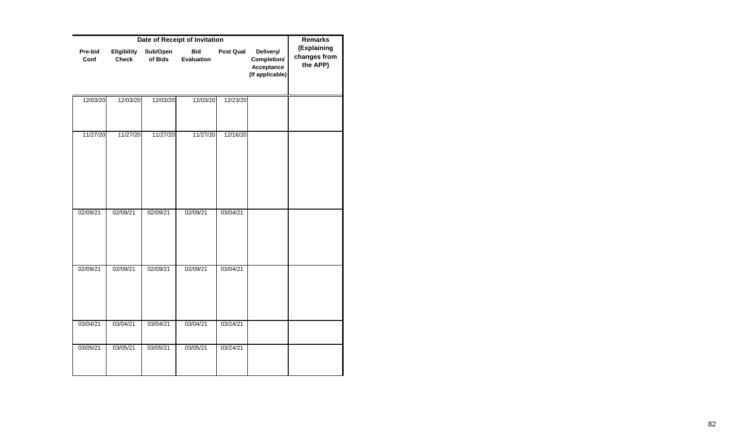| Date of Receipt of Invitation | | | | | | Remarks (Explaining changes from the APP) |
|---|---|---|---|---|---|---|
| Pre-bid Conf | Eligibility Check | Sub/Open of Bids | Bid Evaluation | Post Qual | Delivery/ Completion/ Acceptance (If applicable) | |
| 12/03/20 | 12/03/20 | 12/03/20 | 12/03/20 | 12/23/20 | | |
| 11/27/20 | 11/27/20 | 11/27/20 | 11/27/20 | 12/16/20 | | |
| 02/09/21 | 02/09/21 | 02/09/21 | 02/09/21 | 03/04/21 | | |
| 02/09/21 | 02/09/21 | 02/09/21 | 02/09/21 | 03/04/21 | | |
| 03/04/21 | 03/04/21 | 03/04/21 | 03/04/21 | 03/24/21 | | |
| 03/05/21 | 03/05/21 | 03/05/21 | 03/05/21 | 03/24/21 | | |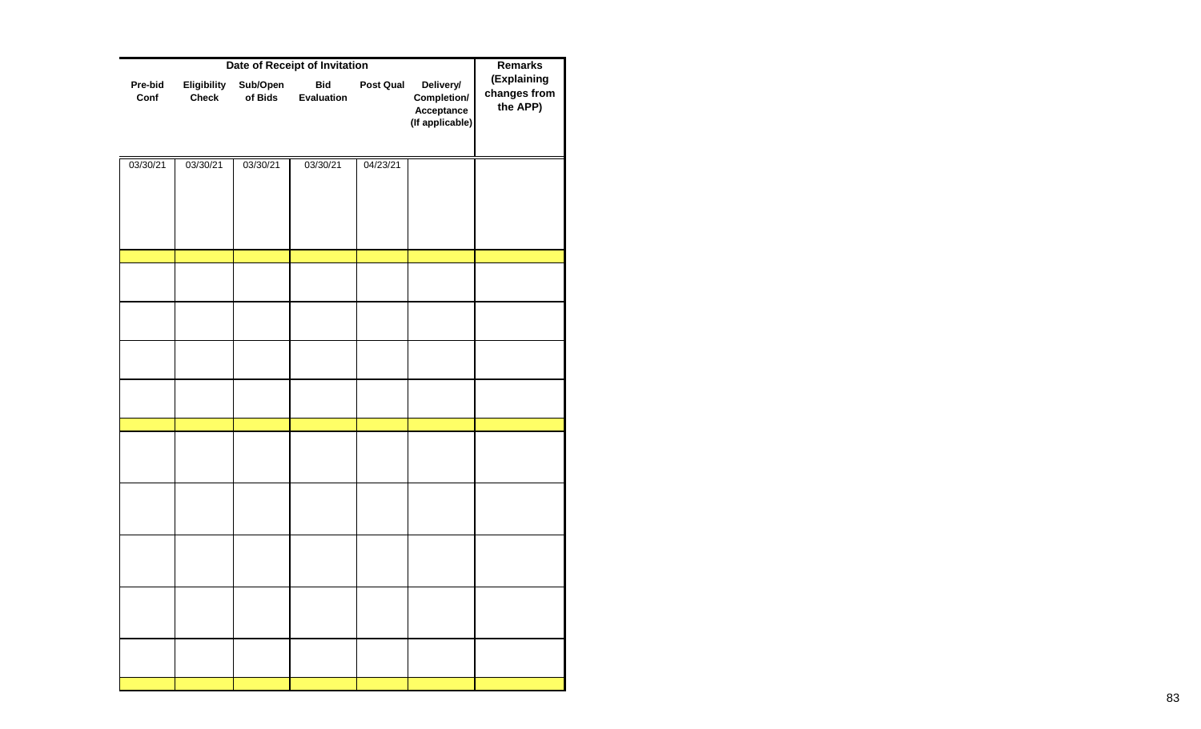| Date of Receipt of Invitation | | | | | | Remarks (Explaining changes from the APP) |
|---|---|---|---|---|---|---|
| Pre-bid Conf | Eligibility Check | Sub/Open of Bids | Bid Evaluation | Post Qual | Delivery/ Completion/ Acceptance (If applicable) | |
| 03/30/21 | 03/30/21 | 03/30/21 | 03/30/21 | 04/23/21 | | |
| | | | | | | |
| | | | | | | |
| | | | | | | |
| | | | | | | |
| | | | | | | |
| | | | | | | |
| | | | | | | |
| | | | | | | |
| | | | | | | |
| | | | | | | |
| | | | | | | |
| | | | | | | |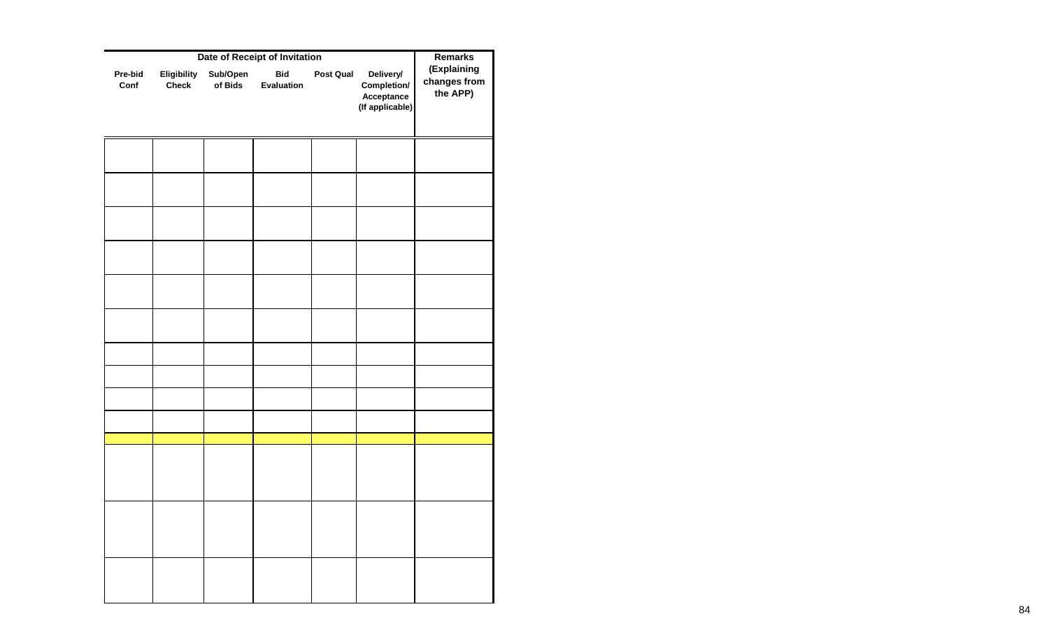| Date of Receipt of Invitation | | | | | | Remarks (Explaining changes from the APP) |
|---|---|---|---|---|---|---|
| Pre-bid Conf | Eligibility Check | Sub/Open of Bids | Bid Evaluation | Post Qual | Delivery/ Completion/ Acceptance (If applicable) | |
| | | | | | | |
| | | | | | | |
| | | | | | | |
| | | | | | | |
| | | | | | | |
| | | | | | | |
| | | | | | | |
| | | | | | | |
| | | | | | | |
| | | | | | | |
| | | | | | | |
| | | | | | | |
| | | | | | | |
| | | | | | | |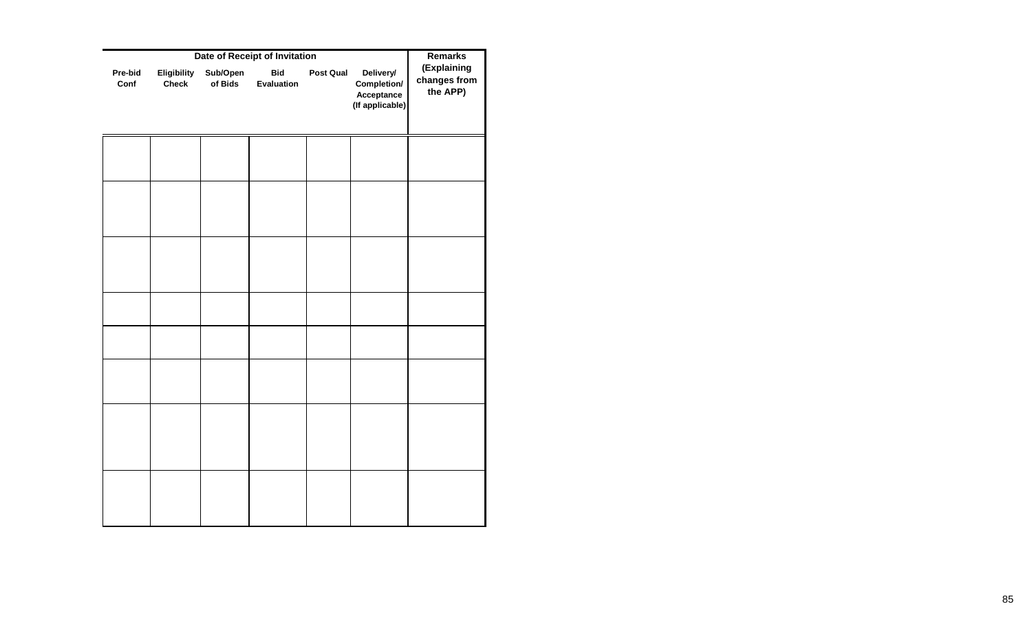| Date of Receipt of Invitation | | | | | | Remarks (Explaining changes from the APP) |
|---|---|---|---|---|---|---|
| Pre-bid Conf | Eligibility Check | Sub/Open of Bids | Bid Evaluation | Post Qual | Delivery/ Completion/ Acceptance (If applicable) | |
| | | | | | | |
| | | | | | | |
| | | | | | | |
| | | | | | | |
| | | | | | | |
| | | | | | | |
| | | | | | | |
| | | | | | | |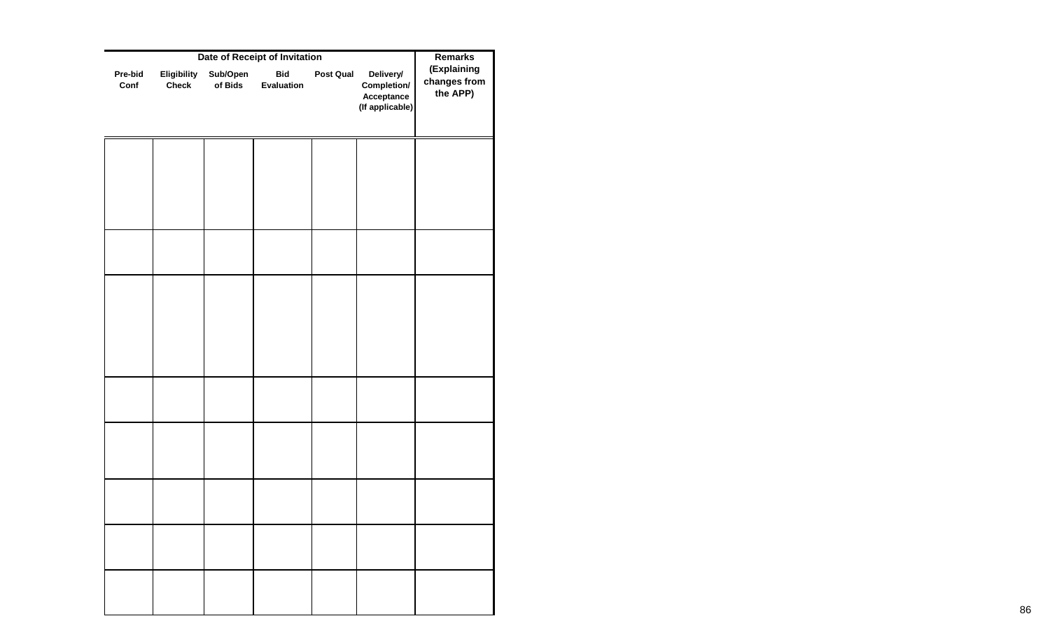| Date of Receipt of Invitation | | | | | | Remarks (Explaining changes from the APP) |
|---|---|---|---|---|---|---|
| Pre-bid Conf | Eligibility Check | Sub/Open of Bids | Bid Evaluation | Post Qual | Delivery/ Completion/ Acceptance (If applicable) | |
| | | | | | | |
| | | | | | | |
| | | | | | | |
| | | | | | | |
| | | | | | | |
| | | | | | | |
| | | | | | | |
| | | | | | | |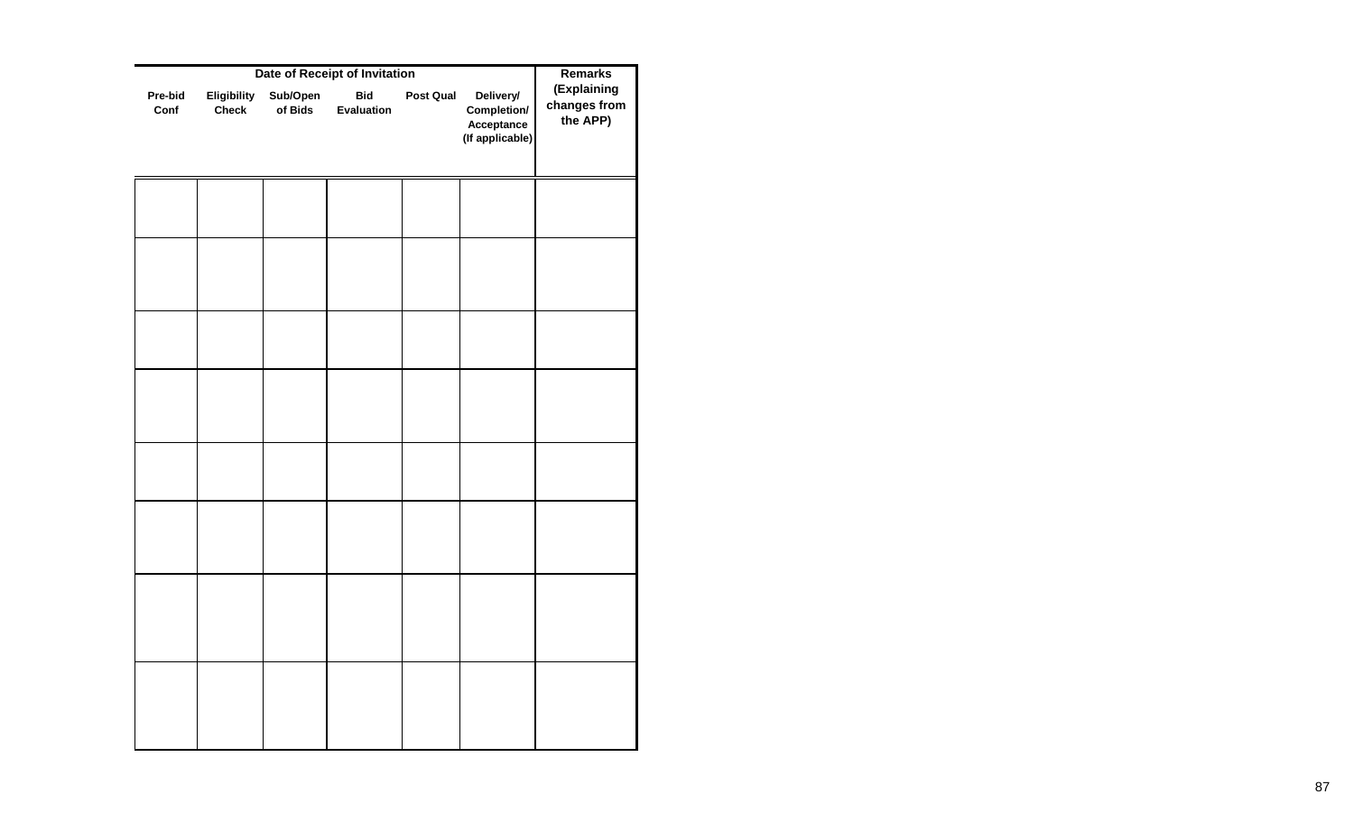| Date of Receipt of Invitation | | | | | | Remarks (Explaining changes from the APP) |
|---|---|---|---|---|---|---|
| Pre-bid Conf | Eligibility Check | Sub/Open of Bids | Bid Evaluation | Post Qual | Delivery/ Completion/ Acceptance (If applicable) | |
| | | | | | | |
| | | | | | | |
| | | | | | | |
| | | | | | | |
| | | | | | | |
| | | | | | | |
| | | | | | | |
| | | | | | | |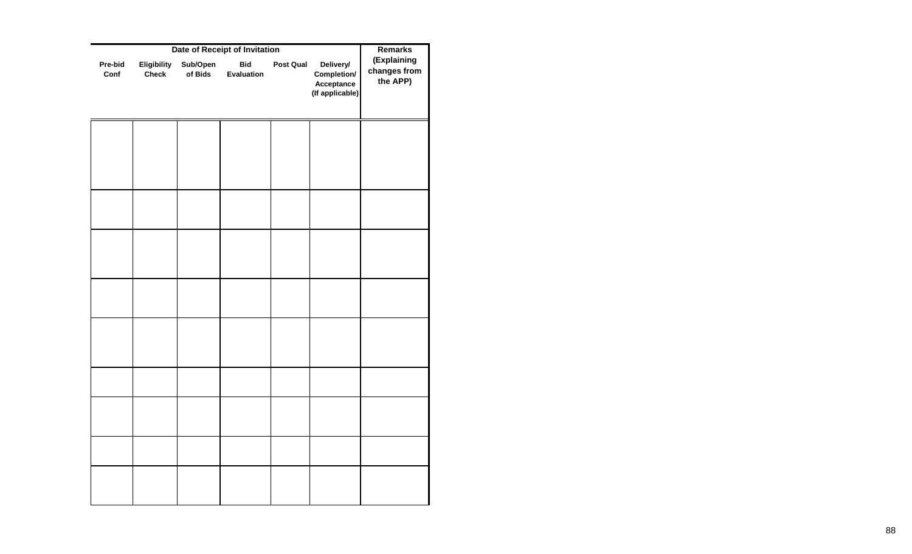| Date of Receipt of Invitation | | | | | | Remarks (Explaining changes from the APP) |
|---|---|---|---|---|---|---|
| Pre-bid Conf | Eligibility Check | Sub/Open of Bids | Bid Evaluation | Post Qual | Delivery/ Completion/ Acceptance (If applicable) | |
| | | | | | | |
| | | | | | | |
| | | | | | | |
| | | | | | | |
| | | | | | | |
| | | | | | | |
| | | | | | | |
| | | | | | | |
| | | | | | | |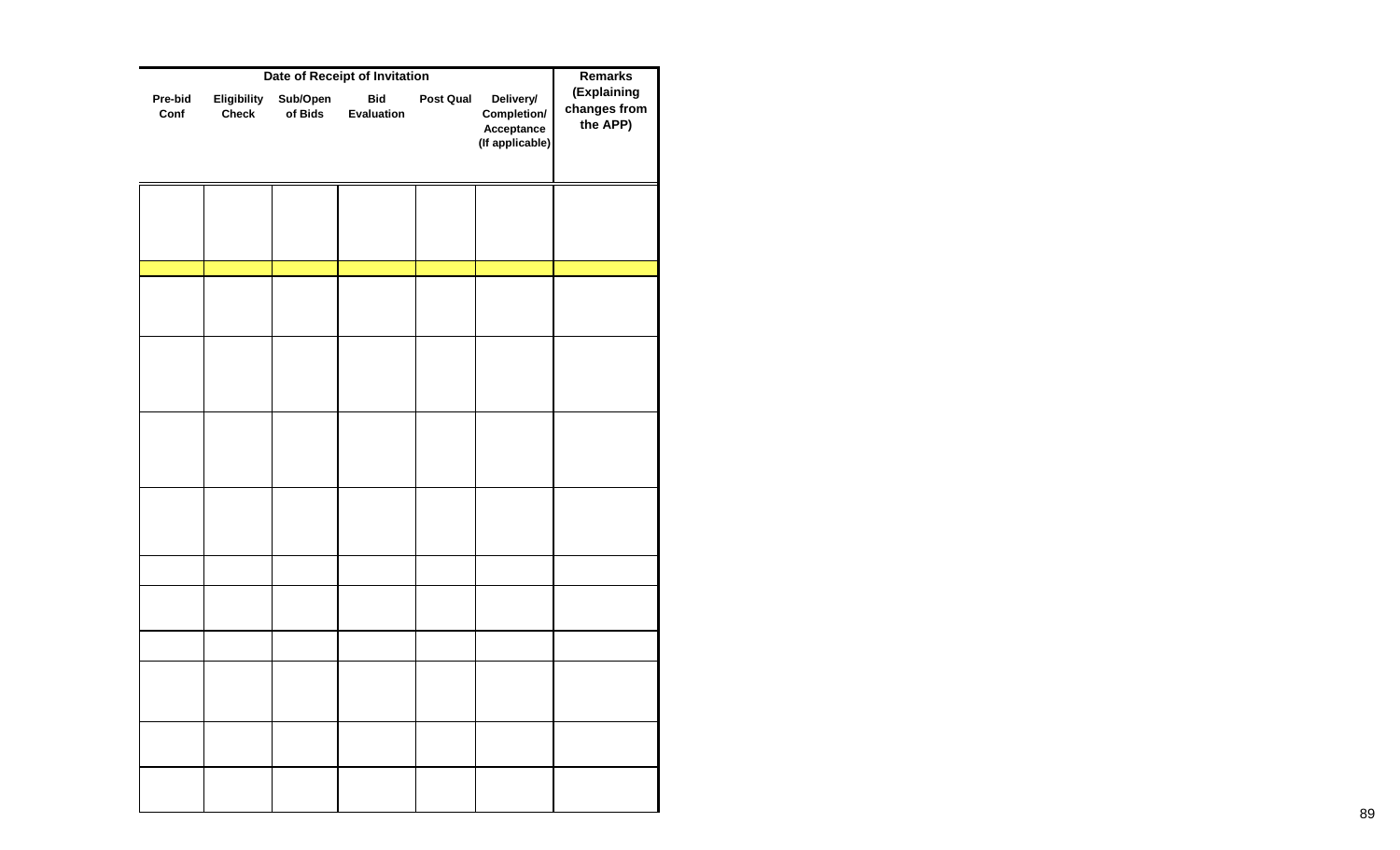| Date of Receipt of Invitation | | | | | | Remarks (Explaining changes from the APP) |
|---|---|---|---|---|---|---|
| Pre-bid Conf | Eligibility Check | Sub/Open of Bids | Bid Evaluation | Post Qual | Delivery/ Completion/ Acceptance (If applicable) | |
| | | | | | | |
| | | | | | | |
| | | | | | | |
| | | | | | | |
| | | | | | | |
| | | | | | | |
| | | | | | | |
| | | | | | | |
| | | | | | | |
| | | | | | | |
| | | | | | | |
| | | | | | | |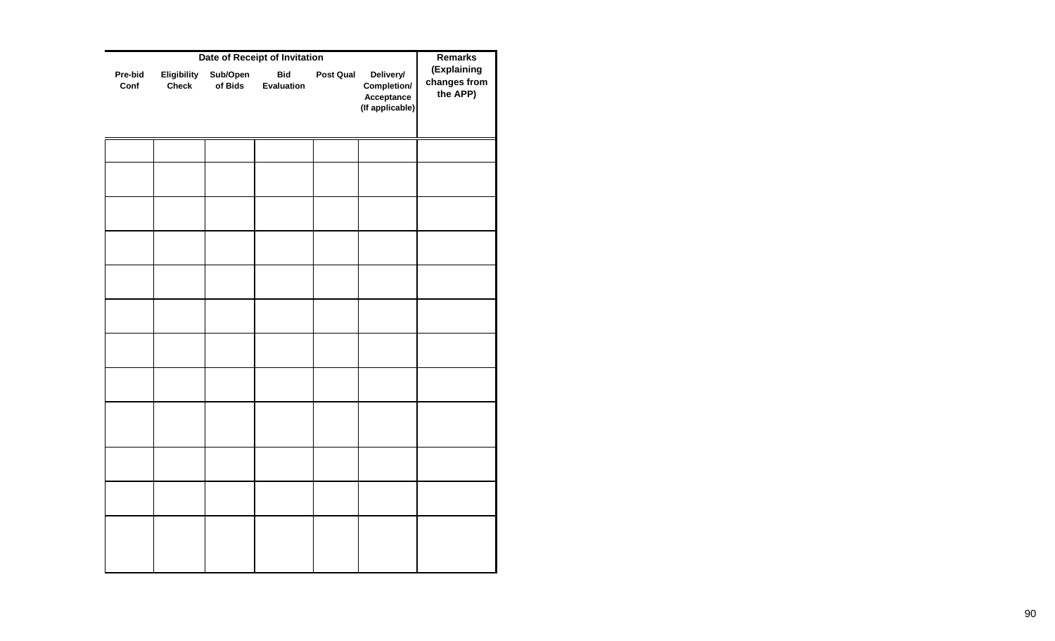| Date of Receipt of Invitation | | | | | | Remarks (Explaining changes from the APP) |
|---|---|---|---|---|---|---|
| Pre-bid Conf | Eligibility Check | Sub/Open of Bids | Bid Evaluation | Post Qual | Delivery/ Completion/ Acceptance (If applicable) | |
| | | | | | | |
| | | | | | | |
| | | | | | | |
| | | | | | | |
| | | | | | | |
| | | | | | | |
| | | | | | | |
| | | | | | | |
| | | | | | | |
| | | | | | | |
| | | | | | | |
| | | | | | | |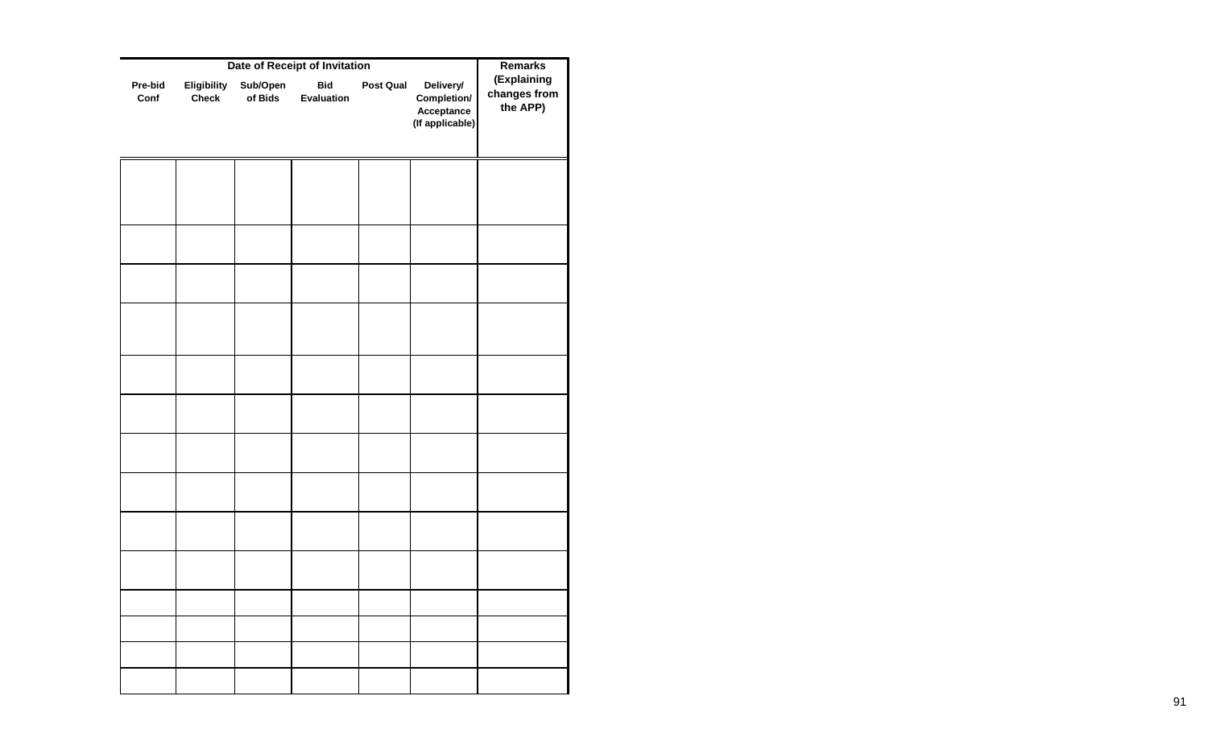| Date of Receipt of Invitation | | | | | | Remarks (Explaining changes from the APP) |
|---|---|---|---|---|---|---|
| Pre-bid Conf | Eligibility Check | Sub/Open of Bids | Bid Evaluation | Post Qual | Delivery/ Completion/ Acceptance (If applicable) | |
| | | | | | | |
| | | | | | | |
| | | | | | | |
| | | | | | | |
| | | | | | | |
| | | | | | | |
| | | | | | | |
| | | | | | | |
| | | | | | | |
| | | | | | | |
| | | | | | | |
| | | | | | | |
| | | | | | | |
| | | | | | | |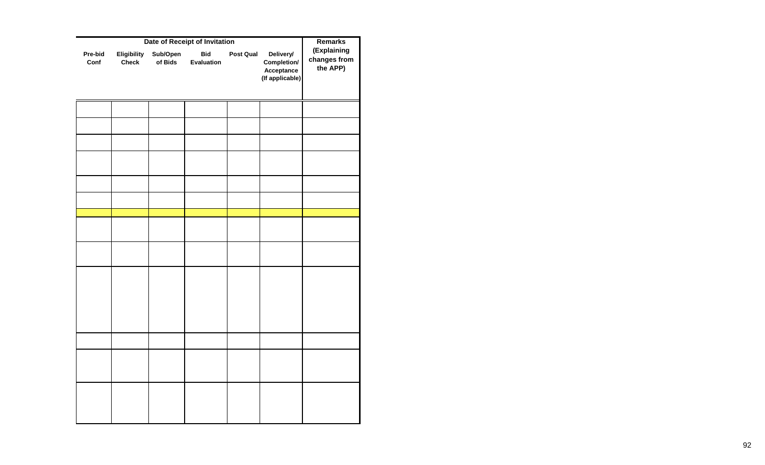| Date of Receipt of Invitation | | | | | | Remarks |
|---|---|---|---|---|---|---|
| Pre-bid Conf | Eligibility Check | Sub/Open of Bids | Bid Evaluation | Post Qual | Delivery/ Completion/ Acceptance (If applicable) | (Explaining changes from the APP) |
| | | | | | | |
| | | | | | | |
| | | | | | | |
| | | | | | | |
| | | | | | | |
| | | | | | | |
| | | | | | | |
| | | | | | | |
| | | | | | | |
| | | | | | | |
| | | | | | | |
| | | | | | | |
| | | | | | | |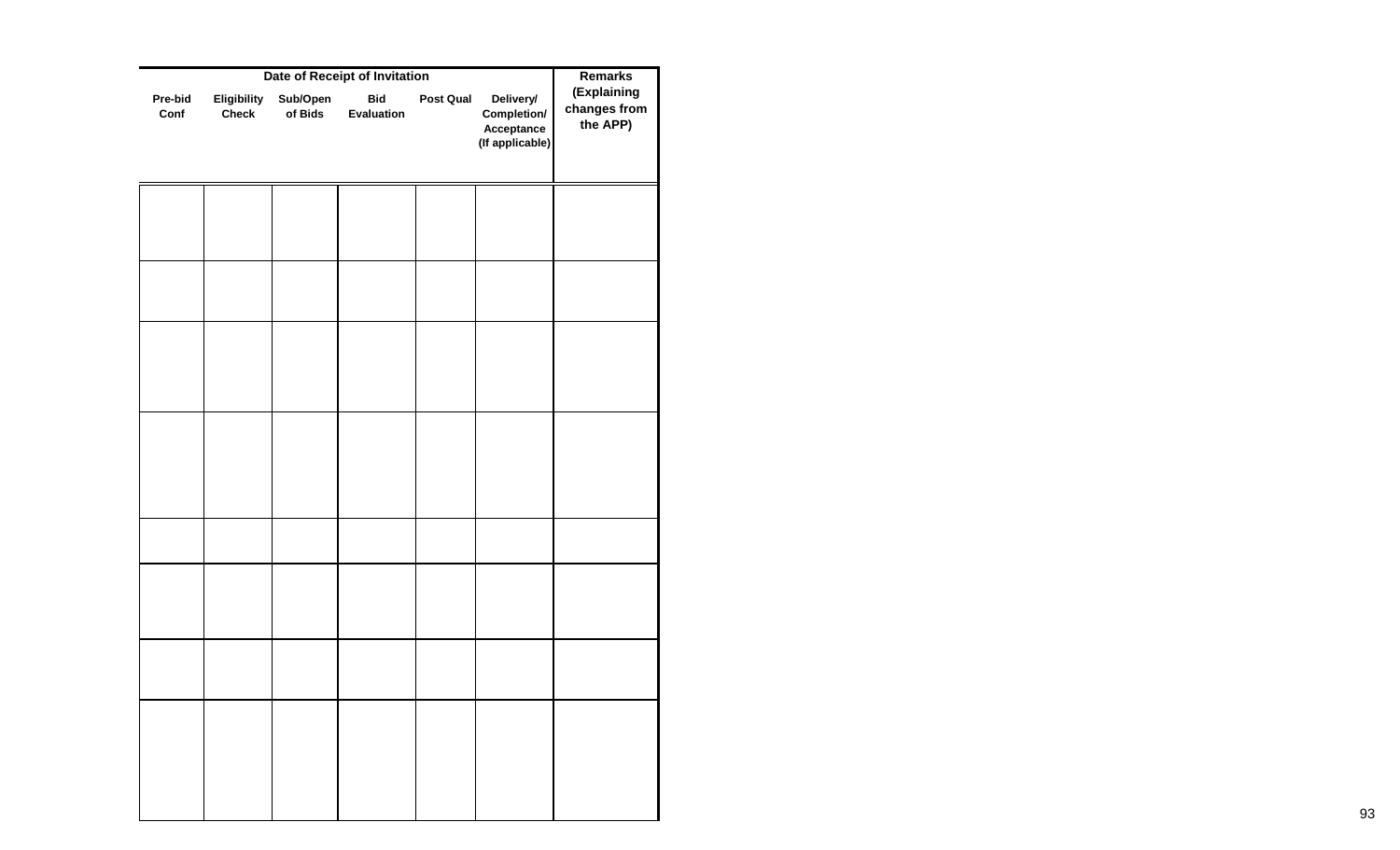| Date of Receipt of Invitation | | | | | | Remarks (Explaining changes from the APP) |
|---|---|---|---|---|---|---|
| Pre-bid Conf | Eligibility Check | Sub/Open of Bids | Bid Evaluation | Post Qual | Delivery/ Completion/ Acceptance (If applicable) | |
| | | | | | | |
| | | | | | | |
| | | | | | | |
| | | | | | | |
| | | | | | | |
| | | | | | | |
| | | | | | | |
| | | | | | | |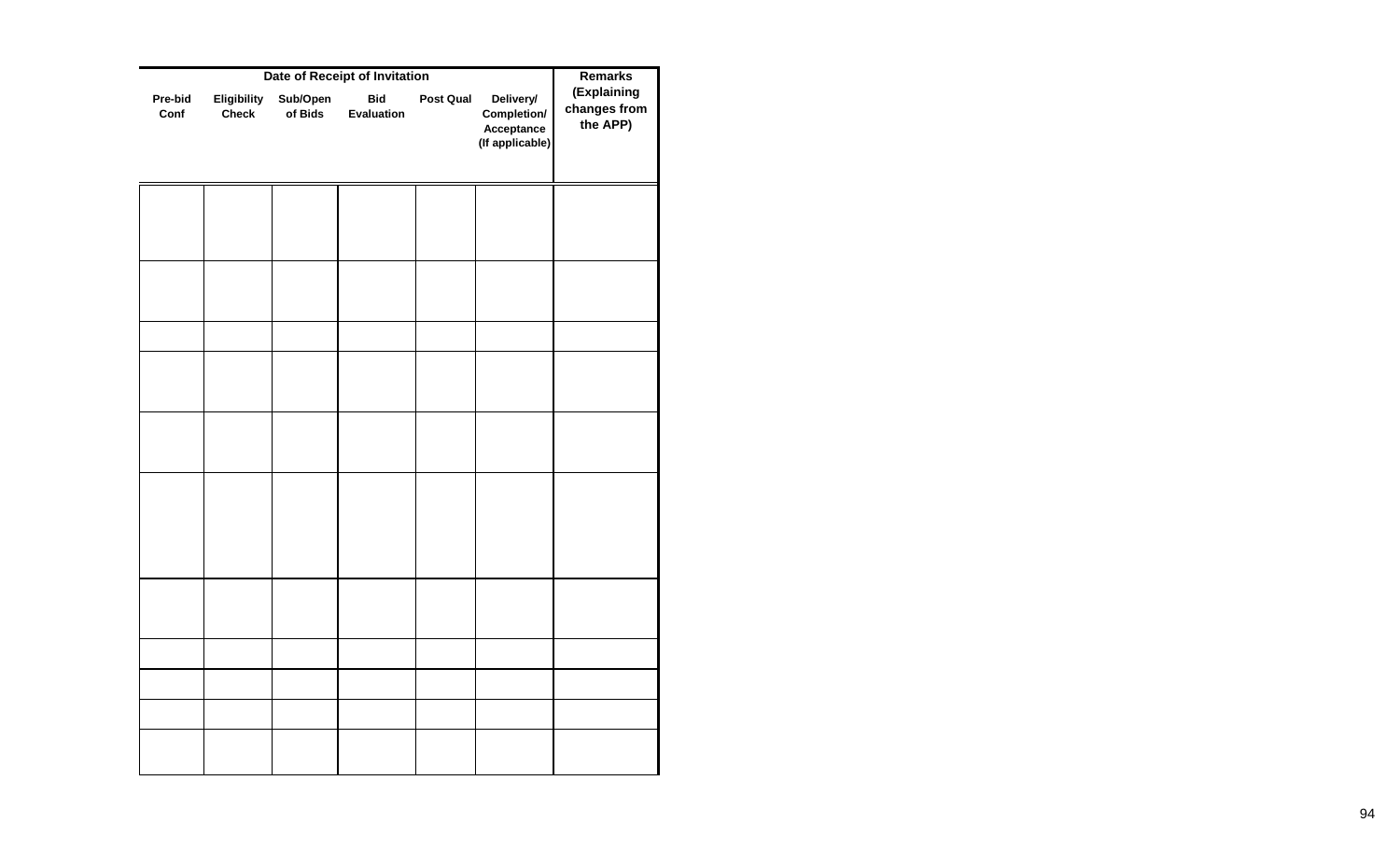| Date of Receipt of Invitation | | | | | | Remarks (Explaining changes from the APP) |
|---|---|---|---|---|---|---|
| Pre-bid Conf | Eligibility Check | Sub/Open of Bids | Bid Evaluation | Post Qual | Delivery/ Completion/ Acceptance (If applicable) | |
| | | | | | | |
| | | | | | | |
| | | | | | | |
| | | | | | | |
| | | | | | | |
| | | | | | | |
| | | | | | | |
| | | | | | | |
| | | | | | | |
| | | | | | | |
| | | | | | | |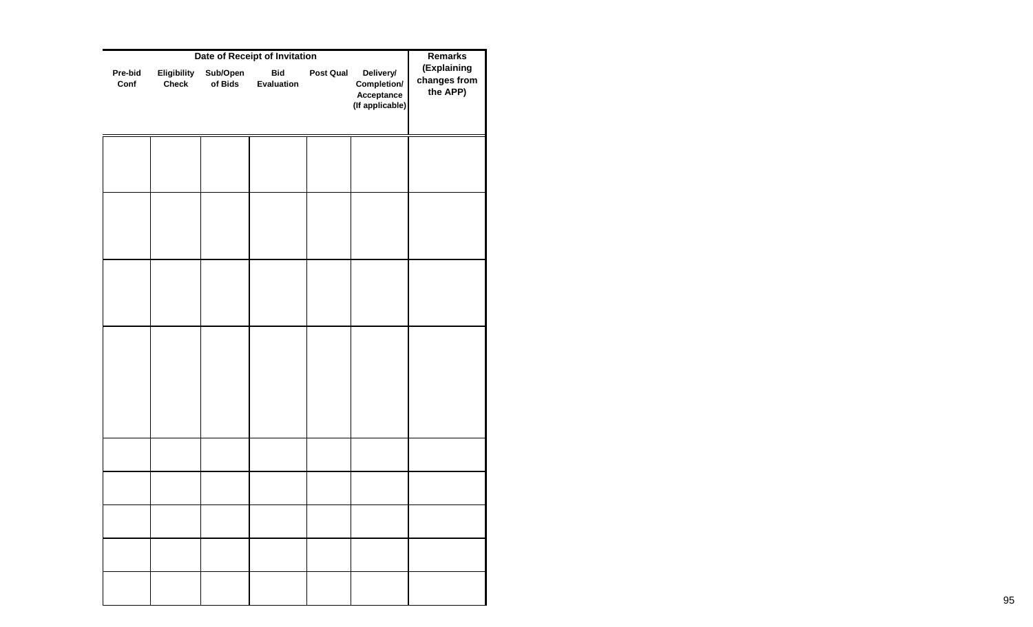| Date of Receipt of Invitation | | | | | | Remarks (Explaining changes from the APP) |
|---|---|---|---|---|---|---|
| Pre-bid Conf | Eligibility Check | Sub/Open of Bids | Bid Evaluation | Post Qual | Delivery/ Completion/ Acceptance (If applicable) | |
| | | | | | | |
| | | | | | | |
| | | | | | | |
| | | | | | | |
| | | | | | | |
| | | | | | | |
| | | | | | | |
| | | | | | | |
| | | | | | | |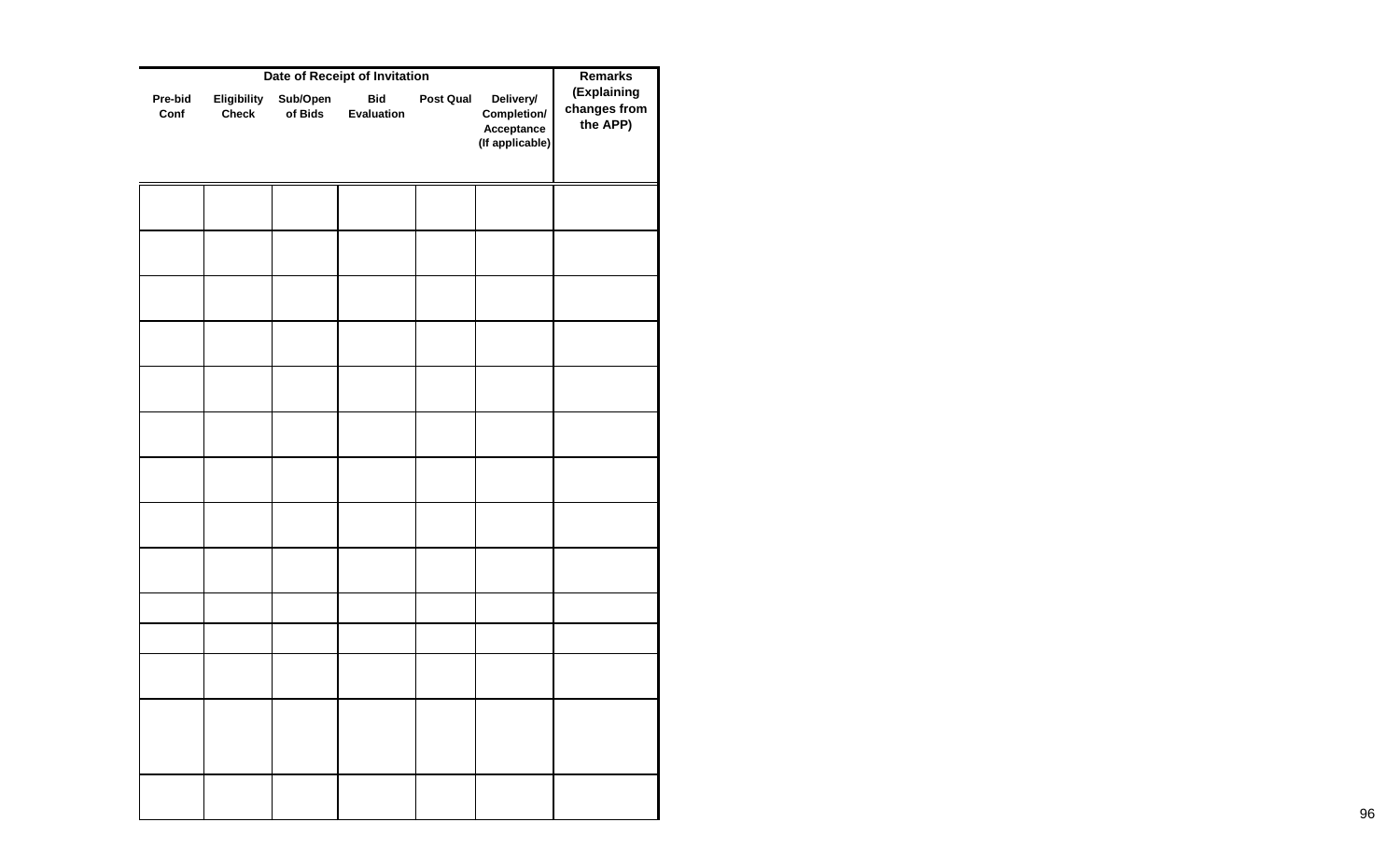| Date of Receipt of Invitation | | | | | | Remarks (Explaining changes from the APP) |
|---|---|---|---|---|---|---|
| Pre-bid Conf | Eligibility Check | Sub/Open of Bids | Bid Evaluation | Post Qual | Delivery/ Completion/ Acceptance (If applicable) | |
| | | | | | | |
| | | | | | | |
| | | | | | | |
| | | | | | | |
| | | | | | | |
| | | | | | | |
| | | | | | | |
| | | | | | | |
| | | | | | | |
| | | | | | | |
| | | | | | | |
| | | | | | | |
| | | | | | | |
| | | | | | | |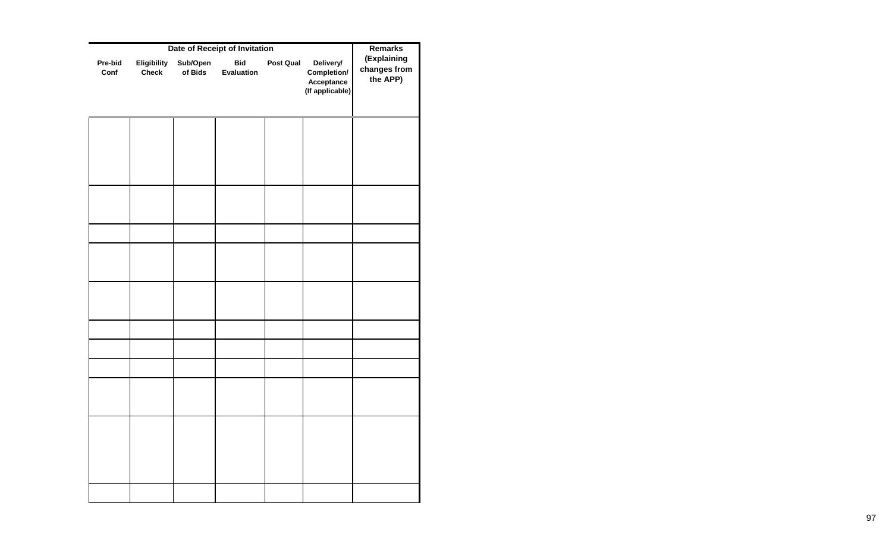| Date of Receipt of Invitation | | | | | | Remarks (Explaining changes from the APP) |
|---|---|---|---|---|---|---|
| Pre-bid Conf | Eligibility Check | Sub/Open of Bids | Bid Evaluation | Post Qual | Delivery/ Completion/ Acceptance (If applicable) | |
| | | | | | | |
| | | | | | | |
| | | | | | | |
| | | | | | | |
| | | | | | | |
| | | | | | | |
| | | | | | | |
| | | | | | | |
| | | | | | | |
| | | | | | | |
| | | | | | | |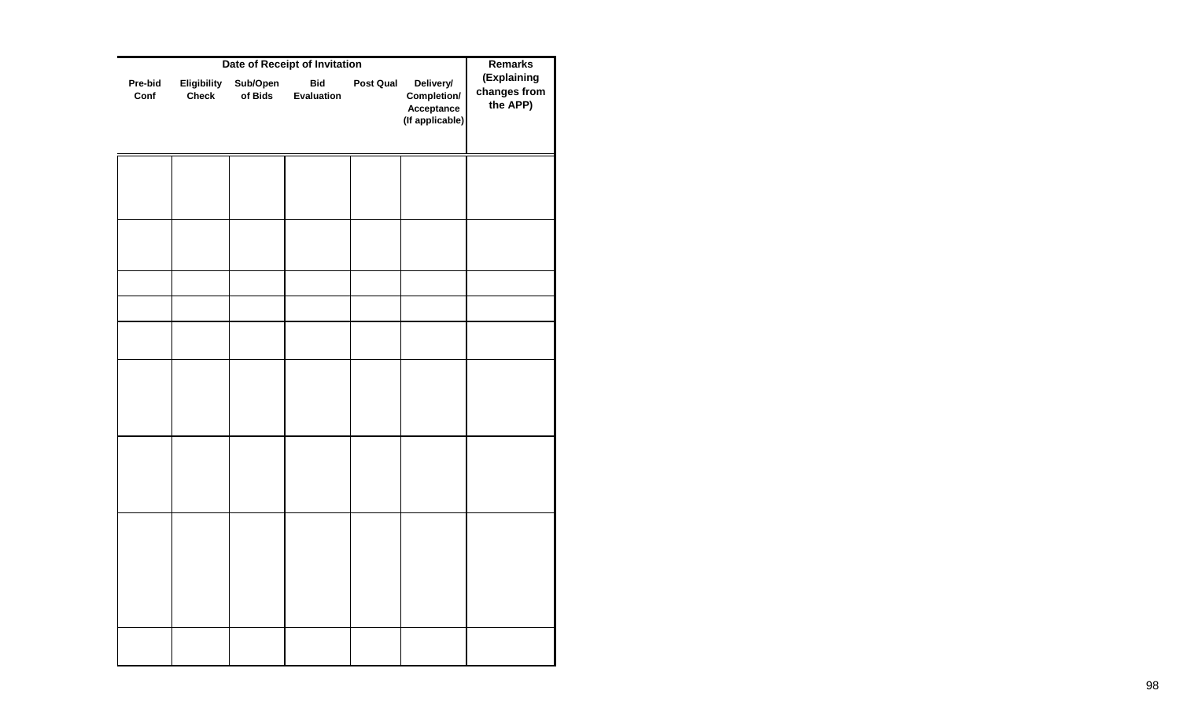| Date of Receipt of Invitation | | | | | | Remarks (Explaining changes from the APP) |
|---|---|---|---|---|---|---|
| Pre-bid Conf | Eligibility Check | Sub/Open of Bids | Bid Evaluation | Post Qual | Delivery/ Completion/ Acceptance (If applicable) | |
| | | | | | | |
| | | | | | | |
| | | | | | | |
| | | | | | | |
| | | | | | | |
| | | | | | | |
| | | | | | | |
| | | | | | | |
| | | | | | | |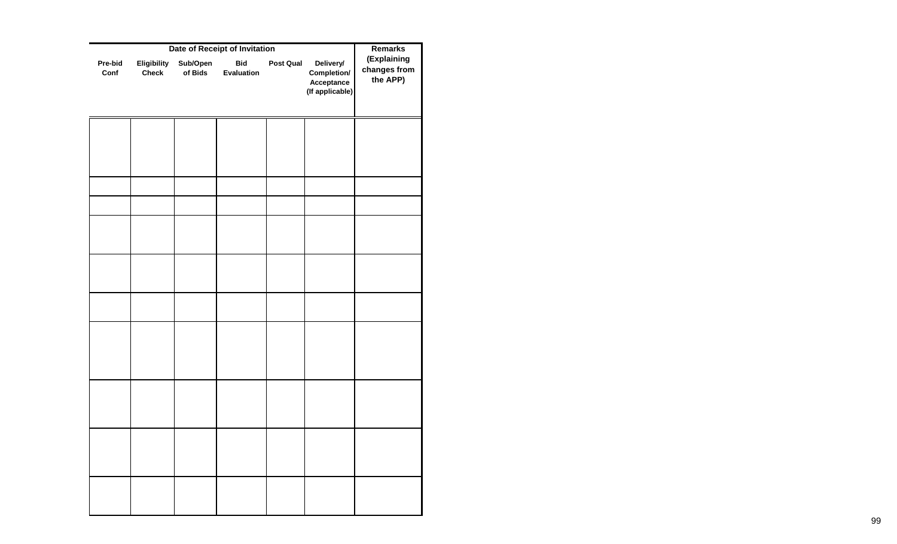| Date of Receipt of Invitation | | | | | | Remarks (Explaining changes from the APP) |
|---|---|---|---|---|---|---|
| Pre-bid Conf | Eligibility Check | Sub/Open of Bids | Bid Evaluation | Post Qual | Delivery/ Completion/ Acceptance (If applicable) | |
| | | | | | | |
| | | | | | | |
| | | | | | | |
| | | | | | | |
| | | | | | | |
| | | | | | | |
| | | | | | | |
| | | | | | | |
| | | | | | | |
| | | | | | | |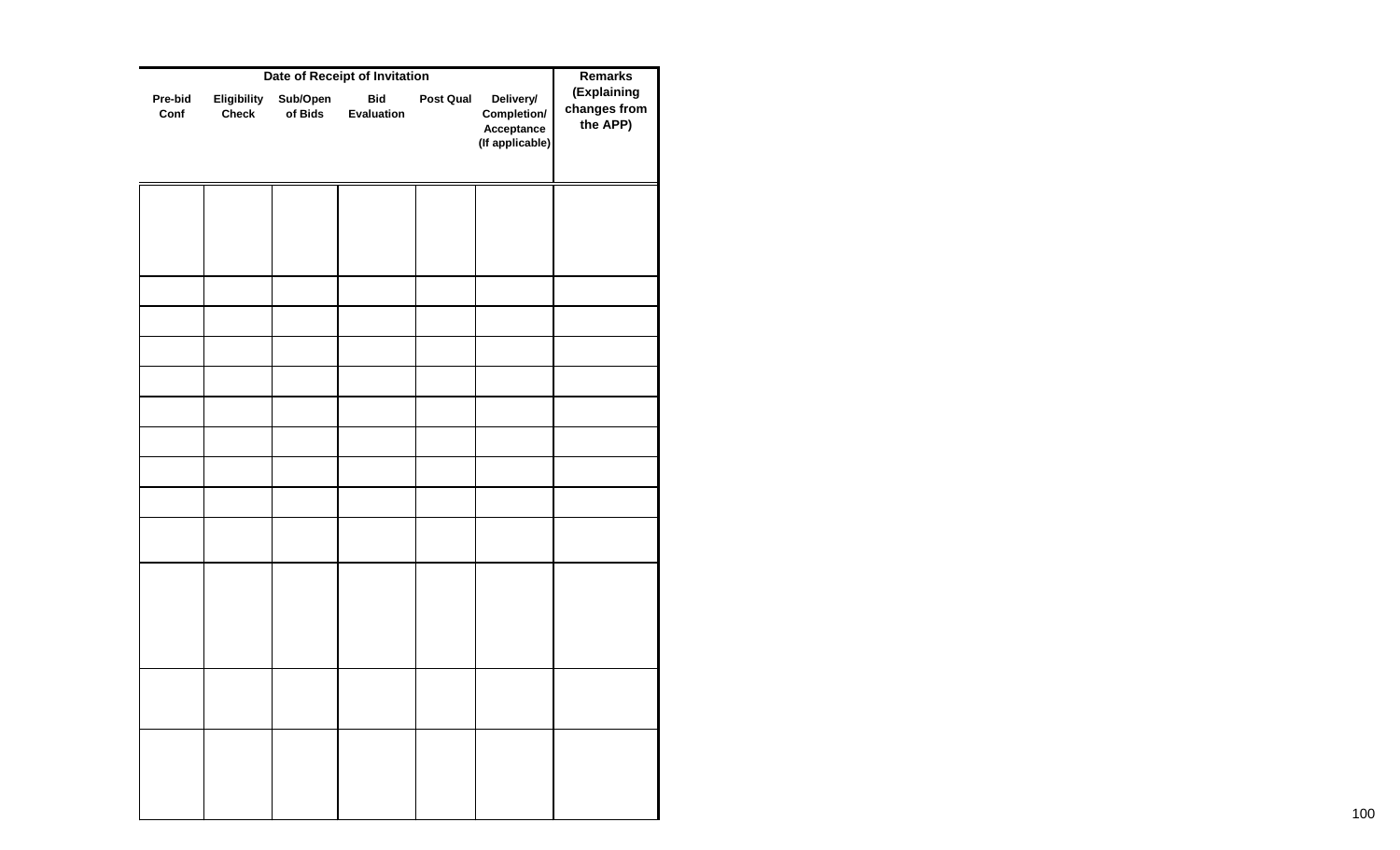| Date of Receipt of Invitation | | | | | | Remarks (Explaining changes from the APP) |
|---|---|---|---|---|---|---|
| Pre-bid Conf | Eligibility Check | Sub/Open of Bids | Bid Evaluation | Post Qual | Delivery/ Completion/ Acceptance (If applicable) | |
| | | | | | | |
| | | | | | | |
| | | | | | | |
| | | | | | | |
| | | | | | | |
| | | | | | | |
| | | | | | | |
| | | | | | | |
| | | | | | | |
| | | | | | | |
| | | | | | | |
| | | | | | | |
| | | | | | | |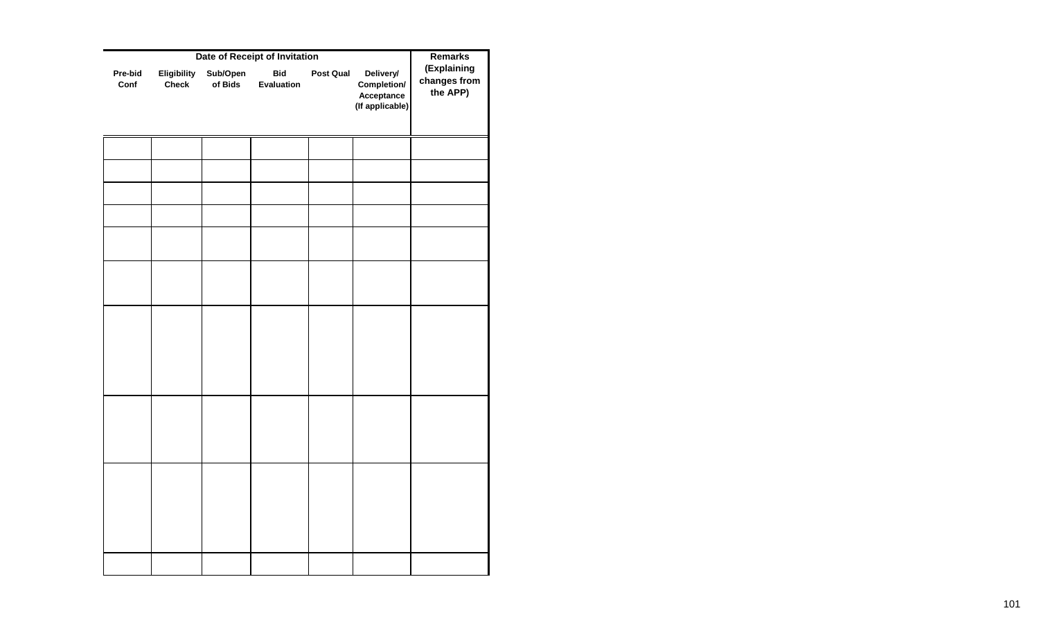| Date of Receipt of Invitation | | | | | | Remarks (Explaining changes from the APP) |
|---|---|---|---|---|---|---|
| Pre-bid Conf | Eligibility Check | Sub/Open of Bids | Bid Evaluation | Post Qual | Delivery/ Completion/ Acceptance (If applicable) | |
| | | | | | | |
| | | | | | | |
| | | | | | | |
| | | | | | | |
| | | | | | | |
| | | | | | | |
| | | | | | | |
| | | | | | | |
| | | | | | | |
| | | | | | | |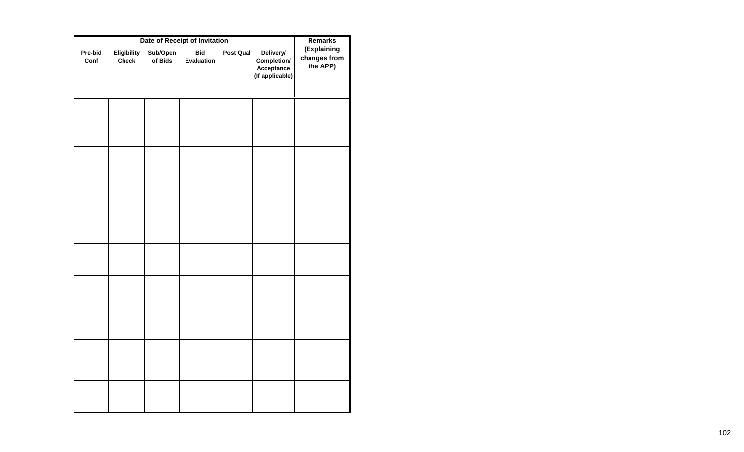| Date of Receipt of Invitation | | | | | | Remarks (Explaining changes from the APP) |
|---|---|---|---|---|---|---|
| Pre-bid Conf | Eligibility Check | Sub/Open of Bids | Bid Evaluation | Post Qual | Delivery/ Completion/ Acceptance (If applicable) | |
| | | | | | | |
| | | | | | | |
| | | | | | | |
| | | | | | | |
| | | | | | | |
| | | | | | | |
| | | | | | | |
| | | | | | | |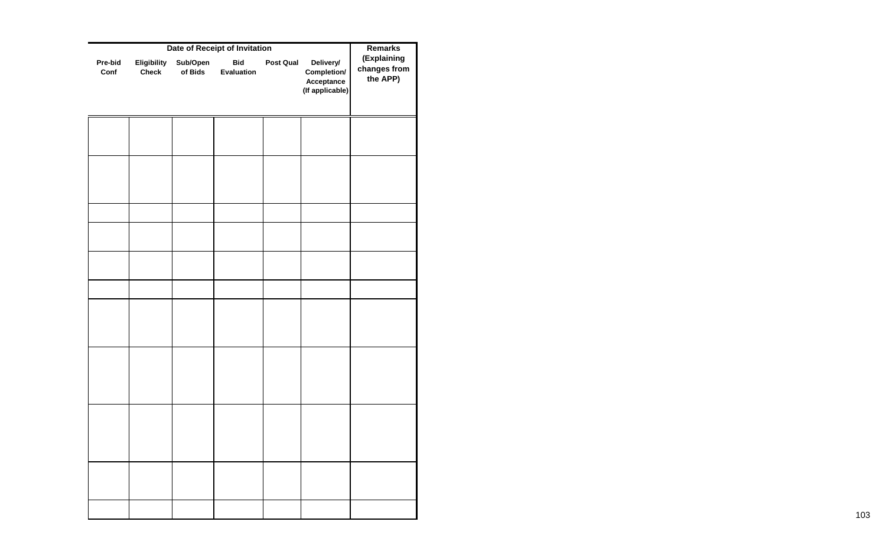| Date of Receipt of Invitation | | | | | | Remarks (Explaining changes from the APP) |
|---|---|---|---|---|---|---|
| Pre-bid Conf | Eligibility Check | Sub/Open of Bids | Bid Evaluation | Post Qual | Delivery/ Completion/ Acceptance (If applicable) | |
| | | | | | | |
| | | | | | | |
| | | | | | | |
| | | | | | | |
| | | | | | | |
| | | | | | | |
| | | | | | | |
| | | | | | | |
| | | | | | | |
| | | | | | | |
| | | | | | | |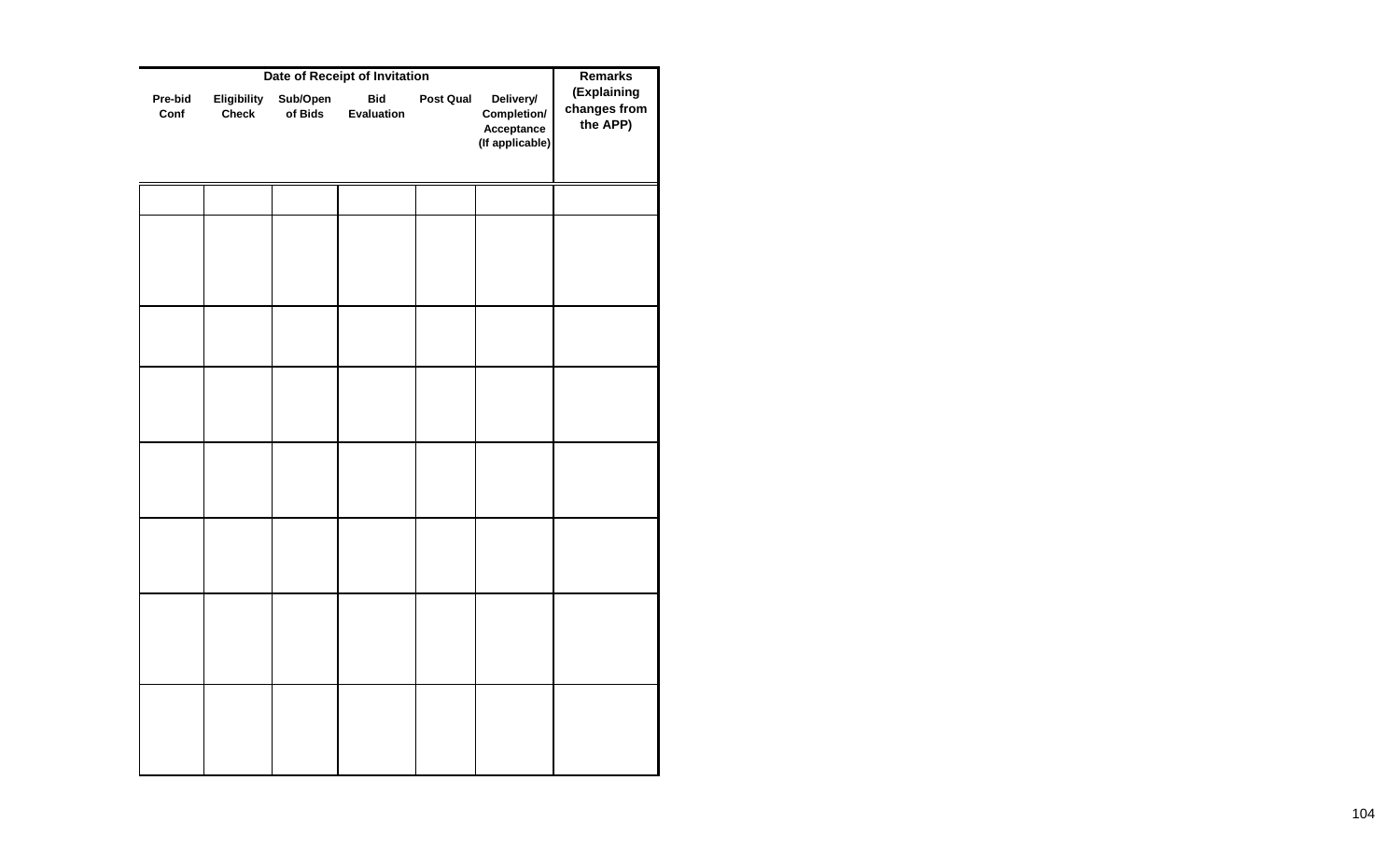| Date of Receipt of Invitation | | | | | | Remarks (Explaining changes from the APP) |
|---|---|---|---|---|---|---|
| Pre-bid Conf | Eligibility Check | Sub/Open of Bids | Bid Evaluation | Post Qual | Delivery/ Completion/ Acceptance (If applicable) | |
| | | | | | | |
| | | | | | | |
| | | | | | | |
| | | | | | | |
| | | | | | | |
| | | | | | | |
| | | | | | | |
| | | | | | | |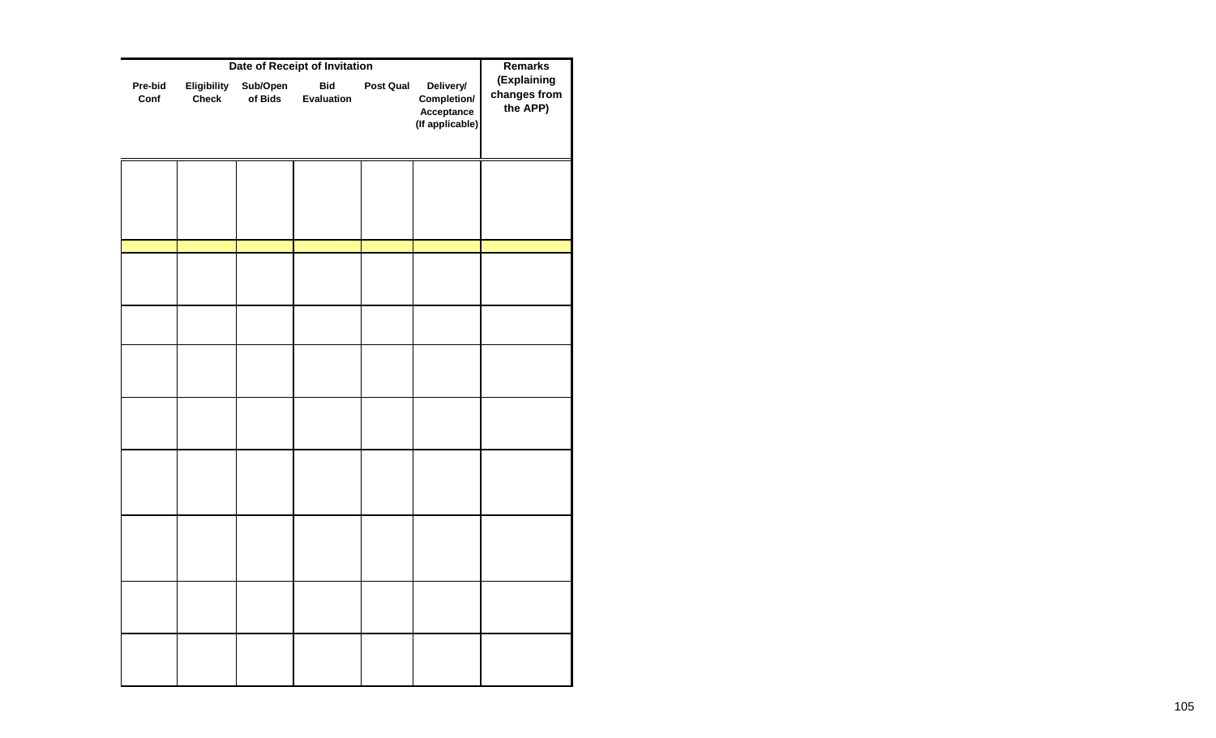| Date of Receipt of Invitation | | | | | | Remarks (Explaining changes from the APP) |
|---|---|---|---|---|---|---|
| Pre-bid Conf | Eligibility Check | Sub/Open of Bids | Bid Evaluation | Post Qual | Delivery/ Completion/ Acceptance (If applicable) | |
| | | | | | | |
| | | | | | | |
| | | | | | | |
| | | | | | | |
| | | | | | | |
| | | | | | | |
| | | | | | | |
| | | | | | | |
| | | | | | | |
| | | | | | | |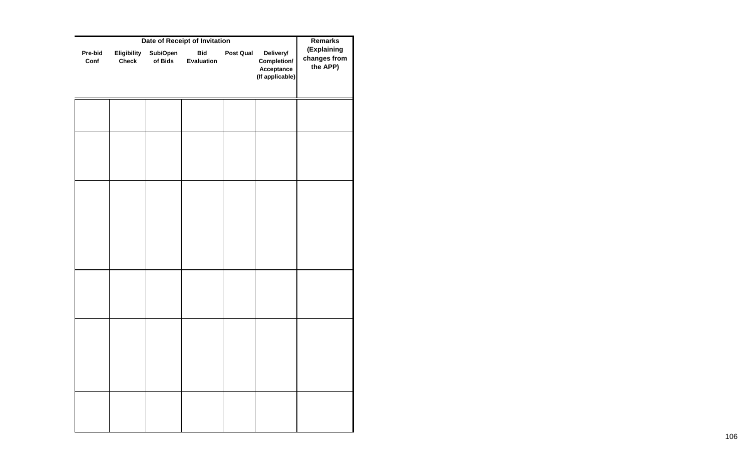| Date of Receipt of Invitation | | | | | | Remarks (Explaining changes from the APP) |
|---|---|---|---|---|---|---|
| Pre-bid Conf | Eligibility Check | Sub/Open of Bids | Bid Evaluation | Post Qual | Delivery/ Completion/ Acceptance (If applicable) | |
| | | | | | | |
| | | | | | | |
| | | | | | | |
| | | | | | | |
| | | | | | | |
| | | | | | | |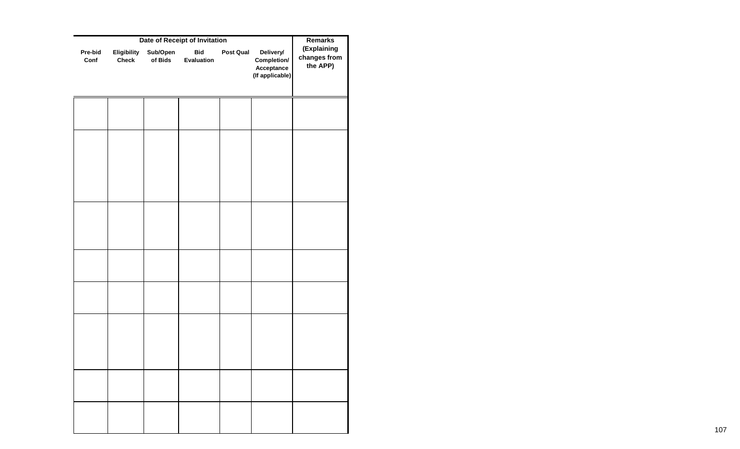| Date of Receipt of Invitation | | | | | | Remarks (Explaining changes from the APP) |
|---|---|---|---|---|---|---|
| Pre-bid Conf | Eligibility Check | Sub/Open of Bids | Bid Evaluation | Post Qual | Delivery/ Completion/ Acceptance (If applicable) | |
| | | | | | | |
| | | | | | | |
| | | | | | | |
| | | | | | | |
| | | | | | | |
| | | | | | | |
| | | | | | | |
| | | | | | | |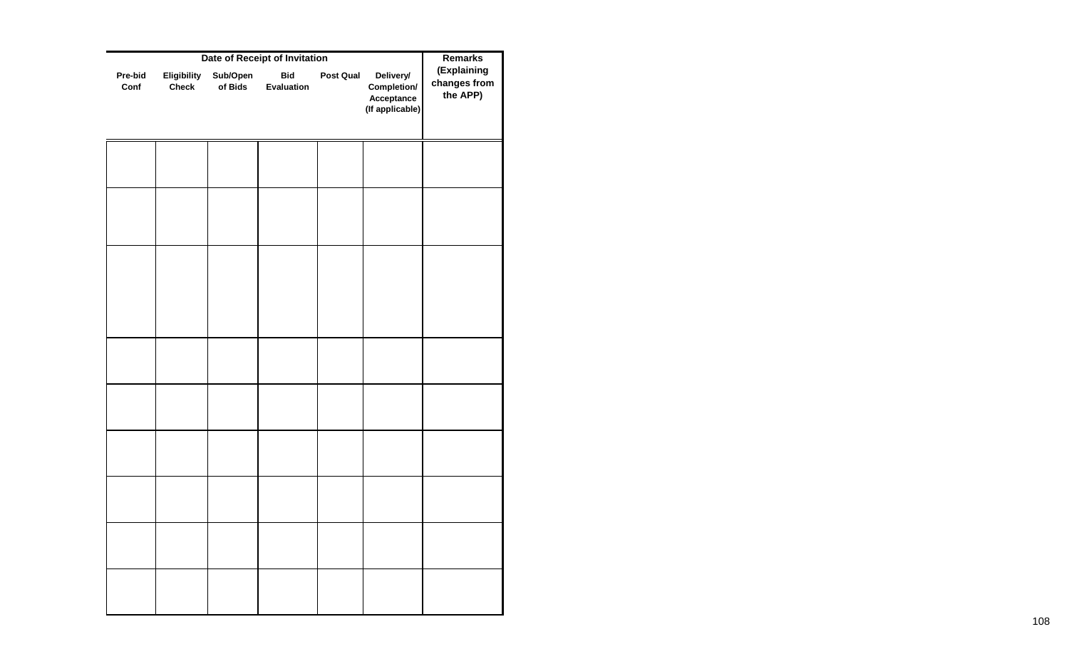| Date of Receipt of Invitation | | | | | | Remarks (Explaining changes from the APP) |
|---|---|---|---|---|---|---|
| Pre-bid Conf | Eligibility Check | Sub/Open of Bids | Bid Evaluation | Post Qual | Delivery/ Completion/ Acceptance (If applicable) | |
| | | | | | | |
| | | | | | | |
| | | | | | | |
| | | | | | | |
| | | | | | | |
| | | | | | | |
| | | | | | | |
| | | | | | | |
| | | | | | | |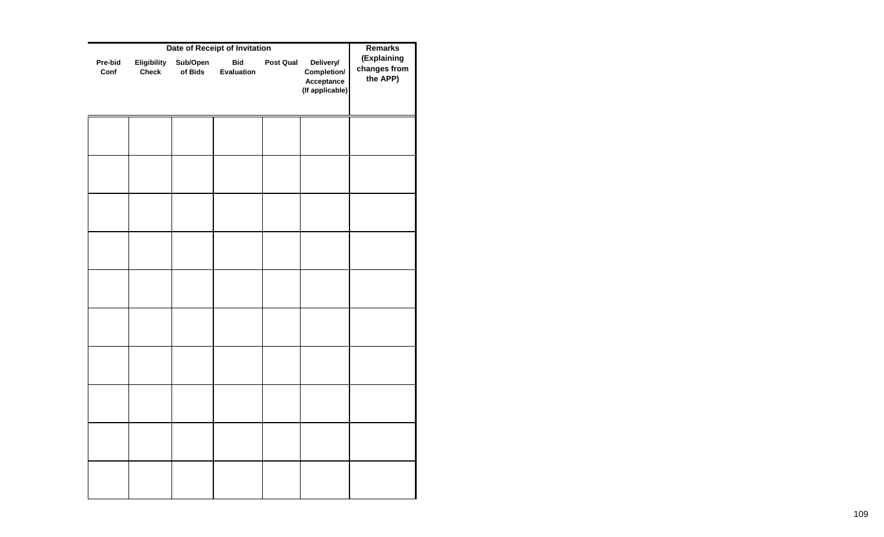| Date of Receipt of Invitation | | | | | | Remarks (Explaining changes from the APP) |
|---|---|---|---|---|---|---|
| Pre-bid Conf | Eligibility Check | Sub/Open of Bids | Bid Evaluation | Post Qual | Delivery/ Completion/ Acceptance (If applicable) | |
| | | | | | | |
| | | | | | | |
| | | | | | | |
| | | | | | | |
| | | | | | | |
| | | | | | | |
| | | | | | | |
| | | | | | | |
| | | | | | | |
| | | | | | | |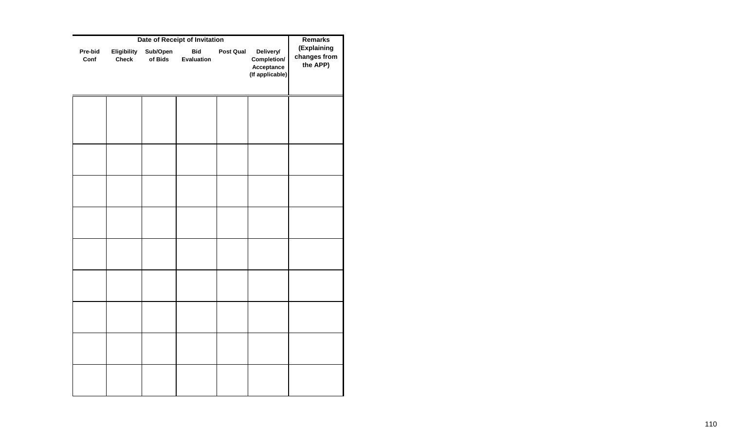| Date of Receipt of Invitation | | | | | | Remarks (Explaining changes from the APP) |
|---|---|---|---|---|---|---|
| Pre-bid Conf | Eligibility Check | Sub/Open of Bids | Bid Evaluation | Post Qual | Delivery/ Completion/ Acceptance (If applicable) | |
| | | | | | | |
| | | | | | | |
| | | | | | | |
| | | | | | | |
| | | | | | | |
| | | | | | | |
| | | | | | | |
| | | | | | | |
| | | | | | | |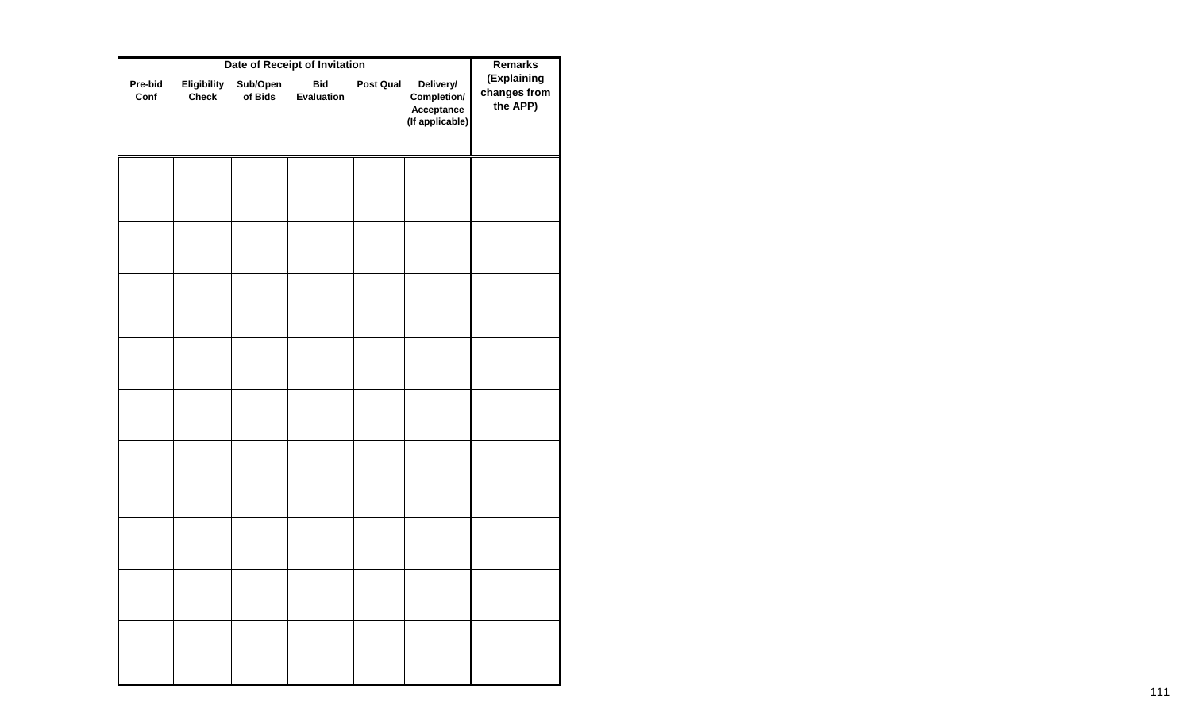| Date of Receipt of Invitation | | | | | | Remarks (Explaining changes from the APP) |
|---|---|---|---|---|---|---|
| Pre-bid Conf | Eligibility Check | Sub/Open of Bids | Bid Evaluation | Post Qual | Delivery/ Completion/ Acceptance (If applicable) | |
| | | | | | | |
| | | | | | | |
| | | | | | | |
| | | | | | | |
| | | | | | | |
| | | | | | | |
| | | | | | | |
| | | | | | | |
| | | | | | | |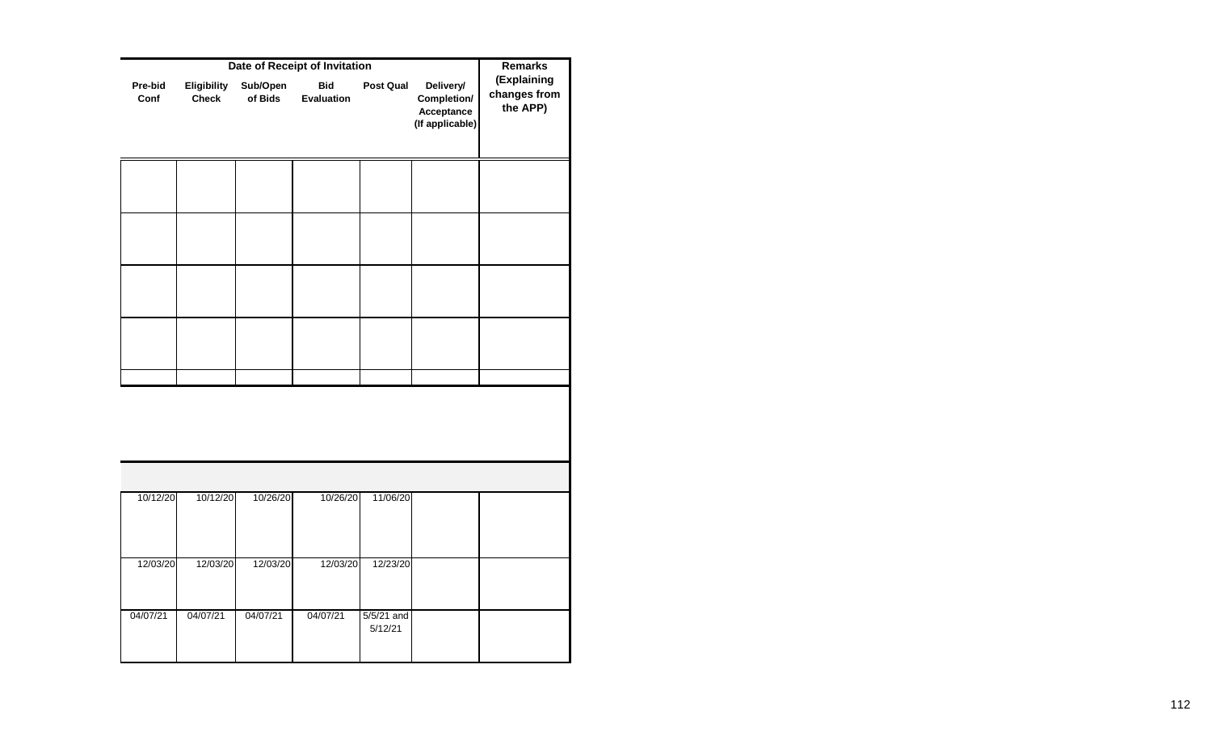| Date of Receipt of Invitation | | | | | | Remarks (Explaining changes from the APP) |
|---|---|---|---|---|---|---|
| Pre-bid Conf | Eligibility Check | Sub/Open of Bids | Bid Evaluation | Post Qual | Delivery/ Completion/ Acceptance (If applicable) | |
| | | | | | | |
| | | | | | | |
| | | | | | | |
| | | | | | | |
| | | | | | | |
| | | | | | | |
| | | | | | | |
| 10/12/20 | 10/12/20 | 10/26/20 | 10/26/20 | 11/06/20 | | |
| 12/03/20 | 12/03/20 | 12/03/20 | 12/03/20 | 12/23/20 | | |
| 04/07/21 | 04/07/21 | 04/07/21 | 04/07/21 | 5/5/21 and 5/12/21 | | |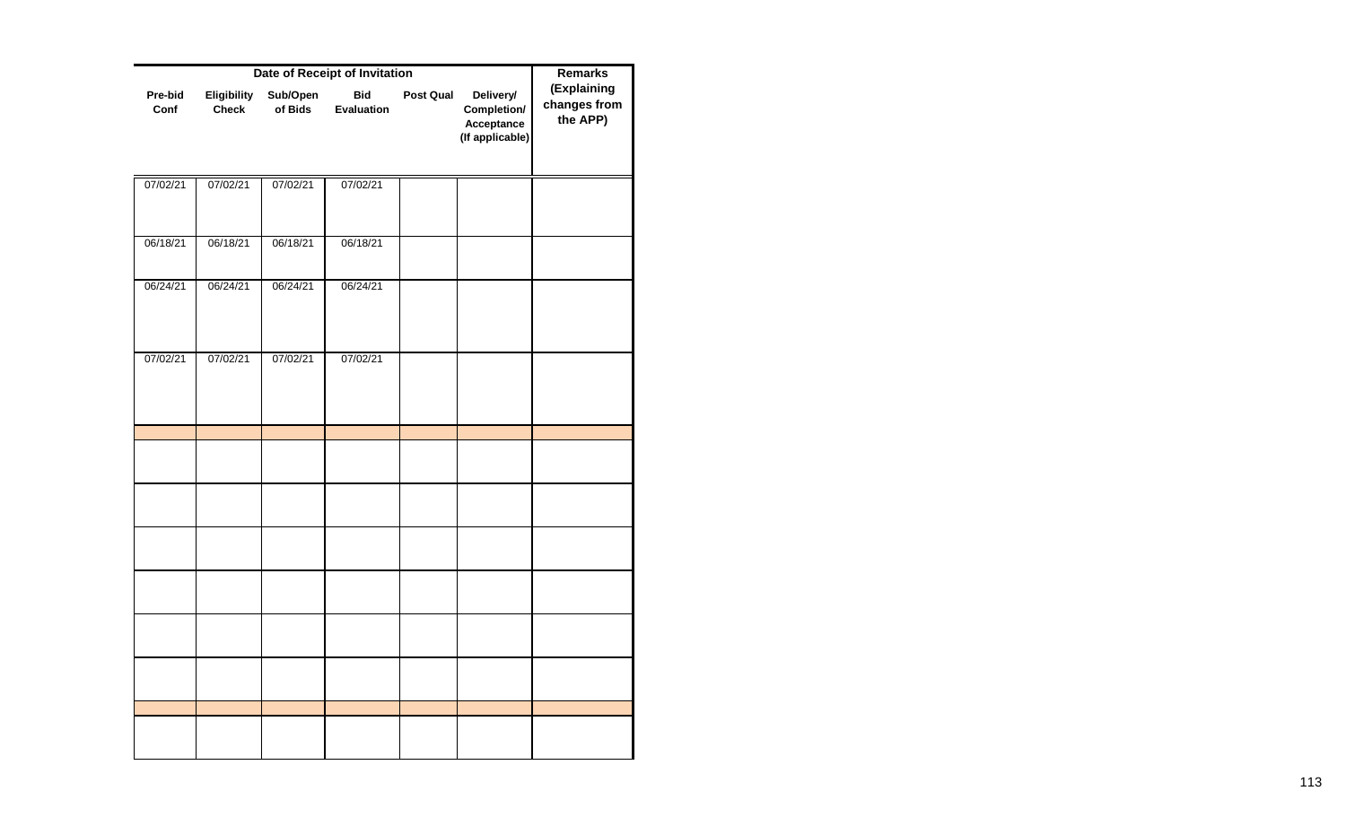| Date of Receipt of Invitation | | | | | | Remarks (Explaining changes from the APP) |
|---|---|---|---|---|---|---|
| Pre-bid Conf | Eligibility Check | Sub/Open of Bids | Bid Evaluation | Post Qual | Delivery/ Completion/ Acceptance (If applicable) | |
| 07/02/21 | 07/02/21 | 07/02/21 | 07/02/21 | | | |
| 06/18/21 | 06/18/21 | 06/18/21 | 06/18/21 | | | |
| 06/24/21 | 06/24/21 | 06/24/21 | 06/24/21 | | | |
| 07/02/21 | 07/02/21 | 07/02/21 | 07/02/21 | | | |
| | | | | | | |
| | | | | | | |
| | | | | | | |
| | | | | | | |
| | | | | | | |
| | | | | | | |
| | | | | | | |
| | | | | | | |
| | | | | | | |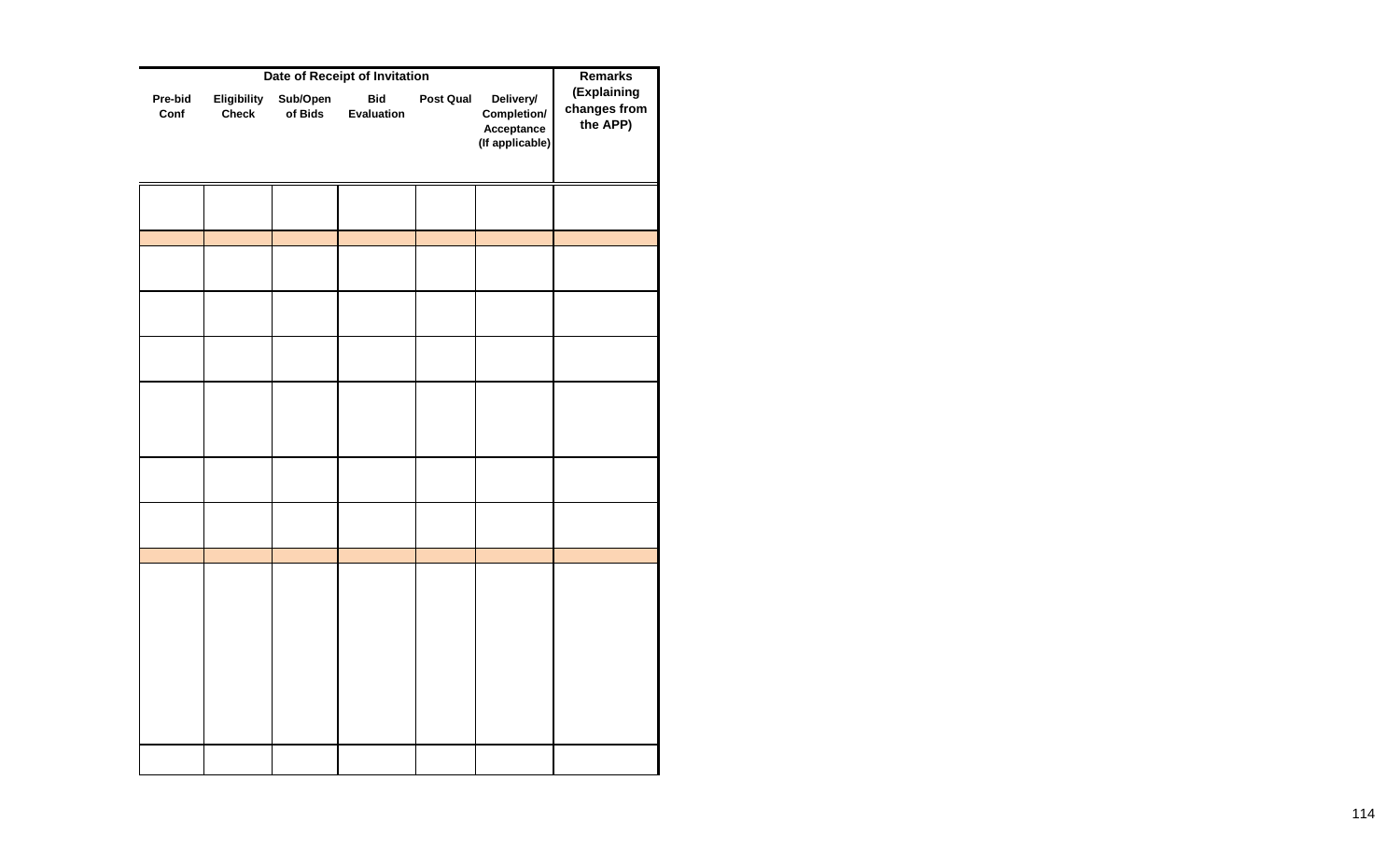| Date of Receipt of Invitation | | | | | | Remarks (Explaining changes from the APP) |
|---|---|---|---|---|---|---|
| Pre-bid Conf | Eligibility Check | Sub/Open of Bids | Bid Evaluation | Post Qual | Delivery/ Completion/ Acceptance (If applicable) | |
| | | | | | | |
| | | | | | | |
| | | | | | | |
| | | | | | | |
| | | | | | | |
| | | | | | | |
| | | | | | | |
| | | | | | | |
| | | | | | | |
| | | | | | | |
| | | | | | | |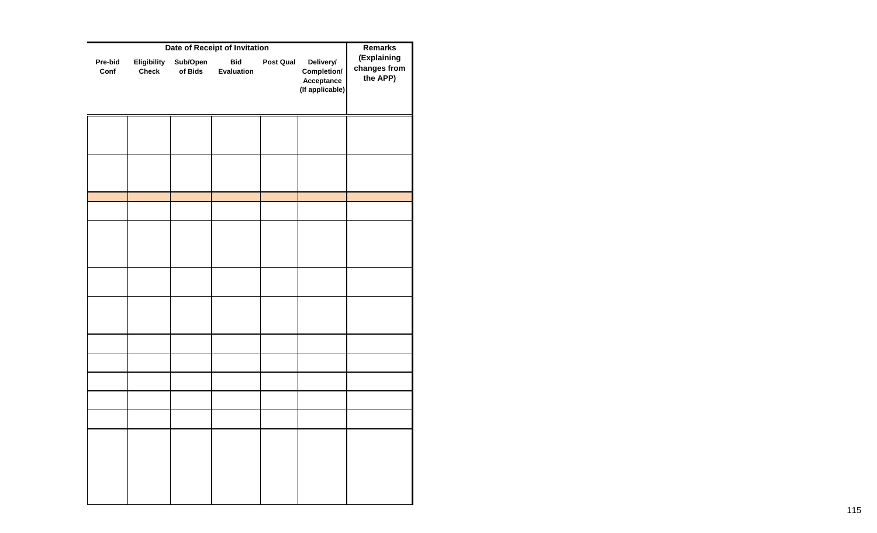| Date of Receipt of Invitation | | | | | | Remarks (Explaining changes from the APP) |
|---|---|---|---|---|---|---|
| Pre-bid Conf | Eligibility Check | Sub/Open of Bids | Bid Evaluation | Post Qual | Delivery/ Completion/ Acceptance (If applicable) | |
| | | | | | | |
| | | | | | | |
| | | | | | | |
| | | | | | | |
| | | | | | | |
| | | | | | | |
| | | | | | | |
| | | | | | | |
| | | | | | | |
| | | | | | | |
| | | | | | | |
| | | | | | | |
| | | | | | | |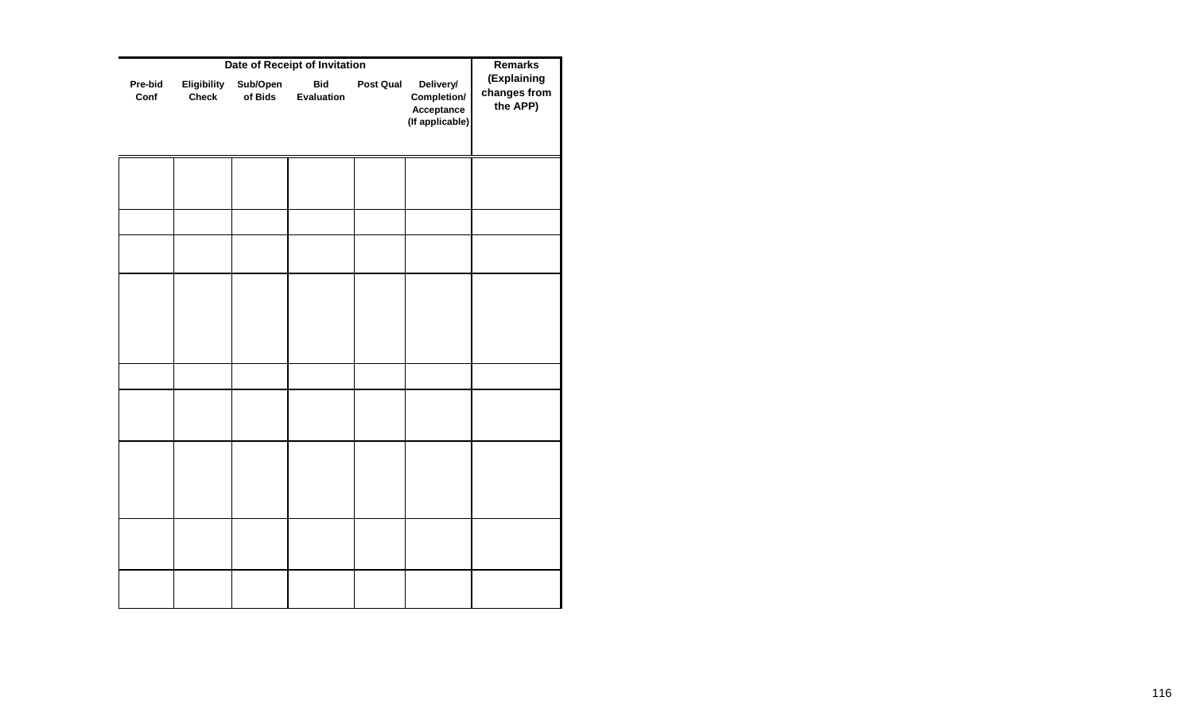| Date of Receipt of Invitation | | | | | | Remarks (Explaining changes from the APP) |
|---|---|---|---|---|---|---|
| Pre-bid Conf | Eligibility Check | Sub/Open of Bids | Bid Evaluation | Post Qual | Delivery/ Completion/ Acceptance (If applicable) | |
| | | | | | | |
| | | | | | | |
| | | | | | | |
| | | | | | | |
| | | | | | | |
| | | | | | | |
| | | | | | | |
| | | | | | | |
| | | | | | | |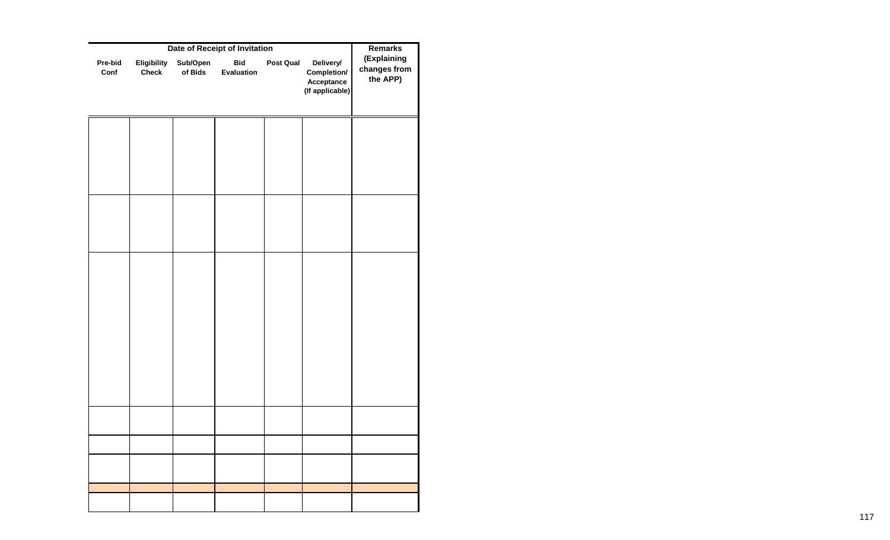| Date of Receipt of Invitation | | | | | | Remarks (Explaining changes from the APP) |
|---|---|---|---|---|---|---|
| Pre-bid Conf | Eligibility Check | Sub/Open of Bids | Bid Evaluation | Post Qual | Delivery/ Completion/ Acceptance (If applicable) | |
| | | | | | | |
| | | | | | | |
| | | | | | | |
| | | | | | | |
| | | | | | | |
| | | | | | | |
| | | | | | | |
| | | | | | | |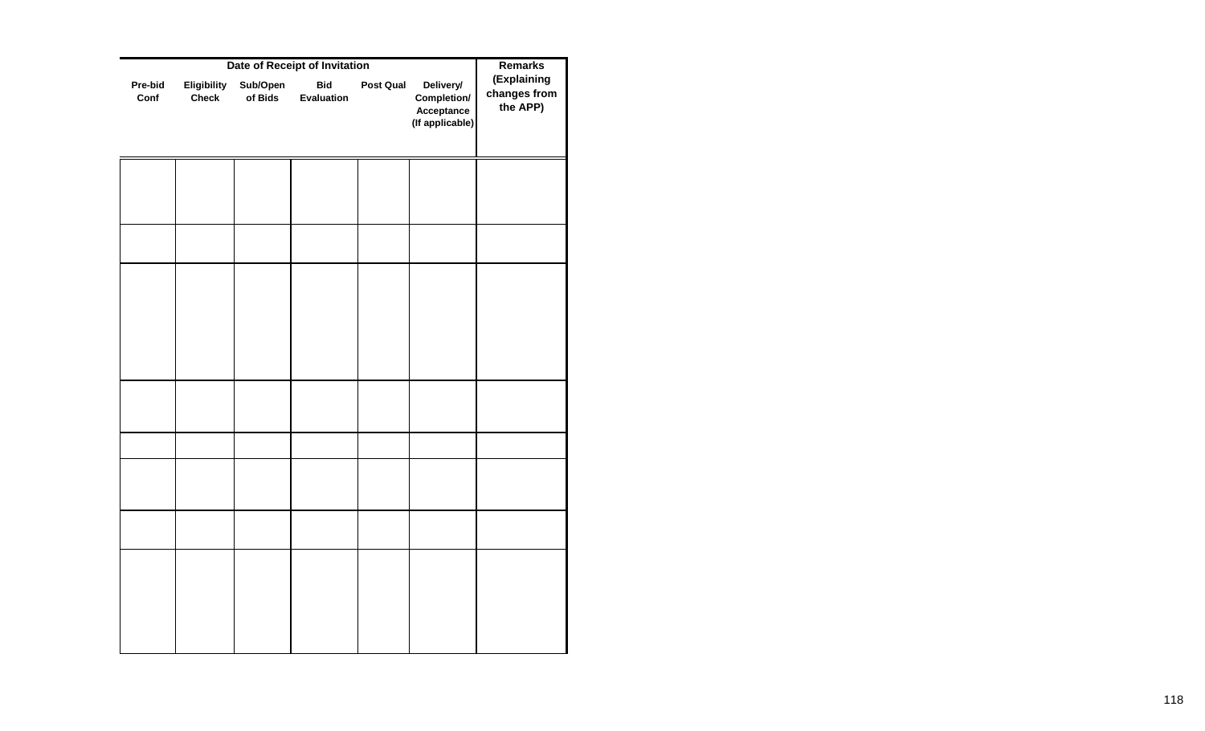| Date of Receipt of Invitation | | | | | | Remarks (Explaining changes from the APP) |
|---|---|---|---|---|---|---|
| Pre-bid Conf | Eligibility Check | Sub/Open of Bids | Bid Evaluation | Post Qual | Delivery/ Completion/ Acceptance (If applicable) | |
| | | | | | | |
| | | | | | | |
| | | | | | | |
| | | | | | | |
| | | | | | | |
| | | | | | | |
| | | | | | | |
| | | | | | | |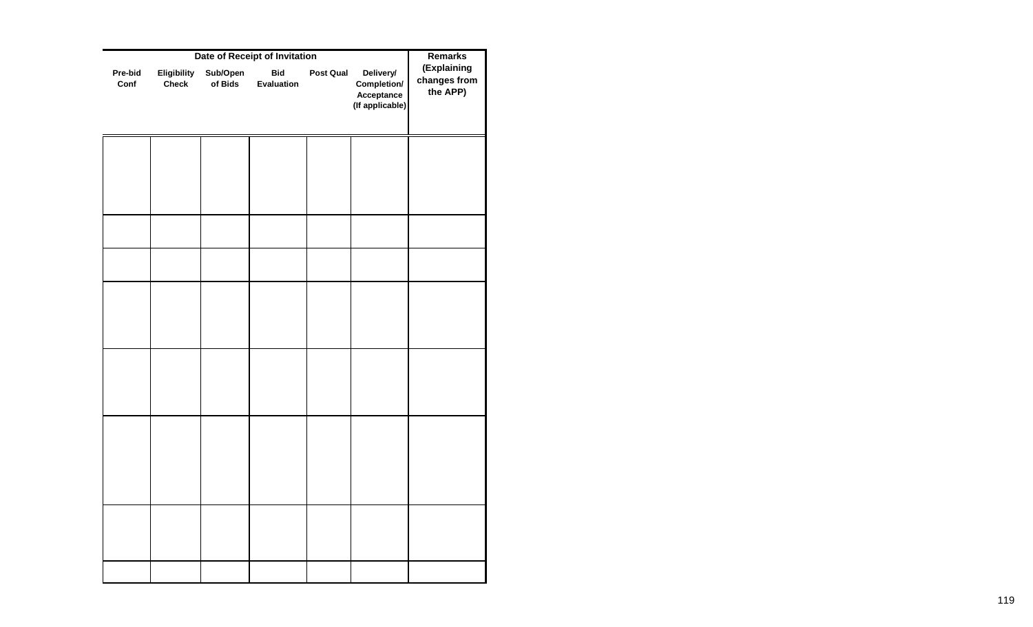| Date of Receipt of Invitation | | | | | | Remarks (Explaining changes from the APP) |
|---|---|---|---|---|---|---|
| Pre-bid Conf | Eligibility Check | Sub/Open of Bids | Bid Evaluation | Post Qual | Delivery/ Completion/ Acceptance (If applicable) | |
| | | | | | | |
| | | | | | | |
| | | | | | | |
| | | | | | | |
| | | | | | | |
| | | | | | | |
| | | | | | | |
| | | | | | | |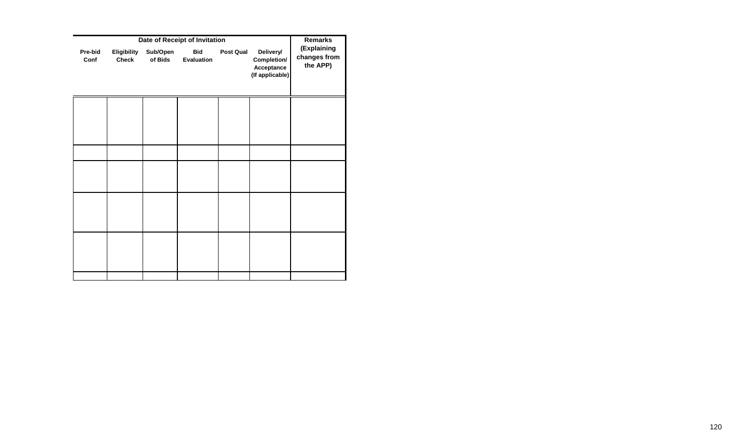| Date of Receipt of Invitation | | | | | | Remarks (Explaining changes from the APP) |
|---|---|---|---|---|---|---|
| Pre-bid Conf | Eligibility Check | Sub/Open of Bids | Bid Evaluation | Post Qual | Delivery/ Completion/ Acceptance (If applicable) | |
| | | | | | | |
| | | | | | | |
| | | | | | | |
| | | | | | | |
| | | | | | | |
| | | | | | | |